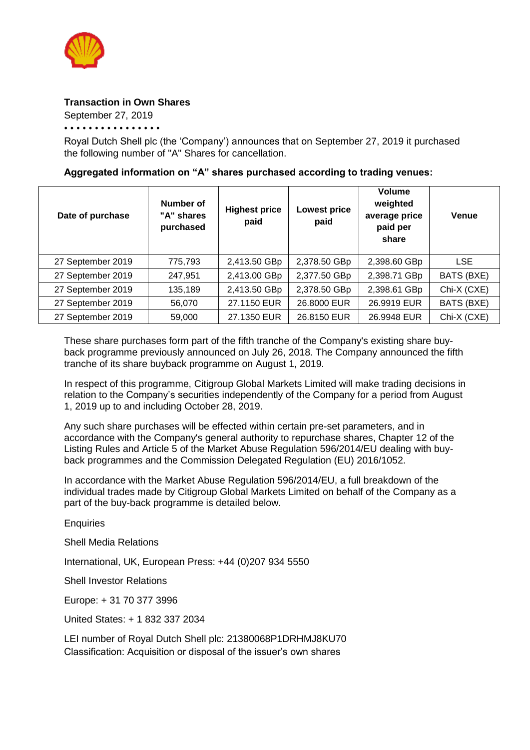**Transaction in Own Shares**

September 27, 2019

• • • • • • • • • • • • • • • •

Royal Dutch Shell plc (the 'Company') announces that on September 27, 2019 it purchased the following number of "A" Shares for cancellation.

**Aggregated information on "A" shares purchased according to trading venues:**

| Date of purchase | Number of "A" shares purchased | Highest price paid | Lowest price paid | Volume weighted average price paid per share | Venue |
|---|---|---|---|---|---|
| 27 September 2019 | 775,793 | 2,413.50 GBp | 2,378.50 GBp | 2,398.60 GBp | LSE |
| 27 September 2019 | 247,951 | 2,413.00 GBp | 2,377.50 GBp | 2,398.71 GBp | BATS (BXE) |
| 27 September 2019 | 135,189 | 2,413.50 GBp | 2,378.50 GBp | 2,398.61 GBp | Chi-X (CXE) |
| 27 September 2019 | 56,070 | 27.1150 EUR | 26.8000 EUR | 26.9919 EUR | BATS (BXE) |
| 27 September 2019 | 59,000 | 27.1350 EUR | 26.8150 EUR | 26.9948 EUR | Chi-X (CXE) |

These share purchases form part of the fifth tranche of the Company's existing share buy-back programme previously announced on July 26, 2018. The Company announced the fifth tranche of its share buyback programme on August 1, 2019.

In respect of this programme, Citigroup Global Markets Limited will make trading decisions in relation to the Company's securities independently of the Company for a period from August 1, 2019 up to and including October 28, 2019.

Any such share purchases will be effected within certain pre-set parameters, and in accordance with the Company's general authority to repurchase shares, Chapter 12 of the Listing Rules and Article 5 of the Market Abuse Regulation 596/2014/EU dealing with buy-back programmes and the Commission Delegated Regulation (EU) 2016/1052.

In accordance with the Market Abuse Regulation 596/2014/EU, a full breakdown of the individual trades made by Citigroup Global Markets Limited on behalf of the Company as a part of the buy-back programme is detailed below.

Enquiries

Shell Media Relations

International, UK, European Press: +44 (0)207 934 5550

Shell Investor Relations

Europe: + 31 70 377 3996

United States: + 1 832 337 2034

LEI number of Royal Dutch Shell plc: 21380068P1DRHMJ8KU70
Classification: Acquisition or disposal of the issuer's own shares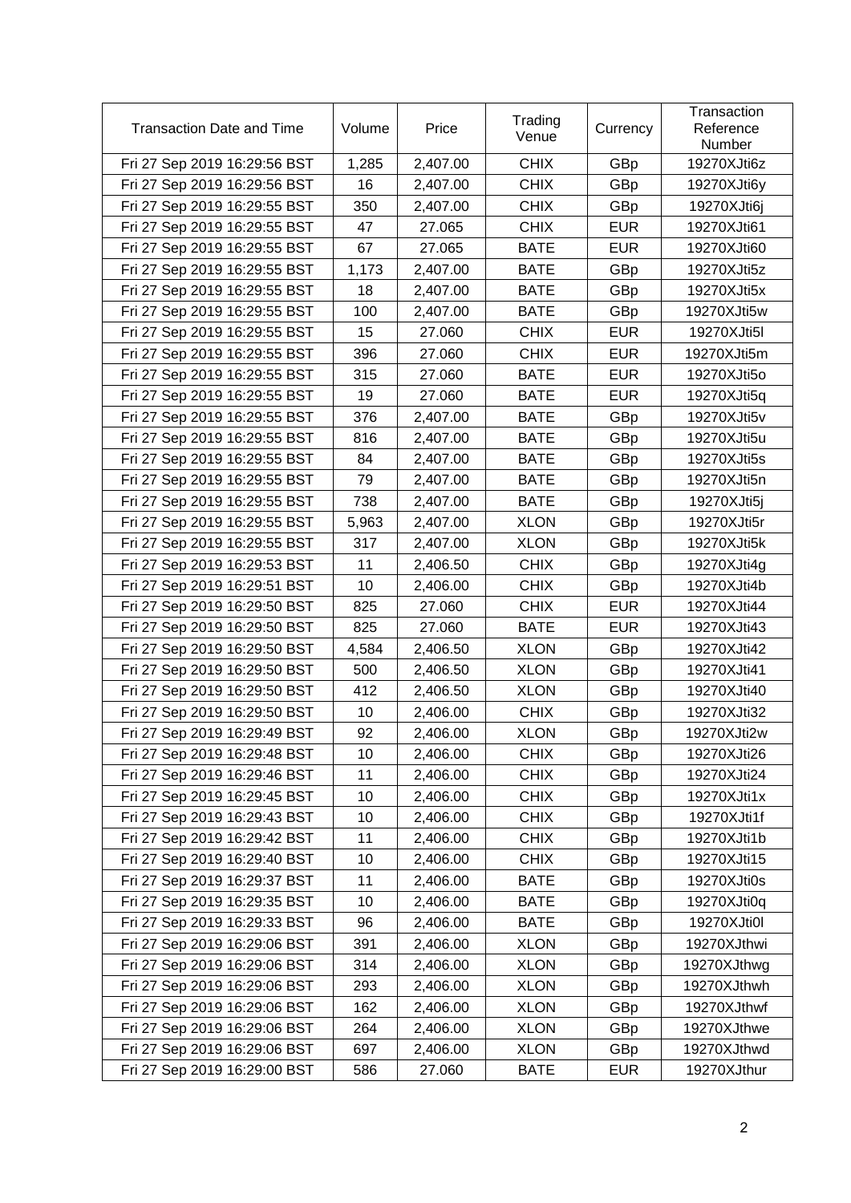| Transaction Date and Time | Volume | Price | Trading Venue | Currency | Transaction Reference Number |
|---|---|---|---|---|---|
| Fri 27 Sep 2019 16:29:56 BST | 1,285 | 2,407.00 | CHIX | GBp | 19270XJti6z |
| Fri 27 Sep 2019 16:29:56 BST | 16 | 2,407.00 | CHIX | GBp | 19270XJti6y |
| Fri 27 Sep 2019 16:29:55 BST | 350 | 2,407.00 | CHIX | GBp | 19270XJti6j |
| Fri 27 Sep 2019 16:29:55 BST | 47 | 27.065 | CHIX | EUR | 19270XJti61 |
| Fri 27 Sep 2019 16:29:55 BST | 67 | 27.065 | BATE | EUR | 19270XJti60 |
| Fri 27 Sep 2019 16:29:55 BST | 1,173 | 2,407.00 | BATE | GBp | 19270XJti5z |
| Fri 27 Sep 2019 16:29:55 BST | 18 | 2,407.00 | BATE | GBp | 19270XJti5x |
| Fri 27 Sep 2019 16:29:55 BST | 100 | 2,407.00 | BATE | GBp | 19270XJti5w |
| Fri 27 Sep 2019 16:29:55 BST | 15 | 27.060 | CHIX | EUR | 19270XJti5l |
| Fri 27 Sep 2019 16:29:55 BST | 396 | 27.060 | CHIX | EUR | 19270XJti5m |
| Fri 27 Sep 2019 16:29:55 BST | 315 | 27.060 | BATE | EUR | 19270XJti5o |
| Fri 27 Sep 2019 16:29:55 BST | 19 | 27.060 | BATE | EUR | 19270XJti5q |
| Fri 27 Sep 2019 16:29:55 BST | 376 | 2,407.00 | BATE | GBp | 19270XJti5v |
| Fri 27 Sep 2019 16:29:55 BST | 816 | 2,407.00 | BATE | GBp | 19270XJti5u |
| Fri 27 Sep 2019 16:29:55 BST | 84 | 2,407.00 | BATE | GBp | 19270XJti5s |
| Fri 27 Sep 2019 16:29:55 BST | 79 | 2,407.00 | BATE | GBp | 19270XJti5n |
| Fri 27 Sep 2019 16:29:55 BST | 738 | 2,407.00 | BATE | GBp | 19270XJti5j |
| Fri 27 Sep 2019 16:29:55 BST | 5,963 | 2,407.00 | XLON | GBp | 19270XJti5r |
| Fri 27 Sep 2019 16:29:55 BST | 317 | 2,407.00 | XLON | GBp | 19270XJti5k |
| Fri 27 Sep 2019 16:29:53 BST | 11 | 2,406.50 | CHIX | GBp | 19270XJti4g |
| Fri 27 Sep 2019 16:29:51 BST | 10 | 2,406.00 | CHIX | GBp | 19270XJti4b |
| Fri 27 Sep 2019 16:29:50 BST | 825 | 27.060 | CHIX | EUR | 19270XJti44 |
| Fri 27 Sep 2019 16:29:50 BST | 825 | 27.060 | BATE | EUR | 19270XJti43 |
| Fri 27 Sep 2019 16:29:50 BST | 4,584 | 2,406.50 | XLON | GBp | 19270XJti42 |
| Fri 27 Sep 2019 16:29:50 BST | 500 | 2,406.50 | XLON | GBp | 19270XJti41 |
| Fri 27 Sep 2019 16:29:50 BST | 412 | 2,406.50 | XLON | GBp | 19270XJti40 |
| Fri 27 Sep 2019 16:29:50 BST | 10 | 2,406.00 | CHIX | GBp | 19270XJti32 |
| Fri 27 Sep 2019 16:29:49 BST | 92 | 2,406.00 | XLON | GBp | 19270XJti2w |
| Fri 27 Sep 2019 16:29:48 BST | 10 | 2,406.00 | CHIX | GBp | 19270XJti26 |
| Fri 27 Sep 2019 16:29:46 BST | 11 | 2,406.00 | CHIX | GBp | 19270XJti24 |
| Fri 27 Sep 2019 16:29:45 BST | 10 | 2,406.00 | CHIX | GBp | 19270XJti1x |
| Fri 27 Sep 2019 16:29:43 BST | 10 | 2,406.00 | CHIX | GBp | 19270XJti1f |
| Fri 27 Sep 2019 16:29:42 BST | 11 | 2,406.00 | CHIX | GBp | 19270XJti1b |
| Fri 27 Sep 2019 16:29:40 BST | 10 | 2,406.00 | CHIX | GBp | 19270XJti15 |
| Fri 27 Sep 2019 16:29:37 BST | 11 | 2,406.00 | BATE | GBp | 19270XJti0s |
| Fri 27 Sep 2019 16:29:35 BST | 10 | 2,406.00 | BATE | GBp | 19270XJti0q |
| Fri 27 Sep 2019 16:29:33 BST | 96 | 2,406.00 | BATE | GBp | 19270XJti0l |
| Fri 27 Sep 2019 16:29:06 BST | 391 | 2,406.00 | XLON | GBp | 19270XJthwi |
| Fri 27 Sep 2019 16:29:06 BST | 314 | 2,406.00 | XLON | GBp | 19270XJthwg |
| Fri 27 Sep 2019 16:29:06 BST | 293 | 2,406.00 | XLON | GBp | 19270XJthwh |
| Fri 27 Sep 2019 16:29:06 BST | 162 | 2,406.00 | XLON | GBp | 19270XJthwf |
| Fri 27 Sep 2019 16:29:06 BST | 264 | 2,406.00 | XLON | GBp | 19270XJthwe |
| Fri 27 Sep 2019 16:29:06 BST | 697 | 2,406.00 | XLON | GBp | 19270XJthwd |
| Fri 27 Sep 2019 16:29:00 BST | 586 | 27.060 | BATE | EUR | 19270XJthur |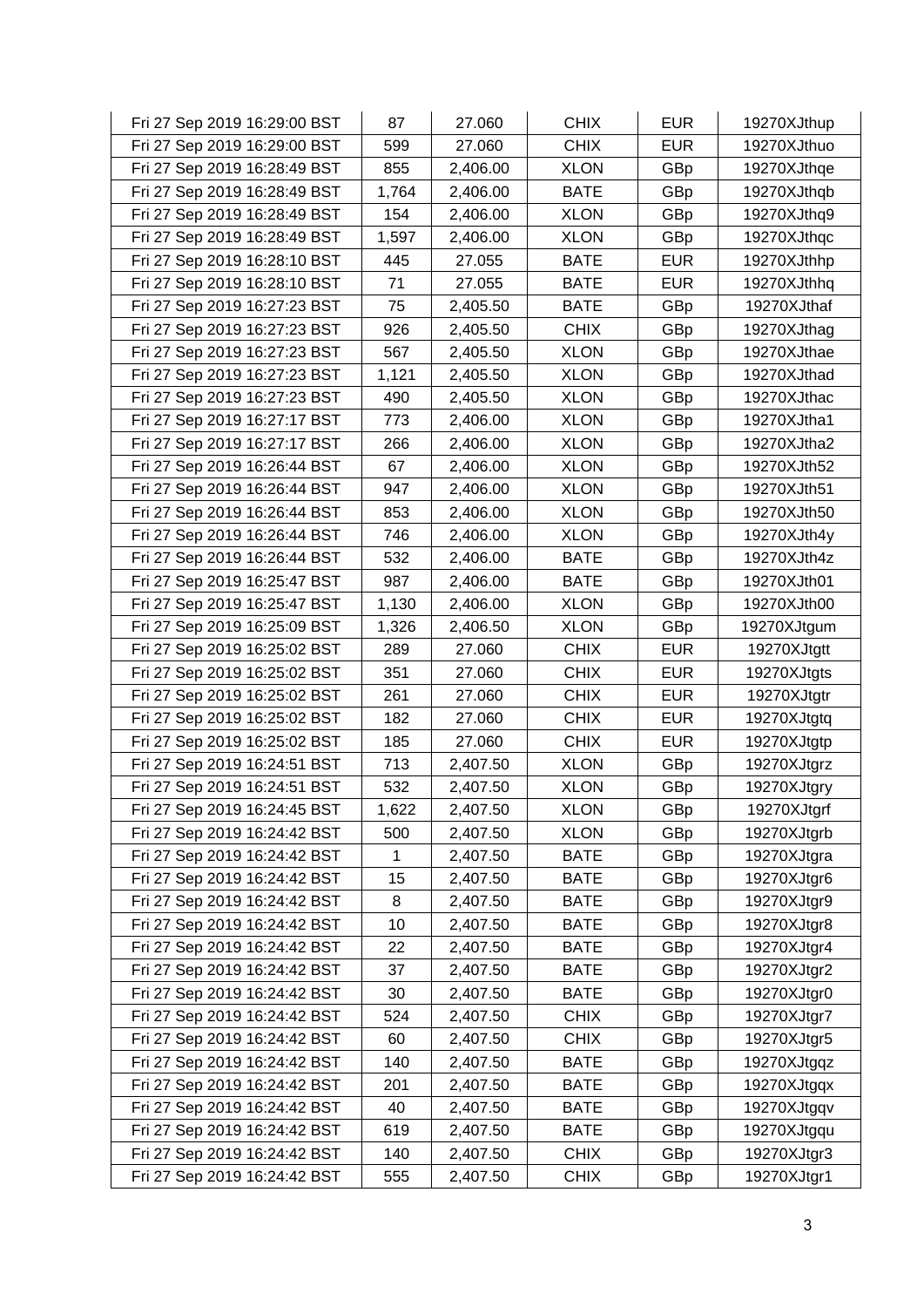| | | | | | |
|---|---|---|---|---|---|
| Fri 27 Sep 2019 16:29:00 BST | 87 | 27.060 | CHIX | EUR | 19270XJthup |
| Fri 27 Sep 2019 16:29:00 BST | 599 | 27.060 | CHIX | EUR | 19270XJthuo |
| Fri 27 Sep 2019 16:28:49 BST | 855 | 2,406.00 | XLON | GBp | 19270XJthqe |
| Fri 27 Sep 2019 16:28:49 BST | 1,764 | 2,406.00 | BATE | GBp | 19270XJthqb |
| Fri 27 Sep 2019 16:28:49 BST | 154 | 2,406.00 | XLON | GBp | 19270XJthq9 |
| Fri 27 Sep 2019 16:28:49 BST | 1,597 | 2,406.00 | XLON | GBp | 19270XJthqc |
| Fri 27 Sep 2019 16:28:10 BST | 445 | 27.055 | BATE | EUR | 19270XJthhp |
| Fri 27 Sep 2019 16:28:10 BST | 71 | 27.055 | BATE | EUR | 19270XJthhq |
| Fri 27 Sep 2019 16:27:23 BST | 75 | 2,405.50 | BATE | GBp | 19270XJthaf |
| Fri 27 Sep 2019 16:27:23 BST | 926 | 2,405.50 | CHIX | GBp | 19270XJthag |
| Fri 27 Sep 2019 16:27:23 BST | 567 | 2,405.50 | XLON | GBp | 19270XJthae |
| Fri 27 Sep 2019 16:27:23 BST | 1,121 | 2,405.50 | XLON | GBp | 19270XJthad |
| Fri 27 Sep 2019 16:27:23 BST | 490 | 2,405.50 | XLON | GBp | 19270XJthac |
| Fri 27 Sep 2019 16:27:17 BST | 773 | 2,406.00 | XLON | GBp | 19270XJtha1 |
| Fri 27 Sep 2019 16:27:17 BST | 266 | 2,406.00 | XLON | GBp | 19270XJtha2 |
| Fri 27 Sep 2019 16:26:44 BST | 67 | 2,406.00 | XLON | GBp | 19270XJth52 |
| Fri 27 Sep 2019 16:26:44 BST | 947 | 2,406.00 | XLON | GBp | 19270XJth51 |
| Fri 27 Sep 2019 16:26:44 BST | 853 | 2,406.00 | XLON | GBp | 19270XJth50 |
| Fri 27 Sep 2019 16:26:44 BST | 746 | 2,406.00 | XLON | GBp | 19270XJth4y |
| Fri 27 Sep 2019 16:26:44 BST | 532 | 2,406.00 | BATE | GBp | 19270XJth4z |
| Fri 27 Sep 2019 16:25:47 BST | 987 | 2,406.00 | BATE | GBp | 19270XJth01 |
| Fri 27 Sep 2019 16:25:47 BST | 1,130 | 2,406.00 | XLON | GBp | 19270XJth00 |
| Fri 27 Sep 2019 16:25:09 BST | 1,326 | 2,406.50 | XLON | GBp | 19270XJtgum |
| Fri 27 Sep 2019 16:25:02 BST | 289 | 27.060 | CHIX | EUR | 19270XJtgtt |
| Fri 27 Sep 2019 16:25:02 BST | 351 | 27.060 | CHIX | EUR | 19270XJtgts |
| Fri 27 Sep 2019 16:25:02 BST | 261 | 27.060 | CHIX | EUR | 19270XJtgtr |
| Fri 27 Sep 2019 16:25:02 BST | 182 | 27.060 | CHIX | EUR | 19270XJtgtq |
| Fri 27 Sep 2019 16:25:02 BST | 185 | 27.060 | CHIX | EUR | 19270XJtgtp |
| Fri 27 Sep 2019 16:24:51 BST | 713 | 2,407.50 | XLON | GBp | 19270XJtgrz |
| Fri 27 Sep 2019 16:24:51 BST | 532 | 2,407.50 | XLON | GBp | 19270XJtgry |
| Fri 27 Sep 2019 16:24:45 BST | 1,622 | 2,407.50 | XLON | GBp | 19270XJtgrf |
| Fri 27 Sep 2019 16:24:42 BST | 500 | 2,407.50 | XLON | GBp | 19270XJtgrb |
| Fri 27 Sep 2019 16:24:42 BST | 1 | 2,407.50 | BATE | GBp | 19270XJtgra |
| Fri 27 Sep 2019 16:24:42 BST | 15 | 2,407.50 | BATE | GBp | 19270XJtgr6 |
| Fri 27 Sep 2019 16:24:42 BST | 8 | 2,407.50 | BATE | GBp | 19270XJtgr9 |
| Fri 27 Sep 2019 16:24:42 BST | 10 | 2,407.50 | BATE | GBp | 19270XJtgr8 |
| Fri 27 Sep 2019 16:24:42 BST | 22 | 2,407.50 | BATE | GBp | 19270XJtgr4 |
| Fri 27 Sep 2019 16:24:42 BST | 37 | 2,407.50 | BATE | GBp | 19270XJtgr2 |
| Fri 27 Sep 2019 16:24:42 BST | 30 | 2,407.50 | BATE | GBp | 19270XJtgr0 |
| Fri 27 Sep 2019 16:24:42 BST | 524 | 2,407.50 | CHIX | GBp | 19270XJtgr7 |
| Fri 27 Sep 2019 16:24:42 BST | 60 | 2,407.50 | CHIX | GBp | 19270XJtgr5 |
| Fri 27 Sep 2019 16:24:42 BST | 140 | 2,407.50 | BATE | GBp | 19270XJtgqz |
| Fri 27 Sep 2019 16:24:42 BST | 201 | 2,407.50 | BATE | GBp | 19270XJtgqx |
| Fri 27 Sep 2019 16:24:42 BST | 40 | 2,407.50 | BATE | GBp | 19270XJtgqv |
| Fri 27 Sep 2019 16:24:42 BST | 619 | 2,407.50 | BATE | GBp | 19270XJtgqu |
| Fri 27 Sep 2019 16:24:42 BST | 140 | 2,407.50 | CHIX | GBp | 19270XJtgr3 |
| Fri 27 Sep 2019 16:24:42 BST | 555 | 2,407.50 | CHIX | GBp | 19270XJtgr1 |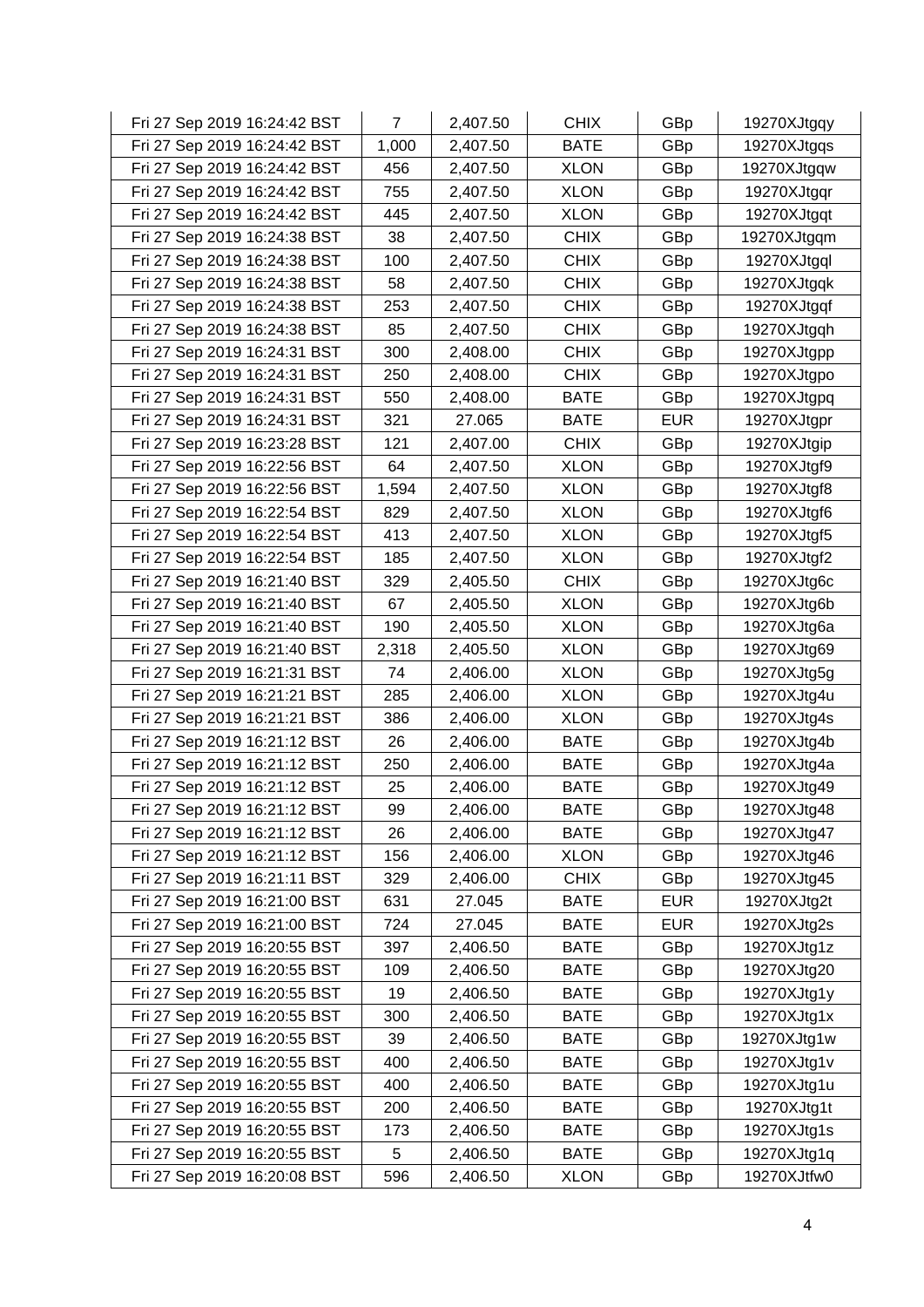| | | | | | |
|---|---|---|---|---|---|
| Fri 27 Sep 2019 16:24:42 BST | 7 | 2,407.50 | CHIX | GBp | 19270XJtgqy |
| Fri 27 Sep 2019 16:24:42 BST | 1,000 | 2,407.50 | BATE | GBp | 19270XJtgqs |
| Fri 27 Sep 2019 16:24:42 BST | 456 | 2,407.50 | XLON | GBp | 19270XJtgqw |
| Fri 27 Sep 2019 16:24:42 BST | 755 | 2,407.50 | XLON | GBp | 19270XJtgqr |
| Fri 27 Sep 2019 16:24:42 BST | 445 | 2,407.50 | XLON | GBp | 19270XJtgqt |
| Fri 27 Sep 2019 16:24:38 BST | 38 | 2,407.50 | CHIX | GBp | 19270XJtgqm |
| Fri 27 Sep 2019 16:24:38 BST | 100 | 2,407.50 | CHIX | GBp | 19270XJtgql |
| Fri 27 Sep 2019 16:24:38 BST | 58 | 2,407.50 | CHIX | GBp | 19270XJtgqk |
| Fri 27 Sep 2019 16:24:38 BST | 253 | 2,407.50 | CHIX | GBp | 19270XJtgqf |
| Fri 27 Sep 2019 16:24:38 BST | 85 | 2,407.50 | CHIX | GBp | 19270XJtgqh |
| Fri 27 Sep 2019 16:24:31 BST | 300 | 2,408.00 | CHIX | GBp | 19270XJtgpp |
| Fri 27 Sep 2019 16:24:31 BST | 250 | 2,408.00 | CHIX | GBp | 19270XJtgpo |
| Fri 27 Sep 2019 16:24:31 BST | 550 | 2,408.00 | BATE | GBp | 19270XJtgpq |
| Fri 27 Sep 2019 16:24:31 BST | 321 | 27.065 | BATE | EUR | 19270XJtgpr |
| Fri 27 Sep 2019 16:23:28 BST | 121 | 2,407.00 | CHIX | GBp | 19270XJtgip |
| Fri 27 Sep 2019 16:22:56 BST | 64 | 2,407.50 | XLON | GBp | 19270XJtgf9 |
| Fri 27 Sep 2019 16:22:56 BST | 1,594 | 2,407.50 | XLON | GBp | 19270XJtgf8 |
| Fri 27 Sep 2019 16:22:54 BST | 829 | 2,407.50 | XLON | GBp | 19270XJtgf6 |
| Fri 27 Sep 2019 16:22:54 BST | 413 | 2,407.50 | XLON | GBp | 19270XJtgf5 |
| Fri 27 Sep 2019 16:22:54 BST | 185 | 2,407.50 | XLON | GBp | 19270XJtgf2 |
| Fri 27 Sep 2019 16:21:40 BST | 329 | 2,405.50 | CHIX | GBp | 19270XJtg6c |
| Fri 27 Sep 2019 16:21:40 BST | 67 | 2,405.50 | XLON | GBp | 19270XJtg6b |
| Fri 27 Sep 2019 16:21:40 BST | 190 | 2,405.50 | XLON | GBp | 19270XJtg6a |
| Fri 27 Sep 2019 16:21:40 BST | 2,318 | 2,405.50 | XLON | GBp | 19270XJtg69 |
| Fri 27 Sep 2019 16:21:31 BST | 74 | 2,406.00 | XLON | GBp | 19270XJtg5g |
| Fri 27 Sep 2019 16:21:21 BST | 285 | 2,406.00 | XLON | GBp | 19270XJtg4u |
| Fri 27 Sep 2019 16:21:21 BST | 386 | 2,406.00 | XLON | GBp | 19270XJtg4s |
| Fri 27 Sep 2019 16:21:12 BST | 26 | 2,406.00 | BATE | GBp | 19270XJtg4b |
| Fri 27 Sep 2019 16:21:12 BST | 250 | 2,406.00 | BATE | GBp | 19270XJtg4a |
| Fri 27 Sep 2019 16:21:12 BST | 25 | 2,406.00 | BATE | GBp | 19270XJtg49 |
| Fri 27 Sep 2019 16:21:12 BST | 99 | 2,406.00 | BATE | GBp | 19270XJtg48 |
| Fri 27 Sep 2019 16:21:12 BST | 26 | 2,406.00 | BATE | GBp | 19270XJtg47 |
| Fri 27 Sep 2019 16:21:12 BST | 156 | 2,406.00 | XLON | GBp | 19270XJtg46 |
| Fri 27 Sep 2019 16:21:11 BST | 329 | 2,406.00 | CHIX | GBp | 19270XJtg45 |
| Fri 27 Sep 2019 16:21:00 BST | 631 | 27.045 | BATE | EUR | 19270XJtg2t |
| Fri 27 Sep 2019 16:21:00 BST | 724 | 27.045 | BATE | EUR | 19270XJtg2s |
| Fri 27 Sep 2019 16:20:55 BST | 397 | 2,406.50 | BATE | GBp | 19270XJtg1z |
| Fri 27 Sep 2019 16:20:55 BST | 109 | 2,406.50 | BATE | GBp | 19270XJtg20 |
| Fri 27 Sep 2019 16:20:55 BST | 19 | 2,406.50 | BATE | GBp | 19270XJtg1y |
| Fri 27 Sep 2019 16:20:55 BST | 300 | 2,406.50 | BATE | GBp | 19270XJtg1x |
| Fri 27 Sep 2019 16:20:55 BST | 39 | 2,406.50 | BATE | GBp | 19270XJtg1w |
| Fri 27 Sep 2019 16:20:55 BST | 400 | 2,406.50 | BATE | GBp | 19270XJtg1v |
| Fri 27 Sep 2019 16:20:55 BST | 400 | 2,406.50 | BATE | GBp | 19270XJtg1u |
| Fri 27 Sep 2019 16:20:55 BST | 200 | 2,406.50 | BATE | GBp | 19270XJtg1t |
| Fri 27 Sep 2019 16:20:55 BST | 173 | 2,406.50 | BATE | GBp | 19270XJtg1s |
| Fri 27 Sep 2019 16:20:55 BST | 5 | 2,406.50 | BATE | GBp | 19270XJtg1q |
| Fri 27 Sep 2019 16:20:08 BST | 596 | 2,406.50 | XLON | GBp | 19270XJtfw0 |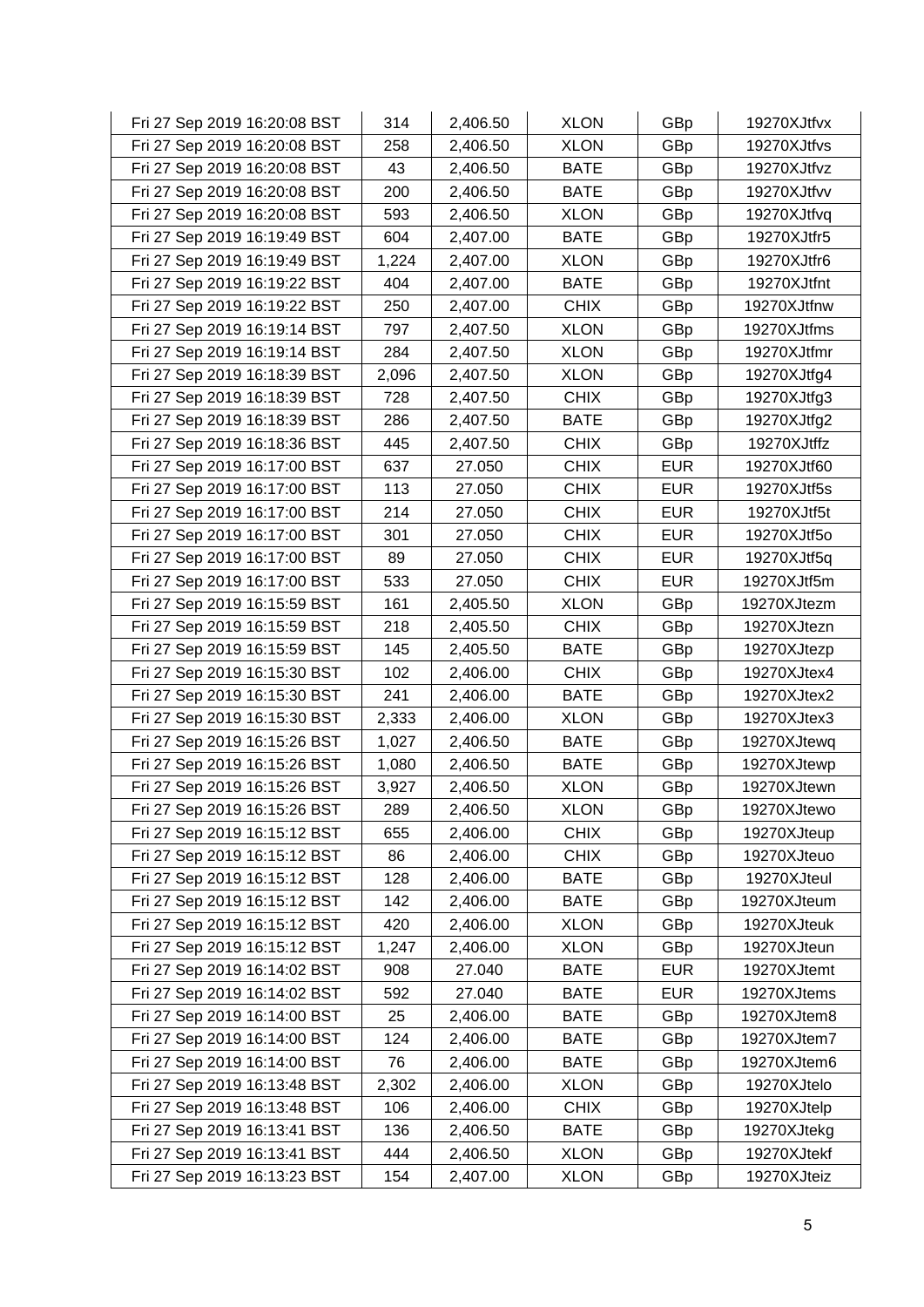| | | | | | |
|---|---|---|---|---|---|
| Fri 27 Sep 2019 16:20:08 BST | 314 | 2,406.50 | XLON | GBp | 19270XJtfvx |
| Fri 27 Sep 2019 16:20:08 BST | 258 | 2,406.50 | XLON | GBp | 19270XJtfvs |
| Fri 27 Sep 2019 16:20:08 BST | 43 | 2,406.50 | BATE | GBp | 19270XJtfvz |
| Fri 27 Sep 2019 16:20:08 BST | 200 | 2,406.50 | BATE | GBp | 19270XJtfvv |
| Fri 27 Sep 2019 16:20:08 BST | 593 | 2,406.50 | XLON | GBp | 19270XJtfvq |
| Fri 27 Sep 2019 16:19:49 BST | 604 | 2,407.00 | BATE | GBp | 19270XJtfr5 |
| Fri 27 Sep 2019 16:19:49 BST | 1,224 | 2,407.00 | XLON | GBp | 19270XJtfr6 |
| Fri 27 Sep 2019 16:19:22 BST | 404 | 2,407.00 | BATE | GBp | 19270XJtfnt |
| Fri 27 Sep 2019 16:19:22 BST | 250 | 2,407.00 | CHIX | GBp | 19270XJtfnw |
| Fri 27 Sep 2019 16:19:14 BST | 797 | 2,407.50 | XLON | GBp | 19270XJtfms |
| Fri 27 Sep 2019 16:19:14 BST | 284 | 2,407.50 | XLON | GBp | 19270XJtfmr |
| Fri 27 Sep 2019 16:18:39 BST | 2,096 | 2,407.50 | XLON | GBp | 19270XJtfg4 |
| Fri 27 Sep 2019 16:18:39 BST | 728 | 2,407.50 | CHIX | GBp | 19270XJtfg3 |
| Fri 27 Sep 2019 16:18:39 BST | 286 | 2,407.50 | BATE | GBp | 19270XJtfg2 |
| Fri 27 Sep 2019 16:18:36 BST | 445 | 2,407.50 | CHIX | GBp | 19270XJtffz |
| Fri 27 Sep 2019 16:17:00 BST | 637 | 27.050 | CHIX | EUR | 19270XJtf60 |
| Fri 27 Sep 2019 16:17:00 BST | 113 | 27.050 | CHIX | EUR | 19270XJtf5s |
| Fri 27 Sep 2019 16:17:00 BST | 214 | 27.050 | CHIX | EUR | 19270XJtf5t |
| Fri 27 Sep 2019 16:17:00 BST | 301 | 27.050 | CHIX | EUR | 19270XJtf5o |
| Fri 27 Sep 2019 16:17:00 BST | 89 | 27.050 | CHIX | EUR | 19270XJtf5q |
| Fri 27 Sep 2019 16:17:00 BST | 533 | 27.050 | CHIX | EUR | 19270XJtf5m |
| Fri 27 Sep 2019 16:15:59 BST | 161 | 2,405.50 | XLON | GBp | 19270XJtezm |
| Fri 27 Sep 2019 16:15:59 BST | 218 | 2,405.50 | CHIX | GBp | 19270XJtezn |
| Fri 27 Sep 2019 16:15:59 BST | 145 | 2,405.50 | BATE | GBp | 19270XJtezp |
| Fri 27 Sep 2019 16:15:30 BST | 102 | 2,406.00 | CHIX | GBp | 19270XJtex4 |
| Fri 27 Sep 2019 16:15:30 BST | 241 | 2,406.00 | BATE | GBp | 19270XJtex2 |
| Fri 27 Sep 2019 16:15:30 BST | 2,333 | 2,406.00 | XLON | GBp | 19270XJtex3 |
| Fri 27 Sep 2019 16:15:26 BST | 1,027 | 2,406.50 | BATE | GBp | 19270XJtewq |
| Fri 27 Sep 2019 16:15:26 BST | 1,080 | 2,406.50 | BATE | GBp | 19270XJtewp |
| Fri 27 Sep 2019 16:15:26 BST | 3,927 | 2,406.50 | XLON | GBp | 19270XJtewn |
| Fri 27 Sep 2019 16:15:26 BST | 289 | 2,406.50 | XLON | GBp | 19270XJtewo |
| Fri 27 Sep 2019 16:15:12 BST | 655 | 2,406.00 | CHIX | GBp | 19270XJteup |
| Fri 27 Sep 2019 16:15:12 BST | 86 | 2,406.00 | CHIX | GBp | 19270XJteuo |
| Fri 27 Sep 2019 16:15:12 BST | 128 | 2,406.00 | BATE | GBp | 19270XJteul |
| Fri 27 Sep 2019 16:15:12 BST | 142 | 2,406.00 | BATE | GBp | 19270XJteum |
| Fri 27 Sep 2019 16:15:12 BST | 420 | 2,406.00 | XLON | GBp | 19270XJteuk |
| Fri 27 Sep 2019 16:15:12 BST | 1,247 | 2,406.00 | XLON | GBp | 19270XJteun |
| Fri 27 Sep 2019 16:14:02 BST | 908 | 27.040 | BATE | EUR | 19270XJtemt |
| Fri 27 Sep 2019 16:14:02 BST | 592 | 27.040 | BATE | EUR | 19270XJtems |
| Fri 27 Sep 2019 16:14:00 BST | 25 | 2,406.00 | BATE | GBp | 19270XJtem8 |
| Fri 27 Sep 2019 16:14:00 BST | 124 | 2,406.00 | BATE | GBp | 19270XJtem7 |
| Fri 27 Sep 2019 16:14:00 BST | 76 | 2,406.00 | BATE | GBp | 19270XJtem6 |
| Fri 27 Sep 2019 16:13:48 BST | 2,302 | 2,406.00 | XLON | GBp | 19270XJtelo |
| Fri 27 Sep 2019 16:13:48 BST | 106 | 2,406.00 | CHIX | GBp | 19270XJtelp |
| Fri 27 Sep 2019 16:13:41 BST | 136 | 2,406.50 | BATE | GBp | 19270XJtekg |
| Fri 27 Sep 2019 16:13:41 BST | 444 | 2,406.50 | XLON | GBp | 19270XJtekf |
| Fri 27 Sep 2019 16:13:23 BST | 154 | 2,407.00 | XLON | GBp | 19270XJteiz |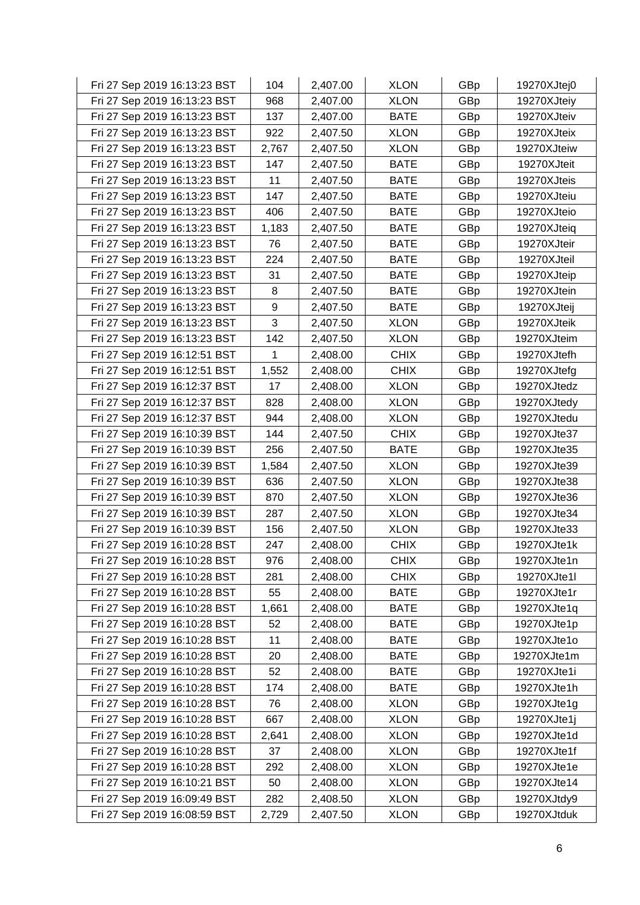| | | | | | |
|---|---|---|---|---|---|
| Fri 27 Sep 2019 16:13:23 BST | 104 | 2,407.00 | XLON | GBp | 19270XJtej0 |
| Fri 27 Sep 2019 16:13:23 BST | 968 | 2,407.00 | XLON | GBp | 19270XJteiy |
| Fri 27 Sep 2019 16:13:23 BST | 137 | 2,407.00 | BATE | GBp | 19270XJteiv |
| Fri 27 Sep 2019 16:13:23 BST | 922 | 2,407.50 | XLON | GBp | 19270XJteix |
| Fri 27 Sep 2019 16:13:23 BST | 2,767 | 2,407.50 | XLON | GBp | 19270XJteiw |
| Fri 27 Sep 2019 16:13:23 BST | 147 | 2,407.50 | BATE | GBp | 19270XJteit |
| Fri 27 Sep 2019 16:13:23 BST | 11 | 2,407.50 | BATE | GBp | 19270XJteis |
| Fri 27 Sep 2019 16:13:23 BST | 147 | 2,407.50 | BATE | GBp | 19270XJteiu |
| Fri 27 Sep 2019 16:13:23 BST | 406 | 2,407.50 | BATE | GBp | 19270XJteio |
| Fri 27 Sep 2019 16:13:23 BST | 1,183 | 2,407.50 | BATE | GBp | 19270XJteiq |
| Fri 27 Sep 2019 16:13:23 BST | 76 | 2,407.50 | BATE | GBp | 19270XJteir |
| Fri 27 Sep 2019 16:13:23 BST | 224 | 2,407.50 | BATE | GBp | 19270XJteil |
| Fri 27 Sep 2019 16:13:23 BST | 31 | 2,407.50 | BATE | GBp | 19270XJteip |
| Fri 27 Sep 2019 16:13:23 BST | 8 | 2,407.50 | BATE | GBp | 19270XJtein |
| Fri 27 Sep 2019 16:13:23 BST | 9 | 2,407.50 | BATE | GBp | 19270XJteij |
| Fri 27 Sep 2019 16:13:23 BST | 3 | 2,407.50 | XLON | GBp | 19270XJteik |
| Fri 27 Sep 2019 16:13:23 BST | 142 | 2,407.50 | XLON | GBp | 19270XJteim |
| Fri 27 Sep 2019 16:12:51 BST | 1 | 2,408.00 | CHIX | GBp | 19270XJtefh |
| Fri 27 Sep 2019 16:12:51 BST | 1,552 | 2,408.00 | CHIX | GBp | 19270XJtefg |
| Fri 27 Sep 2019 16:12:37 BST | 17 | 2,408.00 | XLON | GBp | 19270XJtedz |
| Fri 27 Sep 2019 16:12:37 BST | 828 | 2,408.00 | XLON | GBp | 19270XJtedy |
| Fri 27 Sep 2019 16:12:37 BST | 944 | 2,408.00 | XLON | GBp | 19270XJtedu |
| Fri 27 Sep 2019 16:10:39 BST | 144 | 2,407.50 | CHIX | GBp | 19270XJte37 |
| Fri 27 Sep 2019 16:10:39 BST | 256 | 2,407.50 | BATE | GBp | 19270XJte35 |
| Fri 27 Sep 2019 16:10:39 BST | 1,584 | 2,407.50 | XLON | GBp | 19270XJte39 |
| Fri 27 Sep 2019 16:10:39 BST | 636 | 2,407.50 | XLON | GBp | 19270XJte38 |
| Fri 27 Sep 2019 16:10:39 BST | 870 | 2,407.50 | XLON | GBp | 19270XJte36 |
| Fri 27 Sep 2019 16:10:39 BST | 287 | 2,407.50 | XLON | GBp | 19270XJte34 |
| Fri 27 Sep 2019 16:10:39 BST | 156 | 2,407.50 | XLON | GBp | 19270XJte33 |
| Fri 27 Sep 2019 16:10:28 BST | 247 | 2,408.00 | CHIX | GBp | 19270XJte1k |
| Fri 27 Sep 2019 16:10:28 BST | 976 | 2,408.00 | CHIX | GBp | 19270XJte1n |
| Fri 27 Sep 2019 16:10:28 BST | 281 | 2,408.00 | CHIX | GBp | 19270XJte1l |
| Fri 27 Sep 2019 16:10:28 BST | 55 | 2,408.00 | BATE | GBp | 19270XJte1r |
| Fri 27 Sep 2019 16:10:28 BST | 1,661 | 2,408.00 | BATE | GBp | 19270XJte1q |
| Fri 27 Sep 2019 16:10:28 BST | 52 | 2,408.00 | BATE | GBp | 19270XJte1p |
| Fri 27 Sep 2019 16:10:28 BST | 11 | 2,408.00 | BATE | GBp | 19270XJte1o |
| Fri 27 Sep 2019 16:10:28 BST | 20 | 2,408.00 | BATE | GBp | 19270XJte1m |
| Fri 27 Sep 2019 16:10:28 BST | 52 | 2,408.00 | BATE | GBp | 19270XJte1i |
| Fri 27 Sep 2019 16:10:28 BST | 174 | 2,408.00 | BATE | GBp | 19270XJte1h |
| Fri 27 Sep 2019 16:10:28 BST | 76 | 2,408.00 | XLON | GBp | 19270XJte1g |
| Fri 27 Sep 2019 16:10:28 BST | 667 | 2,408.00 | XLON | GBp | 19270XJte1j |
| Fri 27 Sep 2019 16:10:28 BST | 2,641 | 2,408.00 | XLON | GBp | 19270XJte1d |
| Fri 27 Sep 2019 16:10:28 BST | 37 | 2,408.00 | XLON | GBp | 19270XJte1f |
| Fri 27 Sep 2019 16:10:28 BST | 292 | 2,408.00 | XLON | GBp | 19270XJte1e |
| Fri 27 Sep 2019 16:10:21 BST | 50 | 2,408.00 | XLON | GBp | 19270XJte14 |
| Fri 27 Sep 2019 16:09:49 BST | 282 | 2,408.50 | XLON | GBp | 19270XJtdy9 |
| Fri 27 Sep 2019 16:08:59 BST | 2,729 | 2,407.50 | XLON | GBp | 19270XJtduk |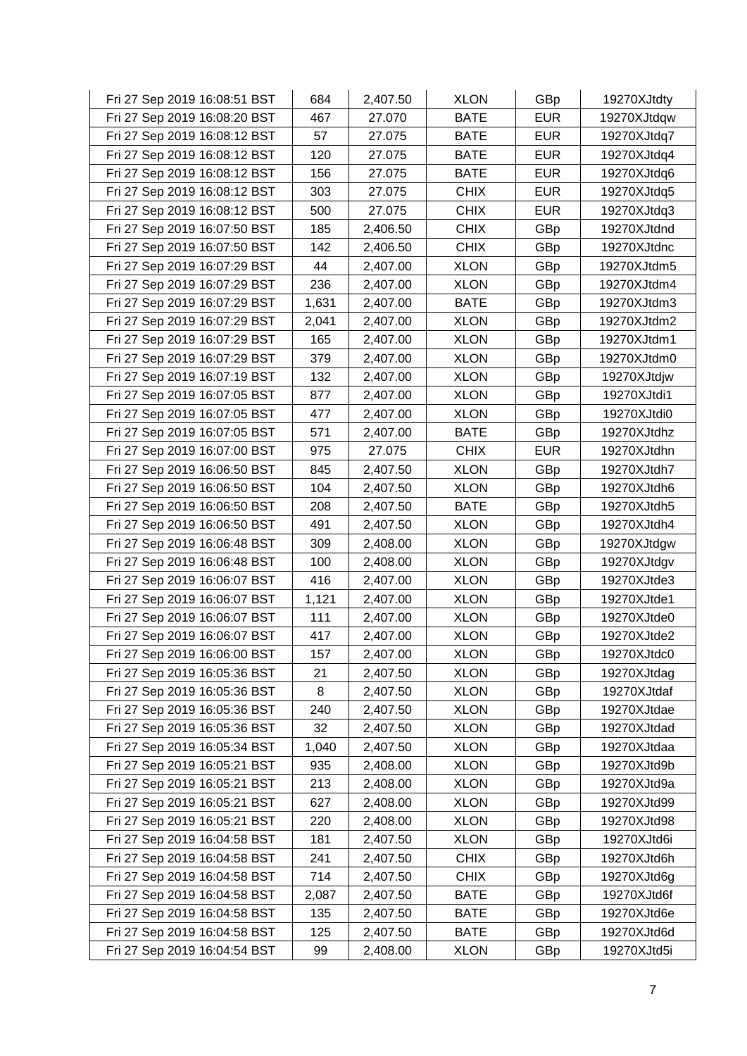| Fri 27 Sep 2019 16:08:51 BST | 684 | 2,407.50 | XLON | GBp | 19270XJtdty |
|---|---|---|---|---|---|
| Fri 27 Sep 2019 16:08:20 BST | 467 | 27.070 | BATE | EUR | 19270XJtdqw |
| Fri 27 Sep 2019 16:08:12 BST | 57 | 27.075 | BATE | EUR | 19270XJtdq7 |
| Fri 27 Sep 2019 16:08:12 BST | 120 | 27.075 | BATE | EUR | 19270XJtdq4 |
| Fri 27 Sep 2019 16:08:12 BST | 156 | 27.075 | BATE | EUR | 19270XJtdq6 |
| Fri 27 Sep 2019 16:08:12 BST | 303 | 27.075 | CHIX | EUR | 19270XJtdq5 |
| Fri 27 Sep 2019 16:08:12 BST | 500 | 27.075 | CHIX | EUR | 19270XJtdq3 |
| Fri 27 Sep 2019 16:07:50 BST | 185 | 2,406.50 | CHIX | GBp | 19270XJtdnd |
| Fri 27 Sep 2019 16:07:50 BST | 142 | 2,406.50 | CHIX | GBp | 19270XJtdnc |
| Fri 27 Sep 2019 16:07:29 BST | 44 | 2,407.00 | XLON | GBp | 19270XJtdm5 |
| Fri 27 Sep 2019 16:07:29 BST | 236 | 2,407.00 | XLON | GBp | 19270XJtdm4 |
| Fri 27 Sep 2019 16:07:29 BST | 1,631 | 2,407.00 | BATE | GBp | 19270XJtdm3 |
| Fri 27 Sep 2019 16:07:29 BST | 2,041 | 2,407.00 | XLON | GBp | 19270XJtdm2 |
| Fri 27 Sep 2019 16:07:29 BST | 165 | 2,407.00 | XLON | GBp | 19270XJtdm1 |
| Fri 27 Sep 2019 16:07:29 BST | 379 | 2,407.00 | XLON | GBp | 19270XJtdm0 |
| Fri 27 Sep 2019 16:07:19 BST | 132 | 2,407.00 | XLON | GBp | 19270XJtdjw |
| Fri 27 Sep 2019 16:07:05 BST | 877 | 2,407.00 | XLON | GBp | 19270XJtdi1 |
| Fri 27 Sep 2019 16:07:05 BST | 477 | 2,407.00 | XLON | GBp | 19270XJtdi0 |
| Fri 27 Sep 2019 16:07:05 BST | 571 | 2,407.00 | BATE | GBp | 19270XJtdhz |
| Fri 27 Sep 2019 16:07:00 BST | 975 | 27.075 | CHIX | EUR | 19270XJtdhn |
| Fri 27 Sep 2019 16:06:50 BST | 845 | 2,407.50 | XLON | GBp | 19270XJtdh7 |
| Fri 27 Sep 2019 16:06:50 BST | 104 | 2,407.50 | XLON | GBp | 19270XJtdh6 |
| Fri 27 Sep 2019 16:06:50 BST | 208 | 2,407.50 | BATE | GBp | 19270XJtdh5 |
| Fri 27 Sep 2019 16:06:50 BST | 491 | 2,407.50 | XLON | GBp | 19270XJtdh4 |
| Fri 27 Sep 2019 16:06:48 BST | 309 | 2,408.00 | XLON | GBp | 19270XJtdgw |
| Fri 27 Sep 2019 16:06:48 BST | 100 | 2,408.00 | XLON | GBp | 19270XJtdgv |
| Fri 27 Sep 2019 16:06:07 BST | 416 | 2,407.00 | XLON | GBp | 19270XJtde3 |
| Fri 27 Sep 2019 16:06:07 BST | 1,121 | 2,407.00 | XLON | GBp | 19270XJtde1 |
| Fri 27 Sep 2019 16:06:07 BST | 111 | 2,407.00 | XLON | GBp | 19270XJtde0 |
| Fri 27 Sep 2019 16:06:07 BST | 417 | 2,407.00 | XLON | GBp | 19270XJtde2 |
| Fri 27 Sep 2019 16:06:00 BST | 157 | 2,407.00 | XLON | GBp | 19270XJtdc0 |
| Fri 27 Sep 2019 16:05:36 BST | 21 | 2,407.50 | XLON | GBp | 19270XJtdag |
| Fri 27 Sep 2019 16:05:36 BST | 8 | 2,407.50 | XLON | GBp | 19270XJtdaf |
| Fri 27 Sep 2019 16:05:36 BST | 240 | 2,407.50 | XLON | GBp | 19270XJtdae |
| Fri 27 Sep 2019 16:05:36 BST | 32 | 2,407.50 | XLON | GBp | 19270XJtdad |
| Fri 27 Sep 2019 16:05:34 BST | 1,040 | 2,407.50 | XLON | GBp | 19270XJtdaa |
| Fri 27 Sep 2019 16:05:21 BST | 935 | 2,408.00 | XLON | GBp | 19270XJtd9b |
| Fri 27 Sep 2019 16:05:21 BST | 213 | 2,408.00 | XLON | GBp | 19270XJtd9a |
| Fri 27 Sep 2019 16:05:21 BST | 627 | 2,408.00 | XLON | GBp | 19270XJtd99 |
| Fri 27 Sep 2019 16:05:21 BST | 220 | 2,408.00 | XLON | GBp | 19270XJtd98 |
| Fri 27 Sep 2019 16:04:58 BST | 181 | 2,407.50 | XLON | GBp | 19270XJtd6i |
| Fri 27 Sep 2019 16:04:58 BST | 241 | 2,407.50 | CHIX | GBp | 19270XJtd6h |
| Fri 27 Sep 2019 16:04:58 BST | 714 | 2,407.50 | CHIX | GBp | 19270XJtd6g |
| Fri 27 Sep 2019 16:04:58 BST | 2,087 | 2,407.50 | BATE | GBp | 19270XJtd6f |
| Fri 27 Sep 2019 16:04:58 BST | 135 | 2,407.50 | BATE | GBp | 19270XJtd6e |
| Fri 27 Sep 2019 16:04:58 BST | 125 | 2,407.50 | BATE | GBp | 19270XJtd6d |
| Fri 27 Sep 2019 16:04:54 BST | 99 | 2,408.00 | XLON | GBp | 19270XJtd5i |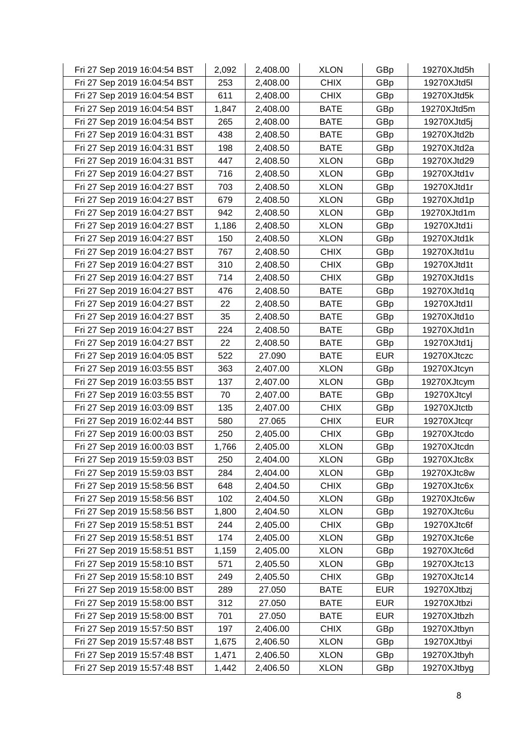| Fri 27 Sep 2019 16:04:54 BST | 2,092 | 2,408.00 | XLON | GBp | 19270XJtd5h |
|---|---|---|---|---|---|
| Fri 27 Sep 2019 16:04:54 BST | 253 | 2,408.00 | CHIX | GBp | 19270XJtd5l |
| Fri 27 Sep 2019 16:04:54 BST | 611 | 2,408.00 | CHIX | GBp | 19270XJtd5k |
| Fri 27 Sep 2019 16:04:54 BST | 1,847 | 2,408.00 | BATE | GBp | 19270XJtd5m |
| Fri 27 Sep 2019 16:04:54 BST | 265 | 2,408.00 | BATE | GBp | 19270XJtd5j |
| Fri 27 Sep 2019 16:04:31 BST | 438 | 2,408.50 | BATE | GBp | 19270XJtd2b |
| Fri 27 Sep 2019 16:04:31 BST | 198 | 2,408.50 | BATE | GBp | 19270XJtd2a |
| Fri 27 Sep 2019 16:04:31 BST | 447 | 2,408.50 | XLON | GBp | 19270XJtd29 |
| Fri 27 Sep 2019 16:04:27 BST | 716 | 2,408.50 | XLON | GBp | 19270XJtd1v |
| Fri 27 Sep 2019 16:04:27 BST | 703 | 2,408.50 | XLON | GBp | 19270XJtd1r |
| Fri 27 Sep 2019 16:04:27 BST | 679 | 2,408.50 | XLON | GBp | 19270XJtd1p |
| Fri 27 Sep 2019 16:04:27 BST | 942 | 2,408.50 | XLON | GBp | 19270XJtd1m |
| Fri 27 Sep 2019 16:04:27 BST | 1,186 | 2,408.50 | XLON | GBp | 19270XJtd1i |
| Fri 27 Sep 2019 16:04:27 BST | 150 | 2,408.50 | XLON | GBp | 19270XJtd1k |
| Fri 27 Sep 2019 16:04:27 BST | 767 | 2,408.50 | CHIX | GBp | 19270XJtd1u |
| Fri 27 Sep 2019 16:04:27 BST | 310 | 2,408.50 | CHIX | GBp | 19270XJtd1t |
| Fri 27 Sep 2019 16:04:27 BST | 714 | 2,408.50 | CHIX | GBp | 19270XJtd1s |
| Fri 27 Sep 2019 16:04:27 BST | 476 | 2,408.50 | BATE | GBp | 19270XJtd1q |
| Fri 27 Sep 2019 16:04:27 BST | 22 | 2,408.50 | BATE | GBp | 19270XJtd1l |
| Fri 27 Sep 2019 16:04:27 BST | 35 | 2,408.50 | BATE | GBp | 19270XJtd1o |
| Fri 27 Sep 2019 16:04:27 BST | 224 | 2,408.50 | BATE | GBp | 19270XJtd1n |
| Fri 27 Sep 2019 16:04:27 BST | 22 | 2,408.50 | BATE | GBp | 19270XJtd1j |
| Fri 27 Sep 2019 16:04:05 BST | 522 | 27.090 | BATE | EUR | 19270XJtczc |
| Fri 27 Sep 2019 16:03:55 BST | 363 | 2,407.00 | XLON | GBp | 19270XJtcyn |
| Fri 27 Sep 2019 16:03:55 BST | 137 | 2,407.00 | XLON | GBp | 19270XJtcym |
| Fri 27 Sep 2019 16:03:55 BST | 70 | 2,407.00 | BATE | GBp | 19270XJtcyl |
| Fri 27 Sep 2019 16:03:09 BST | 135 | 2,407.00 | CHIX | GBp | 19270XJtctb |
| Fri 27 Sep 2019 16:02:44 BST | 580 | 27.065 | CHIX | EUR | 19270XJtcqr |
| Fri 27 Sep 2019 16:00:03 BST | 250 | 2,405.00 | CHIX | GBp | 19270XJtcdo |
| Fri 27 Sep 2019 16:00:03 BST | 1,766 | 2,405.00 | XLON | GBp | 19270XJtcdn |
| Fri 27 Sep 2019 15:59:03 BST | 250 | 2,404.00 | XLON | GBp | 19270XJtc8x |
| Fri 27 Sep 2019 15:59:03 BST | 284 | 2,404.00 | XLON | GBp | 19270XJtc8w |
| Fri 27 Sep 2019 15:58:56 BST | 648 | 2,404.50 | CHIX | GBp | 19270XJtc6x |
| Fri 27 Sep 2019 15:58:56 BST | 102 | 2,404.50 | XLON | GBp | 19270XJtc6w |
| Fri 27 Sep 2019 15:58:56 BST | 1,800 | 2,404.50 | XLON | GBp | 19270XJtc6u |
| Fri 27 Sep 2019 15:58:51 BST | 244 | 2,405.00 | CHIX | GBp | 19270XJtc6f |
| Fri 27 Sep 2019 15:58:51 BST | 174 | 2,405.00 | XLON | GBp | 19270XJtc6e |
| Fri 27 Sep 2019 15:58:51 BST | 1,159 | 2,405.00 | XLON | GBp | 19270XJtc6d |
| Fri 27 Sep 2019 15:58:10 BST | 571 | 2,405.50 | XLON | GBp | 19270XJtc13 |
| Fri 27 Sep 2019 15:58:10 BST | 249 | 2,405.50 | CHIX | GBp | 19270XJtc14 |
| Fri 27 Sep 2019 15:58:00 BST | 289 | 27.050 | BATE | EUR | 19270XJtbzj |
| Fri 27 Sep 2019 15:58:00 BST | 312 | 27.050 | BATE | EUR | 19270XJtbzi |
| Fri 27 Sep 2019 15:58:00 BST | 701 | 27.050 | BATE | EUR | 19270XJtbzh |
| Fri 27 Sep 2019 15:57:50 BST | 197 | 2,406.00 | CHIX | GBp | 19270XJtbyn |
| Fri 27 Sep 2019 15:57:48 BST | 1,675 | 2,406.50 | XLON | GBp | 19270XJtbyi |
| Fri 27 Sep 2019 15:57:48 BST | 1,471 | 2,406.50 | XLON | GBp | 19270XJtbyh |
| Fri 27 Sep 2019 15:57:48 BST | 1,442 | 2,406.50 | XLON | GBp | 19270XJtbyg |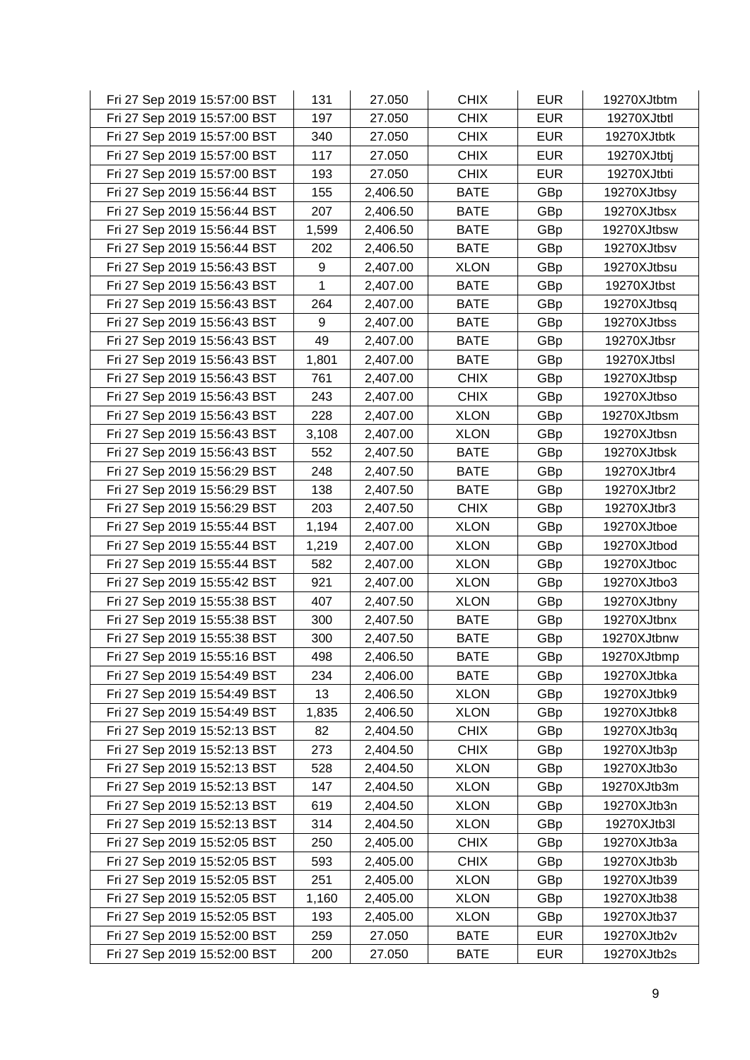| | | | | | |
|---|---|---|---|---|---|
| Fri 27 Sep 2019 15:57:00 BST | 131 | 27.050 | CHIX | EUR | 19270XJtbtm |
| Fri 27 Sep 2019 15:57:00 BST | 197 | 27.050 | CHIX | EUR | 19270XJtbtl |
| Fri 27 Sep 2019 15:57:00 BST | 340 | 27.050 | CHIX | EUR | 19270XJtbtk |
| Fri 27 Sep 2019 15:57:00 BST | 117 | 27.050 | CHIX | EUR | 19270XJtbtj |
| Fri 27 Sep 2019 15:57:00 BST | 193 | 27.050 | CHIX | EUR | 19270XJtbti |
| Fri 27 Sep 2019 15:56:44 BST | 155 | 2,406.50 | BATE | GBp | 19270XJtbsy |
| Fri 27 Sep 2019 15:56:44 BST | 207 | 2,406.50 | BATE | GBp | 19270XJtbsx |
| Fri 27 Sep 2019 15:56:44 BST | 1,599 | 2,406.50 | BATE | GBp | 19270XJtbsw |
| Fri 27 Sep 2019 15:56:44 BST | 202 | 2,406.50 | BATE | GBp | 19270XJtbsv |
| Fri 27 Sep 2019 15:56:43 BST | 9 | 2,407.00 | XLON | GBp | 19270XJtbsu |
| Fri 27 Sep 2019 15:56:43 BST | 1 | 2,407.00 | BATE | GBp | 19270XJtbst |
| Fri 27 Sep 2019 15:56:43 BST | 264 | 2,407.00 | BATE | GBp | 19270XJtbsq |
| Fri 27 Sep 2019 15:56:43 BST | 9 | 2,407.00 | BATE | GBp | 19270XJtbss |
| Fri 27 Sep 2019 15:56:43 BST | 49 | 2,407.00 | BATE | GBp | 19270XJtbsr |
| Fri 27 Sep 2019 15:56:43 BST | 1,801 | 2,407.00 | BATE | GBp | 19270XJtbsl |
| Fri 27 Sep 2019 15:56:43 BST | 761 | 2,407.00 | CHIX | GBp | 19270XJtbsp |
| Fri 27 Sep 2019 15:56:43 BST | 243 | 2,407.00 | CHIX | GBp | 19270XJtbso |
| Fri 27 Sep 2019 15:56:43 BST | 228 | 2,407.00 | XLON | GBp | 19270XJtbsm |
| Fri 27 Sep 2019 15:56:43 BST | 3,108 | 2,407.00 | XLON | GBp | 19270XJtbsn |
| Fri 27 Sep 2019 15:56:43 BST | 552 | 2,407.50 | BATE | GBp | 19270XJtbsk |
| Fri 27 Sep 2019 15:56:29 BST | 248 | 2,407.50 | BATE | GBp | 19270XJtbr4 |
| Fri 27 Sep 2019 15:56:29 BST | 138 | 2,407.50 | BATE | GBp | 19270XJtbr2 |
| Fri 27 Sep 2019 15:56:29 BST | 203 | 2,407.50 | CHIX | GBp | 19270XJtbr3 |
| Fri 27 Sep 2019 15:55:44 BST | 1,194 | 2,407.00 | XLON | GBp | 19270XJtboe |
| Fri 27 Sep 2019 15:55:44 BST | 1,219 | 2,407.00 | XLON | GBp | 19270XJtbod |
| Fri 27 Sep 2019 15:55:44 BST | 582 | 2,407.00 | XLON | GBp | 19270XJtboc |
| Fri 27 Sep 2019 15:55:42 BST | 921 | 2,407.00 | XLON | GBp | 19270XJtbo3 |
| Fri 27 Sep 2019 15:55:38 BST | 407 | 2,407.50 | XLON | GBp | 19270XJtbny |
| Fri 27 Sep 2019 15:55:38 BST | 300 | 2,407.50 | BATE | GBp | 19270XJtbnx |
| Fri 27 Sep 2019 15:55:38 BST | 300 | 2,407.50 | BATE | GBp | 19270XJtbnw |
| Fri 27 Sep 2019 15:55:16 BST | 498 | 2,406.50 | BATE | GBp | 19270XJtbmp |
| Fri 27 Sep 2019 15:54:49 BST | 234 | 2,406.00 | BATE | GBp | 19270XJtbka |
| Fri 27 Sep 2019 15:54:49 BST | 13 | 2,406.50 | XLON | GBp | 19270XJtbk9 |
| Fri 27 Sep 2019 15:54:49 BST | 1,835 | 2,406.50 | XLON | GBp | 19270XJtbk8 |
| Fri 27 Sep 2019 15:52:13 BST | 82 | 2,404.50 | CHIX | GBp | 19270XJtb3q |
| Fri 27 Sep 2019 15:52:13 BST | 273 | 2,404.50 | CHIX | GBp | 19270XJtb3p |
| Fri 27 Sep 2019 15:52:13 BST | 528 | 2,404.50 | XLON | GBp | 19270XJtb3o |
| Fri 27 Sep 2019 15:52:13 BST | 147 | 2,404.50 | XLON | GBp | 19270XJtb3m |
| Fri 27 Sep 2019 15:52:13 BST | 619 | 2,404.50 | XLON | GBp | 19270XJtb3n |
| Fri 27 Sep 2019 15:52:13 BST | 314 | 2,404.50 | XLON | GBp | 19270XJtb3l |
| Fri 27 Sep 2019 15:52:05 BST | 250 | 2,405.00 | CHIX | GBp | 19270XJtb3a |
| Fri 27 Sep 2019 15:52:05 BST | 593 | 2,405.00 | CHIX | GBp | 19270XJtb3b |
| Fri 27 Sep 2019 15:52:05 BST | 251 | 2,405.00 | XLON | GBp | 19270XJtb39 |
| Fri 27 Sep 2019 15:52:05 BST | 1,160 | 2,405.00 | XLON | GBp | 19270XJtb38 |
| Fri 27 Sep 2019 15:52:05 BST | 193 | 2,405.00 | XLON | GBp | 19270XJtb37 |
| Fri 27 Sep 2019 15:52:00 BST | 259 | 27.050 | BATE | EUR | 19270XJtb2v |
| Fri 27 Sep 2019 15:52:00 BST | 200 | 27.050 | BATE | EUR | 19270XJtb2s |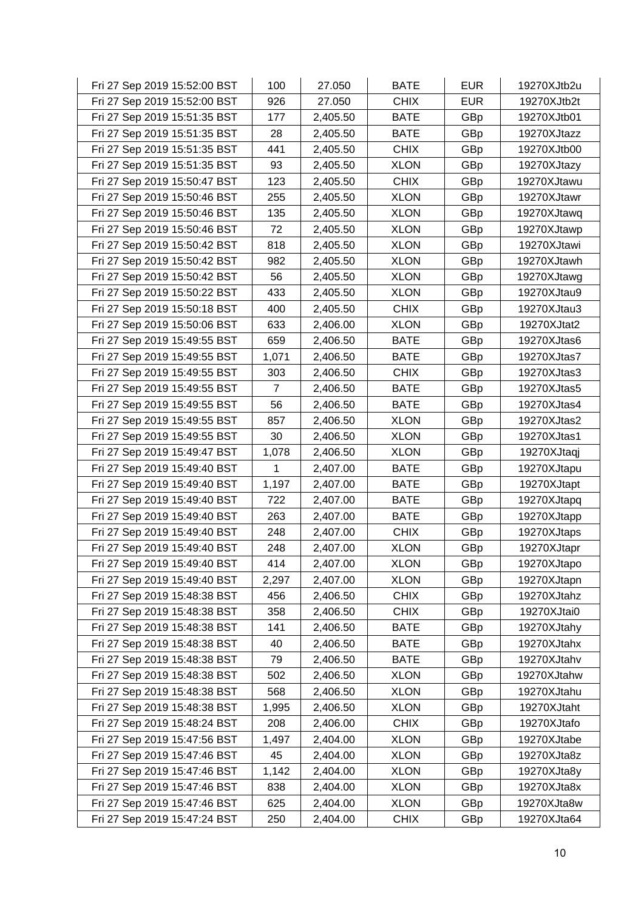| Fri 27 Sep 2019 15:52:00 BST | 100 | 27.050 | BATE | EUR | 19270XJtb2u |
|---|---|---|---|---|---|
| Fri 27 Sep 2019 15:52:00 BST | 926 | 27.050 | CHIX | EUR | 19270XJtb2t |
| Fri 27 Sep 2019 15:51:35 BST | 177 | 2,405.50 | BATE | GBp | 19270XJtb01 |
| Fri 27 Sep 2019 15:51:35 BST | 28 | 2,405.50 | BATE | GBp | 19270XJtazz |
| Fri 27 Sep 2019 15:51:35 BST | 441 | 2,405.50 | CHIX | GBp | 19270XJtb00 |
| Fri 27 Sep 2019 15:51:35 BST | 93 | 2,405.50 | XLON | GBp | 19270XJtazy |
| Fri 27 Sep 2019 15:50:47 BST | 123 | 2,405.50 | CHIX | GBp | 19270XJtawu |
| Fri 27 Sep 2019 15:50:46 BST | 255 | 2,405.50 | XLON | GBp | 19270XJtawr |
| Fri 27 Sep 2019 15:50:46 BST | 135 | 2,405.50 | XLON | GBp | 19270XJtawq |
| Fri 27 Sep 2019 15:50:46 BST | 72 | 2,405.50 | XLON | GBp | 19270XJtawp |
| Fri 27 Sep 2019 15:50:42 BST | 818 | 2,405.50 | XLON | GBp | 19270XJtawi |
| Fri 27 Sep 2019 15:50:42 BST | 982 | 2,405.50 | XLON | GBp | 19270XJtawh |
| Fri 27 Sep 2019 15:50:42 BST | 56 | 2,405.50 | XLON | GBp | 19270XJtawg |
| Fri 27 Sep 2019 15:50:22 BST | 433 | 2,405.50 | XLON | GBp | 19270XJtau9 |
| Fri 27 Sep 2019 15:50:18 BST | 400 | 2,405.50 | CHIX | GBp | 19270XJtau3 |
| Fri 27 Sep 2019 15:50:06 BST | 633 | 2,406.00 | XLON | GBp | 19270XJtat2 |
| Fri 27 Sep 2019 15:49:55 BST | 659 | 2,406.50 | BATE | GBp | 19270XJtas6 |
| Fri 27 Sep 2019 15:49:55 BST | 1,071 | 2,406.50 | BATE | GBp | 19270XJtas7 |
| Fri 27 Sep 2019 15:49:55 BST | 303 | 2,406.50 | CHIX | GBp | 19270XJtas3 |
| Fri 27 Sep 2019 15:49:55 BST | 7 | 2,406.50 | BATE | GBp | 19270XJtas5 |
| Fri 27 Sep 2019 15:49:55 BST | 56 | 2,406.50 | BATE | GBp | 19270XJtas4 |
| Fri 27 Sep 2019 15:49:55 BST | 857 | 2,406.50 | XLON | GBp | 19270XJtas2 |
| Fri 27 Sep 2019 15:49:55 BST | 30 | 2,406.50 | XLON | GBp | 19270XJtas1 |
| Fri 27 Sep 2019 15:49:47 BST | 1,078 | 2,406.50 | XLON | GBp | 19270XJtaqj |
| Fri 27 Sep 2019 15:49:40 BST | 1 | 2,407.00 | BATE | GBp | 19270XJtapu |
| Fri 27 Sep 2019 15:49:40 BST | 1,197 | 2,407.00 | BATE | GBp | 19270XJtapt |
| Fri 27 Sep 2019 15:49:40 BST | 722 | 2,407.00 | BATE | GBp | 19270XJtapq |
| Fri 27 Sep 2019 15:49:40 BST | 263 | 2,407.00 | BATE | GBp | 19270XJtapp |
| Fri 27 Sep 2019 15:49:40 BST | 248 | 2,407.00 | CHIX | GBp | 19270XJtaps |
| Fri 27 Sep 2019 15:49:40 BST | 248 | 2,407.00 | XLON | GBp | 19270XJtapr |
| Fri 27 Sep 2019 15:49:40 BST | 414 | 2,407.00 | XLON | GBp | 19270XJtapo |
| Fri 27 Sep 2019 15:49:40 BST | 2,297 | 2,407.00 | XLON | GBp | 19270XJtapn |
| Fri 27 Sep 2019 15:48:38 BST | 456 | 2,406.50 | CHIX | GBp | 19270XJtahz |
| Fri 27 Sep 2019 15:48:38 BST | 358 | 2,406.50 | CHIX | GBp | 19270XJtai0 |
| Fri 27 Sep 2019 15:48:38 BST | 141 | 2,406.50 | BATE | GBp | 19270XJtahy |
| Fri 27 Sep 2019 15:48:38 BST | 40 | 2,406.50 | BATE | GBp | 19270XJtahx |
| Fri 27 Sep 2019 15:48:38 BST | 79 | 2,406.50 | BATE | GBp | 19270XJtahv |
| Fri 27 Sep 2019 15:48:38 BST | 502 | 2,406.50 | XLON | GBp | 19270XJtahw |
| Fri 27 Sep 2019 15:48:38 BST | 568 | 2,406.50 | XLON | GBp | 19270XJtahu |
| Fri 27 Sep 2019 15:48:38 BST | 1,995 | 2,406.50 | XLON | GBp | 19270XJtaht |
| Fri 27 Sep 2019 15:48:24 BST | 208 | 2,406.00 | CHIX | GBp | 19270XJtafo |
| Fri 27 Sep 2019 15:47:56 BST | 1,497 | 2,404.00 | XLON | GBp | 19270XJtabe |
| Fri 27 Sep 2019 15:47:46 BST | 45 | 2,404.00 | XLON | GBp | 19270XJta8z |
| Fri 27 Sep 2019 15:47:46 BST | 1,142 | 2,404.00 | XLON | GBp | 19270XJta8y |
| Fri 27 Sep 2019 15:47:46 BST | 838 | 2,404.00 | XLON | GBp | 19270XJta8x |
| Fri 27 Sep 2019 15:47:46 BST | 625 | 2,404.00 | XLON | GBp | 19270XJta8w |
| Fri 27 Sep 2019 15:47:24 BST | 250 | 2,404.00 | CHIX | GBp | 19270XJta64 |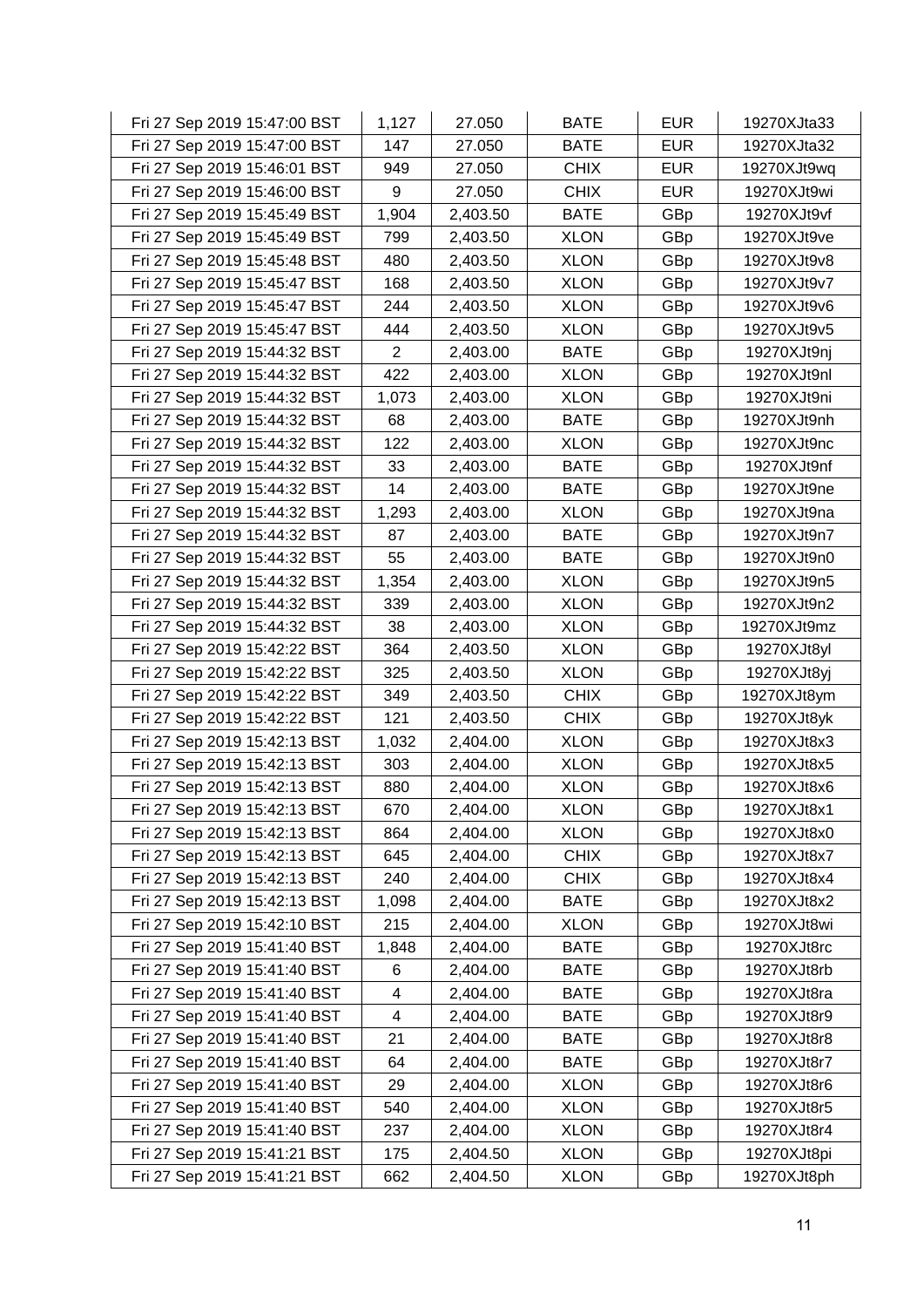| | | | | | |
|---|---|---|---|---|---|
| Fri 27 Sep 2019 15:47:00 BST | 1,127 | 27.050 | BATE | EUR | 19270XJta33 |
| Fri 27 Sep 2019 15:47:00 BST | 147 | 27.050 | BATE | EUR | 19270XJta32 |
| Fri 27 Sep 2019 15:46:01 BST | 949 | 27.050 | CHIX | EUR | 19270XJt9wq |
| Fri 27 Sep 2019 15:46:00 BST | 9 | 27.050 | CHIX | EUR | 19270XJt9wi |
| Fri 27 Sep 2019 15:45:49 BST | 1,904 | 2,403.50 | BATE | GBp | 19270XJt9vf |
| Fri 27 Sep 2019 15:45:49 BST | 799 | 2,403.50 | XLON | GBp | 19270XJt9ve |
| Fri 27 Sep 2019 15:45:48 BST | 480 | 2,403.50 | XLON | GBp | 19270XJt9v8 |
| Fri 27 Sep 2019 15:45:47 BST | 168 | 2,403.50 | XLON | GBp | 19270XJt9v7 |
| Fri 27 Sep 2019 15:45:47 BST | 244 | 2,403.50 | XLON | GBp | 19270XJt9v6 |
| Fri 27 Sep 2019 15:45:47 BST | 444 | 2,403.50 | XLON | GBp | 19270XJt9v5 |
| Fri 27 Sep 2019 15:44:32 BST | 2 | 2,403.00 | BATE | GBp | 19270XJt9nj |
| Fri 27 Sep 2019 15:44:32 BST | 422 | 2,403.00 | XLON | GBp | 19270XJt9nl |
| Fri 27 Sep 2019 15:44:32 BST | 1,073 | 2,403.00 | XLON | GBp | 19270XJt9ni |
| Fri 27 Sep 2019 15:44:32 BST | 68 | 2,403.00 | BATE | GBp | 19270XJt9nh |
| Fri 27 Sep 2019 15:44:32 BST | 122 | 2,403.00 | XLON | GBp | 19270XJt9nc |
| Fri 27 Sep 2019 15:44:32 BST | 33 | 2,403.00 | BATE | GBp | 19270XJt9nf |
| Fri 27 Sep 2019 15:44:32 BST | 14 | 2,403.00 | BATE | GBp | 19270XJt9ne |
| Fri 27 Sep 2019 15:44:32 BST | 1,293 | 2,403.00 | XLON | GBp | 19270XJt9na |
| Fri 27 Sep 2019 15:44:32 BST | 87 | 2,403.00 | BATE | GBp | 19270XJt9n7 |
| Fri 27 Sep 2019 15:44:32 BST | 55 | 2,403.00 | BATE | GBp | 19270XJt9n0 |
| Fri 27 Sep 2019 15:44:32 BST | 1,354 | 2,403.00 | XLON | GBp | 19270XJt9n5 |
| Fri 27 Sep 2019 15:44:32 BST | 339 | 2,403.00 | XLON | GBp | 19270XJt9n2 |
| Fri 27 Sep 2019 15:44:32 BST | 38 | 2,403.00 | XLON | GBp | 19270XJt9mz |
| Fri 27 Sep 2019 15:42:22 BST | 364 | 2,403.50 | XLON | GBp | 19270XJt8yl |
| Fri 27 Sep 2019 15:42:22 BST | 325 | 2,403.50 | XLON | GBp | 19270XJt8yj |
| Fri 27 Sep 2019 15:42:22 BST | 349 | 2,403.50 | CHIX | GBp | 19270XJt8ym |
| Fri 27 Sep 2019 15:42:22 BST | 121 | 2,403.50 | CHIX | GBp | 19270XJt8yk |
| Fri 27 Sep 2019 15:42:13 BST | 1,032 | 2,404.00 | XLON | GBp | 19270XJt8x3 |
| Fri 27 Sep 2019 15:42:13 BST | 303 | 2,404.00 | XLON | GBp | 19270XJt8x5 |
| Fri 27 Sep 2019 15:42:13 BST | 880 | 2,404.00 | XLON | GBp | 19270XJt8x6 |
| Fri 27 Sep 2019 15:42:13 BST | 670 | 2,404.00 | XLON | GBp | 19270XJt8x1 |
| Fri 27 Sep 2019 15:42:13 BST | 864 | 2,404.00 | XLON | GBp | 19270XJt8x0 |
| Fri 27 Sep 2019 15:42:13 BST | 645 | 2,404.00 | CHIX | GBp | 19270XJt8x7 |
| Fri 27 Sep 2019 15:42:13 BST | 240 | 2,404.00 | CHIX | GBp | 19270XJt8x4 |
| Fri 27 Sep 2019 15:42:13 BST | 1,098 | 2,404.00 | BATE | GBp | 19270XJt8x2 |
| Fri 27 Sep 2019 15:42:10 BST | 215 | 2,404.00 | XLON | GBp | 19270XJt8wi |
| Fri 27 Sep 2019 15:41:40 BST | 1,848 | 2,404.00 | BATE | GBp | 19270XJt8rc |
| Fri 27 Sep 2019 15:41:40 BST | 6 | 2,404.00 | BATE | GBp | 19270XJt8rb |
| Fri 27 Sep 2019 15:41:40 BST | 4 | 2,404.00 | BATE | GBp | 19270XJt8ra |
| Fri 27 Sep 2019 15:41:40 BST | 4 | 2,404.00 | BATE | GBp | 19270XJt8r9 |
| Fri 27 Sep 2019 15:41:40 BST | 21 | 2,404.00 | BATE | GBp | 19270XJt8r8 |
| Fri 27 Sep 2019 15:41:40 BST | 64 | 2,404.00 | BATE | GBp | 19270XJt8r7 |
| Fri 27 Sep 2019 15:41:40 BST | 29 | 2,404.00 | XLON | GBp | 19270XJt8r6 |
| Fri 27 Sep 2019 15:41:40 BST | 540 | 2,404.00 | XLON | GBp | 19270XJt8r5 |
| Fri 27 Sep 2019 15:41:40 BST | 237 | 2,404.00 | XLON | GBp | 19270XJt8r4 |
| Fri 27 Sep 2019 15:41:21 BST | 175 | 2,404.50 | XLON | GBp | 19270XJt8pi |
| Fri 27 Sep 2019 15:41:21 BST | 662 | 2,404.50 | XLON | GBp | 19270XJt8ph |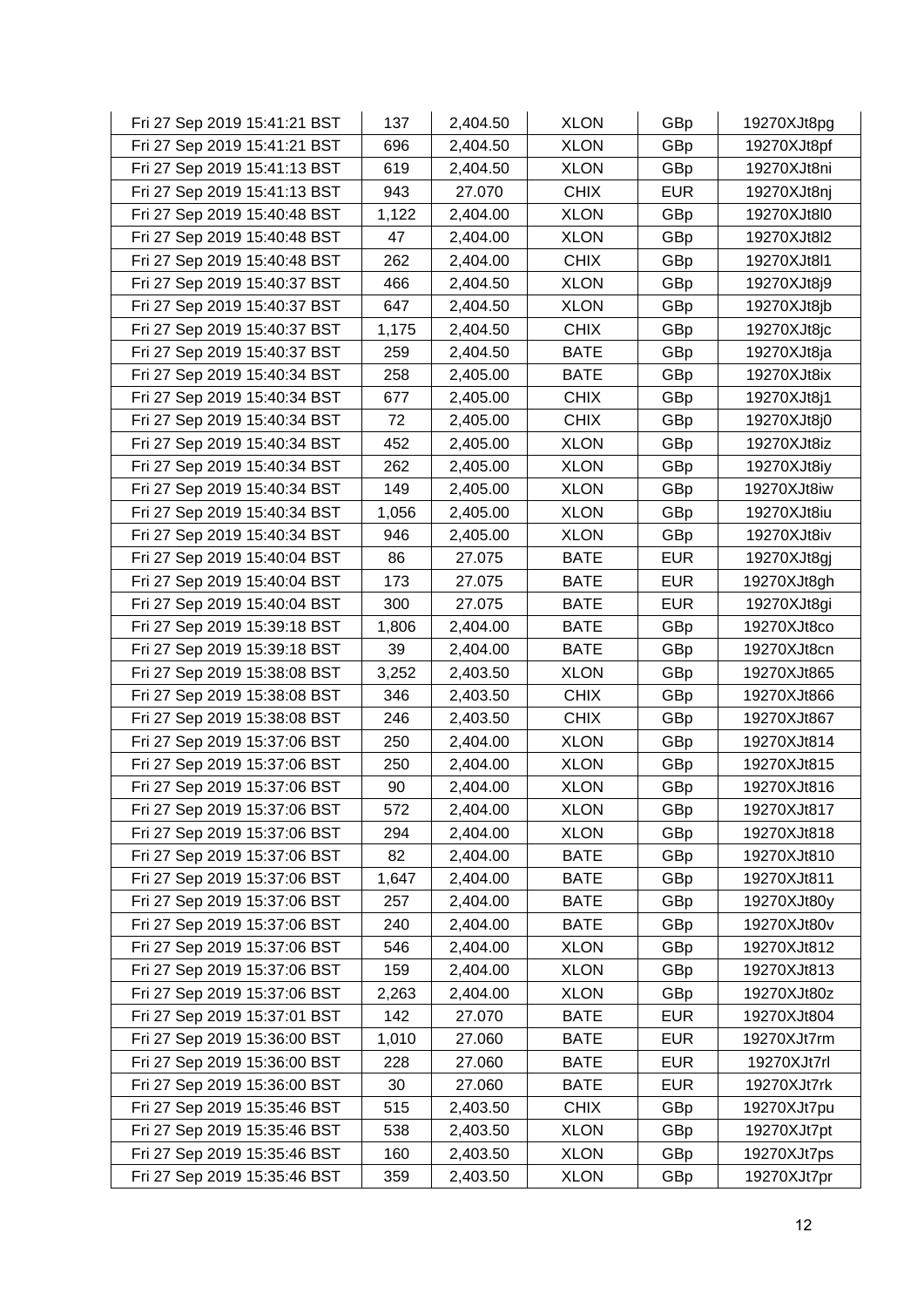| Fri 27 Sep 2019 15:41:21 BST | 137 | 2,404.50 | XLON | GBp | 19270XJt8pg |
|---|---|---|---|---|---|
| Fri 27 Sep 2019 15:41:21 BST | 696 | 2,404.50 | XLON | GBp | 19270XJt8pf |
| Fri 27 Sep 2019 15:41:13 BST | 619 | 2,404.50 | XLON | GBp | 19270XJt8ni |
| Fri 27 Sep 2019 15:41:13 BST | 943 | 27.070 | CHIX | EUR | 19270XJt8nj |
| Fri 27 Sep 2019 15:40:48 BST | 1,122 | 2,404.00 | XLON | GBp | 19270XJt8l0 |
| Fri 27 Sep 2019 15:40:48 BST | 47 | 2,404.00 | XLON | GBp | 19270XJt8l2 |
| Fri 27 Sep 2019 15:40:48 BST | 262 | 2,404.00 | CHIX | GBp | 19270XJt8l1 |
| Fri 27 Sep 2019 15:40:37 BST | 466 | 2,404.50 | XLON | GBp | 19270XJt8j9 |
| Fri 27 Sep 2019 15:40:37 BST | 647 | 2,404.50 | XLON | GBp | 19270XJt8jb |
| Fri 27 Sep 2019 15:40:37 BST | 1,175 | 2,404.50 | CHIX | GBp | 19270XJt8jc |
| Fri 27 Sep 2019 15:40:37 BST | 259 | 2,404.50 | BATE | GBp | 19270XJt8ja |
| Fri 27 Sep 2019 15:40:34 BST | 258 | 2,405.00 | BATE | GBp | 19270XJt8ix |
| Fri 27 Sep 2019 15:40:34 BST | 677 | 2,405.00 | CHIX | GBp | 19270XJt8j1 |
| Fri 27 Sep 2019 15:40:34 BST | 72 | 2,405.00 | CHIX | GBp | 19270XJt8j0 |
| Fri 27 Sep 2019 15:40:34 BST | 452 | 2,405.00 | XLON | GBp | 19270XJt8iz |
| Fri 27 Sep 2019 15:40:34 BST | 262 | 2,405.00 | XLON | GBp | 19270XJt8iy |
| Fri 27 Sep 2019 15:40:34 BST | 149 | 2,405.00 | XLON | GBp | 19270XJt8iw |
| Fri 27 Sep 2019 15:40:34 BST | 1,056 | 2,405.00 | XLON | GBp | 19270XJt8iu |
| Fri 27 Sep 2019 15:40:34 BST | 946 | 2,405.00 | XLON | GBp | 19270XJt8iv |
| Fri 27 Sep 2019 15:40:04 BST | 86 | 27.075 | BATE | EUR | 19270XJt8gj |
| Fri 27 Sep 2019 15:40:04 BST | 173 | 27.075 | BATE | EUR | 19270XJt8gh |
| Fri 27 Sep 2019 15:40:04 BST | 300 | 27.075 | BATE | EUR | 19270XJt8gi |
| Fri 27 Sep 2019 15:39:18 BST | 1,806 | 2,404.00 | BATE | GBp | 19270XJt8co |
| Fri 27 Sep 2019 15:39:18 BST | 39 | 2,404.00 | BATE | GBp | 19270XJt8cn |
| Fri 27 Sep 2019 15:38:08 BST | 3,252 | 2,403.50 | XLON | GBp | 19270XJt865 |
| Fri 27 Sep 2019 15:38:08 BST | 346 | 2,403.50 | CHIX | GBp | 19270XJt866 |
| Fri 27 Sep 2019 15:38:08 BST | 246 | 2,403.50 | CHIX | GBp | 19270XJt867 |
| Fri 27 Sep 2019 15:37:06 BST | 250 | 2,404.00 | XLON | GBp | 19270XJt814 |
| Fri 27 Sep 2019 15:37:06 BST | 250 | 2,404.00 | XLON | GBp | 19270XJt815 |
| Fri 27 Sep 2019 15:37:06 BST | 90 | 2,404.00 | XLON | GBp | 19270XJt816 |
| Fri 27 Sep 2019 15:37:06 BST | 572 | 2,404.00 | XLON | GBp | 19270XJt817 |
| Fri 27 Sep 2019 15:37:06 BST | 294 | 2,404.00 | XLON | GBp | 19270XJt818 |
| Fri 27 Sep 2019 15:37:06 BST | 82 | 2,404.00 | BATE | GBp | 19270XJt810 |
| Fri 27 Sep 2019 15:37:06 BST | 1,647 | 2,404.00 | BATE | GBp | 19270XJt811 |
| Fri 27 Sep 2019 15:37:06 BST | 257 | 2,404.00 | BATE | GBp | 19270XJt80y |
| Fri 27 Sep 2019 15:37:06 BST | 240 | 2,404.00 | BATE | GBp | 19270XJt80v |
| Fri 27 Sep 2019 15:37:06 BST | 546 | 2,404.00 | XLON | GBp | 19270XJt812 |
| Fri 27 Sep 2019 15:37:06 BST | 159 | 2,404.00 | XLON | GBp | 19270XJt813 |
| Fri 27 Sep 2019 15:37:06 BST | 2,263 | 2,404.00 | XLON | GBp | 19270XJt80z |
| Fri 27 Sep 2019 15:37:01 BST | 142 | 27.070 | BATE | EUR | 19270XJt804 |
| Fri 27 Sep 2019 15:36:00 BST | 1,010 | 27.060 | BATE | EUR | 19270XJt7rm |
| Fri 27 Sep 2019 15:36:00 BST | 228 | 27.060 | BATE | EUR | 19270XJt7rl |
| Fri 27 Sep 2019 15:36:00 BST | 30 | 27.060 | BATE | EUR | 19270XJt7rk |
| Fri 27 Sep 2019 15:35:46 BST | 515 | 2,403.50 | CHIX | GBp | 19270XJt7pu |
| Fri 27 Sep 2019 15:35:46 BST | 538 | 2,403.50 | XLON | GBp | 19270XJt7pt |
| Fri 27 Sep 2019 15:35:46 BST | 160 | 2,403.50 | XLON | GBp | 19270XJt7ps |
| Fri 27 Sep 2019 15:35:46 BST | 359 | 2,403.50 | XLON | GBp | 19270XJt7pr |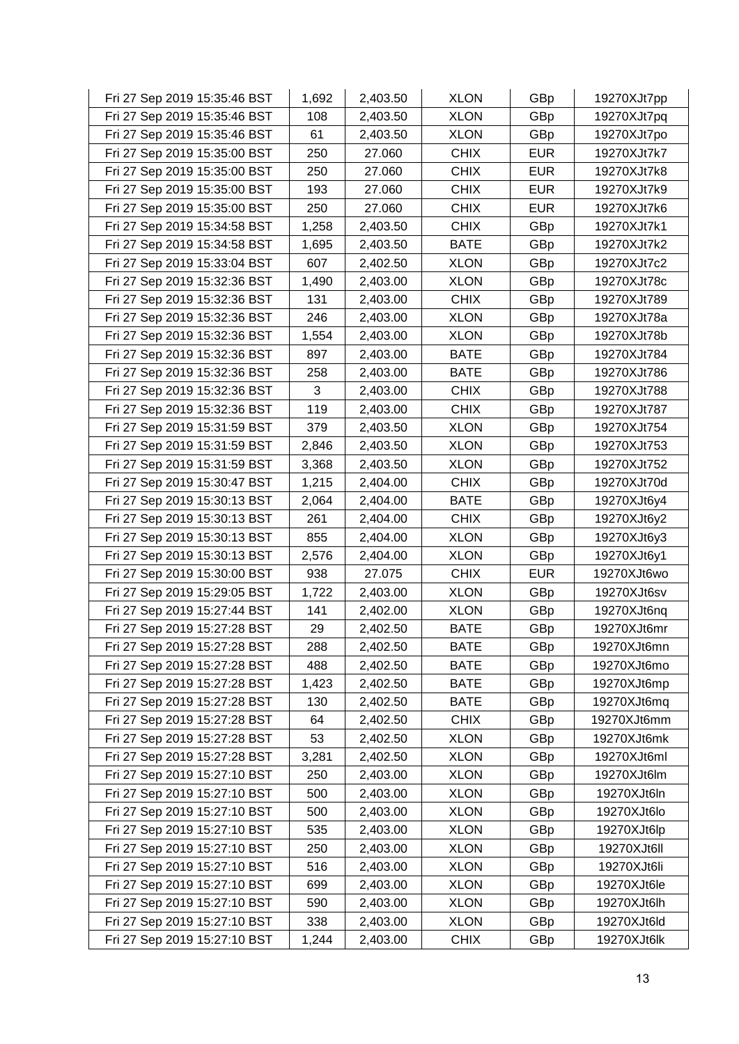| | | | | | |
|---|---|---|---|---|---|
| Fri 27 Sep 2019 15:35:46 BST | 1,692 | 2,403.50 | XLON | GBp | 19270XJt7pp |
| Fri 27 Sep 2019 15:35:46 BST | 108 | 2,403.50 | XLON | GBp | 19270XJt7pq |
| Fri 27 Sep 2019 15:35:46 BST | 61 | 2,403.50 | XLON | GBp | 19270XJt7po |
| Fri 27 Sep 2019 15:35:00 BST | 250 | 27.060 | CHIX | EUR | 19270XJt7k7 |
| Fri 27 Sep 2019 15:35:00 BST | 250 | 27.060 | CHIX | EUR | 19270XJt7k8 |
| Fri 27 Sep 2019 15:35:00 BST | 193 | 27.060 | CHIX | EUR | 19270XJt7k9 |
| Fri 27 Sep 2019 15:35:00 BST | 250 | 27.060 | CHIX | EUR | 19270XJt7k6 |
| Fri 27 Sep 2019 15:34:58 BST | 1,258 | 2,403.50 | CHIX | GBp | 19270XJt7k1 |
| Fri 27 Sep 2019 15:34:58 BST | 1,695 | 2,403.50 | BATE | GBp | 19270XJt7k2 |
| Fri 27 Sep 2019 15:33:04 BST | 607 | 2,402.50 | XLON | GBp | 19270XJt7c2 |
| Fri 27 Sep 2019 15:32:36 BST | 1,490 | 2,403.00 | XLON | GBp | 19270XJt78c |
| Fri 27 Sep 2019 15:32:36 BST | 131 | 2,403.00 | CHIX | GBp | 19270XJt789 |
| Fri 27 Sep 2019 15:32:36 BST | 246 | 2,403.00 | XLON | GBp | 19270XJt78a |
| Fri 27 Sep 2019 15:32:36 BST | 1,554 | 2,403.00 | XLON | GBp | 19270XJt78b |
| Fri 27 Sep 2019 15:32:36 BST | 897 | 2,403.00 | BATE | GBp | 19270XJt784 |
| Fri 27 Sep 2019 15:32:36 BST | 258 | 2,403.00 | BATE | GBp | 19270XJt786 |
| Fri 27 Sep 2019 15:32:36 BST | 3 | 2,403.00 | CHIX | GBp | 19270XJt788 |
| Fri 27 Sep 2019 15:32:36 BST | 119 | 2,403.00 | CHIX | GBp | 19270XJt787 |
| Fri 27 Sep 2019 15:31:59 BST | 379 | 2,403.50 | XLON | GBp | 19270XJt754 |
| Fri 27 Sep 2019 15:31:59 BST | 2,846 | 2,403.50 | XLON | GBp | 19270XJt753 |
| Fri 27 Sep 2019 15:31:59 BST | 3,368 | 2,403.50 | XLON | GBp | 19270XJt752 |
| Fri 27 Sep 2019 15:30:47 BST | 1,215 | 2,404.00 | CHIX | GBp | 19270XJt70d |
| Fri 27 Sep 2019 15:30:13 BST | 2,064 | 2,404.00 | BATE | GBp | 19270XJt6y4 |
| Fri 27 Sep 2019 15:30:13 BST | 261 | 2,404.00 | CHIX | GBp | 19270XJt6y2 |
| Fri 27 Sep 2019 15:30:13 BST | 855 | 2,404.00 | XLON | GBp | 19270XJt6y3 |
| Fri 27 Sep 2019 15:30:13 BST | 2,576 | 2,404.00 | XLON | GBp | 19270XJt6y1 |
| Fri 27 Sep 2019 15:30:00 BST | 938 | 27.075 | CHIX | EUR | 19270XJt6wo |
| Fri 27 Sep 2019 15:29:05 BST | 1,722 | 2,403.00 | XLON | GBp | 19270XJt6sv |
| Fri 27 Sep 2019 15:27:44 BST | 141 | 2,402.00 | XLON | GBp | 19270XJt6nq |
| Fri 27 Sep 2019 15:27:28 BST | 29 | 2,402.50 | BATE | GBp | 19270XJt6mr |
| Fri 27 Sep 2019 15:27:28 BST | 288 | 2,402.50 | BATE | GBp | 19270XJt6mn |
| Fri 27 Sep 2019 15:27:28 BST | 488 | 2,402.50 | BATE | GBp | 19270XJt6mo |
| Fri 27 Sep 2019 15:27:28 BST | 1,423 | 2,402.50 | BATE | GBp | 19270XJt6mp |
| Fri 27 Sep 2019 15:27:28 BST | 130 | 2,402.50 | BATE | GBp | 19270XJt6mq |
| Fri 27 Sep 2019 15:27:28 BST | 64 | 2,402.50 | CHIX | GBp | 19270XJt6mm |
| Fri 27 Sep 2019 15:27:28 BST | 53 | 2,402.50 | XLON | GBp | 19270XJt6mk |
| Fri 27 Sep 2019 15:27:28 BST | 3,281 | 2,402.50 | XLON | GBp | 19270XJt6ml |
| Fri 27 Sep 2019 15:27:10 BST | 250 | 2,403.00 | XLON | GBp | 19270XJt6lm |
| Fri 27 Sep 2019 15:27:10 BST | 500 | 2,403.00 | XLON | GBp | 19270XJt6ln |
| Fri 27 Sep 2019 15:27:10 BST | 500 | 2,403.00 | XLON | GBp | 19270XJt6lo |
| Fri 27 Sep 2019 15:27:10 BST | 535 | 2,403.00 | XLON | GBp | 19270XJt6lp |
| Fri 27 Sep 2019 15:27:10 BST | 250 | 2,403.00 | XLON | GBp | 19270XJt6ll |
| Fri 27 Sep 2019 15:27:10 BST | 516 | 2,403.00 | XLON | GBp | 19270XJt6li |
| Fri 27 Sep 2019 15:27:10 BST | 699 | 2,403.00 | XLON | GBp | 19270XJt6le |
| Fri 27 Sep 2019 15:27:10 BST | 590 | 2,403.00 | XLON | GBp | 19270XJt6lh |
| Fri 27 Sep 2019 15:27:10 BST | 338 | 2,403.00 | XLON | GBp | 19270XJt6ld |
| Fri 27 Sep 2019 15:27:10 BST | 1,244 | 2,403.00 | CHIX | GBp | 19270XJt6lk |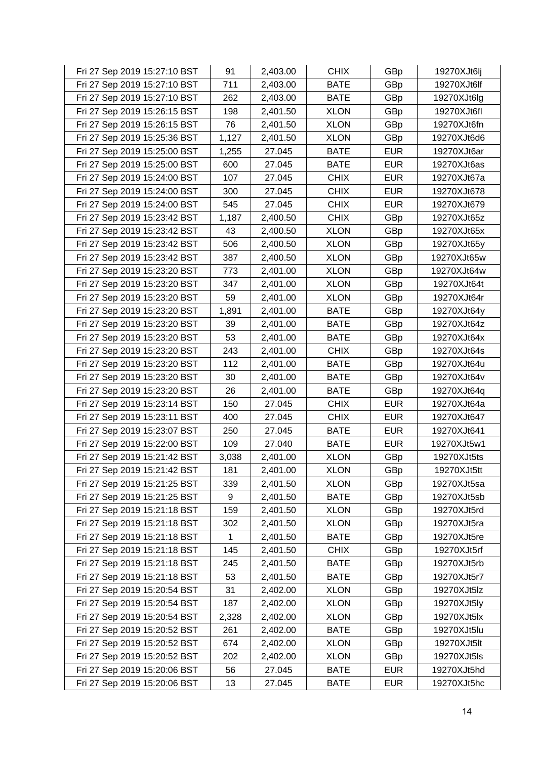| | | | | | |
|---|---|---|---|---|---|
| Fri 27 Sep 2019 15:27:10 BST | 91 | 2,403.00 | CHIX | GBp | 19270XJt6lj |
| Fri 27 Sep 2019 15:27:10 BST | 711 | 2,403.00 | BATE | GBp | 19270XJt6lf |
| Fri 27 Sep 2019 15:27:10 BST | 262 | 2,403.00 | BATE | GBp | 19270XJt6lg |
| Fri 27 Sep 2019 15:26:15 BST | 198 | 2,401.50 | XLON | GBp | 19270XJt6fl |
| Fri 27 Sep 2019 15:26:15 BST | 76 | 2,401.50 | XLON | GBp | 19270XJt6fn |
| Fri 27 Sep 2019 15:25:36 BST | 1,127 | 2,401.50 | XLON | GBp | 19270XJt6d6 |
| Fri 27 Sep 2019 15:25:00 BST | 1,255 | 27.045 | BATE | EUR | 19270XJt6ar |
| Fri 27 Sep 2019 15:25:00 BST | 600 | 27.045 | BATE | EUR | 19270XJt6as |
| Fri 27 Sep 2019 15:24:00 BST | 107 | 27.045 | CHIX | EUR | 19270XJt67a |
| Fri 27 Sep 2019 15:24:00 BST | 300 | 27.045 | CHIX | EUR | 19270XJt678 |
| Fri 27 Sep 2019 15:24:00 BST | 545 | 27.045 | CHIX | EUR | 19270XJt679 |
| Fri 27 Sep 2019 15:23:42 BST | 1,187 | 2,400.50 | CHIX | GBp | 19270XJt65z |
| Fri 27 Sep 2019 15:23:42 BST | 43 | 2,400.50 | XLON | GBp | 19270XJt65x |
| Fri 27 Sep 2019 15:23:42 BST | 506 | 2,400.50 | XLON | GBp | 19270XJt65y |
| Fri 27 Sep 2019 15:23:42 BST | 387 | 2,400.50 | XLON | GBp | 19270XJt65w |
| Fri 27 Sep 2019 15:23:20 BST | 773 | 2,401.00 | XLON | GBp | 19270XJt64w |
| Fri 27 Sep 2019 15:23:20 BST | 347 | 2,401.00 | XLON | GBp | 19270XJt64t |
| Fri 27 Sep 2019 15:23:20 BST | 59 | 2,401.00 | XLON | GBp | 19270XJt64r |
| Fri 27 Sep 2019 15:23:20 BST | 1,891 | 2,401.00 | BATE | GBp | 19270XJt64y |
| Fri 27 Sep 2019 15:23:20 BST | 39 | 2,401.00 | BATE | GBp | 19270XJt64z |
| Fri 27 Sep 2019 15:23:20 BST | 53 | 2,401.00 | BATE | GBp | 19270XJt64x |
| Fri 27 Sep 2019 15:23:20 BST | 243 | 2,401.00 | CHIX | GBp | 19270XJt64s |
| Fri 27 Sep 2019 15:23:20 BST | 112 | 2,401.00 | BATE | GBp | 19270XJt64u |
| Fri 27 Sep 2019 15:23:20 BST | 30 | 2,401.00 | BATE | GBp | 19270XJt64v |
| Fri 27 Sep 2019 15:23:20 BST | 26 | 2,401.00 | BATE | GBp | 19270XJt64q |
| Fri 27 Sep 2019 15:23:14 BST | 150 | 27.045 | CHIX | EUR | 19270XJt64a |
| Fri 27 Sep 2019 15:23:11 BST | 400 | 27.045 | CHIX | EUR | 19270XJt647 |
| Fri 27 Sep 2019 15:23:07 BST | 250 | 27.045 | BATE | EUR | 19270XJt641 |
| Fri 27 Sep 2019 15:22:00 BST | 109 | 27.040 | BATE | EUR | 19270XJt5w1 |
| Fri 27 Sep 2019 15:21:42 BST | 3,038 | 2,401.00 | XLON | GBp | 19270XJt5ts |
| Fri 27 Sep 2019 15:21:42 BST | 181 | 2,401.00 | XLON | GBp | 19270XJt5tt |
| Fri 27 Sep 2019 15:21:25 BST | 339 | 2,401.50 | XLON | GBp | 19270XJt5sa |
| Fri 27 Sep 2019 15:21:25 BST | 9 | 2,401.50 | BATE | GBp | 19270XJt5sb |
| Fri 27 Sep 2019 15:21:18 BST | 159 | 2,401.50 | XLON | GBp | 19270XJt5rd |
| Fri 27 Sep 2019 15:21:18 BST | 302 | 2,401.50 | XLON | GBp | 19270XJt5ra |
| Fri 27 Sep 2019 15:21:18 BST | 1 | 2,401.50 | BATE | GBp | 19270XJt5re |
| Fri 27 Sep 2019 15:21:18 BST | 145 | 2,401.50 | CHIX | GBp | 19270XJt5rf |
| Fri 27 Sep 2019 15:21:18 BST | 245 | 2,401.50 | BATE | GBp | 19270XJt5rb |
| Fri 27 Sep 2019 15:21:18 BST | 53 | 2,401.50 | BATE | GBp | 19270XJt5r7 |
| Fri 27 Sep 2019 15:20:54 BST | 31 | 2,402.00 | XLON | GBp | 19270XJt5lz |
| Fri 27 Sep 2019 15:20:54 BST | 187 | 2,402.00 | XLON | GBp | 19270XJt5ly |
| Fri 27 Sep 2019 15:20:54 BST | 2,328 | 2,402.00 | XLON | GBp | 19270XJt5lx |
| Fri 27 Sep 2019 15:20:52 BST | 261 | 2,402.00 | BATE | GBp | 19270XJt5lu |
| Fri 27 Sep 2019 15:20:52 BST | 674 | 2,402.00 | XLON | GBp | 19270XJt5lt |
| Fri 27 Sep 2019 15:20:52 BST | 202 | 2,402.00 | XLON | GBp | 19270XJt5ls |
| Fri 27 Sep 2019 15:20:06 BST | 56 | 27.045 | BATE | EUR | 19270XJt5hd |
| Fri 27 Sep 2019 15:20:06 BST | 13 | 27.045 | BATE | EUR | 19270XJt5hc |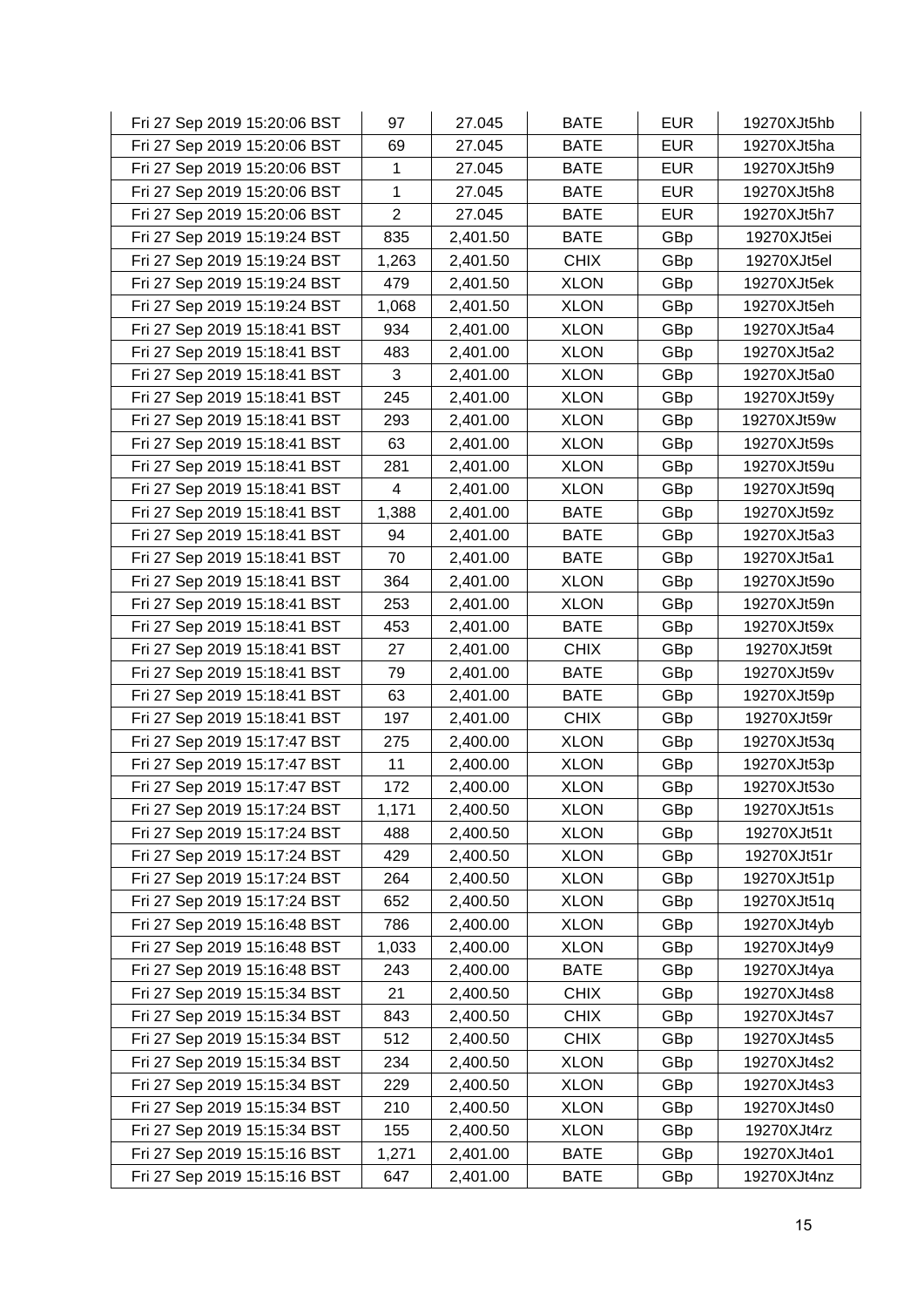| | | | | | |
|---|---|---|---|---|---|
| Fri 27 Sep 2019 15:20:06 BST | 97 | 27.045 | BATE | EUR | 19270XJt5hb |
| Fri 27 Sep 2019 15:20:06 BST | 69 | 27.045 | BATE | EUR | 19270XJt5ha |
| Fri 27 Sep 2019 15:20:06 BST | 1 | 27.045 | BATE | EUR | 19270XJt5h9 |
| Fri 27 Sep 2019 15:20:06 BST | 1 | 27.045 | BATE | EUR | 19270XJt5h8 |
| Fri 27 Sep 2019 15:20:06 BST | 2 | 27.045 | BATE | EUR | 19270XJt5h7 |
| Fri 27 Sep 2019 15:19:24 BST | 835 | 2,401.50 | BATE | GBp | 19270XJt5ei |
| Fri 27 Sep 2019 15:19:24 BST | 1,263 | 2,401.50 | CHIX | GBp | 19270XJt5el |
| Fri 27 Sep 2019 15:19:24 BST | 479 | 2,401.50 | XLON | GBp | 19270XJt5ek |
| Fri 27 Sep 2019 15:19:24 BST | 1,068 | 2,401.50 | XLON | GBp | 19270XJt5eh |
| Fri 27 Sep 2019 15:18:41 BST | 934 | 2,401.00 | XLON | GBp | 19270XJt5a4 |
| Fri 27 Sep 2019 15:18:41 BST | 483 | 2,401.00 | XLON | GBp | 19270XJt5a2 |
| Fri 27 Sep 2019 15:18:41 BST | 3 | 2,401.00 | XLON | GBp | 19270XJt5a0 |
| Fri 27 Sep 2019 15:18:41 BST | 245 | 2,401.00 | XLON | GBp | 19270XJt59y |
| Fri 27 Sep 2019 15:18:41 BST | 293 | 2,401.00 | XLON | GBp | 19270XJt59w |
| Fri 27 Sep 2019 15:18:41 BST | 63 | 2,401.00 | XLON | GBp | 19270XJt59s |
| Fri 27 Sep 2019 15:18:41 BST | 281 | 2,401.00 | XLON | GBp | 19270XJt59u |
| Fri 27 Sep 2019 15:18:41 BST | 4 | 2,401.00 | XLON | GBp | 19270XJt59q |
| Fri 27 Sep 2019 15:18:41 BST | 1,388 | 2,401.00 | BATE | GBp | 19270XJt59z |
| Fri 27 Sep 2019 15:18:41 BST | 94 | 2,401.00 | BATE | GBp | 19270XJt5a3 |
| Fri 27 Sep 2019 15:18:41 BST | 70 | 2,401.00 | BATE | GBp | 19270XJt5a1 |
| Fri 27 Sep 2019 15:18:41 BST | 364 | 2,401.00 | XLON | GBp | 19270XJt59o |
| Fri 27 Sep 2019 15:18:41 BST | 253 | 2,401.00 | XLON | GBp | 19270XJt59n |
| Fri 27 Sep 2019 15:18:41 BST | 453 | 2,401.00 | BATE | GBp | 19270XJt59x |
| Fri 27 Sep 2019 15:18:41 BST | 27 | 2,401.00 | CHIX | GBp | 19270XJt59t |
| Fri 27 Sep 2019 15:18:41 BST | 79 | 2,401.00 | BATE | GBp | 19270XJt59v |
| Fri 27 Sep 2019 15:18:41 BST | 63 | 2,401.00 | BATE | GBp | 19270XJt59p |
| Fri 27 Sep 2019 15:18:41 BST | 197 | 2,401.00 | CHIX | GBp | 19270XJt59r |
| Fri 27 Sep 2019 15:17:47 BST | 275 | 2,400.00 | XLON | GBp | 19270XJt53q |
| Fri 27 Sep 2019 15:17:47 BST | 11 | 2,400.00 | XLON | GBp | 19270XJt53p |
| Fri 27 Sep 2019 15:17:47 BST | 172 | 2,400.00 | XLON | GBp | 19270XJt53o |
| Fri 27 Sep 2019 15:17:24 BST | 1,171 | 2,400.50 | XLON | GBp | 19270XJt51s |
| Fri 27 Sep 2019 15:17:24 BST | 488 | 2,400.50 | XLON | GBp | 19270XJt51t |
| Fri 27 Sep 2019 15:17:24 BST | 429 | 2,400.50 | XLON | GBp | 19270XJt51r |
| Fri 27 Sep 2019 15:17:24 BST | 264 | 2,400.50 | XLON | GBp | 19270XJt51p |
| Fri 27 Sep 2019 15:17:24 BST | 652 | 2,400.50 | XLON | GBp | 19270XJt51q |
| Fri 27 Sep 2019 15:16:48 BST | 786 | 2,400.00 | XLON | GBp | 19270XJt4yb |
| Fri 27 Sep 2019 15:16:48 BST | 1,033 | 2,400.00 | XLON | GBp | 19270XJt4y9 |
| Fri 27 Sep 2019 15:16:48 BST | 243 | 2,400.00 | BATE | GBp | 19270XJt4ya |
| Fri 27 Sep 2019 15:15:34 BST | 21 | 2,400.50 | CHIX | GBp | 19270XJt4s8 |
| Fri 27 Sep 2019 15:15:34 BST | 843 | 2,400.50 | CHIX | GBp | 19270XJt4s7 |
| Fri 27 Sep 2019 15:15:34 BST | 512 | 2,400.50 | CHIX | GBp | 19270XJt4s5 |
| Fri 27 Sep 2019 15:15:34 BST | 234 | 2,400.50 | XLON | GBp | 19270XJt4s2 |
| Fri 27 Sep 2019 15:15:34 BST | 229 | 2,400.50 | XLON | GBp | 19270XJt4s3 |
| Fri 27 Sep 2019 15:15:34 BST | 210 | 2,400.50 | XLON | GBp | 19270XJt4s0 |
| Fri 27 Sep 2019 15:15:34 BST | 155 | 2,400.50 | XLON | GBp | 19270XJt4rz |
| Fri 27 Sep 2019 15:15:16 BST | 1,271 | 2,401.00 | BATE | GBp | 19270XJt4o1 |
| Fri 27 Sep 2019 15:15:16 BST | 647 | 2,401.00 | BATE | GBp | 19270XJt4nz |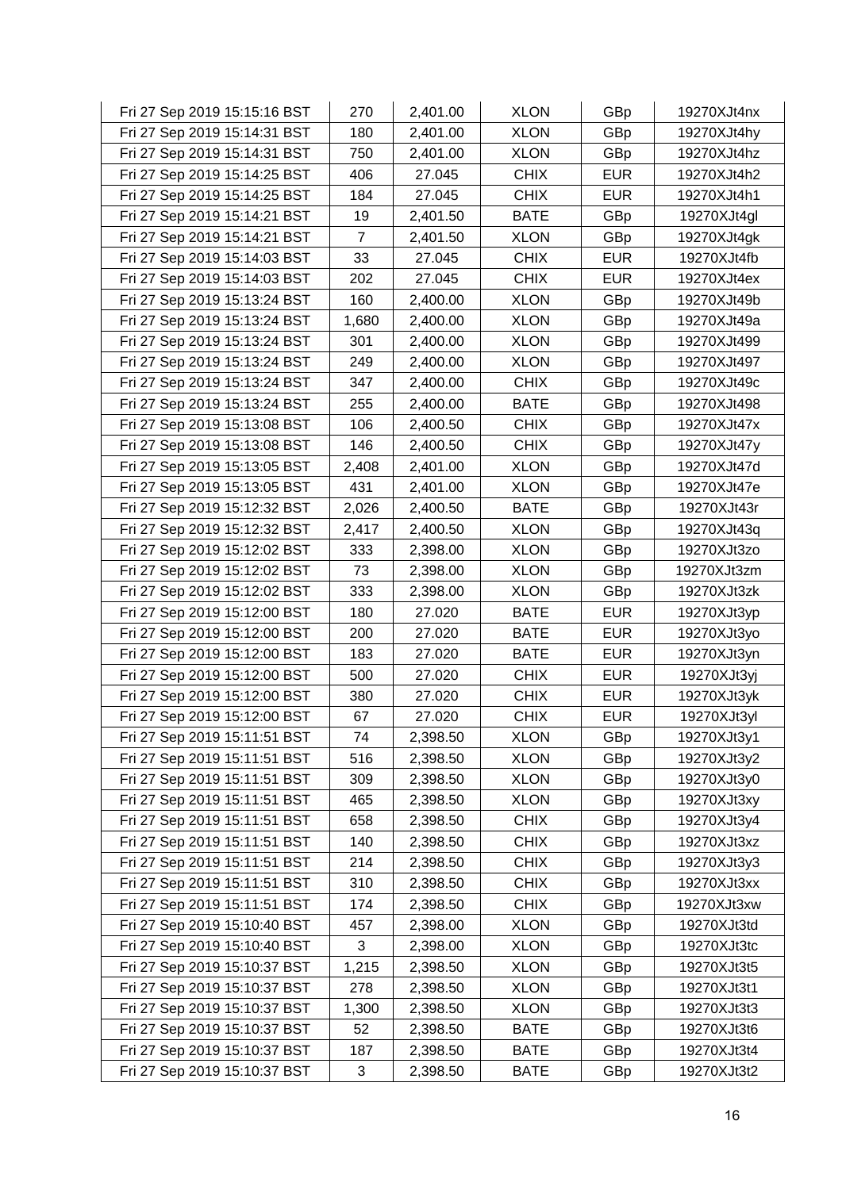| | | | | | |
|---|---|---|---|---|---|
| Fri 27 Sep 2019 15:15:16 BST | 270 | 2,401.00 | XLON | GBp | 19270XJt4nx |
| Fri 27 Sep 2019 15:14:31 BST | 180 | 2,401.00 | XLON | GBp | 19270XJt4hy |
| Fri 27 Sep 2019 15:14:31 BST | 750 | 2,401.00 | XLON | GBp | 19270XJt4hz |
| Fri 27 Sep 2019 15:14:25 BST | 406 | 27.045 | CHIX | EUR | 19270XJt4h2 |
| Fri 27 Sep 2019 15:14:25 BST | 184 | 27.045 | CHIX | EUR | 19270XJt4h1 |
| Fri 27 Sep 2019 15:14:21 BST | 19 | 2,401.50 | BATE | GBp | 19270XJt4gl |
| Fri 27 Sep 2019 15:14:21 BST | 7 | 2,401.50 | XLON | GBp | 19270XJt4gk |
| Fri 27 Sep 2019 15:14:03 BST | 33 | 27.045 | CHIX | EUR | 19270XJt4fb |
| Fri 27 Sep 2019 15:14:03 BST | 202 | 27.045 | CHIX | EUR | 19270XJt4ex |
| Fri 27 Sep 2019 15:13:24 BST | 160 | 2,400.00 | XLON | GBp | 19270XJt49b |
| Fri 27 Sep 2019 15:13:24 BST | 1,680 | 2,400.00 | XLON | GBp | 19270XJt49a |
| Fri 27 Sep 2019 15:13:24 BST | 301 | 2,400.00 | XLON | GBp | 19270XJt499 |
| Fri 27 Sep 2019 15:13:24 BST | 249 | 2,400.00 | XLON | GBp | 19270XJt497 |
| Fri 27 Sep 2019 15:13:24 BST | 347 | 2,400.00 | CHIX | GBp | 19270XJt49c |
| Fri 27 Sep 2019 15:13:24 BST | 255 | 2,400.00 | BATE | GBp | 19270XJt498 |
| Fri 27 Sep 2019 15:13:08 BST | 106 | 2,400.50 | CHIX | GBp | 19270XJt47x |
| Fri 27 Sep 2019 15:13:08 BST | 146 | 2,400.50 | CHIX | GBp | 19270XJt47y |
| Fri 27 Sep 2019 15:13:05 BST | 2,408 | 2,401.00 | XLON | GBp | 19270XJt47d |
| Fri 27 Sep 2019 15:13:05 BST | 431 | 2,401.00 | XLON | GBp | 19270XJt47e |
| Fri 27 Sep 2019 15:12:32 BST | 2,026 | 2,400.50 | BATE | GBp | 19270XJt43r |
| Fri 27 Sep 2019 15:12:32 BST | 2,417 | 2,400.50 | XLON | GBp | 19270XJt43q |
| Fri 27 Sep 2019 15:12:02 BST | 333 | 2,398.00 | XLON | GBp | 19270XJt3zo |
| Fri 27 Sep 2019 15:12:02 BST | 73 | 2,398.00 | XLON | GBp | 19270XJt3zm |
| Fri 27 Sep 2019 15:12:02 BST | 333 | 2,398.00 | XLON | GBp | 19270XJt3zk |
| Fri 27 Sep 2019 15:12:00 BST | 180 | 27.020 | BATE | EUR | 19270XJt3yp |
| Fri 27 Sep 2019 15:12:00 BST | 200 | 27.020 | BATE | EUR | 19270XJt3yo |
| Fri 27 Sep 2019 15:12:00 BST | 183 | 27.020 | BATE | EUR | 19270XJt3yn |
| Fri 27 Sep 2019 15:12:00 BST | 500 | 27.020 | CHIX | EUR | 19270XJt3yj |
| Fri 27 Sep 2019 15:12:00 BST | 380 | 27.020 | CHIX | EUR | 19270XJt3yk |
| Fri 27 Sep 2019 15:12:00 BST | 67 | 27.020 | CHIX | EUR | 19270XJt3yl |
| Fri 27 Sep 2019 15:11:51 BST | 74 | 2,398.50 | XLON | GBp | 19270XJt3y1 |
| Fri 27 Sep 2019 15:11:51 BST | 516 | 2,398.50 | XLON | GBp | 19270XJt3y2 |
| Fri 27 Sep 2019 15:11:51 BST | 309 | 2,398.50 | XLON | GBp | 19270XJt3y0 |
| Fri 27 Sep 2019 15:11:51 BST | 465 | 2,398.50 | XLON | GBp | 19270XJt3xy |
| Fri 27 Sep 2019 15:11:51 BST | 658 | 2,398.50 | CHIX | GBp | 19270XJt3y4 |
| Fri 27 Sep 2019 15:11:51 BST | 140 | 2,398.50 | CHIX | GBp | 19270XJt3xz |
| Fri 27 Sep 2019 15:11:51 BST | 214 | 2,398.50 | CHIX | GBp | 19270XJt3y3 |
| Fri 27 Sep 2019 15:11:51 BST | 310 | 2,398.50 | CHIX | GBp | 19270XJt3xx |
| Fri 27 Sep 2019 15:11:51 BST | 174 | 2,398.50 | CHIX | GBp | 19270XJt3xw |
| Fri 27 Sep 2019 15:10:40 BST | 457 | 2,398.00 | XLON | GBp | 19270XJt3td |
| Fri 27 Sep 2019 15:10:40 BST | 3 | 2,398.00 | XLON | GBp | 19270XJt3tc |
| Fri 27 Sep 2019 15:10:37 BST | 1,215 | 2,398.50 | XLON | GBp | 19270XJt3t5 |
| Fri 27 Sep 2019 15:10:37 BST | 278 | 2,398.50 | XLON | GBp | 19270XJt3t1 |
| Fri 27 Sep 2019 15:10:37 BST | 1,300 | 2,398.50 | XLON | GBp | 19270XJt3t3 |
| Fri 27 Sep 2019 15:10:37 BST | 52 | 2,398.50 | BATE | GBp | 19270XJt3t6 |
| Fri 27 Sep 2019 15:10:37 BST | 187 | 2,398.50 | BATE | GBp | 19270XJt3t4 |
| Fri 27 Sep 2019 15:10:37 BST | 3 | 2,398.50 | BATE | GBp | 19270XJt3t2 |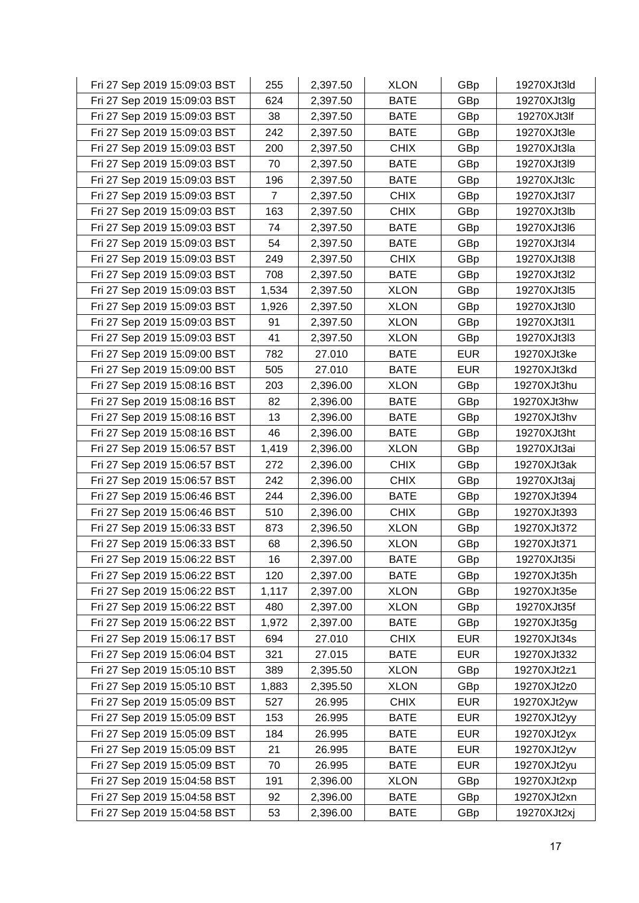| | | | | | |
|---|---|---|---|---|---|
| Fri 27 Sep 2019 15:09:03 BST | 255 | 2,397.50 | XLON | GBp | 19270XJt3ld |
| Fri 27 Sep 2019 15:09:03 BST | 624 | 2,397.50 | BATE | GBp | 19270XJt3lg |
| Fri 27 Sep 2019 15:09:03 BST | 38 | 2,397.50 | BATE | GBp | 19270XJt3lf |
| Fri 27 Sep 2019 15:09:03 BST | 242 | 2,397.50 | BATE | GBp | 19270XJt3le |
| Fri 27 Sep 2019 15:09:03 BST | 200 | 2,397.50 | CHIX | GBp | 19270XJt3la |
| Fri 27 Sep 2019 15:09:03 BST | 70 | 2,397.50 | BATE | GBp | 19270XJt3l9 |
| Fri 27 Sep 2019 15:09:03 BST | 196 | 2,397.50 | BATE | GBp | 19270XJt3lc |
| Fri 27 Sep 2019 15:09:03 BST | 7 | 2,397.50 | CHIX | GBp | 19270XJt3l7 |
| Fri 27 Sep 2019 15:09:03 BST | 163 | 2,397.50 | CHIX | GBp | 19270XJt3lb |
| Fri 27 Sep 2019 15:09:03 BST | 74 | 2,397.50 | BATE | GBp | 19270XJt3l6 |
| Fri 27 Sep 2019 15:09:03 BST | 54 | 2,397.50 | BATE | GBp | 19270XJt3l4 |
| Fri 27 Sep 2019 15:09:03 BST | 249 | 2,397.50 | CHIX | GBp | 19270XJt3l8 |
| Fri 27 Sep 2019 15:09:03 BST | 708 | 2,397.50 | BATE | GBp | 19270XJt3l2 |
| Fri 27 Sep 2019 15:09:03 BST | 1,534 | 2,397.50 | XLON | GBp | 19270XJt3l5 |
| Fri 27 Sep 2019 15:09:03 BST | 1,926 | 2,397.50 | XLON | GBp | 19270XJt3l0 |
| Fri 27 Sep 2019 15:09:03 BST | 91 | 2,397.50 | XLON | GBp | 19270XJt3l1 |
| Fri 27 Sep 2019 15:09:03 BST | 41 | 2,397.50 | XLON | GBp | 19270XJt3l3 |
| Fri 27 Sep 2019 15:09:00 BST | 782 | 27.010 | BATE | EUR | 19270XJt3ke |
| Fri 27 Sep 2019 15:09:00 BST | 505 | 27.010 | BATE | EUR | 19270XJt3kd |
| Fri 27 Sep 2019 15:08:16 BST | 203 | 2,396.00 | XLON | GBp | 19270XJt3hu |
| Fri 27 Sep 2019 15:08:16 BST | 82 | 2,396.00 | BATE | GBp | 19270XJt3hw |
| Fri 27 Sep 2019 15:08:16 BST | 13 | 2,396.00 | BATE | GBp | 19270XJt3hv |
| Fri 27 Sep 2019 15:08:16 BST | 46 | 2,396.00 | BATE | GBp | 19270XJt3ht |
| Fri 27 Sep 2019 15:06:57 BST | 1,419 | 2,396.00 | XLON | GBp | 19270XJt3ai |
| Fri 27 Sep 2019 15:06:57 BST | 272 | 2,396.00 | CHIX | GBp | 19270XJt3ak |
| Fri 27 Sep 2019 15:06:57 BST | 242 | 2,396.00 | CHIX | GBp | 19270XJt3aj |
| Fri 27 Sep 2019 15:06:46 BST | 244 | 2,396.00 | BATE | GBp | 19270XJt394 |
| Fri 27 Sep 2019 15:06:46 BST | 510 | 2,396.00 | CHIX | GBp | 19270XJt393 |
| Fri 27 Sep 2019 15:06:33 BST | 873 | 2,396.50 | XLON | GBp | 19270XJt372 |
| Fri 27 Sep 2019 15:06:33 BST | 68 | 2,396.50 | XLON | GBp | 19270XJt371 |
| Fri 27 Sep 2019 15:06:22 BST | 16 | 2,397.00 | BATE | GBp | 19270XJt35i |
| Fri 27 Sep 2019 15:06:22 BST | 120 | 2,397.00 | BATE | GBp | 19270XJt35h |
| Fri 27 Sep 2019 15:06:22 BST | 1,117 | 2,397.00 | XLON | GBp | 19270XJt35e |
| Fri 27 Sep 2019 15:06:22 BST | 480 | 2,397.00 | XLON | GBp | 19270XJt35f |
| Fri 27 Sep 2019 15:06:22 BST | 1,972 | 2,397.00 | BATE | GBp | 19270XJt35g |
| Fri 27 Sep 2019 15:06:17 BST | 694 | 27.010 | CHIX | EUR | 19270XJt34s |
| Fri 27 Sep 2019 15:06:04 BST | 321 | 27.015 | BATE | EUR | 19270XJt332 |
| Fri 27 Sep 2019 15:05:10 BST | 389 | 2,395.50 | XLON | GBp | 19270XJt2z1 |
| Fri 27 Sep 2019 15:05:10 BST | 1,883 | 2,395.50 | XLON | GBp | 19270XJt2z0 |
| Fri 27 Sep 2019 15:05:09 BST | 527 | 26.995 | CHIX | EUR | 19270XJt2yw |
| Fri 27 Sep 2019 15:05:09 BST | 153 | 26.995 | BATE | EUR | 19270XJt2yy |
| Fri 27 Sep 2019 15:05:09 BST | 184 | 26.995 | BATE | EUR | 19270XJt2yx |
| Fri 27 Sep 2019 15:05:09 BST | 21 | 26.995 | BATE | EUR | 19270XJt2yv |
| Fri 27 Sep 2019 15:05:09 BST | 70 | 26.995 | BATE | EUR | 19270XJt2yu |
| Fri 27 Sep 2019 15:04:58 BST | 191 | 2,396.00 | XLON | GBp | 19270XJt2xp |
| Fri 27 Sep 2019 15:04:58 BST | 92 | 2,396.00 | BATE | GBp | 19270XJt2xn |
| Fri 27 Sep 2019 15:04:58 BST | 53 | 2,396.00 | BATE | GBp | 19270XJt2xj |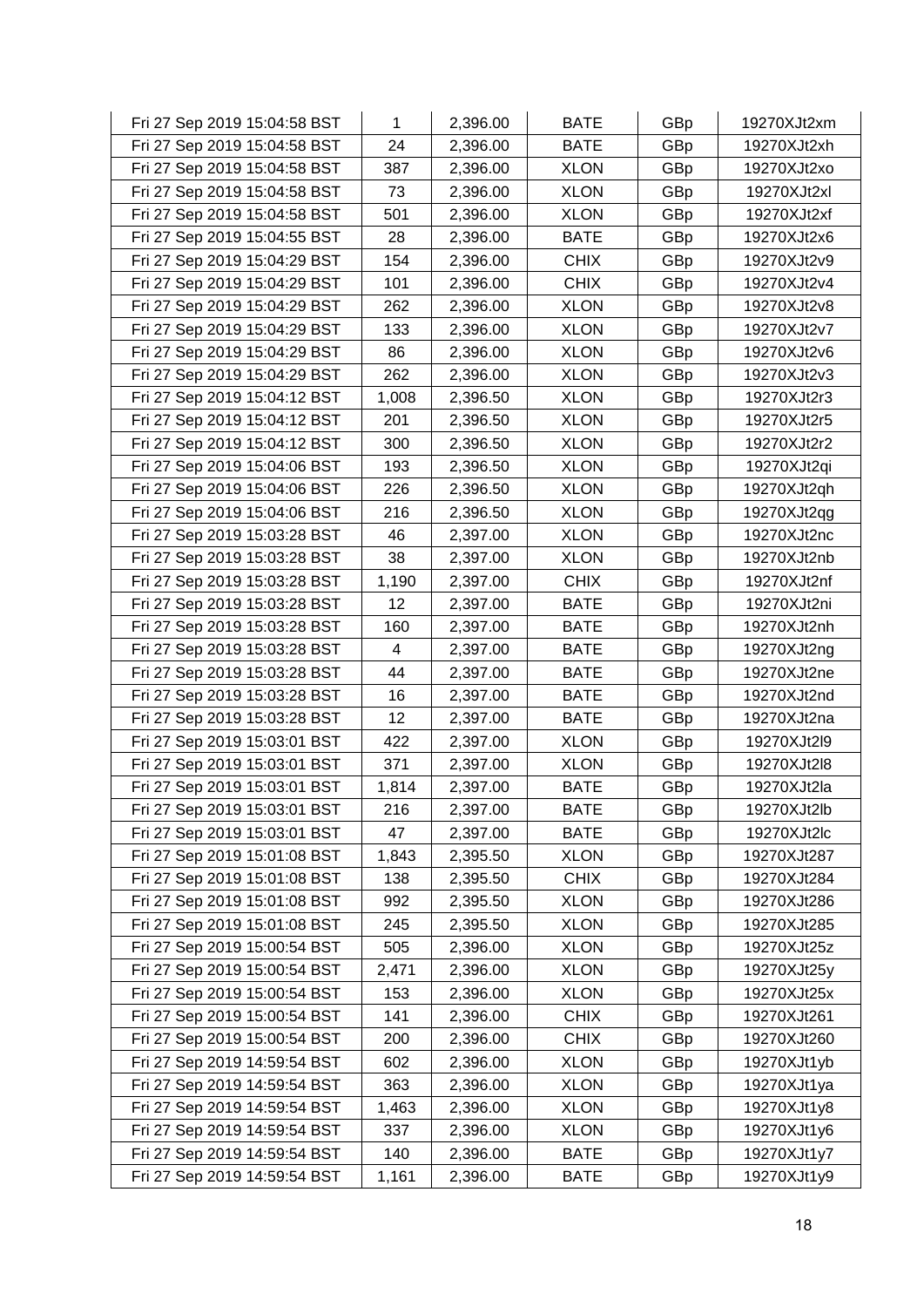| | | | | | |
|---|---|---|---|---|---|
| Fri 27 Sep 2019 15:04:58 BST | 1 | 2,396.00 | BATE | GBp | 19270XJt2xm |
| Fri 27 Sep 2019 15:04:58 BST | 24 | 2,396.00 | BATE | GBp | 19270XJt2xh |
| Fri 27 Sep 2019 15:04:58 BST | 387 | 2,396.00 | XLON | GBp | 19270XJt2xo |
| Fri 27 Sep 2019 15:04:58 BST | 73 | 2,396.00 | XLON | GBp | 19270XJt2xl |
| Fri 27 Sep 2019 15:04:58 BST | 501 | 2,396.00 | XLON | GBp | 19270XJt2xf |
| Fri 27 Sep 2019 15:04:55 BST | 28 | 2,396.00 | BATE | GBp | 19270XJt2x6 |
| Fri 27 Sep 2019 15:04:29 BST | 154 | 2,396.00 | CHIX | GBp | 19270XJt2v9 |
| Fri 27 Sep 2019 15:04:29 BST | 101 | 2,396.00 | CHIX | GBp | 19270XJt2v4 |
| Fri 27 Sep 2019 15:04:29 BST | 262 | 2,396.00 | XLON | GBp | 19270XJt2v8 |
| Fri 27 Sep 2019 15:04:29 BST | 133 | 2,396.00 | XLON | GBp | 19270XJt2v7 |
| Fri 27 Sep 2019 15:04:29 BST | 86 | 2,396.00 | XLON | GBp | 19270XJt2v6 |
| Fri 27 Sep 2019 15:04:29 BST | 262 | 2,396.00 | XLON | GBp | 19270XJt2v3 |
| Fri 27 Sep 2019 15:04:12 BST | 1,008 | 2,396.50 | XLON | GBp | 19270XJt2r3 |
| Fri 27 Sep 2019 15:04:12 BST | 201 | 2,396.50 | XLON | GBp | 19270XJt2r5 |
| Fri 27 Sep 2019 15:04:12 BST | 300 | 2,396.50 | XLON | GBp | 19270XJt2r2 |
| Fri 27 Sep 2019 15:04:06 BST | 193 | 2,396.50 | XLON | GBp | 19270XJt2qi |
| Fri 27 Sep 2019 15:04:06 BST | 226 | 2,396.50 | XLON | GBp | 19270XJt2qh |
| Fri 27 Sep 2019 15:04:06 BST | 216 | 2,396.50 | XLON | GBp | 19270XJt2qg |
| Fri 27 Sep 2019 15:03:28 BST | 46 | 2,397.00 | XLON | GBp | 19270XJt2nc |
| Fri 27 Sep 2019 15:03:28 BST | 38 | 2,397.00 | XLON | GBp | 19270XJt2nb |
| Fri 27 Sep 2019 15:03:28 BST | 1,190 | 2,397.00 | CHIX | GBp | 19270XJt2nf |
| Fri 27 Sep 2019 15:03:28 BST | 12 | 2,397.00 | BATE | GBp | 19270XJt2ni |
| Fri 27 Sep 2019 15:03:28 BST | 160 | 2,397.00 | BATE | GBp | 19270XJt2nh |
| Fri 27 Sep 2019 15:03:28 BST | 4 | 2,397.00 | BATE | GBp | 19270XJt2ng |
| Fri 27 Sep 2019 15:03:28 BST | 44 | 2,397.00 | BATE | GBp | 19270XJt2ne |
| Fri 27 Sep 2019 15:03:28 BST | 16 | 2,397.00 | BATE | GBp | 19270XJt2nd |
| Fri 27 Sep 2019 15:03:28 BST | 12 | 2,397.00 | BATE | GBp | 19270XJt2na |
| Fri 27 Sep 2019 15:03:01 BST | 422 | 2,397.00 | XLON | GBp | 19270XJt2l9 |
| Fri 27 Sep 2019 15:03:01 BST | 371 | 2,397.00 | XLON | GBp | 19270XJt2l8 |
| Fri 27 Sep 2019 15:03:01 BST | 1,814 | 2,397.00 | BATE | GBp | 19270XJt2la |
| Fri 27 Sep 2019 15:03:01 BST | 216 | 2,397.00 | BATE | GBp | 19270XJt2lb |
| Fri 27 Sep 2019 15:03:01 BST | 47 | 2,397.00 | BATE | GBp | 19270XJt2lc |
| Fri 27 Sep 2019 15:01:08 BST | 1,843 | 2,395.50 | XLON | GBp | 19270XJt287 |
| Fri 27 Sep 2019 15:01:08 BST | 138 | 2,395.50 | CHIX | GBp | 19270XJt284 |
| Fri 27 Sep 2019 15:01:08 BST | 992 | 2,395.50 | XLON | GBp | 19270XJt286 |
| Fri 27 Sep 2019 15:01:08 BST | 245 | 2,395.50 | XLON | GBp | 19270XJt285 |
| Fri 27 Sep 2019 15:00:54 BST | 505 | 2,396.00 | XLON | GBp | 19270XJt25z |
| Fri 27 Sep 2019 15:00:54 BST | 2,471 | 2,396.00 | XLON | GBp | 19270XJt25y |
| Fri 27 Sep 2019 15:00:54 BST | 153 | 2,396.00 | XLON | GBp | 19270XJt25x |
| Fri 27 Sep 2019 15:00:54 BST | 141 | 2,396.00 | CHIX | GBp | 19270XJt261 |
| Fri 27 Sep 2019 15:00:54 BST | 200 | 2,396.00 | CHIX | GBp | 19270XJt260 |
| Fri 27 Sep 2019 14:59:54 BST | 602 | 2,396.00 | XLON | GBp | 19270XJt1yb |
| Fri 27 Sep 2019 14:59:54 BST | 363 | 2,396.00 | XLON | GBp | 19270XJt1ya |
| Fri 27 Sep 2019 14:59:54 BST | 1,463 | 2,396.00 | XLON | GBp | 19270XJt1y8 |
| Fri 27 Sep 2019 14:59:54 BST | 337 | 2,396.00 | XLON | GBp | 19270XJt1y6 |
| Fri 27 Sep 2019 14:59:54 BST | 140 | 2,396.00 | BATE | GBp | 19270XJt1y7 |
| Fri 27 Sep 2019 14:59:54 BST | 1,161 | 2,396.00 | BATE | GBp | 19270XJt1y9 |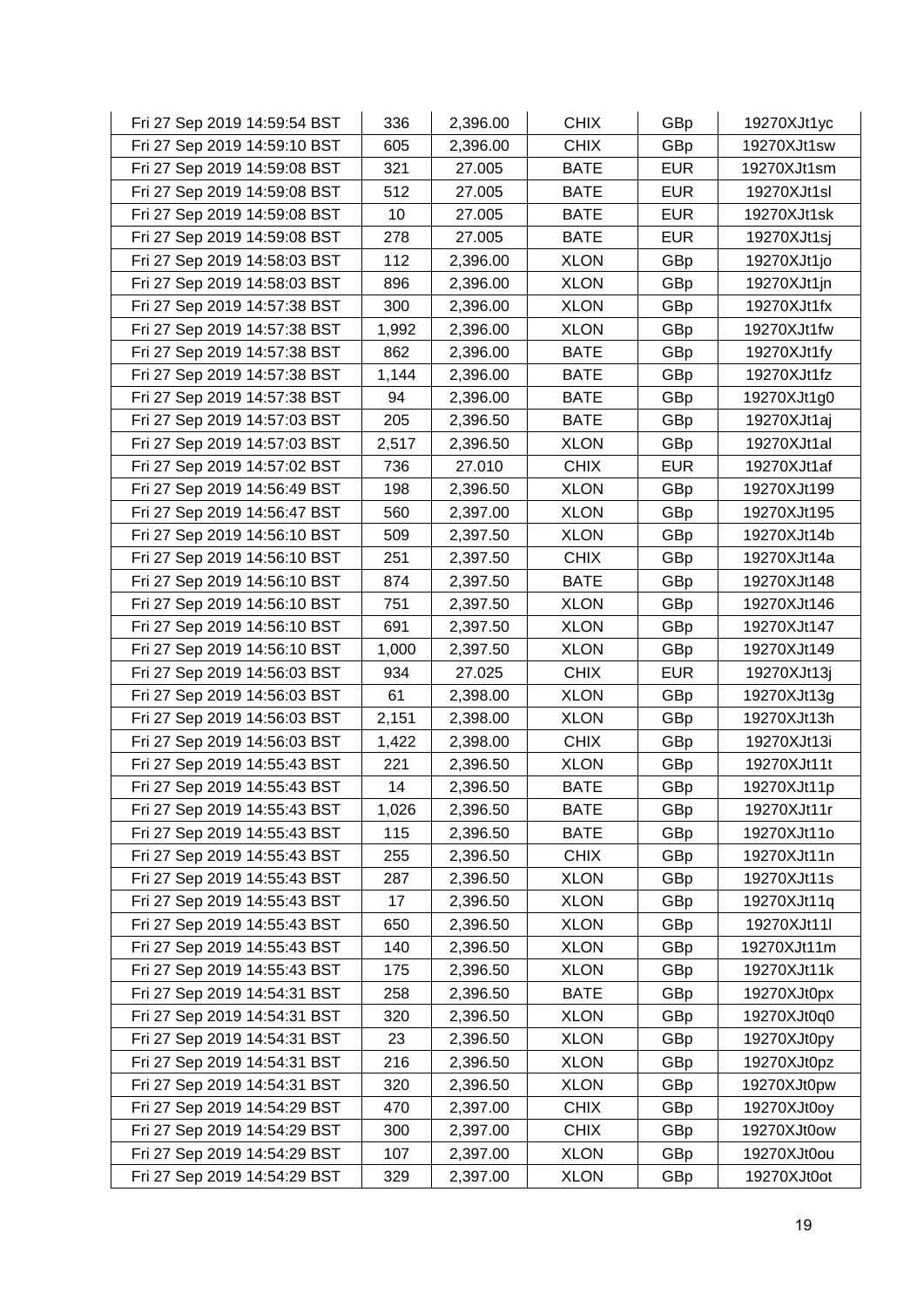| Fri 27 Sep 2019 14:59:54 BST | 336 | 2,396.00 | CHIX | GBp | 19270XJt1yc |
|---|---|---|---|---|---|
| Fri 27 Sep 2019 14:59:10 BST | 605 | 2,396.00 | CHIX | GBp | 19270XJt1sw |
| Fri 27 Sep 2019 14:59:08 BST | 321 | 27.005 | BATE | EUR | 19270XJt1sm |
| Fri 27 Sep 2019 14:59:08 BST | 512 | 27.005 | BATE | EUR | 19270XJt1sl |
| Fri 27 Sep 2019 14:59:08 BST | 10 | 27.005 | BATE | EUR | 19270XJt1sk |
| Fri 27 Sep 2019 14:59:08 BST | 278 | 27.005 | BATE | EUR | 19270XJt1sj |
| Fri 27 Sep 2019 14:58:03 BST | 112 | 2,396.00 | XLON | GBp | 19270XJt1jo |
| Fri 27 Sep 2019 14:58:03 BST | 896 | 2,396.00 | XLON | GBp | 19270XJt1jn |
| Fri 27 Sep 2019 14:57:38 BST | 300 | 2,396.00 | XLON | GBp | 19270XJt1fx |
| Fri 27 Sep 2019 14:57:38 BST | 1,992 | 2,396.00 | XLON | GBp | 19270XJt1fw |
| Fri 27 Sep 2019 14:57:38 BST | 862 | 2,396.00 | BATE | GBp | 19270XJt1fy |
| Fri 27 Sep 2019 14:57:38 BST | 1,144 | 2,396.00 | BATE | GBp | 19270XJt1fz |
| Fri 27 Sep 2019 14:57:38 BST | 94 | 2,396.00 | BATE | GBp | 19270XJt1g0 |
| Fri 27 Sep 2019 14:57:03 BST | 205 | 2,396.50 | BATE | GBp | 19270XJt1aj |
| Fri 27 Sep 2019 14:57:03 BST | 2,517 | 2,396.50 | XLON | GBp | 19270XJt1al |
| Fri 27 Sep 2019 14:57:02 BST | 736 | 27.010 | CHIX | EUR | 19270XJt1af |
| Fri 27 Sep 2019 14:56:49 BST | 198 | 2,396.50 | XLON | GBp | 19270XJt199 |
| Fri 27 Sep 2019 14:56:47 BST | 560 | 2,397.00 | XLON | GBp | 19270XJt195 |
| Fri 27 Sep 2019 14:56:10 BST | 509 | 2,397.50 | XLON | GBp | 19270XJt14b |
| Fri 27 Sep 2019 14:56:10 BST | 251 | 2,397.50 | CHIX | GBp | 19270XJt14a |
| Fri 27 Sep 2019 14:56:10 BST | 874 | 2,397.50 | BATE | GBp | 19270XJt148 |
| Fri 27 Sep 2019 14:56:10 BST | 751 | 2,397.50 | XLON | GBp | 19270XJt146 |
| Fri 27 Sep 2019 14:56:10 BST | 691 | 2,397.50 | XLON | GBp | 19270XJt147 |
| Fri 27 Sep 2019 14:56:10 BST | 1,000 | 2,397.50 | XLON | GBp | 19270XJt149 |
| Fri 27 Sep 2019 14:56:03 BST | 934 | 27.025 | CHIX | EUR | 19270XJt13j |
| Fri 27 Sep 2019 14:56:03 BST | 61 | 2,398.00 | XLON | GBp | 19270XJt13g |
| Fri 27 Sep 2019 14:56:03 BST | 2,151 | 2,398.00 | XLON | GBp | 19270XJt13h |
| Fri 27 Sep 2019 14:56:03 BST | 1,422 | 2,398.00 | CHIX | GBp | 19270XJt13i |
| Fri 27 Sep 2019 14:55:43 BST | 221 | 2,396.50 | XLON | GBp | 19270XJt11t |
| Fri 27 Sep 2019 14:55:43 BST | 14 | 2,396.50 | BATE | GBp | 19270XJt11p |
| Fri 27 Sep 2019 14:55:43 BST | 1,026 | 2,396.50 | BATE | GBp | 19270XJt11r |
| Fri 27 Sep 2019 14:55:43 BST | 115 | 2,396.50 | BATE | GBp | 19270XJt11o |
| Fri 27 Sep 2019 14:55:43 BST | 255 | 2,396.50 | CHIX | GBp | 19270XJt11n |
| Fri 27 Sep 2019 14:55:43 BST | 287 | 2,396.50 | XLON | GBp | 19270XJt11s |
| Fri 27 Sep 2019 14:55:43 BST | 17 | 2,396.50 | XLON | GBp | 19270XJt11q |
| Fri 27 Sep 2019 14:55:43 BST | 650 | 2,396.50 | XLON | GBp | 19270XJt11l |
| Fri 27 Sep 2019 14:55:43 BST | 140 | 2,396.50 | XLON | GBp | 19270XJt11m |
| Fri 27 Sep 2019 14:55:43 BST | 175 | 2,396.50 | XLON | GBp | 19270XJt11k |
| Fri 27 Sep 2019 14:54:31 BST | 258 | 2,396.50 | BATE | GBp | 19270XJt0px |
| Fri 27 Sep 2019 14:54:31 BST | 320 | 2,396.50 | XLON | GBp | 19270XJt0q0 |
| Fri 27 Sep 2019 14:54:31 BST | 23 | 2,396.50 | XLON | GBp | 19270XJt0py |
| Fri 27 Sep 2019 14:54:31 BST | 216 | 2,396.50 | XLON | GBp | 19270XJt0pz |
| Fri 27 Sep 2019 14:54:31 BST | 320 | 2,396.50 | XLON | GBp | 19270XJt0pw |
| Fri 27 Sep 2019 14:54:29 BST | 470 | 2,397.00 | CHIX | GBp | 19270XJt0oy |
| Fri 27 Sep 2019 14:54:29 BST | 300 | 2,397.00 | CHIX | GBp | 19270XJt0ow |
| Fri 27 Sep 2019 14:54:29 BST | 107 | 2,397.00 | XLON | GBp | 19270XJt0ou |
| Fri 27 Sep 2019 14:54:29 BST | 329 | 2,397.00 | XLON | GBp | 19270XJt0ot |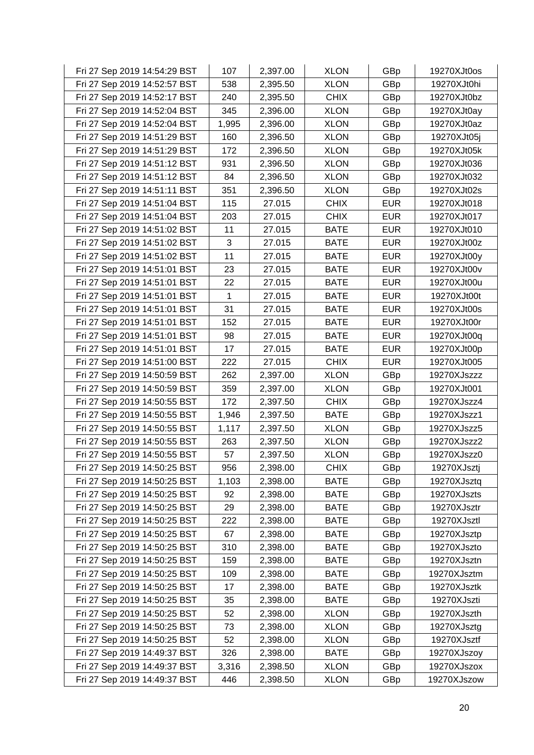| | | | | | |
|---|---|---|---|---|---|
| Fri 27 Sep 2019 14:54:29 BST | 107 | 2,397.00 | XLON | GBp | 19270XJt0os |
| Fri 27 Sep 2019 14:52:57 BST | 538 | 2,395.50 | XLON | GBp | 19270XJt0hi |
| Fri 27 Sep 2019 14:52:17 BST | 240 | 2,395.50 | CHIX | GBp | 19270XJt0bz |
| Fri 27 Sep 2019 14:52:04 BST | 345 | 2,396.00 | XLON | GBp | 19270XJt0ay |
| Fri 27 Sep 2019 14:52:04 BST | 1,995 | 2,396.00 | XLON | GBp | 19270XJt0az |
| Fri 27 Sep 2019 14:51:29 BST | 160 | 2,396.50 | XLON | GBp | 19270XJt05j |
| Fri 27 Sep 2019 14:51:29 BST | 172 | 2,396.50 | XLON | GBp | 19270XJt05k |
| Fri 27 Sep 2019 14:51:12 BST | 931 | 2,396.50 | XLON | GBp | 19270XJt036 |
| Fri 27 Sep 2019 14:51:12 BST | 84 | 2,396.50 | XLON | GBp | 19270XJt032 |
| Fri 27 Sep 2019 14:51:11 BST | 351 | 2,396.50 | XLON | GBp | 19270XJt02s |
| Fri 27 Sep 2019 14:51:04 BST | 115 | 27.015 | CHIX | EUR | 19270XJt018 |
| Fri 27 Sep 2019 14:51:04 BST | 203 | 27.015 | CHIX | EUR | 19270XJt017 |
| Fri 27 Sep 2019 14:51:02 BST | 11 | 27.015 | BATE | EUR | 19270XJt010 |
| Fri 27 Sep 2019 14:51:02 BST | 3 | 27.015 | BATE | EUR | 19270XJt00z |
| Fri 27 Sep 2019 14:51:02 BST | 11 | 27.015 | BATE | EUR | 19270XJt00y |
| Fri 27 Sep 2019 14:51:01 BST | 23 | 27.015 | BATE | EUR | 19270XJt00v |
| Fri 27 Sep 2019 14:51:01 BST | 22 | 27.015 | BATE | EUR | 19270XJt00u |
| Fri 27 Sep 2019 14:51:01 BST | 1 | 27.015 | BATE | EUR | 19270XJt00t |
| Fri 27 Sep 2019 14:51:01 BST | 31 | 27.015 | BATE | EUR | 19270XJt00s |
| Fri 27 Sep 2019 14:51:01 BST | 152 | 27.015 | BATE | EUR | 19270XJt00r |
| Fri 27 Sep 2019 14:51:01 BST | 98 | 27.015 | BATE | EUR | 19270XJt00q |
| Fri 27 Sep 2019 14:51:01 BST | 17 | 27.015 | BATE | EUR | 19270XJt00p |
| Fri 27 Sep 2019 14:51:00 BST | 222 | 27.015 | CHIX | EUR | 19270XJt005 |
| Fri 27 Sep 2019 14:50:59 BST | 262 | 2,397.00 | XLON | GBp | 19270XJszzz |
| Fri 27 Sep 2019 14:50:59 BST | 359 | 2,397.00 | XLON | GBp | 19270XJt001 |
| Fri 27 Sep 2019 14:50:55 BST | 172 | 2,397.50 | CHIX | GBp | 19270XJszz4 |
| Fri 27 Sep 2019 14:50:55 BST | 1,946 | 2,397.50 | BATE | GBp | 19270XJszz1 |
| Fri 27 Sep 2019 14:50:55 BST | 1,117 | 2,397.50 | XLON | GBp | 19270XJszz5 |
| Fri 27 Sep 2019 14:50:55 BST | 263 | 2,397.50 | XLON | GBp | 19270XJszz2 |
| Fri 27 Sep 2019 14:50:55 BST | 57 | 2,397.50 | XLON | GBp | 19270XJszz0 |
| Fri 27 Sep 2019 14:50:25 BST | 956 | 2,398.00 | CHIX | GBp | 19270XJsztj |
| Fri 27 Sep 2019 14:50:25 BST | 1,103 | 2,398.00 | BATE | GBp | 19270XJsztq |
| Fri 27 Sep 2019 14:50:25 BST | 92 | 2,398.00 | BATE | GBp | 19270XJszts |
| Fri 27 Sep 2019 14:50:25 BST | 29 | 2,398.00 | BATE | GBp | 19270XJsztr |
| Fri 27 Sep 2019 14:50:25 BST | 222 | 2,398.00 | BATE | GBp | 19270XJsztl |
| Fri 27 Sep 2019 14:50:25 BST | 67 | 2,398.00 | BATE | GBp | 19270XJsztp |
| Fri 27 Sep 2019 14:50:25 BST | 310 | 2,398.00 | BATE | GBp | 19270XJszto |
| Fri 27 Sep 2019 14:50:25 BST | 159 | 2,398.00 | BATE | GBp | 19270XJsztn |
| Fri 27 Sep 2019 14:50:25 BST | 109 | 2,398.00 | BATE | GBp | 19270XJsztm |
| Fri 27 Sep 2019 14:50:25 BST | 17 | 2,398.00 | BATE | GBp | 19270XJsztk |
| Fri 27 Sep 2019 14:50:25 BST | 35 | 2,398.00 | BATE | GBp | 19270XJszti |
| Fri 27 Sep 2019 14:50:25 BST | 52 | 2,398.00 | XLON | GBp | 19270XJszth |
| Fri 27 Sep 2019 14:50:25 BST | 73 | 2,398.00 | XLON | GBp | 19270XJsztg |
| Fri 27 Sep 2019 14:50:25 BST | 52 | 2,398.00 | XLON | GBp | 19270XJsztf |
| Fri 27 Sep 2019 14:49:37 BST | 326 | 2,398.00 | BATE | GBp | 19270XJszoy |
| Fri 27 Sep 2019 14:49:37 BST | 3,316 | 2,398.50 | XLON | GBp | 19270XJszox |
| Fri 27 Sep 2019 14:49:37 BST | 446 | 2,398.50 | XLON | GBp | 19270XJszow |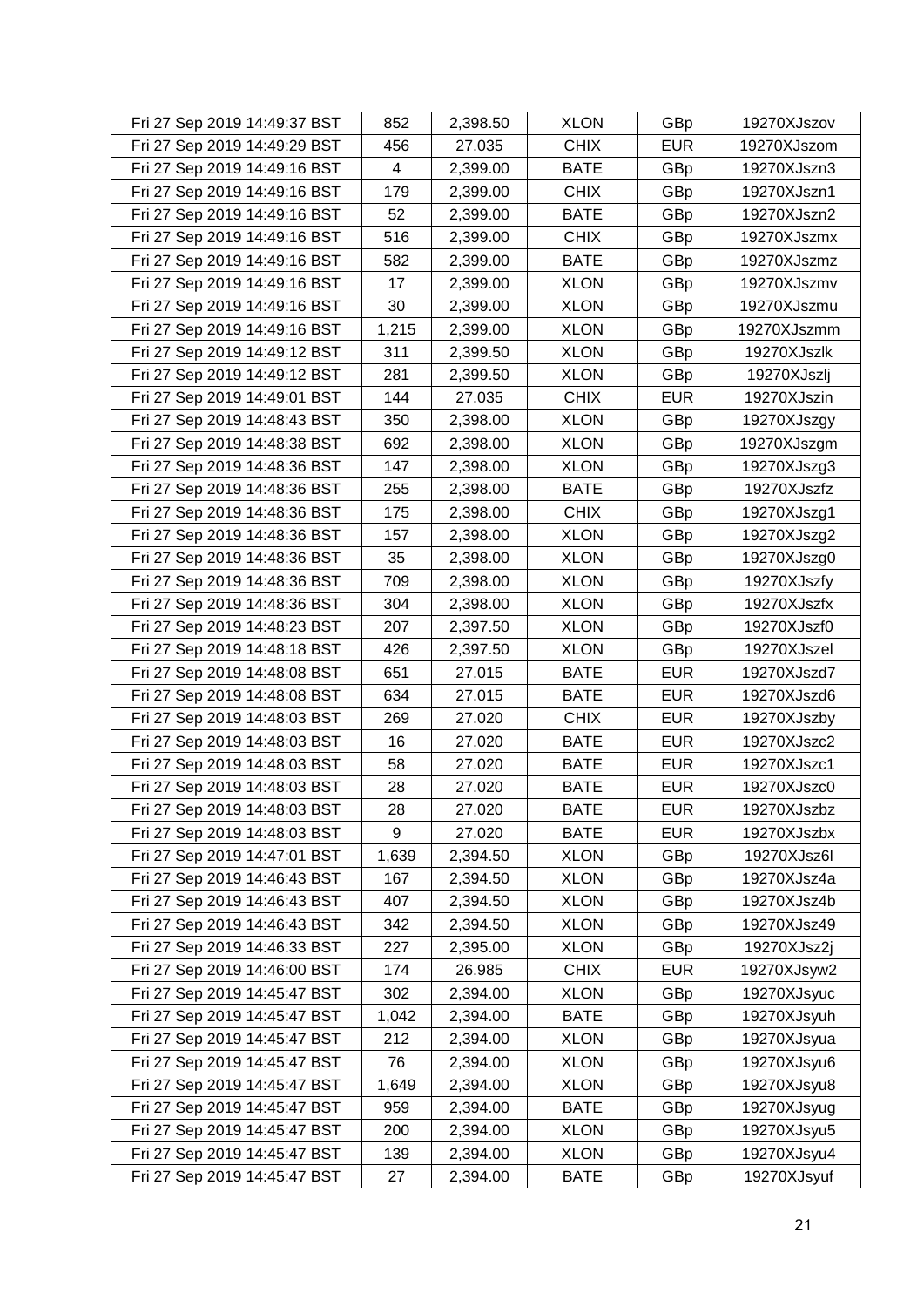| | | | | | |
|---|---|---|---|---|---|
| Fri 27 Sep 2019 14:49:37 BST | 852 | 2,398.50 | XLON | GBp | 19270XJszov |
| Fri 27 Sep 2019 14:49:29 BST | 456 | 27.035 | CHIX | EUR | 19270XJszom |
| Fri 27 Sep 2019 14:49:16 BST | 4 | 2,399.00 | BATE | GBp | 19270XJszn3 |
| Fri 27 Sep 2019 14:49:16 BST | 179 | 2,399.00 | CHIX | GBp | 19270XJszn1 |
| Fri 27 Sep 2019 14:49:16 BST | 52 | 2,399.00 | BATE | GBp | 19270XJszn2 |
| Fri 27 Sep 2019 14:49:16 BST | 516 | 2,399.00 | CHIX | GBp | 19270XJszmx |
| Fri 27 Sep 2019 14:49:16 BST | 582 | 2,399.00 | BATE | GBp | 19270XJszmz |
| Fri 27 Sep 2019 14:49:16 BST | 17 | 2,399.00 | XLON | GBp | 19270XJszmv |
| Fri 27 Sep 2019 14:49:16 BST | 30 | 2,399.00 | XLON | GBp | 19270XJszmu |
| Fri 27 Sep 2019 14:49:16 BST | 1,215 | 2,399.00 | XLON | GBp | 19270XJszmm |
| Fri 27 Sep 2019 14:49:12 BST | 311 | 2,399.50 | XLON | GBp | 19270XJszlk |
| Fri 27 Sep 2019 14:49:12 BST | 281 | 2,399.50 | XLON | GBp | 19270XJszlj |
| Fri 27 Sep 2019 14:49:01 BST | 144 | 27.035 | CHIX | EUR | 19270XJszin |
| Fri 27 Sep 2019 14:48:43 BST | 350 | 2,398.00 | XLON | GBp | 19270XJszgy |
| Fri 27 Sep 2019 14:48:38 BST | 692 | 2,398.00 | XLON | GBp | 19270XJszgm |
| Fri 27 Sep 2019 14:48:36 BST | 147 | 2,398.00 | XLON | GBp | 19270XJszg3 |
| Fri 27 Sep 2019 14:48:36 BST | 255 | 2,398.00 | BATE | GBp | 19270XJszfz |
| Fri 27 Sep 2019 14:48:36 BST | 175 | 2,398.00 | CHIX | GBp | 19270XJszg1 |
| Fri 27 Sep 2019 14:48:36 BST | 157 | 2,398.00 | XLON | GBp | 19270XJszg2 |
| Fri 27 Sep 2019 14:48:36 BST | 35 | 2,398.00 | XLON | GBp | 19270XJszg0 |
| Fri 27 Sep 2019 14:48:36 BST | 709 | 2,398.00 | XLON | GBp | 19270XJszfy |
| Fri 27 Sep 2019 14:48:36 BST | 304 | 2,398.00 | XLON | GBp | 19270XJszfx |
| Fri 27 Sep 2019 14:48:23 BST | 207 | 2,397.50 | XLON | GBp | 19270XJszf0 |
| Fri 27 Sep 2019 14:48:18 BST | 426 | 2,397.50 | XLON | GBp | 19270XJszel |
| Fri 27 Sep 2019 14:48:08 BST | 651 | 27.015 | BATE | EUR | 19270XJszd7 |
| Fri 27 Sep 2019 14:48:08 BST | 634 | 27.015 | BATE | EUR | 19270XJszd6 |
| Fri 27 Sep 2019 14:48:03 BST | 269 | 27.020 | CHIX | EUR | 19270XJszby |
| Fri 27 Sep 2019 14:48:03 BST | 16 | 27.020 | BATE | EUR | 19270XJszc2 |
| Fri 27 Sep 2019 14:48:03 BST | 58 | 27.020 | BATE | EUR | 19270XJszc1 |
| Fri 27 Sep 2019 14:48:03 BST | 28 | 27.020 | BATE | EUR | 19270XJszc0 |
| Fri 27 Sep 2019 14:48:03 BST | 28 | 27.020 | BATE | EUR | 19270XJszbz |
| Fri 27 Sep 2019 14:48:03 BST | 9 | 27.020 | BATE | EUR | 19270XJszbx |
| Fri 27 Sep 2019 14:47:01 BST | 1,639 | 2,394.50 | XLON | GBp | 19270XJsz6l |
| Fri 27 Sep 2019 14:46:43 BST | 167 | 2,394.50 | XLON | GBp | 19270XJsz4a |
| Fri 27 Sep 2019 14:46:43 BST | 407 | 2,394.50 | XLON | GBp | 19270XJsz4b |
| Fri 27 Sep 2019 14:46:43 BST | 342 | 2,394.50 | XLON | GBp | 19270XJsz49 |
| Fri 27 Sep 2019 14:46:33 BST | 227 | 2,395.00 | XLON | GBp | 19270XJsz2j |
| Fri 27 Sep 2019 14:46:00 BST | 174 | 26.985 | CHIX | EUR | 19270XJsyw2 |
| Fri 27 Sep 2019 14:45:47 BST | 302 | 2,394.00 | XLON | GBp | 19270XJsyuc |
| Fri 27 Sep 2019 14:45:47 BST | 1,042 | 2,394.00 | BATE | GBp | 19270XJsyuh |
| Fri 27 Sep 2019 14:45:47 BST | 212 | 2,394.00 | XLON | GBp | 19270XJsyua |
| Fri 27 Sep 2019 14:45:47 BST | 76 | 2,394.00 | XLON | GBp | 19270XJsyu6 |
| Fri 27 Sep 2019 14:45:47 BST | 1,649 | 2,394.00 | XLON | GBp | 19270XJsyu8 |
| Fri 27 Sep 2019 14:45:47 BST | 959 | 2,394.00 | BATE | GBp | 19270XJsyug |
| Fri 27 Sep 2019 14:45:47 BST | 200 | 2,394.00 | XLON | GBp | 19270XJsyu5 |
| Fri 27 Sep 2019 14:45:47 BST | 139 | 2,394.00 | XLON | GBp | 19270XJsyu4 |
| Fri 27 Sep 2019 14:45:47 BST | 27 | 2,394.00 | BATE | GBp | 19270XJsyuf |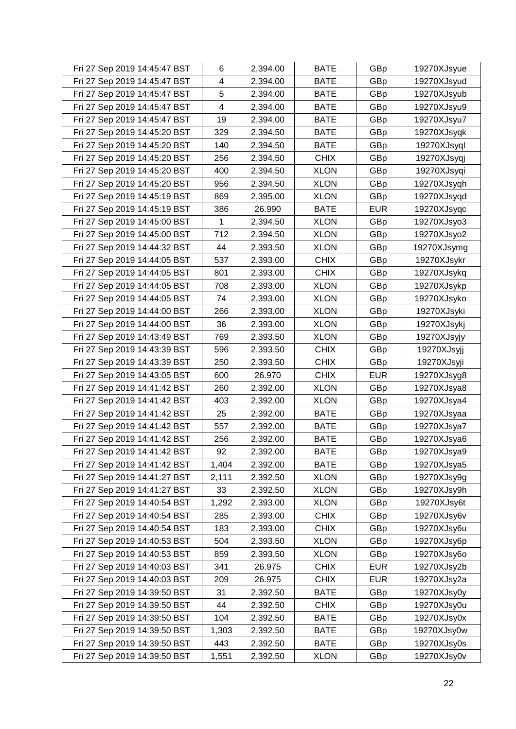| | | | | | |
|---|---|---|---|---|---|
| Fri 27 Sep 2019 14:45:47 BST | 6 | 2,394.00 | BATE | GBp | 19270XJsyue |
| Fri 27 Sep 2019 14:45:47 BST | 4 | 2,394.00 | BATE | GBp | 19270XJsyud |
| Fri 27 Sep 2019 14:45:47 BST | 5 | 2,394.00 | BATE | GBp | 19270XJsyub |
| Fri 27 Sep 2019 14:45:47 BST | 4 | 2,394.00 | BATE | GBp | 19270XJsyu9 |
| Fri 27 Sep 2019 14:45:47 BST | 19 | 2,394.00 | BATE | GBp | 19270XJsyu7 |
| Fri 27 Sep 2019 14:45:20 BST | 329 | 2,394.50 | BATE | GBp | 19270XJsyqk |
| Fri 27 Sep 2019 14:45:20 BST | 140 | 2,394.50 | BATE | GBp | 19270XJsyql |
| Fri 27 Sep 2019 14:45:20 BST | 256 | 2,394.50 | CHIX | GBp | 19270XJsyqj |
| Fri 27 Sep 2019 14:45:20 BST | 400 | 2,394.50 | XLON | GBp | 19270XJsyqi |
| Fri 27 Sep 2019 14:45:20 BST | 956 | 2,394.50 | XLON | GBp | 19270XJsyqh |
| Fri 27 Sep 2019 14:45:19 BST | 869 | 2,395.00 | XLON | GBp | 19270XJsyqd |
| Fri 27 Sep 2019 14:45:19 BST | 386 | 26.990 | BATE | EUR | 19270XJsyqc |
| Fri 27 Sep 2019 14:45:00 BST | 1 | 2,394.50 | XLON | GBp | 19270XJsyo3 |
| Fri 27 Sep 2019 14:45:00 BST | 712 | 2,394.50 | XLON | GBp | 19270XJsyo2 |
| Fri 27 Sep 2019 14:44:32 BST | 44 | 2,393.50 | XLON | GBp | 19270XJsymg |
| Fri 27 Sep 2019 14:44:05 BST | 537 | 2,393.00 | CHIX | GBp | 19270XJsykr |
| Fri 27 Sep 2019 14:44:05 BST | 801 | 2,393.00 | CHIX | GBp | 19270XJsykq |
| Fri 27 Sep 2019 14:44:05 BST | 708 | 2,393.00 | XLON | GBp | 19270XJsykp |
| Fri 27 Sep 2019 14:44:05 BST | 74 | 2,393.00 | XLON | GBp | 19270XJsyko |
| Fri 27 Sep 2019 14:44:00 BST | 266 | 2,393.00 | XLON | GBp | 19270XJsyki |
| Fri 27 Sep 2019 14:44:00 BST | 36 | 2,393.00 | XLON | GBp | 19270XJsykj |
| Fri 27 Sep 2019 14:43:49 BST | 769 | 2,393.50 | XLON | GBp | 19270XJsyjy |
| Fri 27 Sep 2019 14:43:39 BST | 596 | 2,393.50 | CHIX | GBp | 19270XJsyjj |
| Fri 27 Sep 2019 14:43:39 BST | 250 | 2,393.50 | CHIX | GBp | 19270XJsyji |
| Fri 27 Sep 2019 14:43:05 BST | 600 | 26.970 | CHIX | EUR | 19270XJsyg8 |
| Fri 27 Sep 2019 14:41:42 BST | 260 | 2,392.00 | XLON | GBp | 19270XJsya8 |
| Fri 27 Sep 2019 14:41:42 BST | 403 | 2,392.00 | XLON | GBp | 19270XJsya4 |
| Fri 27 Sep 2019 14:41:42 BST | 25 | 2,392.00 | BATE | GBp | 19270XJsyaa |
| Fri 27 Sep 2019 14:41:42 BST | 557 | 2,392.00 | BATE | GBp | 19270XJsya7 |
| Fri 27 Sep 2019 14:41:42 BST | 256 | 2,392.00 | BATE | GBp | 19270XJsya6 |
| Fri 27 Sep 2019 14:41:42 BST | 92 | 2,392.00 | BATE | GBp | 19270XJsya9 |
| Fri 27 Sep 2019 14:41:42 BST | 1,404 | 2,392.00 | BATE | GBp | 19270XJsya5 |
| Fri 27 Sep 2019 14:41:27 BST | 2,111 | 2,392.50 | XLON | GBp | 19270XJsy9g |
| Fri 27 Sep 2019 14:41:27 BST | 33 | 2,392.50 | XLON | GBp | 19270XJsy9h |
| Fri 27 Sep 2019 14:40:54 BST | 1,292 | 2,393.00 | XLON | GBp | 19270XJsy6t |
| Fri 27 Sep 2019 14:40:54 BST | 285 | 2,393.00 | CHIX | GBp | 19270XJsy6v |
| Fri 27 Sep 2019 14:40:54 BST | 183 | 2,393.00 | CHIX | GBp | 19270XJsy6u |
| Fri 27 Sep 2019 14:40:53 BST | 504 | 2,393.50 | XLON | GBp | 19270XJsy6p |
| Fri 27 Sep 2019 14:40:53 BST | 859 | 2,393.50 | XLON | GBp | 19270XJsy6o |
| Fri 27 Sep 2019 14:40:03 BST | 341 | 26.975 | CHIX | EUR | 19270XJsy2b |
| Fri 27 Sep 2019 14:40:03 BST | 209 | 26.975 | CHIX | EUR | 19270XJsy2a |
| Fri 27 Sep 2019 14:39:50 BST | 31 | 2,392.50 | BATE | GBp | 19270XJsy0y |
| Fri 27 Sep 2019 14:39:50 BST | 44 | 2,392.50 | CHIX | GBp | 19270XJsy0u |
| Fri 27 Sep 2019 14:39:50 BST | 104 | 2,392.50 | BATE | GBp | 19270XJsy0x |
| Fri 27 Sep 2019 14:39:50 BST | 1,303 | 2,392.50 | BATE | GBp | 19270XJsy0w |
| Fri 27 Sep 2019 14:39:50 BST | 443 | 2,392.50 | BATE | GBp | 19270XJsy0s |
| Fri 27 Sep 2019 14:39:50 BST | 1,551 | 2,392.50 | XLON | GBp | 19270XJsy0v |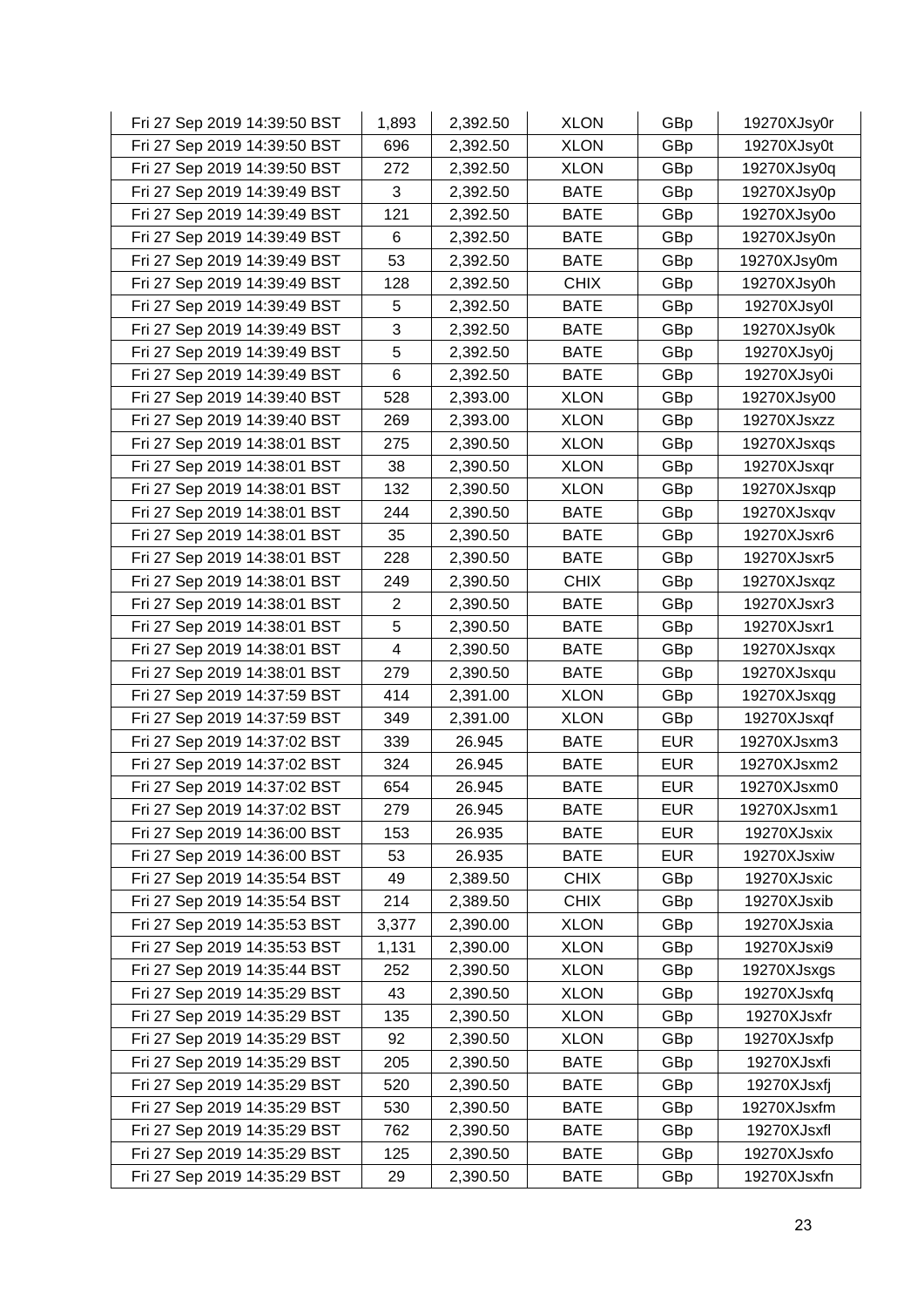| | | | | | |
|---|---|---|---|---|---|
| Fri 27 Sep 2019 14:39:50 BST | 1,893 | 2,392.50 | XLON | GBp | 19270XJsy0r |
| Fri 27 Sep 2019 14:39:50 BST | 696 | 2,392.50 | XLON | GBp | 19270XJsy0t |
| Fri 27 Sep 2019 14:39:50 BST | 272 | 2,392.50 | XLON | GBp | 19270XJsy0q |
| Fri 27 Sep 2019 14:39:49 BST | 3 | 2,392.50 | BATE | GBp | 19270XJsy0p |
| Fri 27 Sep 2019 14:39:49 BST | 121 | 2,392.50 | BATE | GBp | 19270XJsy0o |
| Fri 27 Sep 2019 14:39:49 BST | 6 | 2,392.50 | BATE | GBp | 19270XJsy0n |
| Fri 27 Sep 2019 14:39:49 BST | 53 | 2,392.50 | BATE | GBp | 19270XJsy0m |
| Fri 27 Sep 2019 14:39:49 BST | 128 | 2,392.50 | CHIX | GBp | 19270XJsy0h |
| Fri 27 Sep 2019 14:39:49 BST | 5 | 2,392.50 | BATE | GBp | 19270XJsy0l |
| Fri 27 Sep 2019 14:39:49 BST | 3 | 2,392.50 | BATE | GBp | 19270XJsy0k |
| Fri 27 Sep 2019 14:39:49 BST | 5 | 2,392.50 | BATE | GBp | 19270XJsy0j |
| Fri 27 Sep 2019 14:39:49 BST | 6 | 2,392.50 | BATE | GBp | 19270XJsy0i |
| Fri 27 Sep 2019 14:39:40 BST | 528 | 2,393.00 | XLON | GBp | 19270XJsy00 |
| Fri 27 Sep 2019 14:39:40 BST | 269 | 2,393.00 | XLON | GBp | 19270XJsxzz |
| Fri 27 Sep 2019 14:38:01 BST | 275 | 2,390.50 | XLON | GBp | 19270XJsxqs |
| Fri 27 Sep 2019 14:38:01 BST | 38 | 2,390.50 | XLON | GBp | 19270XJsxqr |
| Fri 27 Sep 2019 14:38:01 BST | 132 | 2,390.50 | XLON | GBp | 19270XJsxqp |
| Fri 27 Sep 2019 14:38:01 BST | 244 | 2,390.50 | BATE | GBp | 19270XJsxqv |
| Fri 27 Sep 2019 14:38:01 BST | 35 | 2,390.50 | BATE | GBp | 19270XJsxr6 |
| Fri 27 Sep 2019 14:38:01 BST | 228 | 2,390.50 | BATE | GBp | 19270XJsxr5 |
| Fri 27 Sep 2019 14:38:01 BST | 249 | 2,390.50 | CHIX | GBp | 19270XJsxqz |
| Fri 27 Sep 2019 14:38:01 BST | 2 | 2,390.50 | BATE | GBp | 19270XJsxr3 |
| Fri 27 Sep 2019 14:38:01 BST | 5 | 2,390.50 | BATE | GBp | 19270XJsxr1 |
| Fri 27 Sep 2019 14:38:01 BST | 4 | 2,390.50 | BATE | GBp | 19270XJsxqx |
| Fri 27 Sep 2019 14:38:01 BST | 279 | 2,390.50 | BATE | GBp | 19270XJsxqu |
| Fri 27 Sep 2019 14:37:59 BST | 414 | 2,391.00 | XLON | GBp | 19270XJsxqg |
| Fri 27 Sep 2019 14:37:59 BST | 349 | 2,391.00 | XLON | GBp | 19270XJsxqf |
| Fri 27 Sep 2019 14:37:02 BST | 339 | 26.945 | BATE | EUR | 19270XJsxm3 |
| Fri 27 Sep 2019 14:37:02 BST | 324 | 26.945 | BATE | EUR | 19270XJsxm2 |
| Fri 27 Sep 2019 14:37:02 BST | 654 | 26.945 | BATE | EUR | 19270XJsxm0 |
| Fri 27 Sep 2019 14:37:02 BST | 279 | 26.945 | BATE | EUR | 19270XJsxm1 |
| Fri 27 Sep 2019 14:36:00 BST | 153 | 26.935 | BATE | EUR | 19270XJsxix |
| Fri 27 Sep 2019 14:36:00 BST | 53 | 26.935 | BATE | EUR | 19270XJsxiw |
| Fri 27 Sep 2019 14:35:54 BST | 49 | 2,389.50 | CHIX | GBp | 19270XJsxic |
| Fri 27 Sep 2019 14:35:54 BST | 214 | 2,389.50 | CHIX | GBp | 19270XJsxib |
| Fri 27 Sep 2019 14:35:53 BST | 3,377 | 2,390.00 | XLON | GBp | 19270XJsxia |
| Fri 27 Sep 2019 14:35:53 BST | 1,131 | 2,390.00 | XLON | GBp | 19270XJsxi9 |
| Fri 27 Sep 2019 14:35:44 BST | 252 | 2,390.50 | XLON | GBp | 19270XJsxgs |
| Fri 27 Sep 2019 14:35:29 BST | 43 | 2,390.50 | XLON | GBp | 19270XJsxfq |
| Fri 27 Sep 2019 14:35:29 BST | 135 | 2,390.50 | XLON | GBp | 19270XJsxfr |
| Fri 27 Sep 2019 14:35:29 BST | 92 | 2,390.50 | XLON | GBp | 19270XJsxfp |
| Fri 27 Sep 2019 14:35:29 BST | 205 | 2,390.50 | BATE | GBp | 19270XJsxfi |
| Fri 27 Sep 2019 14:35:29 BST | 520 | 2,390.50 | BATE | GBp | 19270XJsxfj |
| Fri 27 Sep 2019 14:35:29 BST | 530 | 2,390.50 | BATE | GBp | 19270XJsxfm |
| Fri 27 Sep 2019 14:35:29 BST | 762 | 2,390.50 | BATE | GBp | 19270XJsxfl |
| Fri 27 Sep 2019 14:35:29 BST | 125 | 2,390.50 | BATE | GBp | 19270XJsxfo |
| Fri 27 Sep 2019 14:35:29 BST | 29 | 2,390.50 | BATE | GBp | 19270XJsxfn |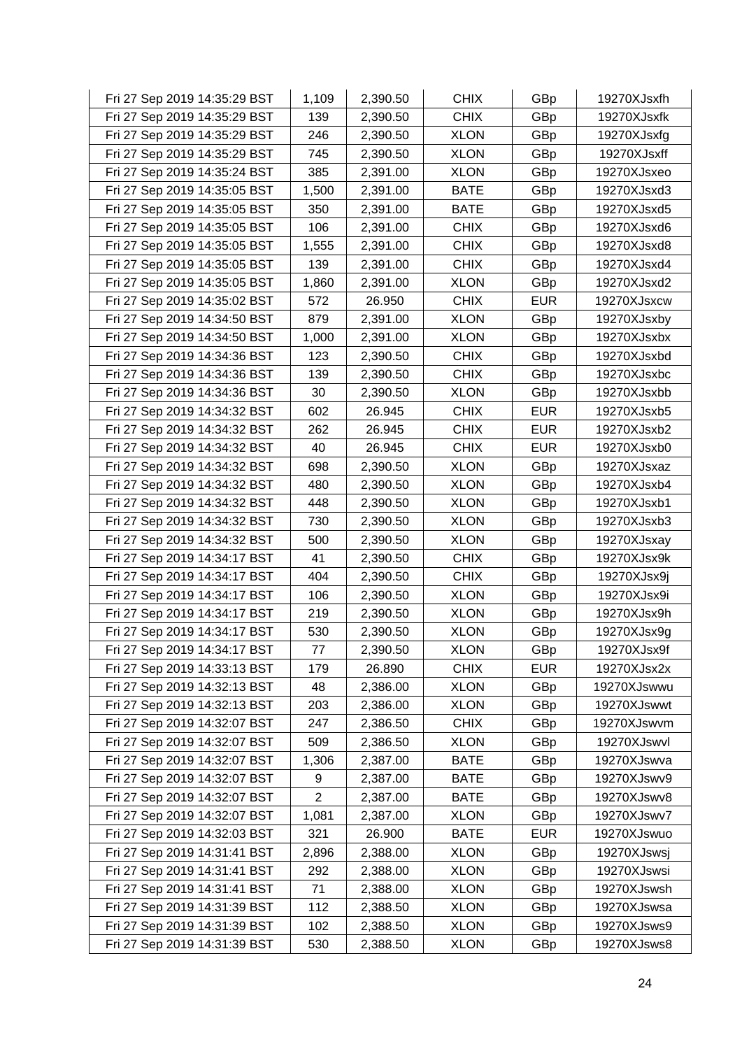| | | | | | |
|---|---|---|---|---|---|
| Fri 27 Sep 2019 14:35:29 BST | 1,109 | 2,390.50 | CHIX | GBp | 19270XJsxfh |
| Fri 27 Sep 2019 14:35:29 BST | 139 | 2,390.50 | CHIX | GBp | 19270XJsxfk |
| Fri 27 Sep 2019 14:35:29 BST | 246 | 2,390.50 | XLON | GBp | 19270XJsxfg |
| Fri 27 Sep 2019 14:35:29 BST | 745 | 2,390.50 | XLON | GBp | 19270XJsxff |
| Fri 27 Sep 2019 14:35:24 BST | 385 | 2,391.00 | XLON | GBp | 19270XJsxeo |
| Fri 27 Sep 2019 14:35:05 BST | 1,500 | 2,391.00 | BATE | GBp | 19270XJsxd3 |
| Fri 27 Sep 2019 14:35:05 BST | 350 | 2,391.00 | BATE | GBp | 19270XJsxd5 |
| Fri 27 Sep 2019 14:35:05 BST | 106 | 2,391.00 | CHIX | GBp | 19270XJsxd6 |
| Fri 27 Sep 2019 14:35:05 BST | 1,555 | 2,391.00 | CHIX | GBp | 19270XJsxd8 |
| Fri 27 Sep 2019 14:35:05 BST | 139 | 2,391.00 | CHIX | GBp | 19270XJsxd4 |
| Fri 27 Sep 2019 14:35:05 BST | 1,860 | 2,391.00 | XLON | GBp | 19270XJsxd2 |
| Fri 27 Sep 2019 14:35:02 BST | 572 | 26.950 | CHIX | EUR | 19270XJsxcw |
| Fri 27 Sep 2019 14:34:50 BST | 879 | 2,391.00 | XLON | GBp | 19270XJsxby |
| Fri 27 Sep 2019 14:34:50 BST | 1,000 | 2,391.00 | XLON | GBp | 19270XJsxbx |
| Fri 27 Sep 2019 14:34:36 BST | 123 | 2,390.50 | CHIX | GBp | 19270XJsxbd |
| Fri 27 Sep 2019 14:34:36 BST | 139 | 2,390.50 | CHIX | GBp | 19270XJsxbc |
| Fri 27 Sep 2019 14:34:36 BST | 30 | 2,390.50 | XLON | GBp | 19270XJsxbb |
| Fri 27 Sep 2019 14:34:32 BST | 602 | 26.945 | CHIX | EUR | 19270XJsxb5 |
| Fri 27 Sep 2019 14:34:32 BST | 262 | 26.945 | CHIX | EUR | 19270XJsxb2 |
| Fri 27 Sep 2019 14:34:32 BST | 40 | 26.945 | CHIX | EUR | 19270XJsxb0 |
| Fri 27 Sep 2019 14:34:32 BST | 698 | 2,390.50 | XLON | GBp | 19270XJsxaz |
| Fri 27 Sep 2019 14:34:32 BST | 480 | 2,390.50 | XLON | GBp | 19270XJsxb4 |
| Fri 27 Sep 2019 14:34:32 BST | 448 | 2,390.50 | XLON | GBp | 19270XJsxb1 |
| Fri 27 Sep 2019 14:34:32 BST | 730 | 2,390.50 | XLON | GBp | 19270XJsxb3 |
| Fri 27 Sep 2019 14:34:32 BST | 500 | 2,390.50 | XLON | GBp | 19270XJsxay |
| Fri 27 Sep 2019 14:34:17 BST | 41 | 2,390.50 | CHIX | GBp | 19270XJsx9k |
| Fri 27 Sep 2019 14:34:17 BST | 404 | 2,390.50 | CHIX | GBp | 19270XJsx9j |
| Fri 27 Sep 2019 14:34:17 BST | 106 | 2,390.50 | XLON | GBp | 19270XJsx9i |
| Fri 27 Sep 2019 14:34:17 BST | 219 | 2,390.50 | XLON | GBp | 19270XJsx9h |
| Fri 27 Sep 2019 14:34:17 BST | 530 | 2,390.50 | XLON | GBp | 19270XJsx9g |
| Fri 27 Sep 2019 14:34:17 BST | 77 | 2,390.50 | XLON | GBp | 19270XJsx9f |
| Fri 27 Sep 2019 14:33:13 BST | 179 | 26.890 | CHIX | EUR | 19270XJsx2x |
| Fri 27 Sep 2019 14:32:13 BST | 48 | 2,386.00 | XLON | GBp | 19270XJswwu |
| Fri 27 Sep 2019 14:32:13 BST | 203 | 2,386.00 | XLON | GBp | 19270XJswwt |
| Fri 27 Sep 2019 14:32:07 BST | 247 | 2,386.50 | CHIX | GBp | 19270XJswvm |
| Fri 27 Sep 2019 14:32:07 BST | 509 | 2,386.50 | XLON | GBp | 19270XJswvl |
| Fri 27 Sep 2019 14:32:07 BST | 1,306 | 2,387.00 | BATE | GBp | 19270XJswva |
| Fri 27 Sep 2019 14:32:07 BST | 9 | 2,387.00 | BATE | GBp | 19270XJswv9 |
| Fri 27 Sep 2019 14:32:07 BST | 2 | 2,387.00 | BATE | GBp | 19270XJswv8 |
| Fri 27 Sep 2019 14:32:07 BST | 1,081 | 2,387.00 | XLON | GBp | 19270XJswv7 |
| Fri 27 Sep 2019 14:32:03 BST | 321 | 26.900 | BATE | EUR | 19270XJswuo |
| Fri 27 Sep 2019 14:31:41 BST | 2,896 | 2,388.00 | XLON | GBp | 19270XJswsj |
| Fri 27 Sep 2019 14:31:41 BST | 292 | 2,388.00 | XLON | GBp | 19270XJswsi |
| Fri 27 Sep 2019 14:31:41 BST | 71 | 2,388.00 | XLON | GBp | 19270XJswsh |
| Fri 27 Sep 2019 14:31:39 BST | 112 | 2,388.50 | XLON | GBp | 19270XJswsa |
| Fri 27 Sep 2019 14:31:39 BST | 102 | 2,388.50 | XLON | GBp | 19270XJsws9 |
| Fri 27 Sep 2019 14:31:39 BST | 530 | 2,388.50 | XLON | GBp | 19270XJsws8 |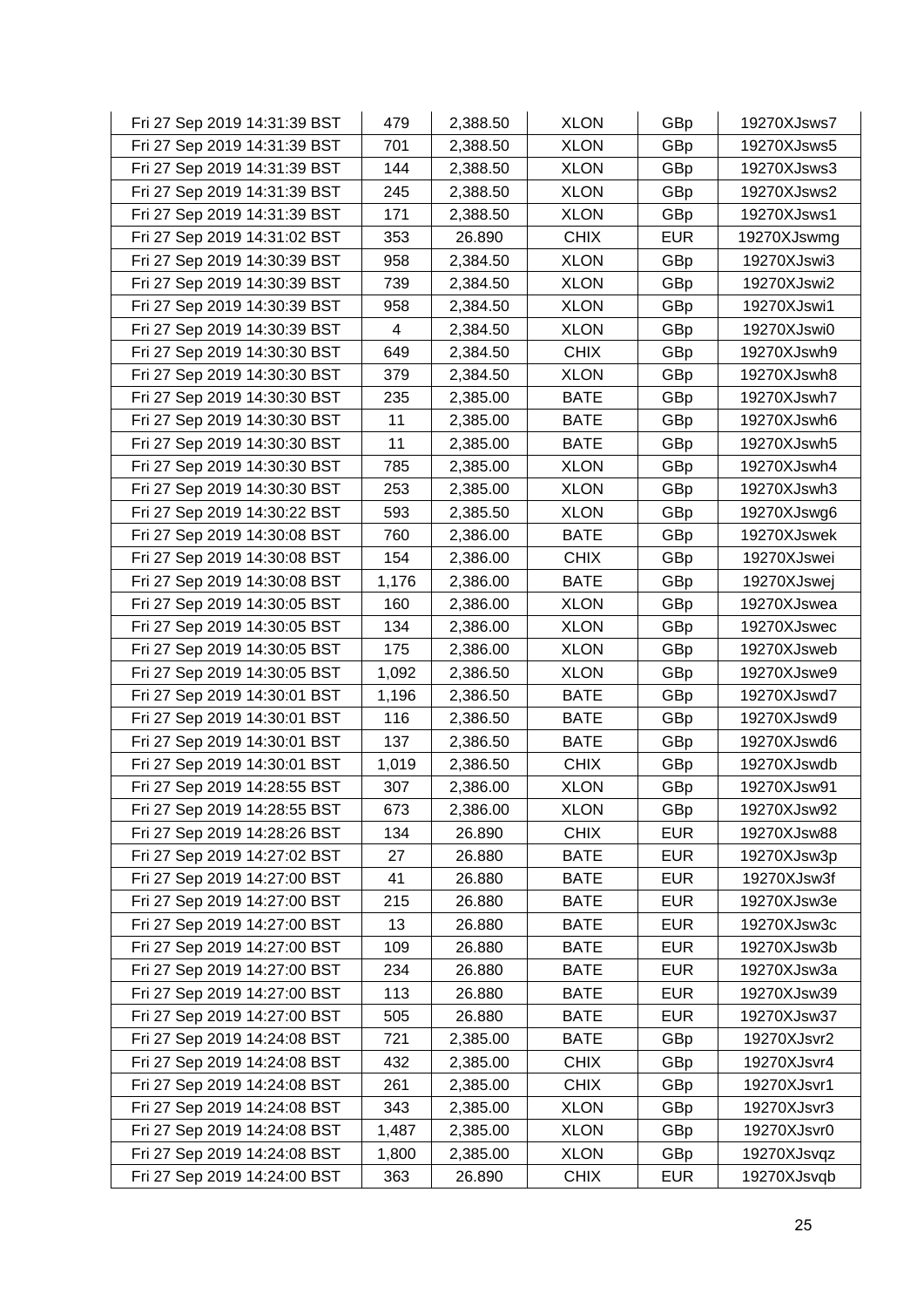| | | | | | |
|---|---|---|---|---|---|
| Fri 27 Sep 2019 14:31:39 BST | 479 | 2,388.50 | XLON | GBp | 19270XJsws7 |
| Fri 27 Sep 2019 14:31:39 BST | 701 | 2,388.50 | XLON | GBp | 19270XJsws5 |
| Fri 27 Sep 2019 14:31:39 BST | 144 | 2,388.50 | XLON | GBp | 19270XJsws3 |
| Fri 27 Sep 2019 14:31:39 BST | 245 | 2,388.50 | XLON | GBp | 19270XJsws2 |
| Fri 27 Sep 2019 14:31:39 BST | 171 | 2,388.50 | XLON | GBp | 19270XJsws1 |
| Fri 27 Sep 2019 14:31:02 BST | 353 | 26.890 | CHIX | EUR | 19270XJswmg |
| Fri 27 Sep 2019 14:30:39 BST | 958 | 2,384.50 | XLON | GBp | 19270XJswi3 |
| Fri 27 Sep 2019 14:30:39 BST | 739 | 2,384.50 | XLON | GBp | 19270XJswi2 |
| Fri 27 Sep 2019 14:30:39 BST | 958 | 2,384.50 | XLON | GBp | 19270XJswi1 |
| Fri 27 Sep 2019 14:30:39 BST | 4 | 2,384.50 | XLON | GBp | 19270XJswi0 |
| Fri 27 Sep 2019 14:30:30 BST | 649 | 2,384.50 | CHIX | GBp | 19270XJswh9 |
| Fri 27 Sep 2019 14:30:30 BST | 379 | 2,384.50 | XLON | GBp | 19270XJswh8 |
| Fri 27 Sep 2019 14:30:30 BST | 235 | 2,385.00 | BATE | GBp | 19270XJswh7 |
| Fri 27 Sep 2019 14:30:30 BST | 11 | 2,385.00 | BATE | GBp | 19270XJswh6 |
| Fri 27 Sep 2019 14:30:30 BST | 11 | 2,385.00 | BATE | GBp | 19270XJswh5 |
| Fri 27 Sep 2019 14:30:30 BST | 785 | 2,385.00 | XLON | GBp | 19270XJswh4 |
| Fri 27 Sep 2019 14:30:30 BST | 253 | 2,385.00 | XLON | GBp | 19270XJswh3 |
| Fri 27 Sep 2019 14:30:22 BST | 593 | 2,385.50 | XLON | GBp | 19270XJswg6 |
| Fri 27 Sep 2019 14:30:08 BST | 760 | 2,386.00 | BATE | GBp | 19270XJswek |
| Fri 27 Sep 2019 14:30:08 BST | 154 | 2,386.00 | CHIX | GBp | 19270XJswei |
| Fri 27 Sep 2019 14:30:08 BST | 1,176 | 2,386.00 | BATE | GBp | 19270XJswej |
| Fri 27 Sep 2019 14:30:05 BST | 160 | 2,386.00 | XLON | GBp | 19270XJswea |
| Fri 27 Sep 2019 14:30:05 BST | 134 | 2,386.00 | XLON | GBp | 19270XJswec |
| Fri 27 Sep 2019 14:30:05 BST | 175 | 2,386.00 | XLON | GBp | 19270XJsweb |
| Fri 27 Sep 2019 14:30:05 BST | 1,092 | 2,386.50 | XLON | GBp | 19270XJswe9 |
| Fri 27 Sep 2019 14:30:01 BST | 1,196 | 2,386.50 | BATE | GBp | 19270XJswd7 |
| Fri 27 Sep 2019 14:30:01 BST | 116 | 2,386.50 | BATE | GBp | 19270XJswd9 |
| Fri 27 Sep 2019 14:30:01 BST | 137 | 2,386.50 | BATE | GBp | 19270XJswd6 |
| Fri 27 Sep 2019 14:30:01 BST | 1,019 | 2,386.50 | CHIX | GBp | 19270XJswdb |
| Fri 27 Sep 2019 14:28:55 BST | 307 | 2,386.00 | XLON | GBp | 19270XJsw91 |
| Fri 27 Sep 2019 14:28:55 BST | 673 | 2,386.00 | XLON | GBp | 19270XJsw92 |
| Fri 27 Sep 2019 14:28:26 BST | 134 | 26.890 | CHIX | EUR | 19270XJsw88 |
| Fri 27 Sep 2019 14:27:02 BST | 27 | 26.880 | BATE | EUR | 19270XJsw3p |
| Fri 27 Sep 2019 14:27:00 BST | 41 | 26.880 | BATE | EUR | 19270XJsw3f |
| Fri 27 Sep 2019 14:27:00 BST | 215 | 26.880 | BATE | EUR | 19270XJsw3e |
| Fri 27 Sep 2019 14:27:00 BST | 13 | 26.880 | BATE | EUR | 19270XJsw3c |
| Fri 27 Sep 2019 14:27:00 BST | 109 | 26.880 | BATE | EUR | 19270XJsw3b |
| Fri 27 Sep 2019 14:27:00 BST | 234 | 26.880 | BATE | EUR | 19270XJsw3a |
| Fri 27 Sep 2019 14:27:00 BST | 113 | 26.880 | BATE | EUR | 19270XJsw39 |
| Fri 27 Sep 2019 14:27:00 BST | 505 | 26.880 | BATE | EUR | 19270XJsw37 |
| Fri 27 Sep 2019 14:24:08 BST | 721 | 2,385.00 | BATE | GBp | 19270XJsvr2 |
| Fri 27 Sep 2019 14:24:08 BST | 432 | 2,385.00 | CHIX | GBp | 19270XJsvr4 |
| Fri 27 Sep 2019 14:24:08 BST | 261 | 2,385.00 | CHIX | GBp | 19270XJsvr1 |
| Fri 27 Sep 2019 14:24:08 BST | 343 | 2,385.00 | XLON | GBp | 19270XJsvr3 |
| Fri 27 Sep 2019 14:24:08 BST | 1,487 | 2,385.00 | XLON | GBp | 19270XJsvr0 |
| Fri 27 Sep 2019 14:24:08 BST | 1,800 | 2,385.00 | XLON | GBp | 19270XJsvqz |
| Fri 27 Sep 2019 14:24:00 BST | 363 | 26.890 | CHIX | EUR | 19270XJsvqb |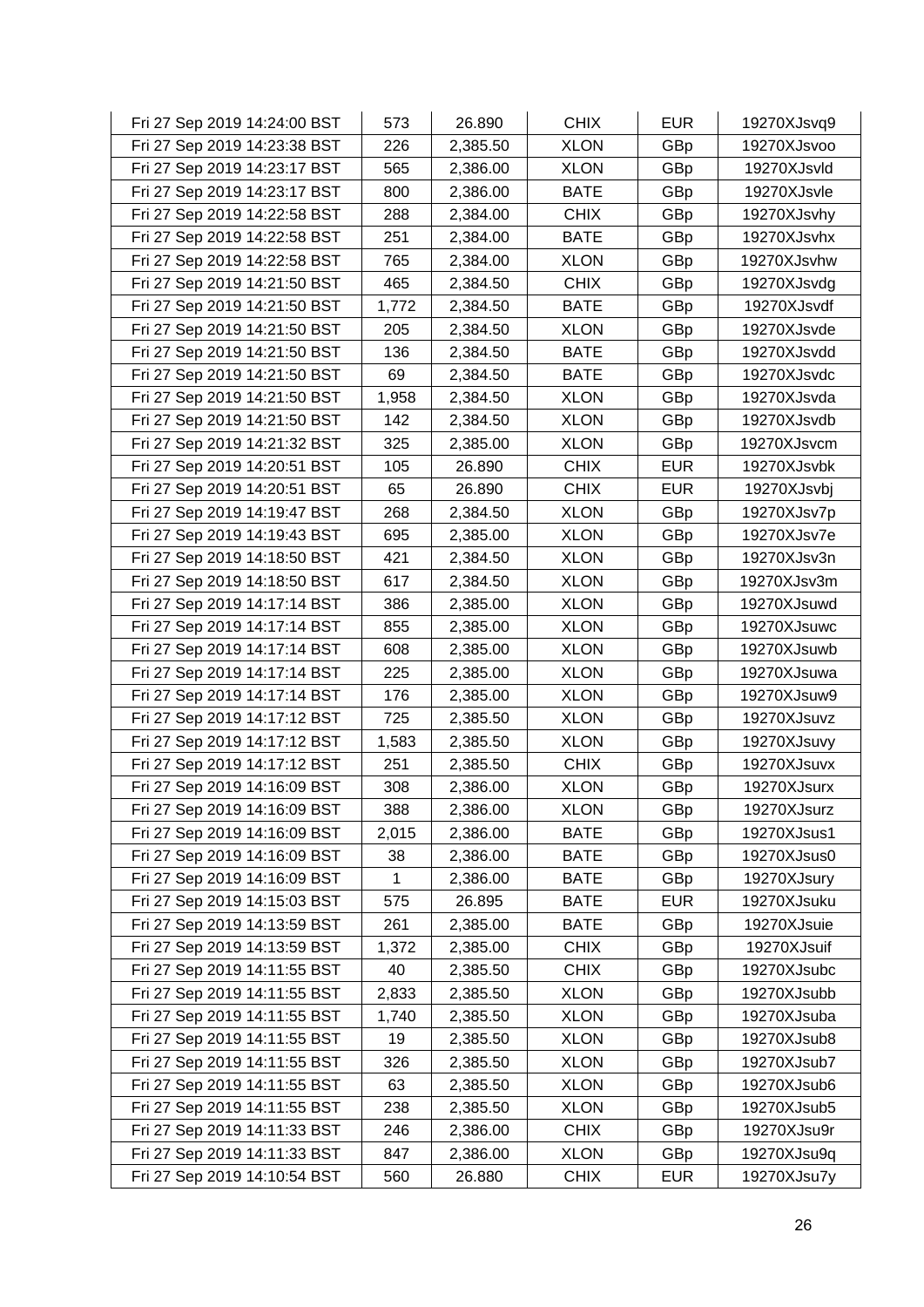| Fri 27 Sep 2019 14:24:00 BST | 573 | 26.890 | CHIX | EUR | 19270XJsvq9 |
|---|---|---|---|---|---|
| Fri 27 Sep 2019 14:23:38 BST | 226 | 2,385.50 | XLON | GBp | 19270XJsvoo |
| Fri 27 Sep 2019 14:23:17 BST | 565 | 2,386.00 | XLON | GBp | 19270XJsvld |
| Fri 27 Sep 2019 14:23:17 BST | 800 | 2,386.00 | BATE | GBp | 19270XJsvle |
| Fri 27 Sep 2019 14:22:58 BST | 288 | 2,384.00 | CHIX | GBp | 19270XJsvhy |
| Fri 27 Sep 2019 14:22:58 BST | 251 | 2,384.00 | BATE | GBp | 19270XJsvhx |
| Fri 27 Sep 2019 14:22:58 BST | 765 | 2,384.00 | XLON | GBp | 19270XJsvhw |
| Fri 27 Sep 2019 14:21:50 BST | 465 | 2,384.50 | CHIX | GBp | 19270XJsvdg |
| Fri 27 Sep 2019 14:21:50 BST | 1,772 | 2,384.50 | BATE | GBp | 19270XJsvdf |
| Fri 27 Sep 2019 14:21:50 BST | 205 | 2,384.50 | XLON | GBp | 19270XJsvde |
| Fri 27 Sep 2019 14:21:50 BST | 136 | 2,384.50 | BATE | GBp | 19270XJsvdd |
| Fri 27 Sep 2019 14:21:50 BST | 69 | 2,384.50 | BATE | GBp | 19270XJsvdc |
| Fri 27 Sep 2019 14:21:50 BST | 1,958 | 2,384.50 | XLON | GBp | 19270XJsvda |
| Fri 27 Sep 2019 14:21:50 BST | 142 | 2,384.50 | XLON | GBp | 19270XJsvdb |
| Fri 27 Sep 2019 14:21:32 BST | 325 | 2,385.00 | XLON | GBp | 19270XJsvcm |
| Fri 27 Sep 2019 14:20:51 BST | 105 | 26.890 | CHIX | EUR | 19270XJsvbk |
| Fri 27 Sep 2019 14:20:51 BST | 65 | 26.890 | CHIX | EUR | 19270XJsvbj |
| Fri 27 Sep 2019 14:19:47 BST | 268 | 2,384.50 | XLON | GBp | 19270XJsv7p |
| Fri 27 Sep 2019 14:19:43 BST | 695 | 2,385.00 | XLON | GBp | 19270XJsv7e |
| Fri 27 Sep 2019 14:18:50 BST | 421 | 2,384.50 | XLON | GBp | 19270XJsv3n |
| Fri 27 Sep 2019 14:18:50 BST | 617 | 2,384.50 | XLON | GBp | 19270XJsv3m |
| Fri 27 Sep 2019 14:17:14 BST | 386 | 2,385.00 | XLON | GBp | 19270XJsuwd |
| Fri 27 Sep 2019 14:17:14 BST | 855 | 2,385.00 | XLON | GBp | 19270XJsuwc |
| Fri 27 Sep 2019 14:17:14 BST | 608 | 2,385.00 | XLON | GBp | 19270XJsuwb |
| Fri 27 Sep 2019 14:17:14 BST | 225 | 2,385.00 | XLON | GBp | 19270XJsuwa |
| Fri 27 Sep 2019 14:17:14 BST | 176 | 2,385.00 | XLON | GBp | 19270XJsuw9 |
| Fri 27 Sep 2019 14:17:12 BST | 725 | 2,385.50 | XLON | GBp | 19270XJsuvz |
| Fri 27 Sep 2019 14:17:12 BST | 1,583 | 2,385.50 | XLON | GBp | 19270XJsuvy |
| Fri 27 Sep 2019 14:17:12 BST | 251 | 2,385.50 | CHIX | GBp | 19270XJsuvx |
| Fri 27 Sep 2019 14:16:09 BST | 308 | 2,386.00 | XLON | GBp | 19270XJsurx |
| Fri 27 Sep 2019 14:16:09 BST | 388 | 2,386.00 | XLON | GBp | 19270XJsurz |
| Fri 27 Sep 2019 14:16:09 BST | 2,015 | 2,386.00 | BATE | GBp | 19270XJsus1 |
| Fri 27 Sep 2019 14:16:09 BST | 38 | 2,386.00 | BATE | GBp | 19270XJsus0 |
| Fri 27 Sep 2019 14:16:09 BST | 1 | 2,386.00 | BATE | GBp | 19270XJsury |
| Fri 27 Sep 2019 14:15:03 BST | 575 | 26.895 | BATE | EUR | 19270XJsuku |
| Fri 27 Sep 2019 14:13:59 BST | 261 | 2,385.00 | BATE | GBp | 19270XJsuie |
| Fri 27 Sep 2019 14:13:59 BST | 1,372 | 2,385.00 | CHIX | GBp | 19270XJsuif |
| Fri 27 Sep 2019 14:11:55 BST | 40 | 2,385.50 | CHIX | GBp | 19270XJsubc |
| Fri 27 Sep 2019 14:11:55 BST | 2,833 | 2,385.50 | XLON | GBp | 19270XJsubb |
| Fri 27 Sep 2019 14:11:55 BST | 1,740 | 2,385.50 | XLON | GBp | 19270XJsuba |
| Fri 27 Sep 2019 14:11:55 BST | 19 | 2,385.50 | XLON | GBp | 19270XJsub8 |
| Fri 27 Sep 2019 14:11:55 BST | 326 | 2,385.50 | XLON | GBp | 19270XJsub7 |
| Fri 27 Sep 2019 14:11:55 BST | 63 | 2,385.50 | XLON | GBp | 19270XJsub6 |
| Fri 27 Sep 2019 14:11:55 BST | 238 | 2,385.50 | XLON | GBp | 19270XJsub5 |
| Fri 27 Sep 2019 14:11:33 BST | 246 | 2,386.00 | CHIX | GBp | 19270XJsu9r |
| Fri 27 Sep 2019 14:11:33 BST | 847 | 2,386.00 | XLON | GBp | 19270XJsu9q |
| Fri 27 Sep 2019 14:10:54 BST | 560 | 26.880 | CHIX | EUR | 19270XJsu7y |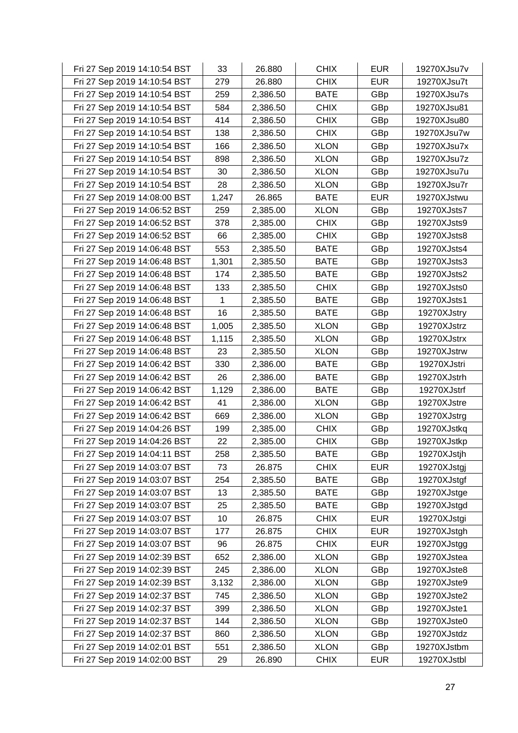| | | | | | |
|---|---|---|---|---|---|
| Fri 27 Sep 2019 14:10:54 BST | 33 | 26.880 | CHIX | EUR | 19270XJsu7v |
| Fri 27 Sep 2019 14:10:54 BST | 279 | 26.880 | CHIX | EUR | 19270XJsu7t |
| Fri 27 Sep 2019 14:10:54 BST | 259 | 2,386.50 | BATE | GBp | 19270XJsu7s |
| Fri 27 Sep 2019 14:10:54 BST | 584 | 2,386.50 | CHIX | GBp | 19270XJsu81 |
| Fri 27 Sep 2019 14:10:54 BST | 414 | 2,386.50 | CHIX | GBp | 19270XJsu80 |
| Fri 27 Sep 2019 14:10:54 BST | 138 | 2,386.50 | CHIX | GBp | 19270XJsu7w |
| Fri 27 Sep 2019 14:10:54 BST | 166 | 2,386.50 | XLON | GBp | 19270XJsu7x |
| Fri 27 Sep 2019 14:10:54 BST | 898 | 2,386.50 | XLON | GBp | 19270XJsu7z |
| Fri 27 Sep 2019 14:10:54 BST | 30 | 2,386.50 | XLON | GBp | 19270XJsu7u |
| Fri 27 Sep 2019 14:10:54 BST | 28 | 2,386.50 | XLON | GBp | 19270XJsu7r |
| Fri 27 Sep 2019 14:08:00 BST | 1,247 | 26.865 | BATE | EUR | 19270XJstwu |
| Fri 27 Sep 2019 14:06:52 BST | 259 | 2,385.00 | XLON | GBp | 19270XJsts7 |
| Fri 27 Sep 2019 14:06:52 BST | 378 | 2,385.00 | CHIX | GBp | 19270XJsts9 |
| Fri 27 Sep 2019 14:06:52 BST | 66 | 2,385.00 | CHIX | GBp | 19270XJsts8 |
| Fri 27 Sep 2019 14:06:48 BST | 553 | 2,385.50 | BATE | GBp | 19270XJsts4 |
| Fri 27 Sep 2019 14:06:48 BST | 1,301 | 2,385.50 | BATE | GBp | 19270XJsts3 |
| Fri 27 Sep 2019 14:06:48 BST | 174 | 2,385.50 | BATE | GBp | 19270XJsts2 |
| Fri 27 Sep 2019 14:06:48 BST | 133 | 2,385.50 | CHIX | GBp | 19270XJsts0 |
| Fri 27 Sep 2019 14:06:48 BST | 1 | 2,385.50 | BATE | GBp | 19270XJsts1 |
| Fri 27 Sep 2019 14:06:48 BST | 16 | 2,385.50 | BATE | GBp | 19270XJstry |
| Fri 27 Sep 2019 14:06:48 BST | 1,005 | 2,385.50 | XLON | GBp | 19270XJstrz |
| Fri 27 Sep 2019 14:06:48 BST | 1,115 | 2,385.50 | XLON | GBp | 19270XJstrx |
| Fri 27 Sep 2019 14:06:48 BST | 23 | 2,385.50 | XLON | GBp | 19270XJstrw |
| Fri 27 Sep 2019 14:06:42 BST | 330 | 2,386.00 | BATE | GBp | 19270XJstri |
| Fri 27 Sep 2019 14:06:42 BST | 26 | 2,386.00 | BATE | GBp | 19270XJstrh |
| Fri 27 Sep 2019 14:06:42 BST | 1,129 | 2,386.00 | BATE | GBp | 19270XJstrf |
| Fri 27 Sep 2019 14:06:42 BST | 41 | 2,386.00 | XLON | GBp | 19270XJstre |
| Fri 27 Sep 2019 14:06:42 BST | 669 | 2,386.00 | XLON | GBp | 19270XJstrg |
| Fri 27 Sep 2019 14:04:26 BST | 199 | 2,385.00 | CHIX | GBp | 19270XJstkq |
| Fri 27 Sep 2019 14:04:26 BST | 22 | 2,385.00 | CHIX | GBp | 19270XJstkp |
| Fri 27 Sep 2019 14:04:11 BST | 258 | 2,385.50 | BATE | GBp | 19270XJstjh |
| Fri 27 Sep 2019 14:03:07 BST | 73 | 26.875 | CHIX | EUR | 19270XJstgj |
| Fri 27 Sep 2019 14:03:07 BST | 254 | 2,385.50 | BATE | GBp | 19270XJstgf |
| Fri 27 Sep 2019 14:03:07 BST | 13 | 2,385.50 | BATE | GBp | 19270XJstge |
| Fri 27 Sep 2019 14:03:07 BST | 25 | 2,385.50 | BATE | GBp | 19270XJstgd |
| Fri 27 Sep 2019 14:03:07 BST | 10 | 26.875 | CHIX | EUR | 19270XJstgi |
| Fri 27 Sep 2019 14:03:07 BST | 177 | 26.875 | CHIX | EUR | 19270XJstgh |
| Fri 27 Sep 2019 14:03:07 BST | 96 | 26.875 | CHIX | EUR | 19270XJstgg |
| Fri 27 Sep 2019 14:02:39 BST | 652 | 2,386.00 | XLON | GBp | 19270XJstea |
| Fri 27 Sep 2019 14:02:39 BST | 245 | 2,386.00 | XLON | GBp | 19270XJste8 |
| Fri 27 Sep 2019 14:02:39 BST | 3,132 | 2,386.00 | XLON | GBp | 19270XJste9 |
| Fri 27 Sep 2019 14:02:37 BST | 745 | 2,386.50 | XLON | GBp | 19270XJste2 |
| Fri 27 Sep 2019 14:02:37 BST | 399 | 2,386.50 | XLON | GBp | 19270XJste1 |
| Fri 27 Sep 2019 14:02:37 BST | 144 | 2,386.50 | XLON | GBp | 19270XJste0 |
| Fri 27 Sep 2019 14:02:37 BST | 860 | 2,386.50 | XLON | GBp | 19270XJstdz |
| Fri 27 Sep 2019 14:02:01 BST | 551 | 2,386.50 | XLON | GBp | 19270XJstbm |
| Fri 27 Sep 2019 14:02:00 BST | 29 | 26.890 | CHIX | EUR | 19270XJstbl |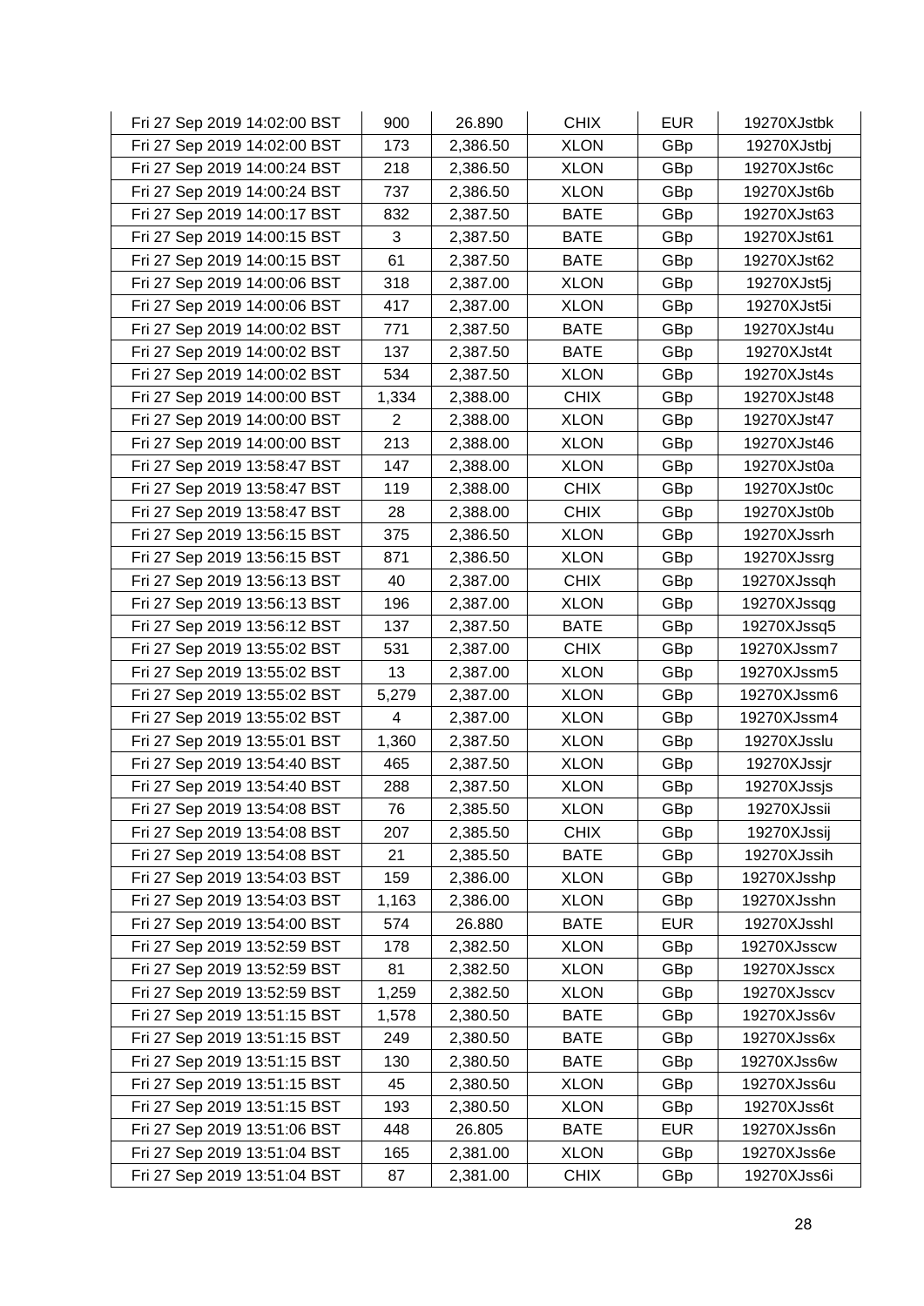| Fri 27 Sep 2019 14:02:00 BST | 900 | 26.890 | CHIX | EUR | 19270XJstbk |
|---|---|---|---|---|---|
| Fri 27 Sep 2019 14:02:00 BST | 173 | 2,386.50 | XLON | GBp | 19270XJstbj |
| Fri 27 Sep 2019 14:00:24 BST | 218 | 2,386.50 | XLON | GBp | 19270XJst6c |
| Fri 27 Sep 2019 14:00:24 BST | 737 | 2,386.50 | XLON | GBp | 19270XJst6b |
| Fri 27 Sep 2019 14:00:17 BST | 832 | 2,387.50 | BATE | GBp | 19270XJst63 |
| Fri 27 Sep 2019 14:00:15 BST | 3 | 2,387.50 | BATE | GBp | 19270XJst61 |
| Fri 27 Sep 2019 14:00:15 BST | 61 | 2,387.50 | BATE | GBp | 19270XJst62 |
| Fri 27 Sep 2019 14:00:06 BST | 318 | 2,387.00 | XLON | GBp | 19270XJst5j |
| Fri 27 Sep 2019 14:00:06 BST | 417 | 2,387.00 | XLON | GBp | 19270XJst5i |
| Fri 27 Sep 2019 14:00:02 BST | 771 | 2,387.50 | BATE | GBp | 19270XJst4u |
| Fri 27 Sep 2019 14:00:02 BST | 137 | 2,387.50 | BATE | GBp | 19270XJst4t |
| Fri 27 Sep 2019 14:00:02 BST | 534 | 2,387.50 | XLON | GBp | 19270XJst4s |
| Fri 27 Sep 2019 14:00:00 BST | 1,334 | 2,388.00 | CHIX | GBp | 19270XJst48 |
| Fri 27 Sep 2019 14:00:00 BST | 2 | 2,388.00 | XLON | GBp | 19270XJst47 |
| Fri 27 Sep 2019 14:00:00 BST | 213 | 2,388.00 | XLON | GBp | 19270XJst46 |
| Fri 27 Sep 2019 13:58:47 BST | 147 | 2,388.00 | XLON | GBp | 19270XJst0a |
| Fri 27 Sep 2019 13:58:47 BST | 119 | 2,388.00 | CHIX | GBp | 19270XJst0c |
| Fri 27 Sep 2019 13:58:47 BST | 28 | 2,388.00 | CHIX | GBp | 19270XJst0b |
| Fri 27 Sep 2019 13:56:15 BST | 375 | 2,386.50 | XLON | GBp | 19270XJssrh |
| Fri 27 Sep 2019 13:56:15 BST | 871 | 2,386.50 | XLON | GBp | 19270XJssrg |
| Fri 27 Sep 2019 13:56:13 BST | 40 | 2,387.00 | CHIX | GBp | 19270XJssqh |
| Fri 27 Sep 2019 13:56:13 BST | 196 | 2,387.00 | XLON | GBp | 19270XJssqg |
| Fri 27 Sep 2019 13:56:12 BST | 137 | 2,387.50 | BATE | GBp | 19270XJssq5 |
| Fri 27 Sep 2019 13:55:02 BST | 531 | 2,387.00 | CHIX | GBp | 19270XJssm7 |
| Fri 27 Sep 2019 13:55:02 BST | 13 | 2,387.00 | XLON | GBp | 19270XJssm5 |
| Fri 27 Sep 2019 13:55:02 BST | 5,279 | 2,387.00 | XLON | GBp | 19270XJssm6 |
| Fri 27 Sep 2019 13:55:02 BST | 4 | 2,387.00 | XLON | GBp | 19270XJssm4 |
| Fri 27 Sep 2019 13:55:01 BST | 1,360 | 2,387.50 | XLON | GBp | 19270XJsslu |
| Fri 27 Sep 2019 13:54:40 BST | 465 | 2,387.50 | XLON | GBp | 19270XJssjr |
| Fri 27 Sep 2019 13:54:40 BST | 288 | 2,387.50 | XLON | GBp | 19270XJssjs |
| Fri 27 Sep 2019 13:54:08 BST | 76 | 2,385.50 | XLON | GBp | 19270XJssii |
| Fri 27 Sep 2019 13:54:08 BST | 207 | 2,385.50 | CHIX | GBp | 19270XJssij |
| Fri 27 Sep 2019 13:54:08 BST | 21 | 2,385.50 | BATE | GBp | 19270XJssih |
| Fri 27 Sep 2019 13:54:03 BST | 159 | 2,386.00 | XLON | GBp | 19270XJsshp |
| Fri 27 Sep 2019 13:54:03 BST | 1,163 | 2,386.00 | XLON | GBp | 19270XJsshn |
| Fri 27 Sep 2019 13:54:00 BST | 574 | 26.880 | BATE | EUR | 19270XJsshl |
| Fri 27 Sep 2019 13:52:59 BST | 178 | 2,382.50 | XLON | GBp | 19270XJsscw |
| Fri 27 Sep 2019 13:52:59 BST | 81 | 2,382.50 | XLON | GBp | 19270XJsscx |
| Fri 27 Sep 2019 13:52:59 BST | 1,259 | 2,382.50 | XLON | GBp | 19270XJsscv |
| Fri 27 Sep 2019 13:51:15 BST | 1,578 | 2,380.50 | BATE | GBp | 19270XJss6v |
| Fri 27 Sep 2019 13:51:15 BST | 249 | 2,380.50 | BATE | GBp | 19270XJss6x |
| Fri 27 Sep 2019 13:51:15 BST | 130 | 2,380.50 | BATE | GBp | 19270XJss6w |
| Fri 27 Sep 2019 13:51:15 BST | 45 | 2,380.50 | XLON | GBp | 19270XJss6u |
| Fri 27 Sep 2019 13:51:15 BST | 193 | 2,380.50 | XLON | GBp | 19270XJss6t |
| Fri 27 Sep 2019 13:51:06 BST | 448 | 26.805 | BATE | EUR | 19270XJss6n |
| Fri 27 Sep 2019 13:51:04 BST | 165 | 2,381.00 | XLON | GBp | 19270XJss6e |
| Fri 27 Sep 2019 13:51:04 BST | 87 | 2,381.00 | CHIX | GBp | 19270XJss6i |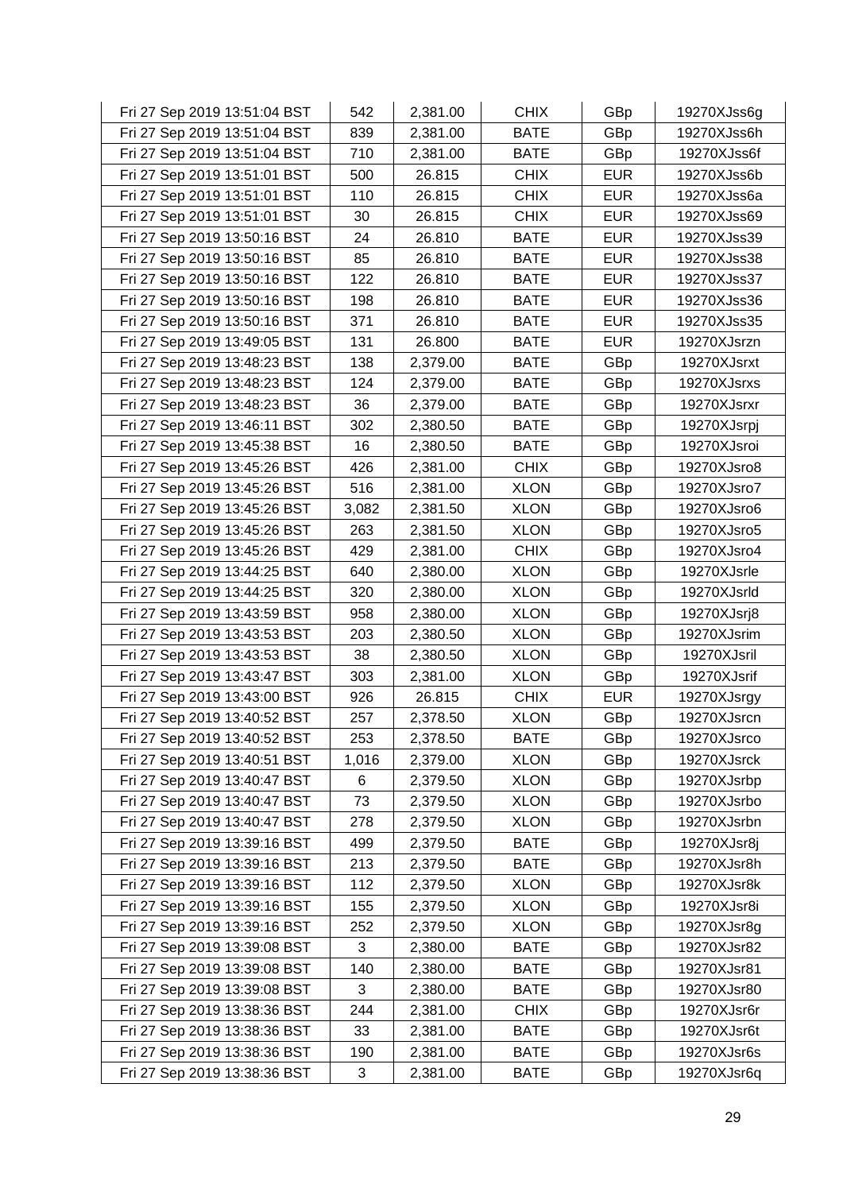| | | | | | |
|---|---|---|---|---|---|
| Fri 27 Sep 2019 13:51:04 BST | 542 | 2,381.00 | CHIX | GBp | 19270XJss6g |
| Fri 27 Sep 2019 13:51:04 BST | 839 | 2,381.00 | BATE | GBp | 19270XJss6h |
| Fri 27 Sep 2019 13:51:04 BST | 710 | 2,381.00 | BATE | GBp | 19270XJss6f |
| Fri 27 Sep 2019 13:51:01 BST | 500 | 26.815 | CHIX | EUR | 19270XJss6b |
| Fri 27 Sep 2019 13:51:01 BST | 110 | 26.815 | CHIX | EUR | 19270XJss6a |
| Fri 27 Sep 2019 13:51:01 BST | 30 | 26.815 | CHIX | EUR | 19270XJss69 |
| Fri 27 Sep 2019 13:50:16 BST | 24 | 26.810 | BATE | EUR | 19270XJss39 |
| Fri 27 Sep 2019 13:50:16 BST | 85 | 26.810 | BATE | EUR | 19270XJss38 |
| Fri 27 Sep 2019 13:50:16 BST | 122 | 26.810 | BATE | EUR | 19270XJss37 |
| Fri 27 Sep 2019 13:50:16 BST | 198 | 26.810 | BATE | EUR | 19270XJss36 |
| Fri 27 Sep 2019 13:50:16 BST | 371 | 26.810 | BATE | EUR | 19270XJss35 |
| Fri 27 Sep 2019 13:49:05 BST | 131 | 26.800 | BATE | EUR | 19270XJsrzn |
| Fri 27 Sep 2019 13:48:23 BST | 138 | 2,379.00 | BATE | GBp | 19270XJsrxt |
| Fri 27 Sep 2019 13:48:23 BST | 124 | 2,379.00 | BATE | GBp | 19270XJsrxs |
| Fri 27 Sep 2019 13:48:23 BST | 36 | 2,379.00 | BATE | GBp | 19270XJsrxr |
| Fri 27 Sep 2019 13:46:11 BST | 302 | 2,380.50 | BATE | GBp | 19270XJsrpj |
| Fri 27 Sep 2019 13:45:38 BST | 16 | 2,380.50 | BATE | GBp | 19270XJsroi |
| Fri 27 Sep 2019 13:45:26 BST | 426 | 2,381.00 | CHIX | GBp | 19270XJsro8 |
| Fri 27 Sep 2019 13:45:26 BST | 516 | 2,381.00 | XLON | GBp | 19270XJsro7 |
| Fri 27 Sep 2019 13:45:26 BST | 3,082 | 2,381.50 | XLON | GBp | 19270XJsro6 |
| Fri 27 Sep 2019 13:45:26 BST | 263 | 2,381.50 | XLON | GBp | 19270XJsro5 |
| Fri 27 Sep 2019 13:45:26 BST | 429 | 2,381.00 | CHIX | GBp | 19270XJsro4 |
| Fri 27 Sep 2019 13:44:25 BST | 640 | 2,380.00 | XLON | GBp | 19270XJsrle |
| Fri 27 Sep 2019 13:44:25 BST | 320 | 2,380.00 | XLON | GBp | 19270XJsrld |
| Fri 27 Sep 2019 13:43:59 BST | 958 | 2,380.00 | XLON | GBp | 19270XJsrj8 |
| Fri 27 Sep 2019 13:43:53 BST | 203 | 2,380.50 | XLON | GBp | 19270XJsrim |
| Fri 27 Sep 2019 13:43:53 BST | 38 | 2,380.50 | XLON | GBp | 19270XJsril |
| Fri 27 Sep 2019 13:43:47 BST | 303 | 2,381.00 | XLON | GBp | 19270XJsrif |
| Fri 27 Sep 2019 13:43:00 BST | 926 | 26.815 | CHIX | EUR | 19270XJsrgy |
| Fri 27 Sep 2019 13:40:52 BST | 257 | 2,378.50 | XLON | GBp | 19270XJsrcn |
| Fri 27 Sep 2019 13:40:52 BST | 253 | 2,378.50 | BATE | GBp | 19270XJsrco |
| Fri 27 Sep 2019 13:40:51 BST | 1,016 | 2,379.00 | XLON | GBp | 19270XJsrck |
| Fri 27 Sep 2019 13:40:47 BST | 6 | 2,379.50 | XLON | GBp | 19270XJsrbp |
| Fri 27 Sep 2019 13:40:47 BST | 73 | 2,379.50 | XLON | GBp | 19270XJsrbo |
| Fri 27 Sep 2019 13:40:47 BST | 278 | 2,379.50 | XLON | GBp | 19270XJsrbn |
| Fri 27 Sep 2019 13:39:16 BST | 499 | 2,379.50 | BATE | GBp | 19270XJsr8j |
| Fri 27 Sep 2019 13:39:16 BST | 213 | 2,379.50 | BATE | GBp | 19270XJsr8h |
| Fri 27 Sep 2019 13:39:16 BST | 112 | 2,379.50 | XLON | GBp | 19270XJsr8k |
| Fri 27 Sep 2019 13:39:16 BST | 155 | 2,379.50 | XLON | GBp | 19270XJsr8i |
| Fri 27 Sep 2019 13:39:16 BST | 252 | 2,379.50 | XLON | GBp | 19270XJsr8g |
| Fri 27 Sep 2019 13:39:08 BST | 3 | 2,380.00 | BATE | GBp | 19270XJsr82 |
| Fri 27 Sep 2019 13:39:08 BST | 140 | 2,380.00 | BATE | GBp | 19270XJsr81 |
| Fri 27 Sep 2019 13:39:08 BST | 3 | 2,380.00 | BATE | GBp | 19270XJsr80 |
| Fri 27 Sep 2019 13:38:36 BST | 244 | 2,381.00 | CHIX | GBp | 19270XJsr6r |
| Fri 27 Sep 2019 13:38:36 BST | 33 | 2,381.00 | BATE | GBp | 19270XJsr6t |
| Fri 27 Sep 2019 13:38:36 BST | 190 | 2,381.00 | BATE | GBp | 19270XJsr6s |
| Fri 27 Sep 2019 13:38:36 BST | 3 | 2,381.00 | BATE | GBp | 19270XJsr6q |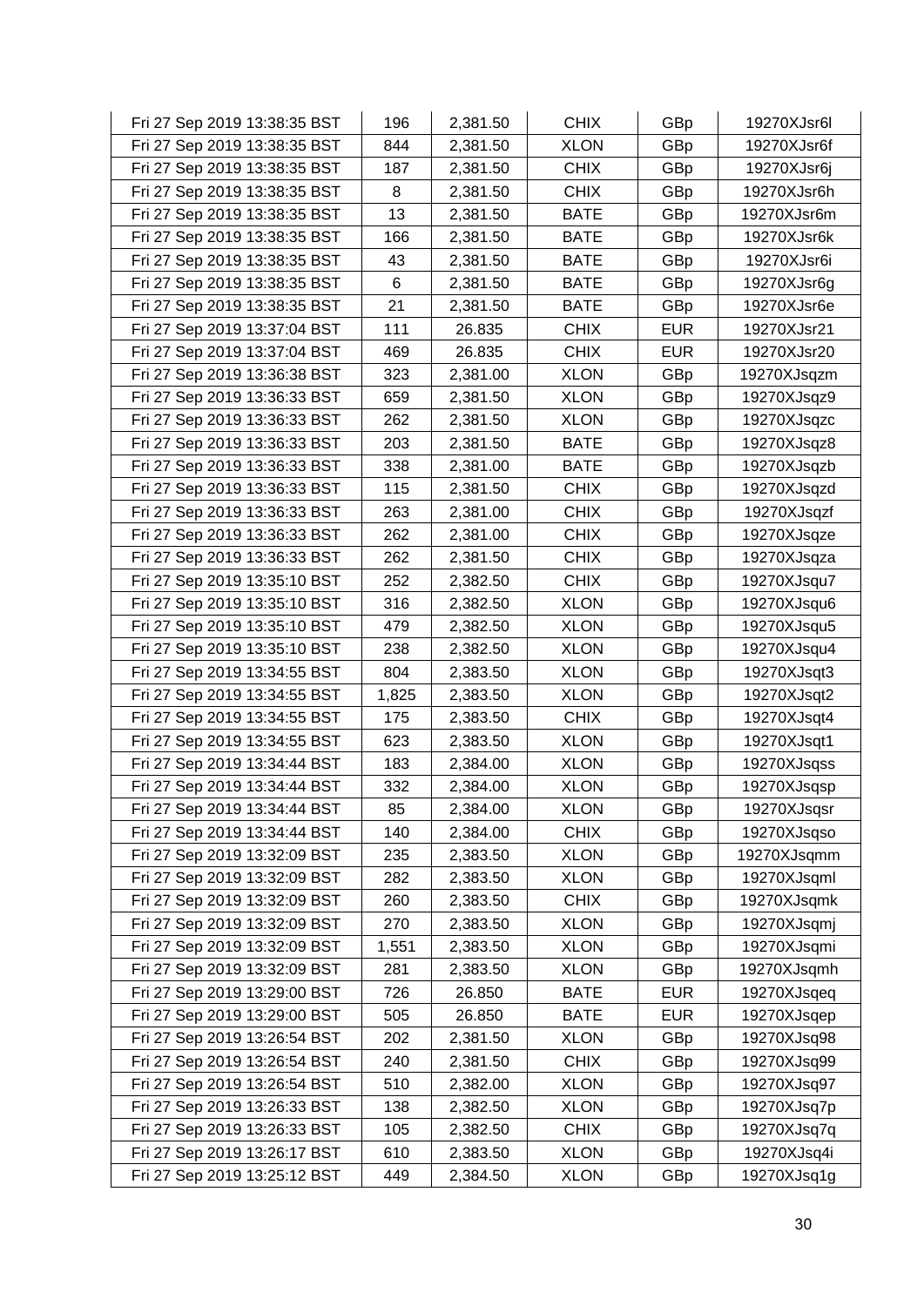| | | | | | |
|---|---|---|---|---|---|
| Fri 27 Sep 2019 13:38:35 BST | 196 | 2,381.50 | CHIX | GBp | 19270XJsr6l |
| Fri 27 Sep 2019 13:38:35 BST | 844 | 2,381.50 | XLON | GBp | 19270XJsr6f |
| Fri 27 Sep 2019 13:38:35 BST | 187 | 2,381.50 | CHIX | GBp | 19270XJsr6j |
| Fri 27 Sep 2019 13:38:35 BST | 8 | 2,381.50 | CHIX | GBp | 19270XJsr6h |
| Fri 27 Sep 2019 13:38:35 BST | 13 | 2,381.50 | BATE | GBp | 19270XJsr6m |
| Fri 27 Sep 2019 13:38:35 BST | 166 | 2,381.50 | BATE | GBp | 19270XJsr6k |
| Fri 27 Sep 2019 13:38:35 BST | 43 | 2,381.50 | BATE | GBp | 19270XJsr6i |
| Fri 27 Sep 2019 13:38:35 BST | 6 | 2,381.50 | BATE | GBp | 19270XJsr6g |
| Fri 27 Sep 2019 13:38:35 BST | 21 | 2,381.50 | BATE | GBp | 19270XJsr6e |
| Fri 27 Sep 2019 13:37:04 BST | 111 | 26.835 | CHIX | EUR | 19270XJsr21 |
| Fri 27 Sep 2019 13:37:04 BST | 469 | 26.835 | CHIX | EUR | 19270XJsr20 |
| Fri 27 Sep 2019 13:36:38 BST | 323 | 2,381.00 | XLON | GBp | 19270XJsqzm |
| Fri 27 Sep 2019 13:36:33 BST | 659 | 2,381.50 | XLON | GBp | 19270XJsqz9 |
| Fri 27 Sep 2019 13:36:33 BST | 262 | 2,381.50 | XLON | GBp | 19270XJsqzc |
| Fri 27 Sep 2019 13:36:33 BST | 203 | 2,381.50 | BATE | GBp | 19270XJsqz8 |
| Fri 27 Sep 2019 13:36:33 BST | 338 | 2,381.00 | BATE | GBp | 19270XJsqzb |
| Fri 27 Sep 2019 13:36:33 BST | 115 | 2,381.50 | CHIX | GBp | 19270XJsqzd |
| Fri 27 Sep 2019 13:36:33 BST | 263 | 2,381.00 | CHIX | GBp | 19270XJsqzf |
| Fri 27 Sep 2019 13:36:33 BST | 262 | 2,381.00 | CHIX | GBp | 19270XJsqze |
| Fri 27 Sep 2019 13:36:33 BST | 262 | 2,381.50 | CHIX | GBp | 19270XJsqza |
| Fri 27 Sep 2019 13:35:10 BST | 252 | 2,382.50 | CHIX | GBp | 19270XJsqu7 |
| Fri 27 Sep 2019 13:35:10 BST | 316 | 2,382.50 | XLON | GBp | 19270XJsqu6 |
| Fri 27 Sep 2019 13:35:10 BST | 479 | 2,382.50 | XLON | GBp | 19270XJsqu5 |
| Fri 27 Sep 2019 13:35:10 BST | 238 | 2,382.50 | XLON | GBp | 19270XJsqu4 |
| Fri 27 Sep 2019 13:34:55 BST | 804 | 2,383.50 | XLON | GBp | 19270XJsqt3 |
| Fri 27 Sep 2019 13:34:55 BST | 1,825 | 2,383.50 | XLON | GBp | 19270XJsqt2 |
| Fri 27 Sep 2019 13:34:55 BST | 175 | 2,383.50 | CHIX | GBp | 19270XJsqt4 |
| Fri 27 Sep 2019 13:34:55 BST | 623 | 2,383.50 | XLON | GBp | 19270XJsqt1 |
| Fri 27 Sep 2019 13:34:44 BST | 183 | 2,384.00 | XLON | GBp | 19270XJsqss |
| Fri 27 Sep 2019 13:34:44 BST | 332 | 2,384.00 | XLON | GBp | 19270XJsqsp |
| Fri 27 Sep 2019 13:34:44 BST | 85 | 2,384.00 | XLON | GBp | 19270XJsqsr |
| Fri 27 Sep 2019 13:34:44 BST | 140 | 2,384.00 | CHIX | GBp | 19270XJsqso |
| Fri 27 Sep 2019 13:32:09 BST | 235 | 2,383.50 | XLON | GBp | 19270XJsqmm |
| Fri 27 Sep 2019 13:32:09 BST | 282 | 2,383.50 | XLON | GBp | 19270XJsqml |
| Fri 27 Sep 2019 13:32:09 BST | 260 | 2,383.50 | CHIX | GBp | 19270XJsqmk |
| Fri 27 Sep 2019 13:32:09 BST | 270 | 2,383.50 | XLON | GBp | 19270XJsqmj |
| Fri 27 Sep 2019 13:32:09 BST | 1,551 | 2,383.50 | XLON | GBp | 19270XJsqmi |
| Fri 27 Sep 2019 13:32:09 BST | 281 | 2,383.50 | XLON | GBp | 19270XJsqmh |
| Fri 27 Sep 2019 13:29:00 BST | 726 | 26.850 | BATE | EUR | 19270XJsqeq |
| Fri 27 Sep 2019 13:29:00 BST | 505 | 26.850 | BATE | EUR | 19270XJsqep |
| Fri 27 Sep 2019 13:26:54 BST | 202 | 2,381.50 | XLON | GBp | 19270XJsq98 |
| Fri 27 Sep 2019 13:26:54 BST | 240 | 2,381.50 | CHIX | GBp | 19270XJsq99 |
| Fri 27 Sep 2019 13:26:54 BST | 510 | 2,382.00 | XLON | GBp | 19270XJsq97 |
| Fri 27 Sep 2019 13:26:33 BST | 138 | 2,382.50 | XLON | GBp | 19270XJsq7p |
| Fri 27 Sep 2019 13:26:33 BST | 105 | 2,382.50 | CHIX | GBp | 19270XJsq7q |
| Fri 27 Sep 2019 13:26:17 BST | 610 | 2,383.50 | XLON | GBp | 19270XJsq4i |
| Fri 27 Sep 2019 13:25:12 BST | 449 | 2,384.50 | XLON | GBp | 19270XJsq1g |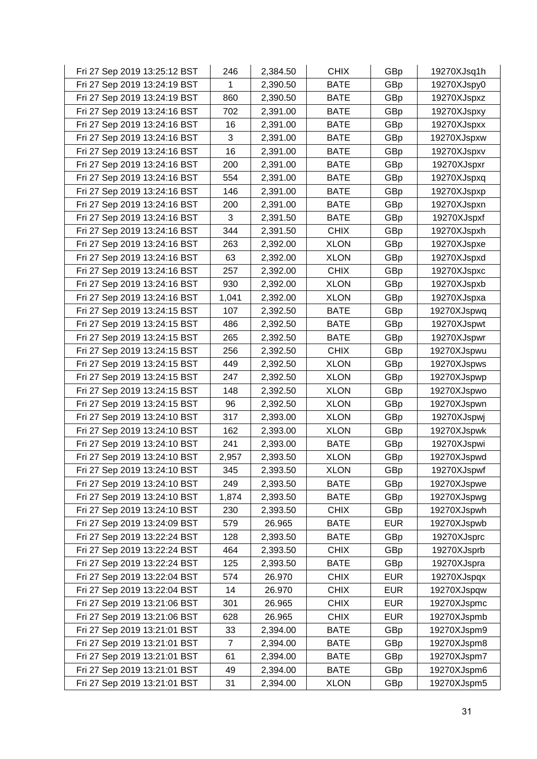| | | | | | |
|---|---|---|---|---|---|
| Fri 27 Sep 2019 13:25:12 BST | 246 | 2,384.50 | CHIX | GBp | 19270XJsq1h |
| Fri 27 Sep 2019 13:24:19 BST | 1 | 2,390.50 | BATE | GBp | 19270XJspy0 |
| Fri 27 Sep 2019 13:24:19 BST | 860 | 2,390.50 | BATE | GBp | 19270XJspxz |
| Fri 27 Sep 2019 13:24:16 BST | 702 | 2,391.00 | BATE | GBp | 19270XJspxy |
| Fri 27 Sep 2019 13:24:16 BST | 16 | 2,391.00 | BATE | GBp | 19270XJspxx |
| Fri 27 Sep 2019 13:24:16 BST | 3 | 2,391.00 | BATE | GBp | 19270XJspxw |
| Fri 27 Sep 2019 13:24:16 BST | 16 | 2,391.00 | BATE | GBp | 19270XJspxv |
| Fri 27 Sep 2019 13:24:16 BST | 200 | 2,391.00 | BATE | GBp | 19270XJspxr |
| Fri 27 Sep 2019 13:24:16 BST | 554 | 2,391.00 | BATE | GBp | 19270XJspxq |
| Fri 27 Sep 2019 13:24:16 BST | 146 | 2,391.00 | BATE | GBp | 19270XJspxp |
| Fri 27 Sep 2019 13:24:16 BST | 200 | 2,391.00 | BATE | GBp | 19270XJspxn |
| Fri 27 Sep 2019 13:24:16 BST | 3 | 2,391.50 | BATE | GBp | 19270XJspxf |
| Fri 27 Sep 2019 13:24:16 BST | 344 | 2,391.50 | CHIX | GBp | 19270XJspxh |
| Fri 27 Sep 2019 13:24:16 BST | 263 | 2,392.00 | XLON | GBp | 19270XJspxe |
| Fri 27 Sep 2019 13:24:16 BST | 63 | 2,392.00 | XLON | GBp | 19270XJspxd |
| Fri 27 Sep 2019 13:24:16 BST | 257 | 2,392.00 | CHIX | GBp | 19270XJspxc |
| Fri 27 Sep 2019 13:24:16 BST | 930 | 2,392.00 | XLON | GBp | 19270XJspxb |
| Fri 27 Sep 2019 13:24:16 BST | 1,041 | 2,392.00 | XLON | GBp | 19270XJspxa |
| Fri 27 Sep 2019 13:24:15 BST | 107 | 2,392.50 | BATE | GBp | 19270XJspwq |
| Fri 27 Sep 2019 13:24:15 BST | 486 | 2,392.50 | BATE | GBp | 19270XJspwt |
| Fri 27 Sep 2019 13:24:15 BST | 265 | 2,392.50 | BATE | GBp | 19270XJspwr |
| Fri 27 Sep 2019 13:24:15 BST | 256 | 2,392.50 | CHIX | GBp | 19270XJspwu |
| Fri 27 Sep 2019 13:24:15 BST | 449 | 2,392.50 | XLON | GBp | 19270XJspws |
| Fri 27 Sep 2019 13:24:15 BST | 247 | 2,392.50 | XLON | GBp | 19270XJspwp |
| Fri 27 Sep 2019 13:24:15 BST | 148 | 2,392.50 | XLON | GBp | 19270XJspwo |
| Fri 27 Sep 2019 13:24:15 BST | 96 | 2,392.50 | XLON | GBp | 19270XJspwn |
| Fri 27 Sep 2019 13:24:10 BST | 317 | 2,393.00 | XLON | GBp | 19270XJspwj |
| Fri 27 Sep 2019 13:24:10 BST | 162 | 2,393.00 | XLON | GBp | 19270XJspwk |
| Fri 27 Sep 2019 13:24:10 BST | 241 | 2,393.00 | BATE | GBp | 19270XJspwi |
| Fri 27 Sep 2019 13:24:10 BST | 2,957 | 2,393.50 | XLON | GBp | 19270XJspwd |
| Fri 27 Sep 2019 13:24:10 BST | 345 | 2,393.50 | XLON | GBp | 19270XJspwf |
| Fri 27 Sep 2019 13:24:10 BST | 249 | 2,393.50 | BATE | GBp | 19270XJspwe |
| Fri 27 Sep 2019 13:24:10 BST | 1,874 | 2,393.50 | BATE | GBp | 19270XJspwg |
| Fri 27 Sep 2019 13:24:10 BST | 230 | 2,393.50 | CHIX | GBp | 19270XJspwh |
| Fri 27 Sep 2019 13:24:09 BST | 579 | 26.965 | BATE | EUR | 19270XJspwb |
| Fri 27 Sep 2019 13:22:24 BST | 128 | 2,393.50 | BATE | GBp | 19270XJsprc |
| Fri 27 Sep 2019 13:22:24 BST | 464 | 2,393.50 | CHIX | GBp | 19270XJsprb |
| Fri 27 Sep 2019 13:22:24 BST | 125 | 2,393.50 | BATE | GBp | 19270XJspra |
| Fri 27 Sep 2019 13:22:04 BST | 574 | 26.970 | CHIX | EUR | 19270XJspqx |
| Fri 27 Sep 2019 13:22:04 BST | 14 | 26.970 | CHIX | EUR | 19270XJspqw |
| Fri 27 Sep 2019 13:21:06 BST | 301 | 26.965 | CHIX | EUR | 19270XJspmc |
| Fri 27 Sep 2019 13:21:06 BST | 628 | 26.965 | CHIX | EUR | 19270XJspmb |
| Fri 27 Sep 2019 13:21:01 BST | 33 | 2,394.00 | BATE | GBp | 19270XJspm9 |
| Fri 27 Sep 2019 13:21:01 BST | 7 | 2,394.00 | BATE | GBp | 19270XJspm8 |
| Fri 27 Sep 2019 13:21:01 BST | 61 | 2,394.00 | BATE | GBp | 19270XJspm7 |
| Fri 27 Sep 2019 13:21:01 BST | 49 | 2,394.00 | BATE | GBp | 19270XJspm6 |
| Fri 27 Sep 2019 13:21:01 BST | 31 | 2,394.00 | XLON | GBp | 19270XJspm5 |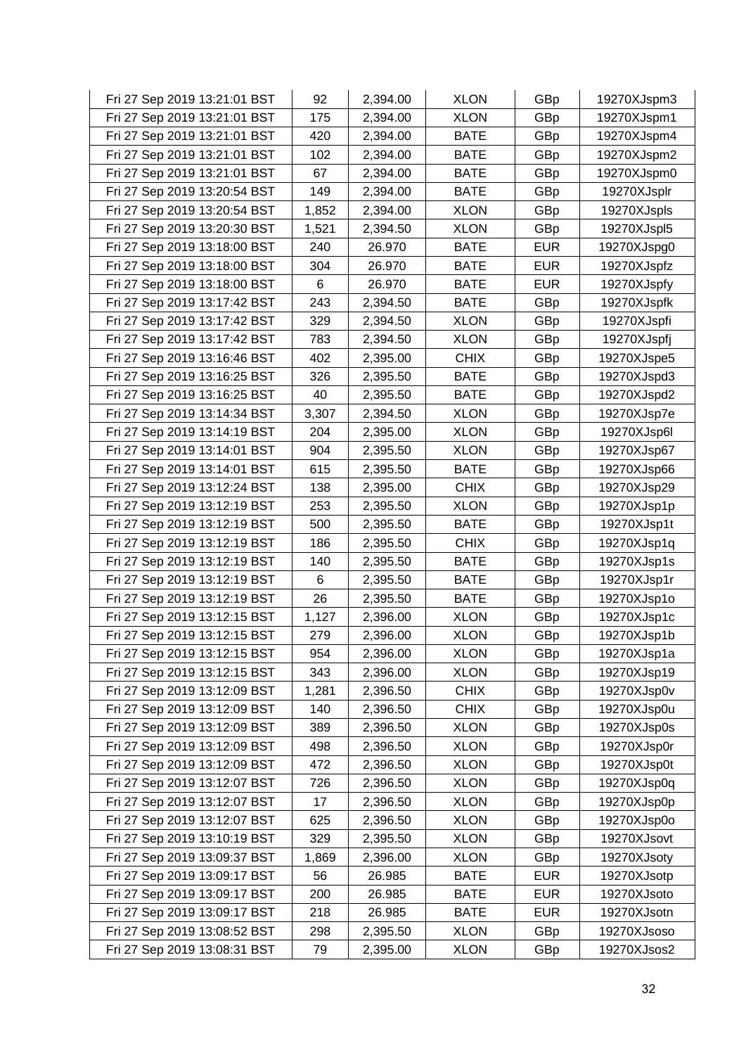| | | | | | |
|---|---|---|---|---|---|
| Fri 27 Sep 2019 13:21:01 BST | 92 | 2,394.00 | XLON | GBp | 19270XJspm3 |
| Fri 27 Sep 2019 13:21:01 BST | 175 | 2,394.00 | XLON | GBp | 19270XJspm1 |
| Fri 27 Sep 2019 13:21:01 BST | 420 | 2,394.00 | BATE | GBp | 19270XJspm4 |
| Fri 27 Sep 2019 13:21:01 BST | 102 | 2,394.00 | BATE | GBp | 19270XJspm2 |
| Fri 27 Sep 2019 13:21:01 BST | 67 | 2,394.00 | BATE | GBp | 19270XJspm0 |
| Fri 27 Sep 2019 13:20:54 BST | 149 | 2,394.00 | BATE | GBp | 19270XJsplr |
| Fri 27 Sep 2019 13:20:54 BST | 1,852 | 2,394.00 | XLON | GBp | 19270XJspls |
| Fri 27 Sep 2019 13:20:30 BST | 1,521 | 2,394.50 | XLON | GBp | 19270XJspl5 |
| Fri 27 Sep 2019 13:18:00 BST | 240 | 26.970 | BATE | EUR | 19270XJspg0 |
| Fri 27 Sep 2019 13:18:00 BST | 304 | 26.970 | BATE | EUR | 19270XJspfz |
| Fri 27 Sep 2019 13:18:00 BST | 6 | 26.970 | BATE | EUR | 19270XJspfy |
| Fri 27 Sep 2019 13:17:42 BST | 243 | 2,394.50 | BATE | GBp | 19270XJspfk |
| Fri 27 Sep 2019 13:17:42 BST | 329 | 2,394.50 | XLON | GBp | 19270XJspfi |
| Fri 27 Sep 2019 13:17:42 BST | 783 | 2,394.50 | XLON | GBp | 19270XJspfj |
| Fri 27 Sep 2019 13:16:46 BST | 402 | 2,395.00 | CHIX | GBp | 19270XJspe5 |
| Fri 27 Sep 2019 13:16:25 BST | 326 | 2,395.50 | BATE | GBp | 19270XJspd3 |
| Fri 27 Sep 2019 13:16:25 BST | 40 | 2,395.50 | BATE | GBp | 19270XJspd2 |
| Fri 27 Sep 2019 13:14:34 BST | 3,307 | 2,394.50 | XLON | GBp | 19270XJsp7e |
| Fri 27 Sep 2019 13:14:19 BST | 204 | 2,395.00 | XLON | GBp | 19270XJsp6l |
| Fri 27 Sep 2019 13:14:01 BST | 904 | 2,395.50 | XLON | GBp | 19270XJsp67 |
| Fri 27 Sep 2019 13:14:01 BST | 615 | 2,395.50 | BATE | GBp | 19270XJsp66 |
| Fri 27 Sep 2019 13:12:24 BST | 138 | 2,395.00 | CHIX | GBp | 19270XJsp29 |
| Fri 27 Sep 2019 13:12:19 BST | 253 | 2,395.50 | XLON | GBp | 19270XJsp1p |
| Fri 27 Sep 2019 13:12:19 BST | 500 | 2,395.50 | BATE | GBp | 19270XJsp1t |
| Fri 27 Sep 2019 13:12:19 BST | 186 | 2,395.50 | CHIX | GBp | 19270XJsp1q |
| Fri 27 Sep 2019 13:12:19 BST | 140 | 2,395.50 | BATE | GBp | 19270XJsp1s |
| Fri 27 Sep 2019 13:12:19 BST | 6 | 2,395.50 | BATE | GBp | 19270XJsp1r |
| Fri 27 Sep 2019 13:12:19 BST | 26 | 2,395.50 | BATE | GBp | 19270XJsp1o |
| Fri 27 Sep 2019 13:12:15 BST | 1,127 | 2,396.00 | XLON | GBp | 19270XJsp1c |
| Fri 27 Sep 2019 13:12:15 BST | 279 | 2,396.00 | XLON | GBp | 19270XJsp1b |
| Fri 27 Sep 2019 13:12:15 BST | 954 | 2,396.00 | XLON | GBp | 19270XJsp1a |
| Fri 27 Sep 2019 13:12:15 BST | 343 | 2,396.00 | XLON | GBp | 19270XJsp19 |
| Fri 27 Sep 2019 13:12:09 BST | 1,281 | 2,396.50 | CHIX | GBp | 19270XJsp0v |
| Fri 27 Sep 2019 13:12:09 BST | 140 | 2,396.50 | CHIX | GBp | 19270XJsp0u |
| Fri 27 Sep 2019 13:12:09 BST | 389 | 2,396.50 | XLON | GBp | 19270XJsp0s |
| Fri 27 Sep 2019 13:12:09 BST | 498 | 2,396.50 | XLON | GBp | 19270XJsp0r |
| Fri 27 Sep 2019 13:12:09 BST | 472 | 2,396.50 | XLON | GBp | 19270XJsp0t |
| Fri 27 Sep 2019 13:12:07 BST | 726 | 2,396.50 | XLON | GBp | 19270XJsp0q |
| Fri 27 Sep 2019 13:12:07 BST | 17 | 2,396.50 | XLON | GBp | 19270XJsp0p |
| Fri 27 Sep 2019 13:12:07 BST | 625 | 2,396.50 | XLON | GBp | 19270XJsp0o |
| Fri 27 Sep 2019 13:10:19 BST | 329 | 2,395.50 | XLON | GBp | 19270XJsovt |
| Fri 27 Sep 2019 13:09:37 BST | 1,869 | 2,396.00 | XLON | GBp | 19270XJsoty |
| Fri 27 Sep 2019 13:09:17 BST | 56 | 26.985 | BATE | EUR | 19270XJsotp |
| Fri 27 Sep 2019 13:09:17 BST | 200 | 26.985 | BATE | EUR | 19270XJsoto |
| Fri 27 Sep 2019 13:09:17 BST | 218 | 26.985 | BATE | EUR | 19270XJsotn |
| Fri 27 Sep 2019 13:08:52 BST | 298 | 2,395.50 | XLON | GBp | 19270XJsoso |
| Fri 27 Sep 2019 13:08:31 BST | 79 | 2,395.00 | XLON | GBp | 19270XJsos2 |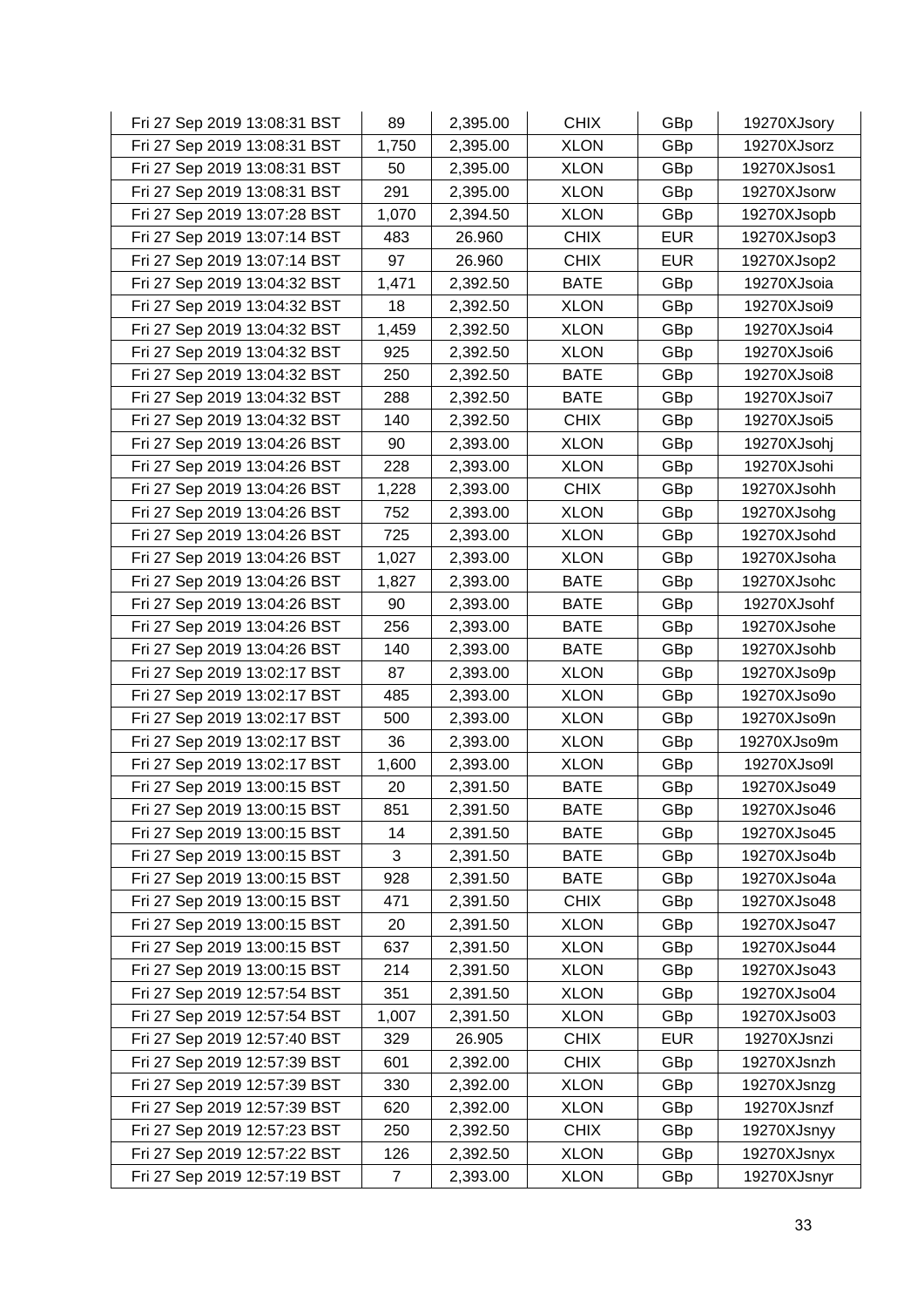| Fri 27 Sep 2019 13:08:31 BST | 89 | 2,395.00 | CHIX | GBp | 19270XJsory |
|---|---|---|---|---|---|
| Fri 27 Sep 2019 13:08:31 BST | 1,750 | 2,395.00 | XLON | GBp | 19270XJsorz |
| Fri 27 Sep 2019 13:08:31 BST | 50 | 2,395.00 | XLON | GBp | 19270XJsos1 |
| Fri 27 Sep 2019 13:08:31 BST | 291 | 2,395.00 | XLON | GBp | 19270XJsorw |
| Fri 27 Sep 2019 13:07:28 BST | 1,070 | 2,394.50 | XLON | GBp | 19270XJsopb |
| Fri 27 Sep 2019 13:07:14 BST | 483 | 26.960 | CHIX | EUR | 19270XJsop3 |
| Fri 27 Sep 2019 13:07:14 BST | 97 | 26.960 | CHIX | EUR | 19270XJsop2 |
| Fri 27 Sep 2019 13:04:32 BST | 1,471 | 2,392.50 | BATE | GBp | 19270XJsoia |
| Fri 27 Sep 2019 13:04:32 BST | 18 | 2,392.50 | XLON | GBp | 19270XJsoi9 |
| Fri 27 Sep 2019 13:04:32 BST | 1,459 | 2,392.50 | XLON | GBp | 19270XJsoi4 |
| Fri 27 Sep 2019 13:04:32 BST | 925 | 2,392.50 | XLON | GBp | 19270XJsoi6 |
| Fri 27 Sep 2019 13:04:32 BST | 250 | 2,392.50 | BATE | GBp | 19270XJsoi8 |
| Fri 27 Sep 2019 13:04:32 BST | 288 | 2,392.50 | BATE | GBp | 19270XJsoi7 |
| Fri 27 Sep 2019 13:04:32 BST | 140 | 2,392.50 | CHIX | GBp | 19270XJsoi5 |
| Fri 27 Sep 2019 13:04:26 BST | 90 | 2,393.00 | XLON | GBp | 19270XJsohj |
| Fri 27 Sep 2019 13:04:26 BST | 228 | 2,393.00 | XLON | GBp | 19270XJsohi |
| Fri 27 Sep 2019 13:04:26 BST | 1,228 | 2,393.00 | CHIX | GBp | 19270XJsohh |
| Fri 27 Sep 2019 13:04:26 BST | 752 | 2,393.00 | XLON | GBp | 19270XJsohg |
| Fri 27 Sep 2019 13:04:26 BST | 725 | 2,393.00 | XLON | GBp | 19270XJsohd |
| Fri 27 Sep 2019 13:04:26 BST | 1,027 | 2,393.00 | XLON | GBp | 19270XJsoha |
| Fri 27 Sep 2019 13:04:26 BST | 1,827 | 2,393.00 | BATE | GBp | 19270XJsohc |
| Fri 27 Sep 2019 13:04:26 BST | 90 | 2,393.00 | BATE | GBp | 19270XJsohf |
| Fri 27 Sep 2019 13:04:26 BST | 256 | 2,393.00 | BATE | GBp | 19270XJsohe |
| Fri 27 Sep 2019 13:04:26 BST | 140 | 2,393.00 | BATE | GBp | 19270XJsohb |
| Fri 27 Sep 2019 13:02:17 BST | 87 | 2,393.00 | XLON | GBp | 19270XJso9p |
| Fri 27 Sep 2019 13:02:17 BST | 485 | 2,393.00 | XLON | GBp | 19270XJso9o |
| Fri 27 Sep 2019 13:02:17 BST | 500 | 2,393.00 | XLON | GBp | 19270XJso9n |
| Fri 27 Sep 2019 13:02:17 BST | 36 | 2,393.00 | XLON | GBp | 19270XJso9m |
| Fri 27 Sep 2019 13:02:17 BST | 1,600 | 2,393.00 | XLON | GBp | 19270XJso9l |
| Fri 27 Sep 2019 13:00:15 BST | 20 | 2,391.50 | BATE | GBp | 19270XJso49 |
| Fri 27 Sep 2019 13:00:15 BST | 851 | 2,391.50 | BATE | GBp | 19270XJso46 |
| Fri 27 Sep 2019 13:00:15 BST | 14 | 2,391.50 | BATE | GBp | 19270XJso45 |
| Fri 27 Sep 2019 13:00:15 BST | 3 | 2,391.50 | BATE | GBp | 19270XJso4b |
| Fri 27 Sep 2019 13:00:15 BST | 928 | 2,391.50 | BATE | GBp | 19270XJso4a |
| Fri 27 Sep 2019 13:00:15 BST | 471 | 2,391.50 | CHIX | GBp | 19270XJso48 |
| Fri 27 Sep 2019 13:00:15 BST | 20 | 2,391.50 | XLON | GBp | 19270XJso47 |
| Fri 27 Sep 2019 13:00:15 BST | 637 | 2,391.50 | XLON | GBp | 19270XJso44 |
| Fri 27 Sep 2019 13:00:15 BST | 214 | 2,391.50 | XLON | GBp | 19270XJso43 |
| Fri 27 Sep 2019 12:57:54 BST | 351 | 2,391.50 | XLON | GBp | 19270XJso04 |
| Fri 27 Sep 2019 12:57:54 BST | 1,007 | 2,391.50 | XLON | GBp | 19270XJso03 |
| Fri 27 Sep 2019 12:57:40 BST | 329 | 26.905 | CHIX | EUR | 19270XJsnzi |
| Fri 27 Sep 2019 12:57:39 BST | 601 | 2,392.00 | CHIX | GBp | 19270XJsnzh |
| Fri 27 Sep 2019 12:57:39 BST | 330 | 2,392.00 | XLON | GBp | 19270XJsnzg |
| Fri 27 Sep 2019 12:57:39 BST | 620 | 2,392.00 | XLON | GBp | 19270XJsnzf |
| Fri 27 Sep 2019 12:57:23 BST | 250 | 2,392.50 | CHIX | GBp | 19270XJsnyy |
| Fri 27 Sep 2019 12:57:22 BST | 126 | 2,392.50 | XLON | GBp | 19270XJsnyx |
| Fri 27 Sep 2019 12:57:19 BST | 7 | 2,393.00 | XLON | GBp | 19270XJsnyr |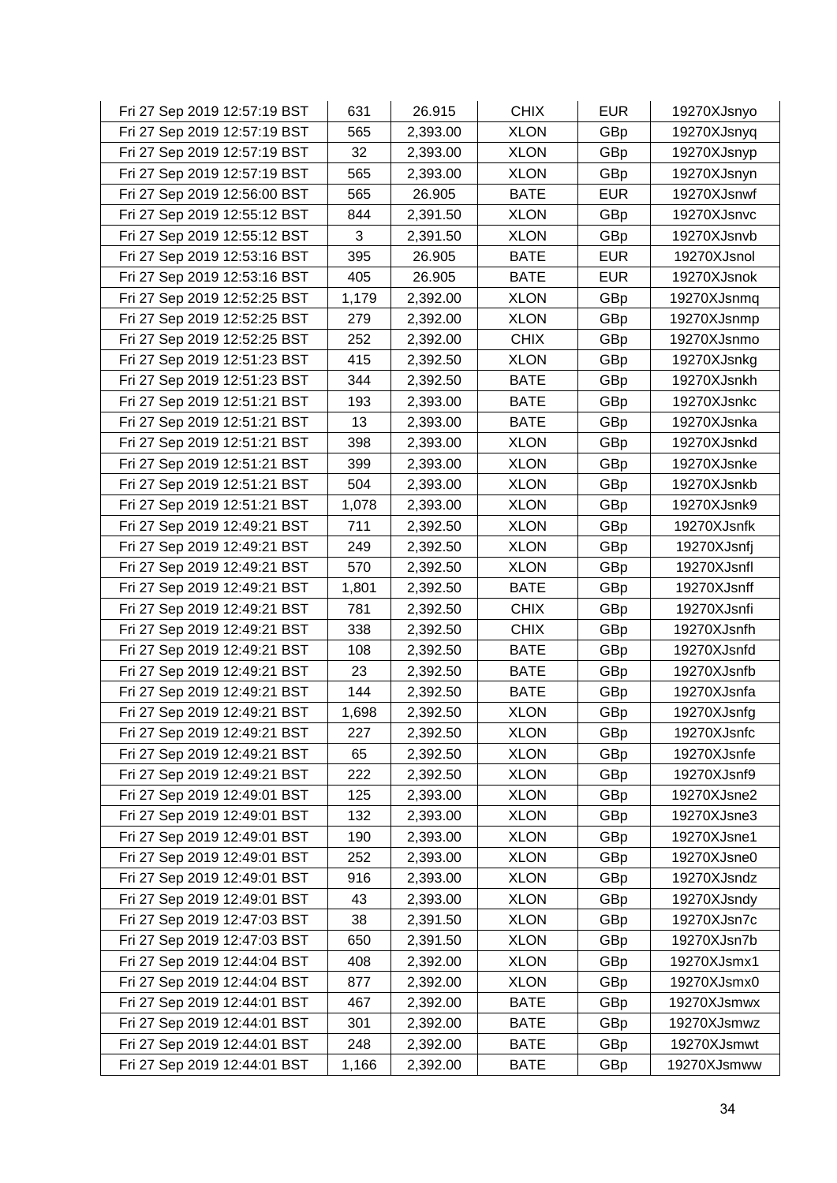| | | | | | |
|---|---|---|---|---|---|
| Fri 27 Sep 2019 12:57:19 BST | 631 | 26.915 | CHIX | EUR | 19270XJsnyo |
| Fri 27 Sep 2019 12:57:19 BST | 565 | 2,393.00 | XLON | GBp | 19270XJsnyq |
| Fri 27 Sep 2019 12:57:19 BST | 32 | 2,393.00 | XLON | GBp | 19270XJsnyp |
| Fri 27 Sep 2019 12:57:19 BST | 565 | 2,393.00 | XLON | GBp | 19270XJsnyn |
| Fri 27 Sep 2019 12:56:00 BST | 565 | 26.905 | BATE | EUR | 19270XJsnwf |
| Fri 27 Sep 2019 12:55:12 BST | 844 | 2,391.50 | XLON | GBp | 19270XJsnvc |
| Fri 27 Sep 2019 12:55:12 BST | 3 | 2,391.50 | XLON | GBp | 19270XJsnvb |
| Fri 27 Sep 2019 12:53:16 BST | 395 | 26.905 | BATE | EUR | 19270XJsnol |
| Fri 27 Sep 2019 12:53:16 BST | 405 | 26.905 | BATE | EUR | 19270XJsnok |
| Fri 27 Sep 2019 12:52:25 BST | 1,179 | 2,392.00 | XLON | GBp | 19270XJsnmq |
| Fri 27 Sep 2019 12:52:25 BST | 279 | 2,392.00 | XLON | GBp | 19270XJsnmp |
| Fri 27 Sep 2019 12:52:25 BST | 252 | 2,392.00 | CHIX | GBp | 19270XJsnmo |
| Fri 27 Sep 2019 12:51:23 BST | 415 | 2,392.50 | XLON | GBp | 19270XJsnkg |
| Fri 27 Sep 2019 12:51:23 BST | 344 | 2,392.50 | BATE | GBp | 19270XJsnkh |
| Fri 27 Sep 2019 12:51:21 BST | 193 | 2,393.00 | BATE | GBp | 19270XJsnkc |
| Fri 27 Sep 2019 12:51:21 BST | 13 | 2,393.00 | BATE | GBp | 19270XJsnka |
| Fri 27 Sep 2019 12:51:21 BST | 398 | 2,393.00 | XLON | GBp | 19270XJsnkd |
| Fri 27 Sep 2019 12:51:21 BST | 399 | 2,393.00 | XLON | GBp | 19270XJsnke |
| Fri 27 Sep 2019 12:51:21 BST | 504 | 2,393.00 | XLON | GBp | 19270XJsnkb |
| Fri 27 Sep 2019 12:51:21 BST | 1,078 | 2,393.00 | XLON | GBp | 19270XJsnk9 |
| Fri 27 Sep 2019 12:49:21 BST | 711 | 2,392.50 | XLON | GBp | 19270XJsnfk |
| Fri 27 Sep 2019 12:49:21 BST | 249 | 2,392.50 | XLON | GBp | 19270XJsnfj |
| Fri 27 Sep 2019 12:49:21 BST | 570 | 2,392.50 | XLON | GBp | 19270XJsnfl |
| Fri 27 Sep 2019 12:49:21 BST | 1,801 | 2,392.50 | BATE | GBp | 19270XJsnff |
| Fri 27 Sep 2019 12:49:21 BST | 781 | 2,392.50 | CHIX | GBp | 19270XJsnfi |
| Fri 27 Sep 2019 12:49:21 BST | 338 | 2,392.50 | CHIX | GBp | 19270XJsnfh |
| Fri 27 Sep 2019 12:49:21 BST | 108 | 2,392.50 | BATE | GBp | 19270XJsnfd |
| Fri 27 Sep 2019 12:49:21 BST | 23 | 2,392.50 | BATE | GBp | 19270XJsnfb |
| Fri 27 Sep 2019 12:49:21 BST | 144 | 2,392.50 | BATE | GBp | 19270XJsnfa |
| Fri 27 Sep 2019 12:49:21 BST | 1,698 | 2,392.50 | XLON | GBp | 19270XJsnfg |
| Fri 27 Sep 2019 12:49:21 BST | 227 | 2,392.50 | XLON | GBp | 19270XJsnfc |
| Fri 27 Sep 2019 12:49:21 BST | 65 | 2,392.50 | XLON | GBp | 19270XJsnfe |
| Fri 27 Sep 2019 12:49:21 BST | 222 | 2,392.50 | XLON | GBp | 19270XJsnf9 |
| Fri 27 Sep 2019 12:49:01 BST | 125 | 2,393.00 | XLON | GBp | 19270XJsne2 |
| Fri 27 Sep 2019 12:49:01 BST | 132 | 2,393.00 | XLON | GBp | 19270XJsne3 |
| Fri 27 Sep 2019 12:49:01 BST | 190 | 2,393.00 | XLON | GBp | 19270XJsne1 |
| Fri 27 Sep 2019 12:49:01 BST | 252 | 2,393.00 | XLON | GBp | 19270XJsne0 |
| Fri 27 Sep 2019 12:49:01 BST | 916 | 2,393.00 | XLON | GBp | 19270XJsndz |
| Fri 27 Sep 2019 12:49:01 BST | 43 | 2,393.00 | XLON | GBp | 19270XJsndy |
| Fri 27 Sep 2019 12:47:03 BST | 38 | 2,391.50 | XLON | GBp | 19270XJsn7c |
| Fri 27 Sep 2019 12:47:03 BST | 650 | 2,391.50 | XLON | GBp | 19270XJsn7b |
| Fri 27 Sep 2019 12:44:04 BST | 408 | 2,392.00 | XLON | GBp | 19270XJsmx1 |
| Fri 27 Sep 2019 12:44:04 BST | 877 | 2,392.00 | XLON | GBp | 19270XJsmx0 |
| Fri 27 Sep 2019 12:44:01 BST | 467 | 2,392.00 | BATE | GBp | 19270XJsmwx |
| Fri 27 Sep 2019 12:44:01 BST | 301 | 2,392.00 | BATE | GBp | 19270XJsmwz |
| Fri 27 Sep 2019 12:44:01 BST | 248 | 2,392.00 | BATE | GBp | 19270XJsmwt |
| Fri 27 Sep 2019 12:44:01 BST | 1,166 | 2,392.00 | BATE | GBp | 19270XJsmww |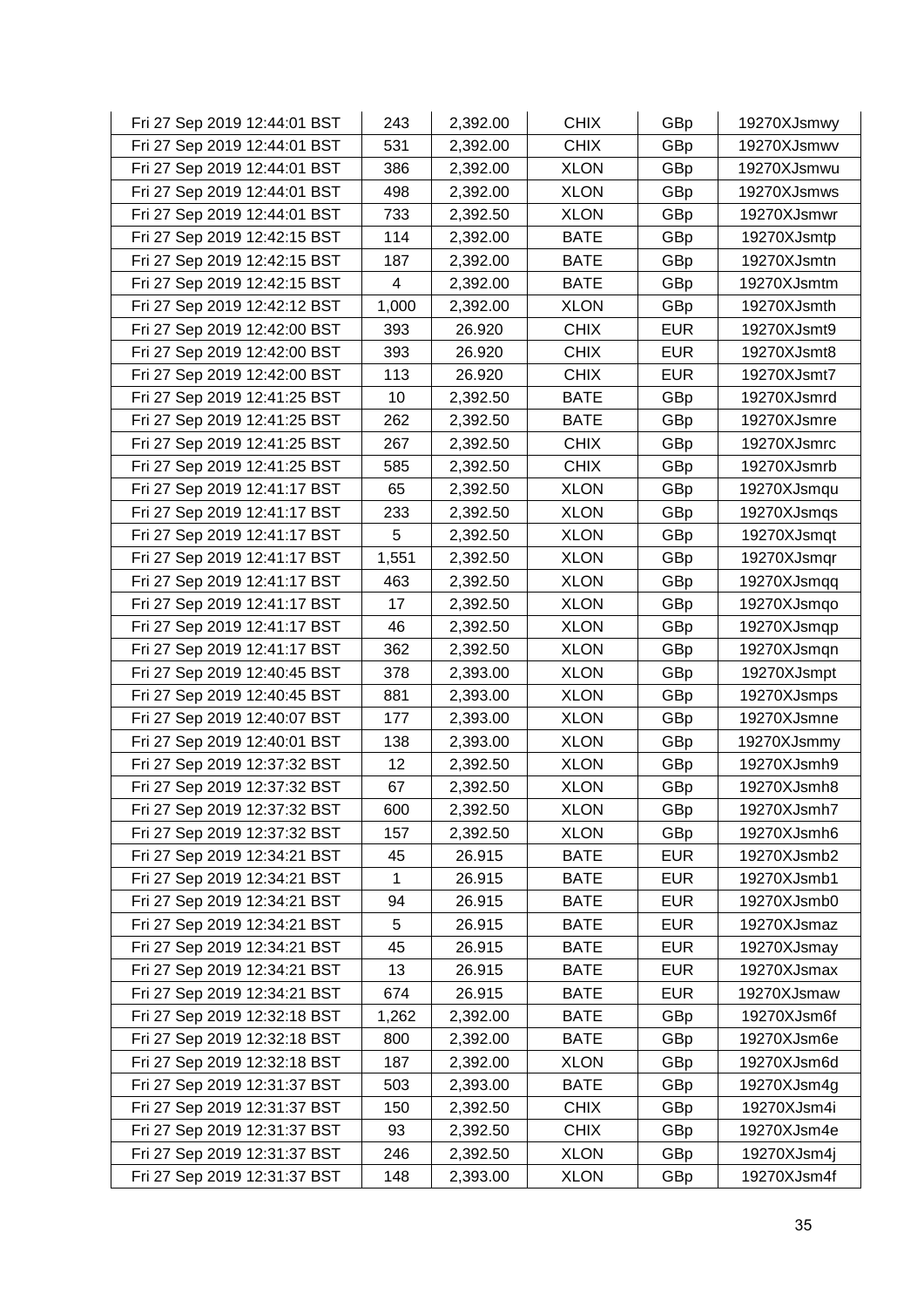| Fri 27 Sep 2019 12:44:01 BST | 243 | 2,392.00 | CHIX | GBp | 19270XJsmwy |
|---|---|---|---|---|---|
| Fri 27 Sep 2019 12:44:01 BST | 531 | 2,392.00 | CHIX | GBp | 19270XJsmwv |
| Fri 27 Sep 2019 12:44:01 BST | 386 | 2,392.00 | XLON | GBp | 19270XJsmwu |
| Fri 27 Sep 2019 12:44:01 BST | 498 | 2,392.00 | XLON | GBp | 19270XJsmws |
| Fri 27 Sep 2019 12:44:01 BST | 733 | 2,392.50 | XLON | GBp | 19270XJsmwr |
| Fri 27 Sep 2019 12:42:15 BST | 114 | 2,392.00 | BATE | GBp | 19270XJsmtp |
| Fri 27 Sep 2019 12:42:15 BST | 187 | 2,392.00 | BATE | GBp | 19270XJsmtn |
| Fri 27 Sep 2019 12:42:15 BST | 4 | 2,392.00 | BATE | GBp | 19270XJsmtm |
| Fri 27 Sep 2019 12:42:12 BST | 1,000 | 2,392.00 | XLON | GBp | 19270XJsmth |
| Fri 27 Sep 2019 12:42:00 BST | 393 | 26.920 | CHIX | EUR | 19270XJsmt9 |
| Fri 27 Sep 2019 12:42:00 BST | 393 | 26.920 | CHIX | EUR | 19270XJsmt8 |
| Fri 27 Sep 2019 12:42:00 BST | 113 | 26.920 | CHIX | EUR | 19270XJsmt7 |
| Fri 27 Sep 2019 12:41:25 BST | 10 | 2,392.50 | BATE | GBp | 19270XJsmrd |
| Fri 27 Sep 2019 12:41:25 BST | 262 | 2,392.50 | BATE | GBp | 19270XJsmre |
| Fri 27 Sep 2019 12:41:25 BST | 267 | 2,392.50 | CHIX | GBp | 19270XJsmrc |
| Fri 27 Sep 2019 12:41:25 BST | 585 | 2,392.50 | CHIX | GBp | 19270XJsmrb |
| Fri 27 Sep 2019 12:41:17 BST | 65 | 2,392.50 | XLON | GBp | 19270XJsmqu |
| Fri 27 Sep 2019 12:41:17 BST | 233 | 2,392.50 | XLON | GBp | 19270XJsmqs |
| Fri 27 Sep 2019 12:41:17 BST | 5 | 2,392.50 | XLON | GBp | 19270XJsmqt |
| Fri 27 Sep 2019 12:41:17 BST | 1,551 | 2,392.50 | XLON | GBp | 19270XJsmqr |
| Fri 27 Sep 2019 12:41:17 BST | 463 | 2,392.50 | XLON | GBp | 19270XJsmqq |
| Fri 27 Sep 2019 12:41:17 BST | 17 | 2,392.50 | XLON | GBp | 19270XJsmqo |
| Fri 27 Sep 2019 12:41:17 BST | 46 | 2,392.50 | XLON | GBp | 19270XJsmqp |
| Fri 27 Sep 2019 12:41:17 BST | 362 | 2,392.50 | XLON | GBp | 19270XJsmqn |
| Fri 27 Sep 2019 12:40:45 BST | 378 | 2,393.00 | XLON | GBp | 19270XJsmpt |
| Fri 27 Sep 2019 12:40:45 BST | 881 | 2,393.00 | XLON | GBp | 19270XJsmps |
| Fri 27 Sep 2019 12:40:07 BST | 177 | 2,393.00 | XLON | GBp | 19270XJsmne |
| Fri 27 Sep 2019 12:40:01 BST | 138 | 2,393.00 | XLON | GBp | 19270XJsmmy |
| Fri 27 Sep 2019 12:37:32 BST | 12 | 2,392.50 | XLON | GBp | 19270XJsmh9 |
| Fri 27 Sep 2019 12:37:32 BST | 67 | 2,392.50 | XLON | GBp | 19270XJsmh8 |
| Fri 27 Sep 2019 12:37:32 BST | 600 | 2,392.50 | XLON | GBp | 19270XJsmh7 |
| Fri 27 Sep 2019 12:37:32 BST | 157 | 2,392.50 | XLON | GBp | 19270XJsmh6 |
| Fri 27 Sep 2019 12:34:21 BST | 45 | 26.915 | BATE | EUR | 19270XJsmb2 |
| Fri 27 Sep 2019 12:34:21 BST | 1 | 26.915 | BATE | EUR | 19270XJsmb1 |
| Fri 27 Sep 2019 12:34:21 BST | 94 | 26.915 | BATE | EUR | 19270XJsmb0 |
| Fri 27 Sep 2019 12:34:21 BST | 5 | 26.915 | BATE | EUR | 19270XJsmaz |
| Fri 27 Sep 2019 12:34:21 BST | 45 | 26.915 | BATE | EUR | 19270XJsmay |
| Fri 27 Sep 2019 12:34:21 BST | 13 | 26.915 | BATE | EUR | 19270XJsmax |
| Fri 27 Sep 2019 12:34:21 BST | 674 | 26.915 | BATE | EUR | 19270XJsmaw |
| Fri 27 Sep 2019 12:32:18 BST | 1,262 | 2,392.00 | BATE | GBp | 19270XJsm6f |
| Fri 27 Sep 2019 12:32:18 BST | 800 | 2,392.00 | BATE | GBp | 19270XJsm6e |
| Fri 27 Sep 2019 12:32:18 BST | 187 | 2,392.00 | XLON | GBp | 19270XJsm6d |
| Fri 27 Sep 2019 12:31:37 BST | 503 | 2,393.00 | BATE | GBp | 19270XJsm4g |
| Fri 27 Sep 2019 12:31:37 BST | 150 | 2,392.50 | CHIX | GBp | 19270XJsm4i |
| Fri 27 Sep 2019 12:31:37 BST | 93 | 2,392.50 | CHIX | GBp | 19270XJsm4e |
| Fri 27 Sep 2019 12:31:37 BST | 246 | 2,392.50 | XLON | GBp | 19270XJsm4j |
| Fri 27 Sep 2019 12:31:37 BST | 148 | 2,393.00 | XLON | GBp | 19270XJsm4f |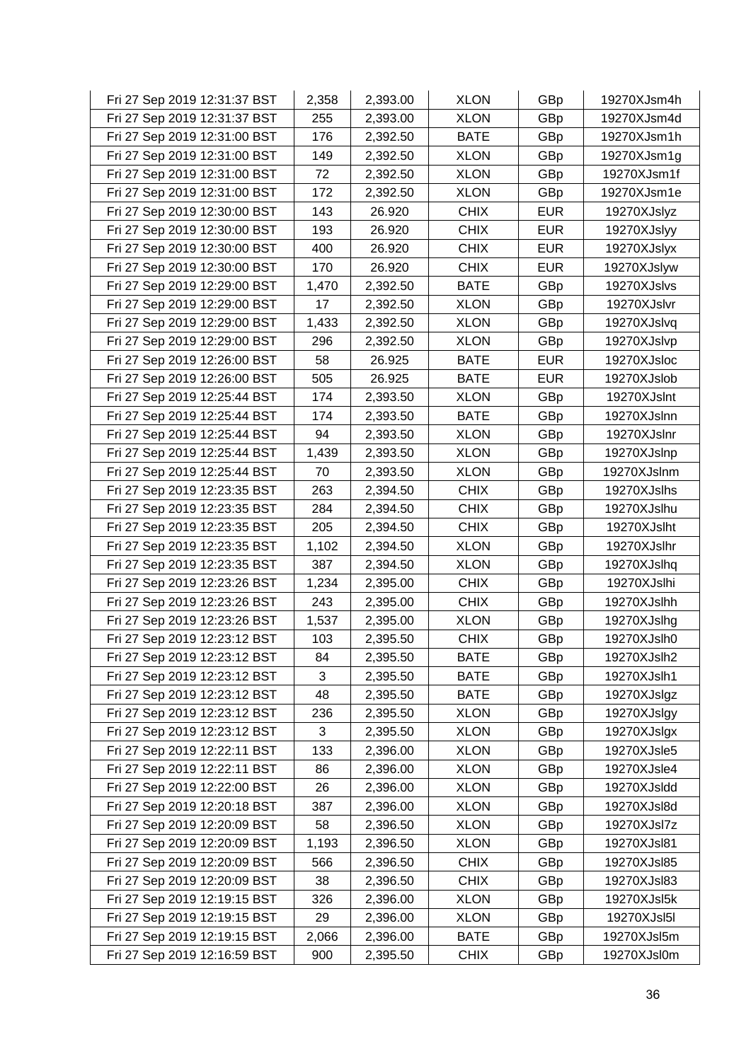| | | | | | |
|---|---|---|---|---|---|
| Fri 27 Sep 2019 12:31:37 BST | 2,358 | 2,393.00 | XLON | GBp | 19270XJsm4h |
| Fri 27 Sep 2019 12:31:37 BST | 255 | 2,393.00 | XLON | GBp | 19270XJsm4d |
| Fri 27 Sep 2019 12:31:00 BST | 176 | 2,392.50 | BATE | GBp | 19270XJsm1h |
| Fri 27 Sep 2019 12:31:00 BST | 149 | 2,392.50 | XLON | GBp | 19270XJsm1g |
| Fri 27 Sep 2019 12:31:00 BST | 72 | 2,392.50 | XLON | GBp | 19270XJsm1f |
| Fri 27 Sep 2019 12:31:00 BST | 172 | 2,392.50 | XLON | GBp | 19270XJsm1e |
| Fri 27 Sep 2019 12:30:00 BST | 143 | 26.920 | CHIX | EUR | 19270XJslyz |
| Fri 27 Sep 2019 12:30:00 BST | 193 | 26.920 | CHIX | EUR | 19270XJslyy |
| Fri 27 Sep 2019 12:30:00 BST | 400 | 26.920 | CHIX | EUR | 19270XJslyx |
| Fri 27 Sep 2019 12:30:00 BST | 170 | 26.920 | CHIX | EUR | 19270XJslyw |
| Fri 27 Sep 2019 12:29:00 BST | 1,470 | 2,392.50 | BATE | GBp | 19270XJslvs |
| Fri 27 Sep 2019 12:29:00 BST | 17 | 2,392.50 | XLON | GBp | 19270XJslvr |
| Fri 27 Sep 2019 12:29:00 BST | 1,433 | 2,392.50 | XLON | GBp | 19270XJslvq |
| Fri 27 Sep 2019 12:29:00 BST | 296 | 2,392.50 | XLON | GBp | 19270XJslvp |
| Fri 27 Sep 2019 12:26:00 BST | 58 | 26.925 | BATE | EUR | 19270XJsloc |
| Fri 27 Sep 2019 12:26:00 BST | 505 | 26.925 | BATE | EUR | 19270XJslob |
| Fri 27 Sep 2019 12:25:44 BST | 174 | 2,393.50 | XLON | GBp | 19270XJslnt |
| Fri 27 Sep 2019 12:25:44 BST | 174 | 2,393.50 | BATE | GBp | 19270XJslnn |
| Fri 27 Sep 2019 12:25:44 BST | 94 | 2,393.50 | XLON | GBp | 19270XJslnr |
| Fri 27 Sep 2019 12:25:44 BST | 1,439 | 2,393.50 | XLON | GBp | 19270XJslnp |
| Fri 27 Sep 2019 12:25:44 BST | 70 | 2,393.50 | XLON | GBp | 19270XJslnm |
| Fri 27 Sep 2019 12:23:35 BST | 263 | 2,394.50 | CHIX | GBp | 19270XJslhs |
| Fri 27 Sep 2019 12:23:35 BST | 284 | 2,394.50 | CHIX | GBp | 19270XJslhu |
| Fri 27 Sep 2019 12:23:35 BST | 205 | 2,394.50 | CHIX | GBp | 19270XJslht |
| Fri 27 Sep 2019 12:23:35 BST | 1,102 | 2,394.50 | XLON | GBp | 19270XJslhr |
| Fri 27 Sep 2019 12:23:35 BST | 387 | 2,394.50 | XLON | GBp | 19270XJslhq |
| Fri 27 Sep 2019 12:23:26 BST | 1,234 | 2,395.00 | CHIX | GBp | 19270XJslhi |
| Fri 27 Sep 2019 12:23:26 BST | 243 | 2,395.00 | CHIX | GBp | 19270XJslhh |
| Fri 27 Sep 2019 12:23:26 BST | 1,537 | 2,395.00 | XLON | GBp | 19270XJslhg |
| Fri 27 Sep 2019 12:23:12 BST | 103 | 2,395.50 | CHIX | GBp | 19270XJslh0 |
| Fri 27 Sep 2019 12:23:12 BST | 84 | 2,395.50 | BATE | GBp | 19270XJslh2 |
| Fri 27 Sep 2019 12:23:12 BST | 3 | 2,395.50 | BATE | GBp | 19270XJslh1 |
| Fri 27 Sep 2019 12:23:12 BST | 48 | 2,395.50 | BATE | GBp | 19270XJslgz |
| Fri 27 Sep 2019 12:23:12 BST | 236 | 2,395.50 | XLON | GBp | 19270XJslgy |
| Fri 27 Sep 2019 12:23:12 BST | 3 | 2,395.50 | XLON | GBp | 19270XJslgx |
| Fri 27 Sep 2019 12:22:11 BST | 133 | 2,396.00 | XLON | GBp | 19270XJsle5 |
| Fri 27 Sep 2019 12:22:11 BST | 86 | 2,396.00 | XLON | GBp | 19270XJsle4 |
| Fri 27 Sep 2019 12:22:00 BST | 26 | 2,396.00 | XLON | GBp | 19270XJsldd |
| Fri 27 Sep 2019 12:20:18 BST | 387 | 2,396.00 | XLON | GBp | 19270XJsl8d |
| Fri 27 Sep 2019 12:20:09 BST | 58 | 2,396.50 | XLON | GBp | 19270XJsl7z |
| Fri 27 Sep 2019 12:20:09 BST | 1,193 | 2,396.50 | XLON | GBp | 19270XJsl81 |
| Fri 27 Sep 2019 12:20:09 BST | 566 | 2,396.50 | CHIX | GBp | 19270XJsl85 |
| Fri 27 Sep 2019 12:20:09 BST | 38 | 2,396.50 | CHIX | GBp | 19270XJsl83 |
| Fri 27 Sep 2019 12:19:15 BST | 326 | 2,396.00 | XLON | GBp | 19270XJsl5k |
| Fri 27 Sep 2019 12:19:15 BST | 29 | 2,396.00 | XLON | GBp | 19270XJsl5l |
| Fri 27 Sep 2019 12:19:15 BST | 2,066 | 2,396.00 | BATE | GBp | 19270XJsl5m |
| Fri 27 Sep 2019 12:16:59 BST | 900 | 2,395.50 | CHIX | GBp | 19270XJsl0m |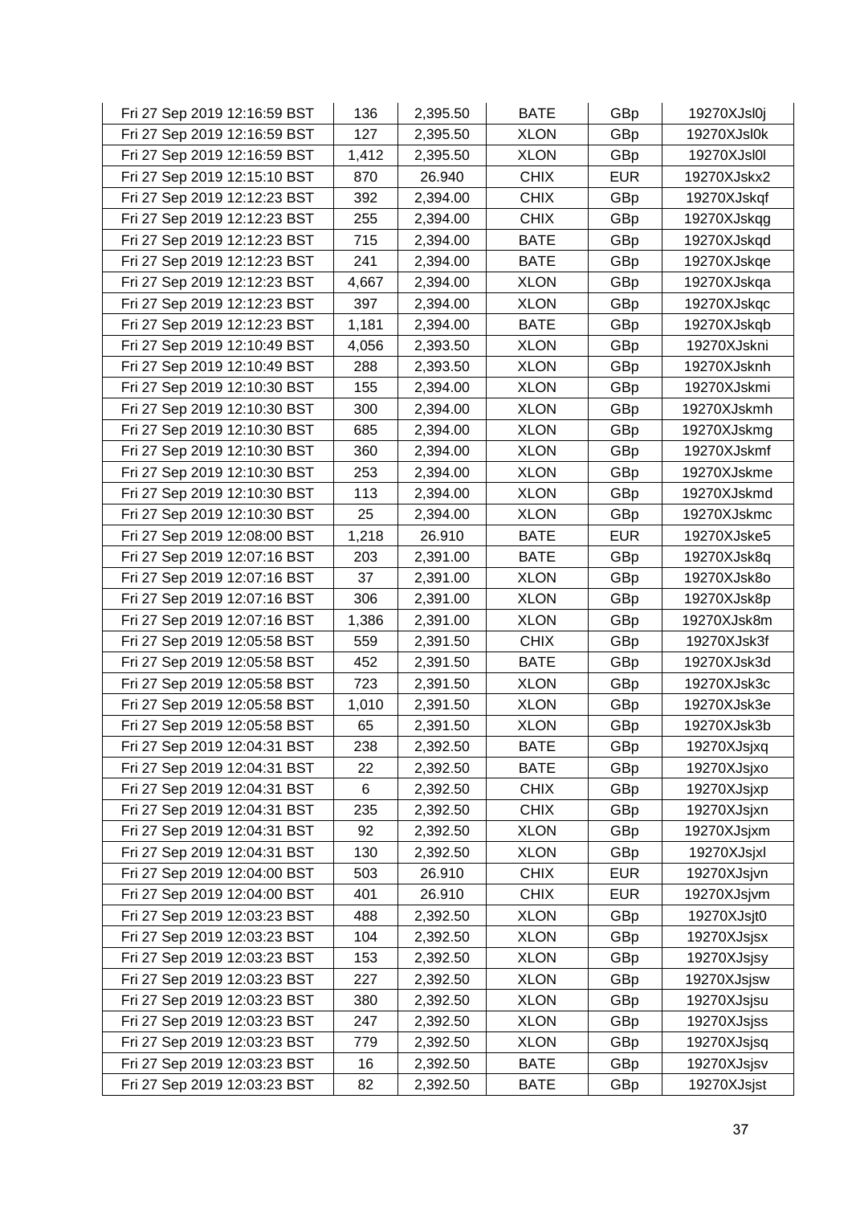| | | | | | |
|---|---|---|---|---|---|
| Fri 27 Sep 2019 12:16:59 BST | 136 | 2,395.50 | BATE | GBp | 19270XJsl0j |
| Fri 27 Sep 2019 12:16:59 BST | 127 | 2,395.50 | XLON | GBp | 19270XJsl0k |
| Fri 27 Sep 2019 12:16:59 BST | 1,412 | 2,395.50 | XLON | GBp | 19270XJsl0l |
| Fri 27 Sep 2019 12:15:10 BST | 870 | 26.940 | CHIX | EUR | 19270XJskx2 |
| Fri 27 Sep 2019 12:12:23 BST | 392 | 2,394.00 | CHIX | GBp | 19270XJskqf |
| Fri 27 Sep 2019 12:12:23 BST | 255 | 2,394.00 | CHIX | GBp | 19270XJskqg |
| Fri 27 Sep 2019 12:12:23 BST | 715 | 2,394.00 | BATE | GBp | 19270XJskqd |
| Fri 27 Sep 2019 12:12:23 BST | 241 | 2,394.00 | BATE | GBp | 19270XJskqe |
| Fri 27 Sep 2019 12:12:23 BST | 4,667 | 2,394.00 | XLON | GBp | 19270XJskqa |
| Fri 27 Sep 2019 12:12:23 BST | 397 | 2,394.00 | XLON | GBp | 19270XJskqc |
| Fri 27 Sep 2019 12:12:23 BST | 1,181 | 2,394.00 | BATE | GBp | 19270XJskqb |
| Fri 27 Sep 2019 12:10:49 BST | 4,056 | 2,393.50 | XLON | GBp | 19270XJskni |
| Fri 27 Sep 2019 12:10:49 BST | 288 | 2,393.50 | XLON | GBp | 19270XJsknh |
| Fri 27 Sep 2019 12:10:30 BST | 155 | 2,394.00 | XLON | GBp | 19270XJskmi |
| Fri 27 Sep 2019 12:10:30 BST | 300 | 2,394.00 | XLON | GBp | 19270XJskmh |
| Fri 27 Sep 2019 12:10:30 BST | 685 | 2,394.00 | XLON | GBp | 19270XJskmg |
| Fri 27 Sep 2019 12:10:30 BST | 360 | 2,394.00 | XLON | GBp | 19270XJskmf |
| Fri 27 Sep 2019 12:10:30 BST | 253 | 2,394.00 | XLON | GBp | 19270XJskme |
| Fri 27 Sep 2019 12:10:30 BST | 113 | 2,394.00 | XLON | GBp | 19270XJskmd |
| Fri 27 Sep 2019 12:10:30 BST | 25 | 2,394.00 | XLON | GBp | 19270XJskmc |
| Fri 27 Sep 2019 12:08:00 BST | 1,218 | 26.910 | BATE | EUR | 19270XJske5 |
| Fri 27 Sep 2019 12:07:16 BST | 203 | 2,391.00 | BATE | GBp | 19270XJsk8q |
| Fri 27 Sep 2019 12:07:16 BST | 37 | 2,391.00 | XLON | GBp | 19270XJsk8o |
| Fri 27 Sep 2019 12:07:16 BST | 306 | 2,391.00 | XLON | GBp | 19270XJsk8p |
| Fri 27 Sep 2019 12:07:16 BST | 1,386 | 2,391.00 | XLON | GBp | 19270XJsk8m |
| Fri 27 Sep 2019 12:05:58 BST | 559 | 2,391.50 | CHIX | GBp | 19270XJsk3f |
| Fri 27 Sep 2019 12:05:58 BST | 452 | 2,391.50 | BATE | GBp | 19270XJsk3d |
| Fri 27 Sep 2019 12:05:58 BST | 723 | 2,391.50 | XLON | GBp | 19270XJsk3c |
| Fri 27 Sep 2019 12:05:58 BST | 1,010 | 2,391.50 | XLON | GBp | 19270XJsk3e |
| Fri 27 Sep 2019 12:05:58 BST | 65 | 2,391.50 | XLON | GBp | 19270XJsk3b |
| Fri 27 Sep 2019 12:04:31 BST | 238 | 2,392.50 | BATE | GBp | 19270XJsjxq |
| Fri 27 Sep 2019 12:04:31 BST | 22 | 2,392.50 | BATE | GBp | 19270XJsjxo |
| Fri 27 Sep 2019 12:04:31 BST | 6 | 2,392.50 | CHIX | GBp | 19270XJsjxp |
| Fri 27 Sep 2019 12:04:31 BST | 235 | 2,392.50 | CHIX | GBp | 19270XJsjxn |
| Fri 27 Sep 2019 12:04:31 BST | 92 | 2,392.50 | XLON | GBp | 19270XJsjxm |
| Fri 27 Sep 2019 12:04:31 BST | 130 | 2,392.50 | XLON | GBp | 19270XJsjxl |
| Fri 27 Sep 2019 12:04:00 BST | 503 | 26.910 | CHIX | EUR | 19270XJsjvn |
| Fri 27 Sep 2019 12:04:00 BST | 401 | 26.910 | CHIX | EUR | 19270XJsjvm |
| Fri 27 Sep 2019 12:03:23 BST | 488 | 2,392.50 | XLON | GBp | 19270XJsjt0 |
| Fri 27 Sep 2019 12:03:23 BST | 104 | 2,392.50 | XLON | GBp | 19270XJsjsx |
| Fri 27 Sep 2019 12:03:23 BST | 153 | 2,392.50 | XLON | GBp | 19270XJsjsy |
| Fri 27 Sep 2019 12:03:23 BST | 227 | 2,392.50 | XLON | GBp | 19270XJsjsw |
| Fri 27 Sep 2019 12:03:23 BST | 380 | 2,392.50 | XLON | GBp | 19270XJsjsu |
| Fri 27 Sep 2019 12:03:23 BST | 247 | 2,392.50 | XLON | GBp | 19270XJsjss |
| Fri 27 Sep 2019 12:03:23 BST | 779 | 2,392.50 | XLON | GBp | 19270XJsjsq |
| Fri 27 Sep 2019 12:03:23 BST | 16 | 2,392.50 | BATE | GBp | 19270XJsjsv |
| Fri 27 Sep 2019 12:03:23 BST | 82 | 2,392.50 | BATE | GBp | 19270XJsjst |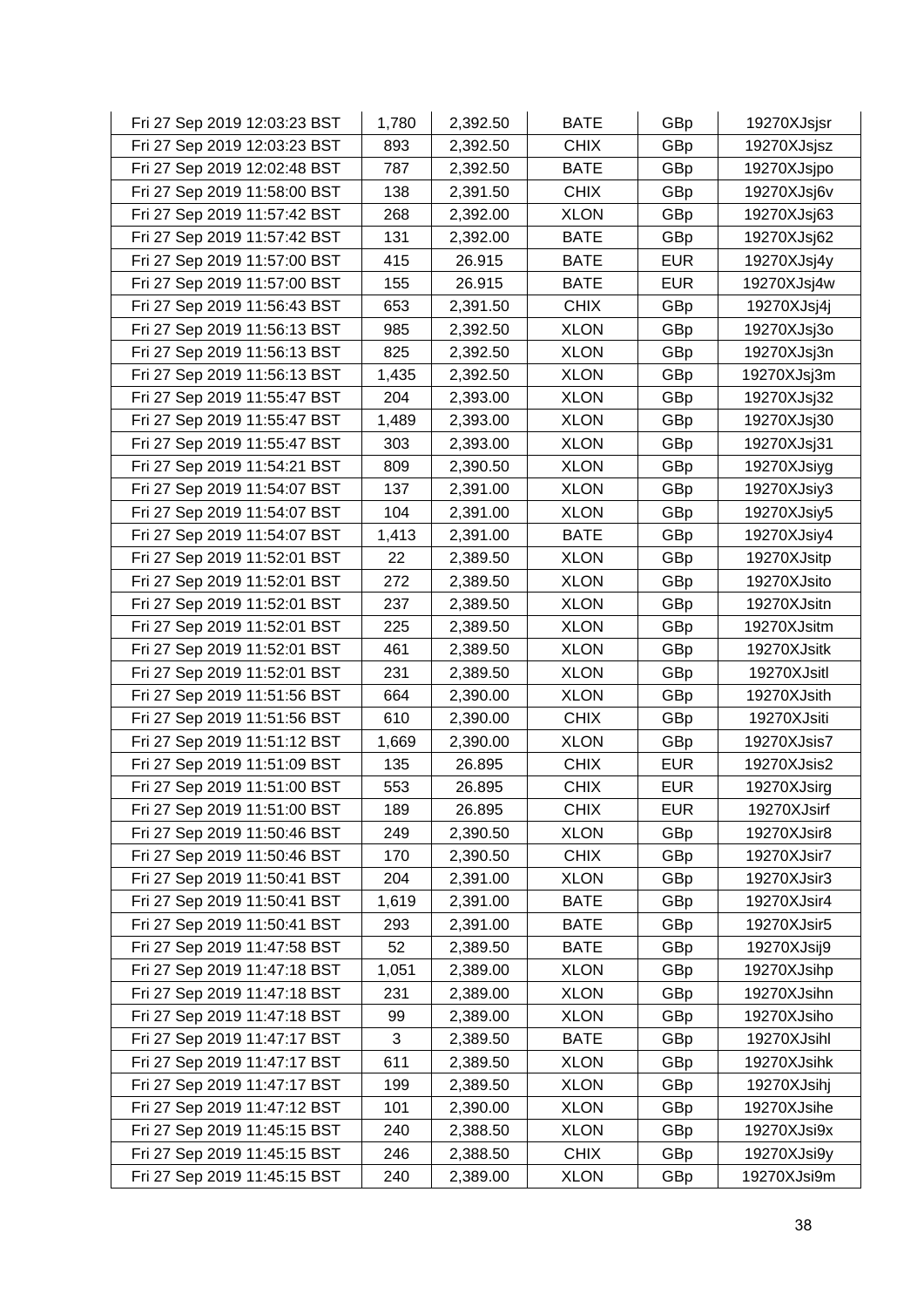| Fri 27 Sep 2019 12:03:23 BST | 1,780 | 2,392.50 | BATE | GBp | 19270XJsjsr |
|---|---|---|---|---|---|
| Fri 27 Sep 2019 12:03:23 BST | 893 | 2,392.50 | CHIX | GBp | 19270XJsjsz |
| Fri 27 Sep 2019 12:02:48 BST | 787 | 2,392.50 | BATE | GBp | 19270XJsjpo |
| Fri 27 Sep 2019 11:58:00 BST | 138 | 2,391.50 | CHIX | GBp | 19270XJsj6v |
| Fri 27 Sep 2019 11:57:42 BST | 268 | 2,392.00 | XLON | GBp | 19270XJsj63 |
| Fri 27 Sep 2019 11:57:42 BST | 131 | 2,392.00 | BATE | GBp | 19270XJsj62 |
| Fri 27 Sep 2019 11:57:00 BST | 415 | 26.915 | BATE | EUR | 19270XJsj4y |
| Fri 27 Sep 2019 11:57:00 BST | 155 | 26.915 | BATE | EUR | 19270XJsj4w |
| Fri 27 Sep 2019 11:56:43 BST | 653 | 2,391.50 | CHIX | GBp | 19270XJsj4j |
| Fri 27 Sep 2019 11:56:13 BST | 985 | 2,392.50 | XLON | GBp | 19270XJsj3o |
| Fri 27 Sep 2019 11:56:13 BST | 825 | 2,392.50 | XLON | GBp | 19270XJsj3n |
| Fri 27 Sep 2019 11:56:13 BST | 1,435 | 2,392.50 | XLON | GBp | 19270XJsj3m |
| Fri 27 Sep 2019 11:55:47 BST | 204 | 2,393.00 | XLON | GBp | 19270XJsj32 |
| Fri 27 Sep 2019 11:55:47 BST | 1,489 | 2,393.00 | XLON | GBp | 19270XJsj30 |
| Fri 27 Sep 2019 11:55:47 BST | 303 | 2,393.00 | XLON | GBp | 19270XJsj31 |
| Fri 27 Sep 2019 11:54:21 BST | 809 | 2,390.50 | XLON | GBp | 19270XJsiyg |
| Fri 27 Sep 2019 11:54:07 BST | 137 | 2,391.00 | XLON | GBp | 19270XJsiy3 |
| Fri 27 Sep 2019 11:54:07 BST | 104 | 2,391.00 | XLON | GBp | 19270XJsiy5 |
| Fri 27 Sep 2019 11:54:07 BST | 1,413 | 2,391.00 | BATE | GBp | 19270XJsiy4 |
| Fri 27 Sep 2019 11:52:01 BST | 22 | 2,389.50 | XLON | GBp | 19270XJsitp |
| Fri 27 Sep 2019 11:52:01 BST | 272 | 2,389.50 | XLON | GBp | 19270XJsito |
| Fri 27 Sep 2019 11:52:01 BST | 237 | 2,389.50 | XLON | GBp | 19270XJsitn |
| Fri 27 Sep 2019 11:52:01 BST | 225 | 2,389.50 | XLON | GBp | 19270XJsitm |
| Fri 27 Sep 2019 11:52:01 BST | 461 | 2,389.50 | XLON | GBp | 19270XJsitk |
| Fri 27 Sep 2019 11:52:01 BST | 231 | 2,389.50 | XLON | GBp | 19270XJsitl |
| Fri 27 Sep 2019 11:51:56 BST | 664 | 2,390.00 | XLON | GBp | 19270XJsith |
| Fri 27 Sep 2019 11:51:56 BST | 610 | 2,390.00 | CHIX | GBp | 19270XJsiti |
| Fri 27 Sep 2019 11:51:12 BST | 1,669 | 2,390.00 | XLON | GBp | 19270XJsis7 |
| Fri 27 Sep 2019 11:51:09 BST | 135 | 26.895 | CHIX | EUR | 19270XJsis2 |
| Fri 27 Sep 2019 11:51:00 BST | 553 | 26.895 | CHIX | EUR | 19270XJsirg |
| Fri 27 Sep 2019 11:51:00 BST | 189 | 26.895 | CHIX | EUR | 19270XJsirf |
| Fri 27 Sep 2019 11:50:46 BST | 249 | 2,390.50 | XLON | GBp | 19270XJsir8 |
| Fri 27 Sep 2019 11:50:46 BST | 170 | 2,390.50 | CHIX | GBp | 19270XJsir7 |
| Fri 27 Sep 2019 11:50:41 BST | 204 | 2,391.00 | XLON | GBp | 19270XJsir3 |
| Fri 27 Sep 2019 11:50:41 BST | 1,619 | 2,391.00 | BATE | GBp | 19270XJsir4 |
| Fri 27 Sep 2019 11:50:41 BST | 293 | 2,391.00 | BATE | GBp | 19270XJsir5 |
| Fri 27 Sep 2019 11:47:58 BST | 52 | 2,389.50 | BATE | GBp | 19270XJsij9 |
| Fri 27 Sep 2019 11:47:18 BST | 1,051 | 2,389.00 | XLON | GBp | 19270XJsihp |
| Fri 27 Sep 2019 11:47:18 BST | 231 | 2,389.00 | XLON | GBp | 19270XJsihn |
| Fri 27 Sep 2019 11:47:18 BST | 99 | 2,389.00 | XLON | GBp | 19270XJsiho |
| Fri 27 Sep 2019 11:47:17 BST | 3 | 2,389.50 | BATE | GBp | 19270XJsihl |
| Fri 27 Sep 2019 11:47:17 BST | 611 | 2,389.50 | XLON | GBp | 19270XJsihk |
| Fri 27 Sep 2019 11:47:17 BST | 199 | 2,389.50 | XLON | GBp | 19270XJsihj |
| Fri 27 Sep 2019 11:47:12 BST | 101 | 2,390.00 | XLON | GBp | 19270XJsihe |
| Fri 27 Sep 2019 11:45:15 BST | 240 | 2,388.50 | XLON | GBp | 19270XJsi9x |
| Fri 27 Sep 2019 11:45:15 BST | 246 | 2,388.50 | CHIX | GBp | 19270XJsi9y |
| Fri 27 Sep 2019 11:45:15 BST | 240 | 2,389.00 | XLON | GBp | 19270XJsi9m |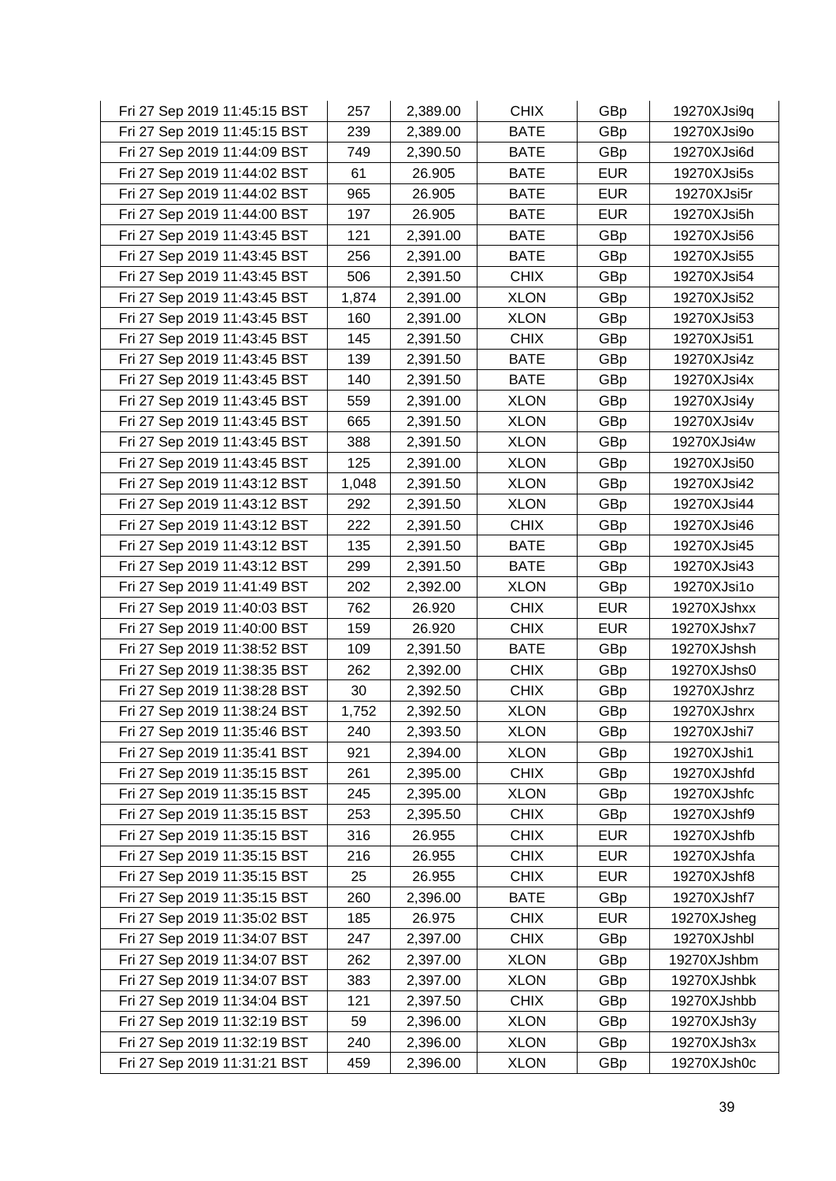| Fri 27 Sep 2019 11:45:15 BST | 257 | 2,389.00 | CHIX | GBp | 19270XJsi9q |
|---|---|---|---|---|---|
| Fri 27 Sep 2019 11:45:15 BST | 239 | 2,389.00 | BATE | GBp | 19270XJsi9o |
| Fri 27 Sep 2019 11:44:09 BST | 749 | 2,390.50 | BATE | GBp | 19270XJsi6d |
| Fri 27 Sep 2019 11:44:02 BST | 61 | 26.905 | BATE | EUR | 19270XJsi5s |
| Fri 27 Sep 2019 11:44:02 BST | 965 | 26.905 | BATE | EUR | 19270XJsi5r |
| Fri 27 Sep 2019 11:44:00 BST | 197 | 26.905 | BATE | EUR | 19270XJsi5h |
| Fri 27 Sep 2019 11:43:45 BST | 121 | 2,391.00 | BATE | GBp | 19270XJsi56 |
| Fri 27 Sep 2019 11:43:45 BST | 256 | 2,391.00 | BATE | GBp | 19270XJsi55 |
| Fri 27 Sep 2019 11:43:45 BST | 506 | 2,391.50 | CHIX | GBp | 19270XJsi54 |
| Fri 27 Sep 2019 11:43:45 BST | 1,874 | 2,391.00 | XLON | GBp | 19270XJsi52 |
| Fri 27 Sep 2019 11:43:45 BST | 160 | 2,391.00 | XLON | GBp | 19270XJsi53 |
| Fri 27 Sep 2019 11:43:45 BST | 145 | 2,391.50 | CHIX | GBp | 19270XJsi51 |
| Fri 27 Sep 2019 11:43:45 BST | 139 | 2,391.50 | BATE | GBp | 19270XJsi4z |
| Fri 27 Sep 2019 11:43:45 BST | 140 | 2,391.50 | BATE | GBp | 19270XJsi4x |
| Fri 27 Sep 2019 11:43:45 BST | 559 | 2,391.00 | XLON | GBp | 19270XJsi4y |
| Fri 27 Sep 2019 11:43:45 BST | 665 | 2,391.50 | XLON | GBp | 19270XJsi4v |
| Fri 27 Sep 2019 11:43:45 BST | 388 | 2,391.50 | XLON | GBp | 19270XJsi4w |
| Fri 27 Sep 2019 11:43:45 BST | 125 | 2,391.00 | XLON | GBp | 19270XJsi50 |
| Fri 27 Sep 2019 11:43:12 BST | 1,048 | 2,391.50 | XLON | GBp | 19270XJsi42 |
| Fri 27 Sep 2019 11:43:12 BST | 292 | 2,391.50 | XLON | GBp | 19270XJsi44 |
| Fri 27 Sep 2019 11:43:12 BST | 222 | 2,391.50 | CHIX | GBp | 19270XJsi46 |
| Fri 27 Sep 2019 11:43:12 BST | 135 | 2,391.50 | BATE | GBp | 19270XJsi45 |
| Fri 27 Sep 2019 11:43:12 BST | 299 | 2,391.50 | BATE | GBp | 19270XJsi43 |
| Fri 27 Sep 2019 11:41:49 BST | 202 | 2,392.00 | XLON | GBp | 19270XJsi1o |
| Fri 27 Sep 2019 11:40:03 BST | 762 | 26.920 | CHIX | EUR | 19270XJshxx |
| Fri 27 Sep 2019 11:40:00 BST | 159 | 26.920 | CHIX | EUR | 19270XJshx7 |
| Fri 27 Sep 2019 11:38:52 BST | 109 | 2,391.50 | BATE | GBp | 19270XJshsh |
| Fri 27 Sep 2019 11:38:35 BST | 262 | 2,392.00 | CHIX | GBp | 19270XJshs0 |
| Fri 27 Sep 2019 11:38:28 BST | 30 | 2,392.50 | CHIX | GBp | 19270XJshrz |
| Fri 27 Sep 2019 11:38:24 BST | 1,752 | 2,392.50 | XLON | GBp | 19270XJshrx |
| Fri 27 Sep 2019 11:35:46 BST | 240 | 2,393.50 | XLON | GBp | 19270XJshi7 |
| Fri 27 Sep 2019 11:35:41 BST | 921 | 2,394.00 | XLON | GBp | 19270XJshi1 |
| Fri 27 Sep 2019 11:35:15 BST | 261 | 2,395.00 | CHIX | GBp | 19270XJshfd |
| Fri 27 Sep 2019 11:35:15 BST | 245 | 2,395.00 | XLON | GBp | 19270XJshfc |
| Fri 27 Sep 2019 11:35:15 BST | 253 | 2,395.50 | CHIX | GBp | 19270XJshf9 |
| Fri 27 Sep 2019 11:35:15 BST | 316 | 26.955 | CHIX | EUR | 19270XJshfb |
| Fri 27 Sep 2019 11:35:15 BST | 216 | 26.955 | CHIX | EUR | 19270XJshfa |
| Fri 27 Sep 2019 11:35:15 BST | 25 | 26.955 | CHIX | EUR | 19270XJshf8 |
| Fri 27 Sep 2019 11:35:15 BST | 260 | 2,396.00 | BATE | GBp | 19270XJshf7 |
| Fri 27 Sep 2019 11:35:02 BST | 185 | 26.975 | CHIX | EUR | 19270XJsheg |
| Fri 27 Sep 2019 11:34:07 BST | 247 | 2,397.00 | CHIX | GBp | 19270XJshbl |
| Fri 27 Sep 2019 11:34:07 BST | 262 | 2,397.00 | XLON | GBp | 19270XJshbm |
| Fri 27 Sep 2019 11:34:07 BST | 383 | 2,397.00 | XLON | GBp | 19270XJshbk |
| Fri 27 Sep 2019 11:34:04 BST | 121 | 2,397.50 | CHIX | GBp | 19270XJshbb |
| Fri 27 Sep 2019 11:32:19 BST | 59 | 2,396.00 | XLON | GBp | 19270XJsh3y |
| Fri 27 Sep 2019 11:32:19 BST | 240 | 2,396.00 | XLON | GBp | 19270XJsh3x |
| Fri 27 Sep 2019 11:31:21 BST | 459 | 2,396.00 | XLON | GBp | 19270XJsh0c |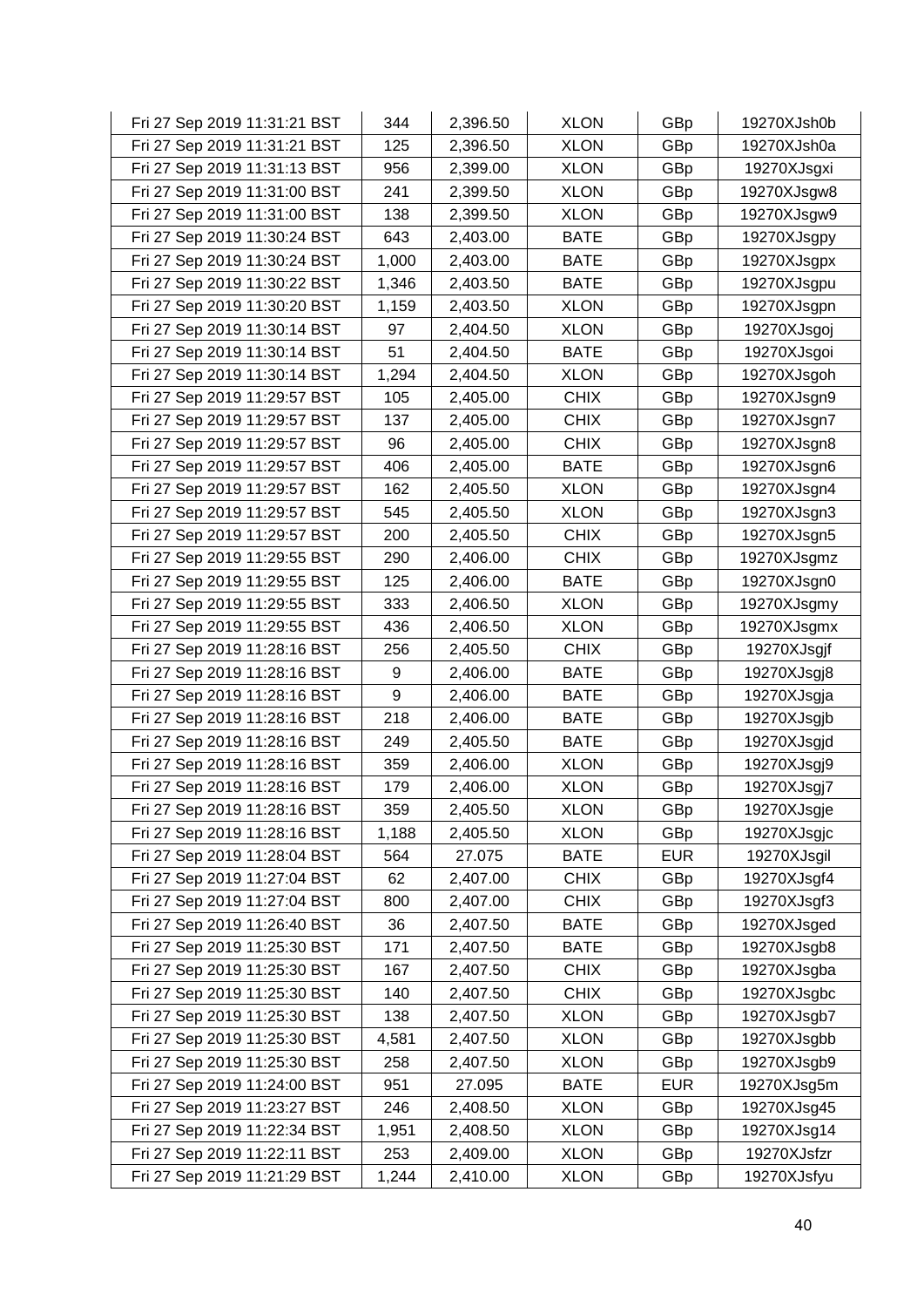| Fri 27 Sep 2019 11:31:21 BST | 344 | 2,396.50 | XLON | GBp | 19270XJsh0b |
|---|---|---|---|---|---|
| Fri 27 Sep 2019 11:31:21 BST | 125 | 2,396.50 | XLON | GBp | 19270XJsh0a |
| Fri 27 Sep 2019 11:31:13 BST | 956 | 2,399.00 | XLON | GBp | 19270XJsgxi |
| Fri 27 Sep 2019 11:31:00 BST | 241 | 2,399.50 | XLON | GBp | 19270XJsgw8 |
| Fri 27 Sep 2019 11:31:00 BST | 138 | 2,399.50 | XLON | GBp | 19270XJsgw9 |
| Fri 27 Sep 2019 11:30:24 BST | 643 | 2,403.00 | BATE | GBp | 19270XJsgpy |
| Fri 27 Sep 2019 11:30:24 BST | 1,000 | 2,403.00 | BATE | GBp | 19270XJsgpx |
| Fri 27 Sep 2019 11:30:22 BST | 1,346 | 2,403.50 | BATE | GBp | 19270XJsgpu |
| Fri 27 Sep 2019 11:30:20 BST | 1,159 | 2,403.50 | XLON | GBp | 19270XJsgpn |
| Fri 27 Sep 2019 11:30:14 BST | 97 | 2,404.50 | XLON | GBp | 19270XJsgoj |
| Fri 27 Sep 2019 11:30:14 BST | 51 | 2,404.50 | BATE | GBp | 19270XJsgoi |
| Fri 27 Sep 2019 11:30:14 BST | 1,294 | 2,404.50 | XLON | GBp | 19270XJsgoh |
| Fri 27 Sep 2019 11:29:57 BST | 105 | 2,405.00 | CHIX | GBp | 19270XJsgn9 |
| Fri 27 Sep 2019 11:29:57 BST | 137 | 2,405.00 | CHIX | GBp | 19270XJsgn7 |
| Fri 27 Sep 2019 11:29:57 BST | 96 | 2,405.00 | CHIX | GBp | 19270XJsgn8 |
| Fri 27 Sep 2019 11:29:57 BST | 406 | 2,405.00 | BATE | GBp | 19270XJsgn6 |
| Fri 27 Sep 2019 11:29:57 BST | 162 | 2,405.50 | XLON | GBp | 19270XJsgn4 |
| Fri 27 Sep 2019 11:29:57 BST | 545 | 2,405.50 | XLON | GBp | 19270XJsgn3 |
| Fri 27 Sep 2019 11:29:57 BST | 200 | 2,405.50 | CHIX | GBp | 19270XJsgn5 |
| Fri 27 Sep 2019 11:29:55 BST | 290 | 2,406.00 | CHIX | GBp | 19270XJsgmz |
| Fri 27 Sep 2019 11:29:55 BST | 125 | 2,406.00 | BATE | GBp | 19270XJsgn0 |
| Fri 27 Sep 2019 11:29:55 BST | 333 | 2,406.50 | XLON | GBp | 19270XJsgmy |
| Fri 27 Sep 2019 11:29:55 BST | 436 | 2,406.50 | XLON | GBp | 19270XJsgmx |
| Fri 27 Sep 2019 11:28:16 BST | 256 | 2,405.50 | CHIX | GBp | 19270XJsgjf |
| Fri 27 Sep 2019 11:28:16 BST | 9 | 2,406.00 | BATE | GBp | 19270XJsgj8 |
| Fri 27 Sep 2019 11:28:16 BST | 9 | 2,406.00 | BATE | GBp | 19270XJsgja |
| Fri 27 Sep 2019 11:28:16 BST | 218 | 2,406.00 | BATE | GBp | 19270XJsgjb |
| Fri 27 Sep 2019 11:28:16 BST | 249 | 2,405.50 | BATE | GBp | 19270XJsgjd |
| Fri 27 Sep 2019 11:28:16 BST | 359 | 2,406.00 | XLON | GBp | 19270XJsgj9 |
| Fri 27 Sep 2019 11:28:16 BST | 179 | 2,406.00 | XLON | GBp | 19270XJsgj7 |
| Fri 27 Sep 2019 11:28:16 BST | 359 | 2,405.50 | XLON | GBp | 19270XJsgje |
| Fri 27 Sep 2019 11:28:16 BST | 1,188 | 2,405.50 | XLON | GBp | 19270XJsgjc |
| Fri 27 Sep 2019 11:28:04 BST | 564 | 27.075 | BATE | EUR | 19270XJsgil |
| Fri 27 Sep 2019 11:27:04 BST | 62 | 2,407.00 | CHIX | GBp | 19270XJsgf4 |
| Fri 27 Sep 2019 11:27:04 BST | 800 | 2,407.00 | CHIX | GBp | 19270XJsgf3 |
| Fri 27 Sep 2019 11:26:40 BST | 36 | 2,407.50 | BATE | GBp | 19270XJsged |
| Fri 27 Sep 2019 11:25:30 BST | 171 | 2,407.50 | BATE | GBp | 19270XJsgb8 |
| Fri 27 Sep 2019 11:25:30 BST | 167 | 2,407.50 | CHIX | GBp | 19270XJsgba |
| Fri 27 Sep 2019 11:25:30 BST | 140 | 2,407.50 | CHIX | GBp | 19270XJsgbc |
| Fri 27 Sep 2019 11:25:30 BST | 138 | 2,407.50 | XLON | GBp | 19270XJsgb7 |
| Fri 27 Sep 2019 11:25:30 BST | 4,581 | 2,407.50 | XLON | GBp | 19270XJsgbb |
| Fri 27 Sep 2019 11:25:30 BST | 258 | 2,407.50 | XLON | GBp | 19270XJsgb9 |
| Fri 27 Sep 2019 11:24:00 BST | 951 | 27.095 | BATE | EUR | 19270XJsg5m |
| Fri 27 Sep 2019 11:23:27 BST | 246 | 2,408.50 | XLON | GBp | 19270XJsg45 |
| Fri 27 Sep 2019 11:22:34 BST | 1,951 | 2,408.50 | XLON | GBp | 19270XJsg14 |
| Fri 27 Sep 2019 11:22:11 BST | 253 | 2,409.00 | XLON | GBp | 19270XJsfzr |
| Fri 27 Sep 2019 11:21:29 BST | 1,244 | 2,410.00 | XLON | GBp | 19270XJsfyu |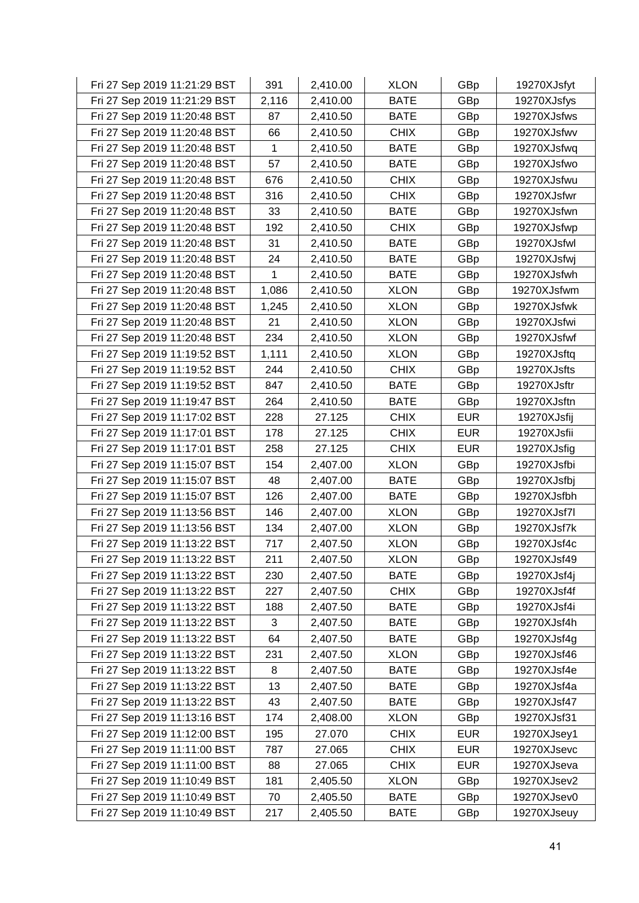| | | | | | |
|---|---|---|---|---|---|
| Fri 27 Sep 2019 11:21:29 BST | 391 | 2,410.00 | XLON | GBp | 19270XJsfyt |
| Fri 27 Sep 2019 11:21:29 BST | 2,116 | 2,410.00 | BATE | GBp | 19270XJsfys |
| Fri 27 Sep 2019 11:20:48 BST | 87 | 2,410.50 | BATE | GBp | 19270XJsfws |
| Fri 27 Sep 2019 11:20:48 BST | 66 | 2,410.50 | CHIX | GBp | 19270XJsfwv |
| Fri 27 Sep 2019 11:20:48 BST | 1 | 2,410.50 | BATE | GBp | 19270XJsfwq |
| Fri 27 Sep 2019 11:20:48 BST | 57 | 2,410.50 | BATE | GBp | 19270XJsfwo |
| Fri 27 Sep 2019 11:20:48 BST | 676 | 2,410.50 | CHIX | GBp | 19270XJsfwu |
| Fri 27 Sep 2019 11:20:48 BST | 316 | 2,410.50 | CHIX | GBp | 19270XJsfwr |
| Fri 27 Sep 2019 11:20:48 BST | 33 | 2,410.50 | BATE | GBp | 19270XJsfwn |
| Fri 27 Sep 2019 11:20:48 BST | 192 | 2,410.50 | CHIX | GBp | 19270XJsfwp |
| Fri 27 Sep 2019 11:20:48 BST | 31 | 2,410.50 | BATE | GBp | 19270XJsfwl |
| Fri 27 Sep 2019 11:20:48 BST | 24 | 2,410.50 | BATE | GBp | 19270XJsfwj |
| Fri 27 Sep 2019 11:20:48 BST | 1 | 2,410.50 | BATE | GBp | 19270XJsfwh |
| Fri 27 Sep 2019 11:20:48 BST | 1,086 | 2,410.50 | XLON | GBp | 19270XJsfwm |
| Fri 27 Sep 2019 11:20:48 BST | 1,245 | 2,410.50 | XLON | GBp | 19270XJsfwk |
| Fri 27 Sep 2019 11:20:48 BST | 21 | 2,410.50 | XLON | GBp | 19270XJsfwi |
| Fri 27 Sep 2019 11:20:48 BST | 234 | 2,410.50 | XLON | GBp | 19270XJsfwf |
| Fri 27 Sep 2019 11:19:52 BST | 1,111 | 2,410.50 | XLON | GBp | 19270XJsftq |
| Fri 27 Sep 2019 11:19:52 BST | 244 | 2,410.50 | CHIX | GBp | 19270XJsfts |
| Fri 27 Sep 2019 11:19:52 BST | 847 | 2,410.50 | BATE | GBp | 19270XJsftr |
| Fri 27 Sep 2019 11:19:47 BST | 264 | 2,410.50 | BATE | GBp | 19270XJsftn |
| Fri 27 Sep 2019 11:17:02 BST | 228 | 27.125 | CHIX | EUR | 19270XJsfij |
| Fri 27 Sep 2019 11:17:01 BST | 178 | 27.125 | CHIX | EUR | 19270XJsfii |
| Fri 27 Sep 2019 11:17:01 BST | 258 | 27.125 | CHIX | EUR | 19270XJsfig |
| Fri 27 Sep 2019 11:15:07 BST | 154 | 2,407.00 | XLON | GBp | 19270XJsfbi |
| Fri 27 Sep 2019 11:15:07 BST | 48 | 2,407.00 | BATE | GBp | 19270XJsfbj |
| Fri 27 Sep 2019 11:15:07 BST | 126 | 2,407.00 | BATE | GBp | 19270XJsfbh |
| Fri 27 Sep 2019 11:13:56 BST | 146 | 2,407.00 | XLON | GBp | 19270XJsf7l |
| Fri 27 Sep 2019 11:13:56 BST | 134 | 2,407.00 | XLON | GBp | 19270XJsf7k |
| Fri 27 Sep 2019 11:13:22 BST | 717 | 2,407.50 | XLON | GBp | 19270XJsf4c |
| Fri 27 Sep 2019 11:13:22 BST | 211 | 2,407.50 | XLON | GBp | 19270XJsf49 |
| Fri 27 Sep 2019 11:13:22 BST | 230 | 2,407.50 | BATE | GBp | 19270XJsf4j |
| Fri 27 Sep 2019 11:13:22 BST | 227 | 2,407.50 | CHIX | GBp | 19270XJsf4f |
| Fri 27 Sep 2019 11:13:22 BST | 188 | 2,407.50 | BATE | GBp | 19270XJsf4i |
| Fri 27 Sep 2019 11:13:22 BST | 3 | 2,407.50 | BATE | GBp | 19270XJsf4h |
| Fri 27 Sep 2019 11:13:22 BST | 64 | 2,407.50 | BATE | GBp | 19270XJsf4g |
| Fri 27 Sep 2019 11:13:22 BST | 231 | 2,407.50 | XLON | GBp | 19270XJsf46 |
| Fri 27 Sep 2019 11:13:22 BST | 8 | 2,407.50 | BATE | GBp | 19270XJsf4e |
| Fri 27 Sep 2019 11:13:22 BST | 13 | 2,407.50 | BATE | GBp | 19270XJsf4a |
| Fri 27 Sep 2019 11:13:22 BST | 43 | 2,407.50 | BATE | GBp | 19270XJsf47 |
| Fri 27 Sep 2019 11:13:16 BST | 174 | 2,408.00 | XLON | GBp | 19270XJsf31 |
| Fri 27 Sep 2019 11:12:00 BST | 195 | 27.070 | CHIX | EUR | 19270XJsey1 |
| Fri 27 Sep 2019 11:11:00 BST | 787 | 27.065 | CHIX | EUR | 19270XJsevc |
| Fri 27 Sep 2019 11:11:00 BST | 88 | 27.065 | CHIX | EUR | 19270XJseva |
| Fri 27 Sep 2019 11:10:49 BST | 181 | 2,405.50 | XLON | GBp | 19270XJsev2 |
| Fri 27 Sep 2019 11:10:49 BST | 70 | 2,405.50 | BATE | GBp | 19270XJsev0 |
| Fri 27 Sep 2019 11:10:49 BST | 217 | 2,405.50 | BATE | GBp | 19270XJseuy |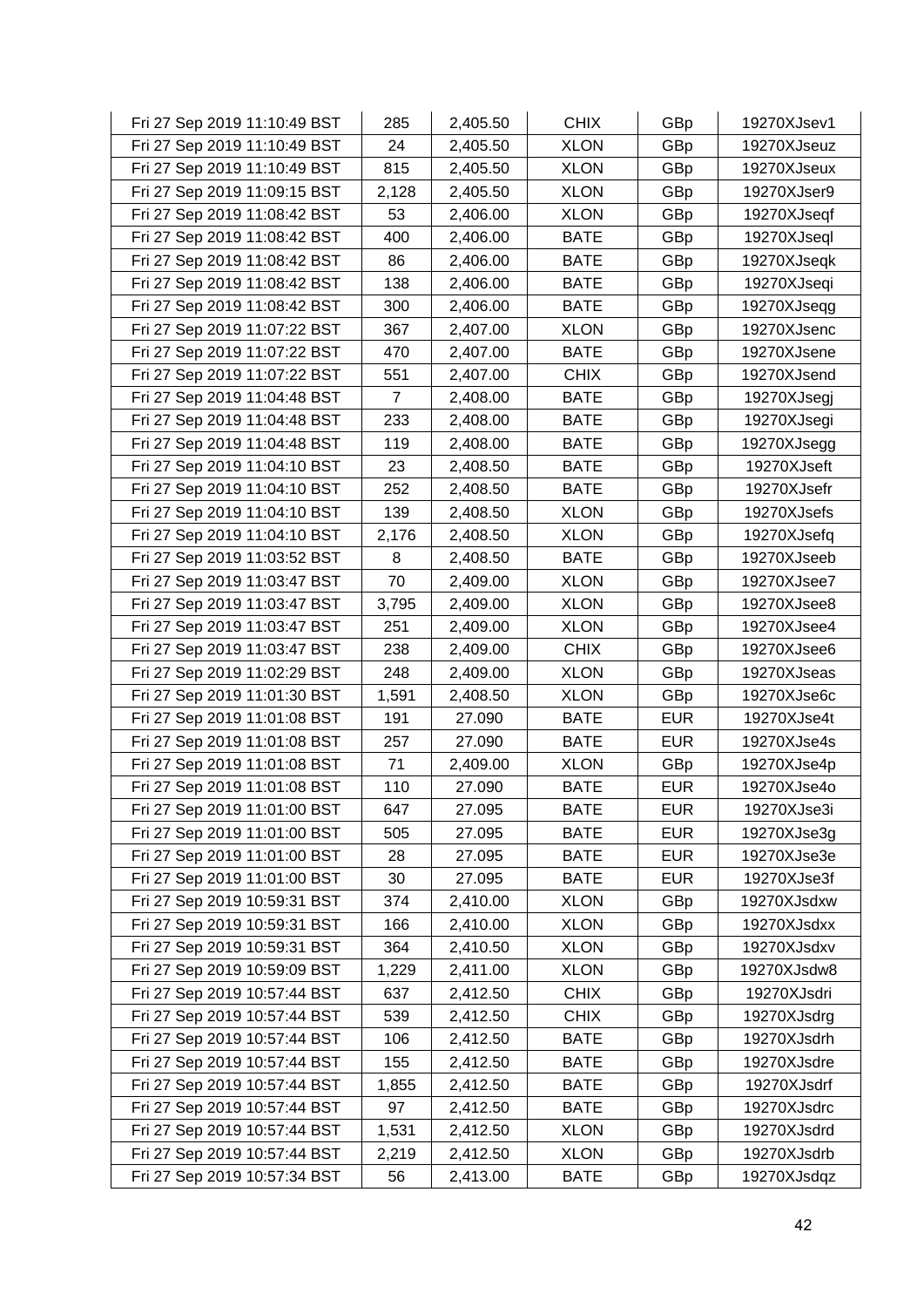| Fri 27 Sep 2019 11:10:49 BST | 285 | 2,405.50 | CHIX | GBp | 19270XJsev1 |
|---|---|---|---|---|---|
| Fri 27 Sep 2019 11:10:49 BST | 24 | 2,405.50 | XLON | GBp | 19270XJseuz |
| Fri 27 Sep 2019 11:10:49 BST | 815 | 2,405.50 | XLON | GBp | 19270XJseux |
| Fri 27 Sep 2019 11:09:15 BST | 2,128 | 2,405.50 | XLON | GBp | 19270XJser9 |
| Fri 27 Sep 2019 11:08:42 BST | 53 | 2,406.00 | XLON | GBp | 19270XJseqf |
| Fri 27 Sep 2019 11:08:42 BST | 400 | 2,406.00 | BATE | GBp | 19270XJseql |
| Fri 27 Sep 2019 11:08:42 BST | 86 | 2,406.00 | BATE | GBp | 19270XJseqk |
| Fri 27 Sep 2019 11:08:42 BST | 138 | 2,406.00 | BATE | GBp | 19270XJseqi |
| Fri 27 Sep 2019 11:08:42 BST | 300 | 2,406.00 | BATE | GBp | 19270XJseqg |
| Fri 27 Sep 2019 11:07:22 BST | 367 | 2,407.00 | XLON | GBp | 19270XJsenc |
| Fri 27 Sep 2019 11:07:22 BST | 470 | 2,407.00 | BATE | GBp | 19270XJsene |
| Fri 27 Sep 2019 11:07:22 BST | 551 | 2,407.00 | CHIX | GBp | 19270XJsend |
| Fri 27 Sep 2019 11:04:48 BST | 7 | 2,408.00 | BATE | GBp | 19270XJsegj |
| Fri 27 Sep 2019 11:04:48 BST | 233 | 2,408.00 | BATE | GBp | 19270XJsegi |
| Fri 27 Sep 2019 11:04:48 BST | 119 | 2,408.00 | BATE | GBp | 19270XJsegg |
| Fri 27 Sep 2019 11:04:10 BST | 23 | 2,408.50 | BATE | GBp | 19270XJseft |
| Fri 27 Sep 2019 11:04:10 BST | 252 | 2,408.50 | BATE | GBp | 19270XJsefr |
| Fri 27 Sep 2019 11:04:10 BST | 139 | 2,408.50 | XLON | GBp | 19270XJsefs |
| Fri 27 Sep 2019 11:04:10 BST | 2,176 | 2,408.50 | XLON | GBp | 19270XJsefq |
| Fri 27 Sep 2019 11:03:52 BST | 8 | 2,408.50 | BATE | GBp | 19270XJseeb |
| Fri 27 Sep 2019 11:03:47 BST | 70 | 2,409.00 | XLON | GBp | 19270XJsee7 |
| Fri 27 Sep 2019 11:03:47 BST | 3,795 | 2,409.00 | XLON | GBp | 19270XJsee8 |
| Fri 27 Sep 2019 11:03:47 BST | 251 | 2,409.00 | XLON | GBp | 19270XJsee4 |
| Fri 27 Sep 2019 11:03:47 BST | 238 | 2,409.00 | CHIX | GBp | 19270XJsee6 |
| Fri 27 Sep 2019 11:02:29 BST | 248 | 2,409.00 | XLON | GBp | 19270XJseas |
| Fri 27 Sep 2019 11:01:30 BST | 1,591 | 2,408.50 | XLON | GBp | 19270XJse6c |
| Fri 27 Sep 2019 11:01:08 BST | 191 | 27.090 | BATE | EUR | 19270XJse4t |
| Fri 27 Sep 2019 11:01:08 BST | 257 | 27.090 | BATE | EUR | 19270XJse4s |
| Fri 27 Sep 2019 11:01:08 BST | 71 | 2,409.00 | XLON | GBp | 19270XJse4p |
| Fri 27 Sep 2019 11:01:08 BST | 110 | 27.090 | BATE | EUR | 19270XJse4o |
| Fri 27 Sep 2019 11:01:00 BST | 647 | 27.095 | BATE | EUR | 19270XJse3i |
| Fri 27 Sep 2019 11:01:00 BST | 505 | 27.095 | BATE | EUR | 19270XJse3g |
| Fri 27 Sep 2019 11:01:00 BST | 28 | 27.095 | BATE | EUR | 19270XJse3e |
| Fri 27 Sep 2019 11:01:00 BST | 30 | 27.095 | BATE | EUR | 19270XJse3f |
| Fri 27 Sep 2019 10:59:31 BST | 374 | 2,410.00 | XLON | GBp | 19270XJsdxw |
| Fri 27 Sep 2019 10:59:31 BST | 166 | 2,410.00 | XLON | GBp | 19270XJsdxx |
| Fri 27 Sep 2019 10:59:31 BST | 364 | 2,410.50 | XLON | GBp | 19270XJsdxv |
| Fri 27 Sep 2019 10:59:09 BST | 1,229 | 2,411.00 | XLON | GBp | 19270XJsdw8 |
| Fri 27 Sep 2019 10:57:44 BST | 637 | 2,412.50 | CHIX | GBp | 19270XJsdri |
| Fri 27 Sep 2019 10:57:44 BST | 539 | 2,412.50 | CHIX | GBp | 19270XJsdrg |
| Fri 27 Sep 2019 10:57:44 BST | 106 | 2,412.50 | BATE | GBp | 19270XJsdrh |
| Fri 27 Sep 2019 10:57:44 BST | 155 | 2,412.50 | BATE | GBp | 19270XJsdre |
| Fri 27 Sep 2019 10:57:44 BST | 1,855 | 2,412.50 | BATE | GBp | 19270XJsdrf |
| Fri 27 Sep 2019 10:57:44 BST | 97 | 2,412.50 | BATE | GBp | 19270XJsdrc |
| Fri 27 Sep 2019 10:57:44 BST | 1,531 | 2,412.50 | XLON | GBp | 19270XJsdrd |
| Fri 27 Sep 2019 10:57:44 BST | 2,219 | 2,412.50 | XLON | GBp | 19270XJsdrb |
| Fri 27 Sep 2019 10:57:34 BST | 56 | 2,413.00 | BATE | GBp | 19270XJsdqz |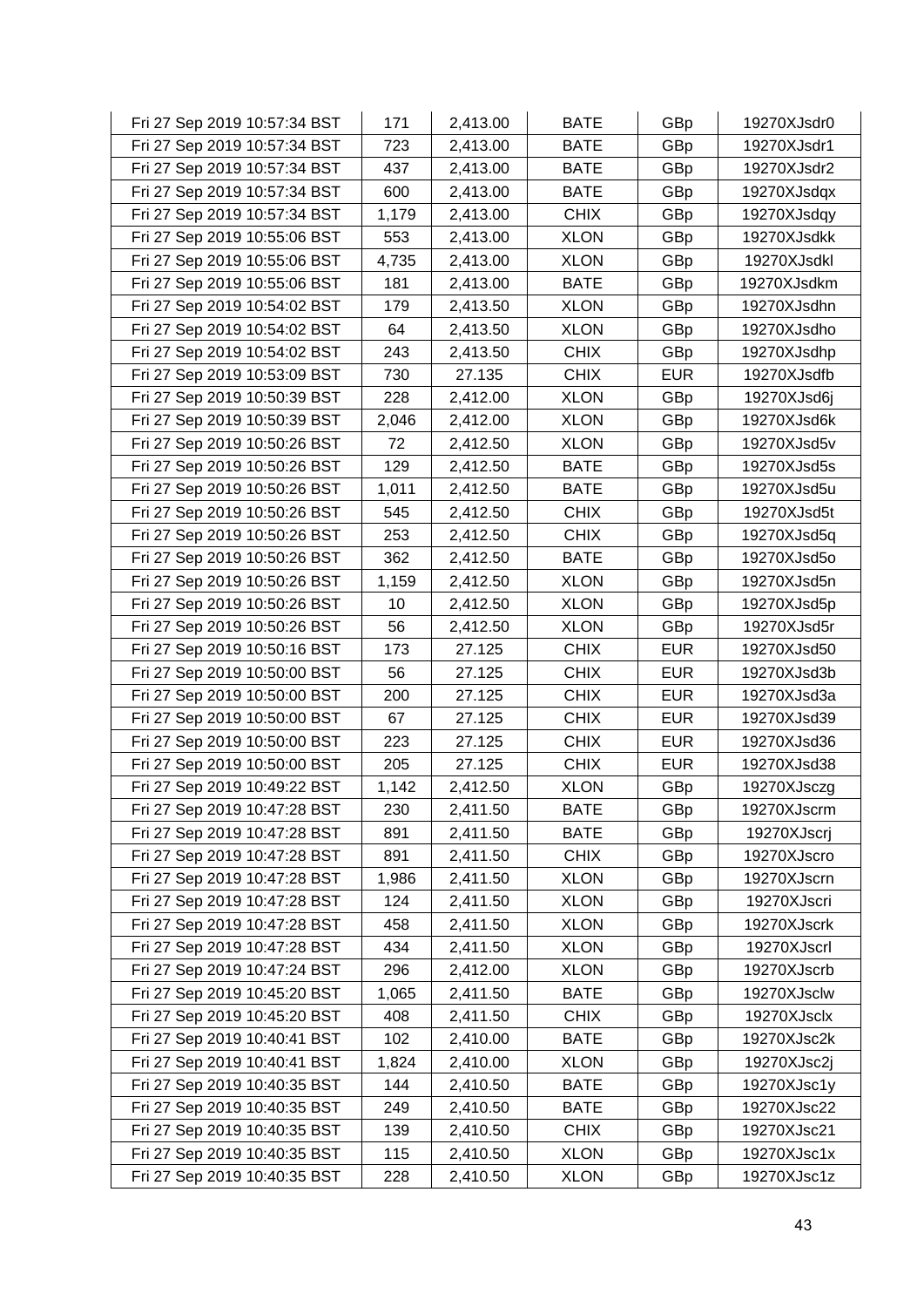| Fri 27 Sep 2019 10:57:34 BST | 171 | 2,413.00 | BATE | GBp | 19270XJsdr0 |
|---|---|---|---|---|---|
| Fri 27 Sep 2019 10:57:34 BST | 723 | 2,413.00 | BATE | GBp | 19270XJsdr1 |
| Fri 27 Sep 2019 10:57:34 BST | 437 | 2,413.00 | BATE | GBp | 19270XJsdr2 |
| Fri 27 Sep 2019 10:57:34 BST | 600 | 2,413.00 | BATE | GBp | 19270XJsdqx |
| Fri 27 Sep 2019 10:57:34 BST | 1,179 | 2,413.00 | CHIX | GBp | 19270XJsdqy |
| Fri 27 Sep 2019 10:55:06 BST | 553 | 2,413.00 | XLON | GBp | 19270XJsdkk |
| Fri 27 Sep 2019 10:55:06 BST | 4,735 | 2,413.00 | XLON | GBp | 19270XJsdkl |
| Fri 27 Sep 2019 10:55:06 BST | 181 | 2,413.00 | BATE | GBp | 19270XJsdkm |
| Fri 27 Sep 2019 10:54:02 BST | 179 | 2,413.50 | XLON | GBp | 19270XJsdhn |
| Fri 27 Sep 2019 10:54:02 BST | 64 | 2,413.50 | XLON | GBp | 19270XJsdho |
| Fri 27 Sep 2019 10:54:02 BST | 243 | 2,413.50 | CHIX | GBp | 19270XJsdhp |
| Fri 27 Sep 2019 10:53:09 BST | 730 | 27.135 | CHIX | EUR | 19270XJsdfb |
| Fri 27 Sep 2019 10:50:39 BST | 228 | 2,412.00 | XLON | GBp | 19270XJsd6j |
| Fri 27 Sep 2019 10:50:39 BST | 2,046 | 2,412.00 | XLON | GBp | 19270XJsd6k |
| Fri 27 Sep 2019 10:50:26 BST | 72 | 2,412.50 | XLON | GBp | 19270XJsd5v |
| Fri 27 Sep 2019 10:50:26 BST | 129 | 2,412.50 | BATE | GBp | 19270XJsd5s |
| Fri 27 Sep 2019 10:50:26 BST | 1,011 | 2,412.50 | BATE | GBp | 19270XJsd5u |
| Fri 27 Sep 2019 10:50:26 BST | 545 | 2,412.50 | CHIX | GBp | 19270XJsd5t |
| Fri 27 Sep 2019 10:50:26 BST | 253 | 2,412.50 | CHIX | GBp | 19270XJsd5q |
| Fri 27 Sep 2019 10:50:26 BST | 362 | 2,412.50 | BATE | GBp | 19270XJsd5o |
| Fri 27 Sep 2019 10:50:26 BST | 1,159 | 2,412.50 | XLON | GBp | 19270XJsd5n |
| Fri 27 Sep 2019 10:50:26 BST | 10 | 2,412.50 | XLON | GBp | 19270XJsd5p |
| Fri 27 Sep 2019 10:50:26 BST | 56 | 2,412.50 | XLON | GBp | 19270XJsd5r |
| Fri 27 Sep 2019 10:50:16 BST | 173 | 27.125 | CHIX | EUR | 19270XJsd50 |
| Fri 27 Sep 2019 10:50:00 BST | 56 | 27.125 | CHIX | EUR | 19270XJsd3b |
| Fri 27 Sep 2019 10:50:00 BST | 200 | 27.125 | CHIX | EUR | 19270XJsd3a |
| Fri 27 Sep 2019 10:50:00 BST | 67 | 27.125 | CHIX | EUR | 19270XJsd39 |
| Fri 27 Sep 2019 10:50:00 BST | 223 | 27.125 | CHIX | EUR | 19270XJsd36 |
| Fri 27 Sep 2019 10:50:00 BST | 205 | 27.125 | CHIX | EUR | 19270XJsd38 |
| Fri 27 Sep 2019 10:49:22 BST | 1,142 | 2,412.50 | XLON | GBp | 19270XJsczg |
| Fri 27 Sep 2019 10:47:28 BST | 230 | 2,411.50 | BATE | GBp | 19270XJscrm |
| Fri 27 Sep 2019 10:47:28 BST | 891 | 2,411.50 | BATE | GBp | 19270XJscrj |
| Fri 27 Sep 2019 10:47:28 BST | 891 | 2,411.50 | CHIX | GBp | 19270XJscro |
| Fri 27 Sep 2019 10:47:28 BST | 1,986 | 2,411.50 | XLON | GBp | 19270XJscrn |
| Fri 27 Sep 2019 10:47:28 BST | 124 | 2,411.50 | XLON | GBp | 19270XJscri |
| Fri 27 Sep 2019 10:47:28 BST | 458 | 2,411.50 | XLON | GBp | 19270XJscrk |
| Fri 27 Sep 2019 10:47:28 BST | 434 | 2,411.50 | XLON | GBp | 19270XJscrl |
| Fri 27 Sep 2019 10:47:24 BST | 296 | 2,412.00 | XLON | GBp | 19270XJscrb |
| Fri 27 Sep 2019 10:45:20 BST | 1,065 | 2,411.50 | BATE | GBp | 19270XJsclw |
| Fri 27 Sep 2019 10:45:20 BST | 408 | 2,411.50 | CHIX | GBp | 19270XJsclx |
| Fri 27 Sep 2019 10:40:41 BST | 102 | 2,410.00 | BATE | GBp | 19270XJsc2k |
| Fri 27 Sep 2019 10:40:41 BST | 1,824 | 2,410.00 | XLON | GBp | 19270XJsc2j |
| Fri 27 Sep 2019 10:40:35 BST | 144 | 2,410.50 | BATE | GBp | 19270XJsc1y |
| Fri 27 Sep 2019 10:40:35 BST | 249 | 2,410.50 | BATE | GBp | 19270XJsc22 |
| Fri 27 Sep 2019 10:40:35 BST | 139 | 2,410.50 | CHIX | GBp | 19270XJsc21 |
| Fri 27 Sep 2019 10:40:35 BST | 115 | 2,410.50 | XLON | GBp | 19270XJsc1x |
| Fri 27 Sep 2019 10:40:35 BST | 228 | 2,410.50 | XLON | GBp | 19270XJsc1z |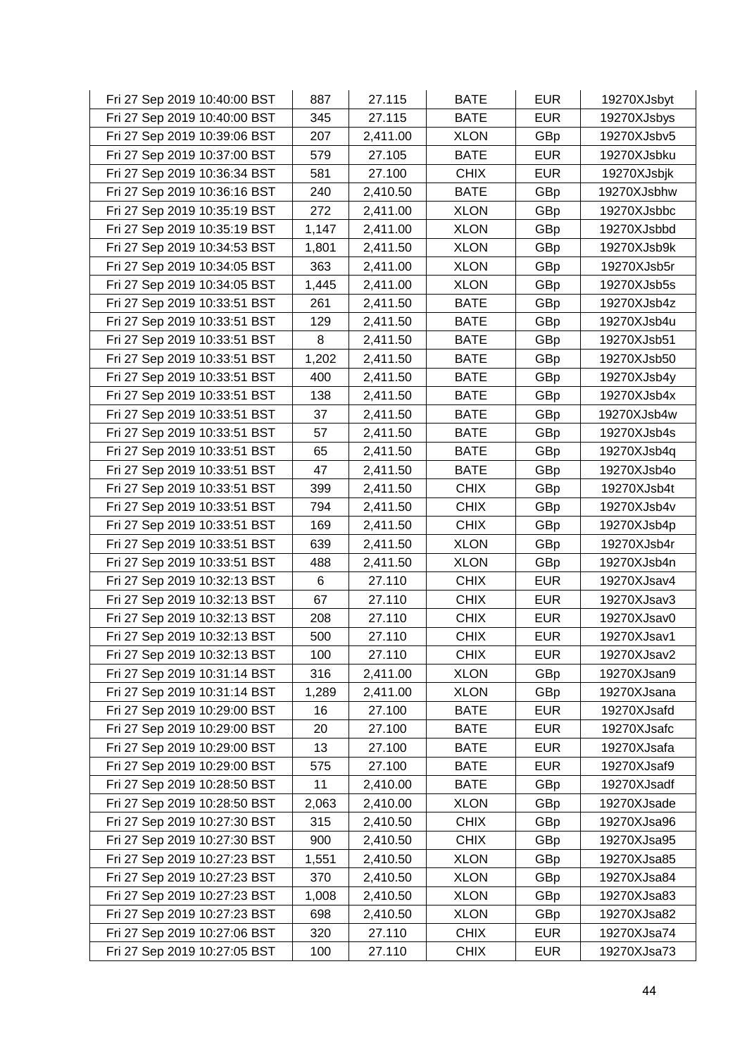| | | | | | |
|---|---|---|---|---|---|
| Fri 27 Sep 2019 10:40:00 BST | 887 | 27.115 | BATE | EUR | 19270XJsbyt |
| Fri 27 Sep 2019 10:40:00 BST | 345 | 27.115 | BATE | EUR | 19270XJsbys |
| Fri 27 Sep 2019 10:39:06 BST | 207 | 2,411.00 | XLON | GBp | 19270XJsbv5 |
| Fri 27 Sep 2019 10:37:00 BST | 579 | 27.105 | BATE | EUR | 19270XJsbku |
| Fri 27 Sep 2019 10:36:34 BST | 581 | 27.100 | CHIX | EUR | 19270XJsbjk |
| Fri 27 Sep 2019 10:36:16 BST | 240 | 2,410.50 | BATE | GBp | 19270XJsbhw |
| Fri 27 Sep 2019 10:35:19 BST | 272 | 2,411.00 | XLON | GBp | 19270XJsbbc |
| Fri 27 Sep 2019 10:35:19 BST | 1,147 | 2,411.00 | XLON | GBp | 19270XJsbbd |
| Fri 27 Sep 2019 10:34:53 BST | 1,801 | 2,411.50 | XLON | GBp | 19270XJsb9k |
| Fri 27 Sep 2019 10:34:05 BST | 363 | 2,411.00 | XLON | GBp | 19270XJsb5r |
| Fri 27 Sep 2019 10:34:05 BST | 1,445 | 2,411.00 | XLON | GBp | 19270XJsb5s |
| Fri 27 Sep 2019 10:33:51 BST | 261 | 2,411.50 | BATE | GBp | 19270XJsb4z |
| Fri 27 Sep 2019 10:33:51 BST | 129 | 2,411.50 | BATE | GBp | 19270XJsb4u |
| Fri 27 Sep 2019 10:33:51 BST | 8 | 2,411.50 | BATE | GBp | 19270XJsb51 |
| Fri 27 Sep 2019 10:33:51 BST | 1,202 | 2,411.50 | BATE | GBp | 19270XJsb50 |
| Fri 27 Sep 2019 10:33:51 BST | 400 | 2,411.50 | BATE | GBp | 19270XJsb4y |
| Fri 27 Sep 2019 10:33:51 BST | 138 | 2,411.50 | BATE | GBp | 19270XJsb4x |
| Fri 27 Sep 2019 10:33:51 BST | 37 | 2,411.50 | BATE | GBp | 19270XJsb4w |
| Fri 27 Sep 2019 10:33:51 BST | 57 | 2,411.50 | BATE | GBp | 19270XJsb4s |
| Fri 27 Sep 2019 10:33:51 BST | 65 | 2,411.50 | BATE | GBp | 19270XJsb4q |
| Fri 27 Sep 2019 10:33:51 BST | 47 | 2,411.50 | BATE | GBp | 19270XJsb4o |
| Fri 27 Sep 2019 10:33:51 BST | 399 | 2,411.50 | CHIX | GBp | 19270XJsb4t |
| Fri 27 Sep 2019 10:33:51 BST | 794 | 2,411.50 | CHIX | GBp | 19270XJsb4v |
| Fri 27 Sep 2019 10:33:51 BST | 169 | 2,411.50 | CHIX | GBp | 19270XJsb4p |
| Fri 27 Sep 2019 10:33:51 BST | 639 | 2,411.50 | XLON | GBp | 19270XJsb4r |
| Fri 27 Sep 2019 10:33:51 BST | 488 | 2,411.50 | XLON | GBp | 19270XJsb4n |
| Fri 27 Sep 2019 10:32:13 BST | 6 | 27.110 | CHIX | EUR | 19270XJsav4 |
| Fri 27 Sep 2019 10:32:13 BST | 67 | 27.110 | CHIX | EUR | 19270XJsav3 |
| Fri 27 Sep 2019 10:32:13 BST | 208 | 27.110 | CHIX | EUR | 19270XJsav0 |
| Fri 27 Sep 2019 10:32:13 BST | 500 | 27.110 | CHIX | EUR | 19270XJsav1 |
| Fri 27 Sep 2019 10:32:13 BST | 100 | 27.110 | CHIX | EUR | 19270XJsav2 |
| Fri 27 Sep 2019 10:31:14 BST | 316 | 2,411.00 | XLON | GBp | 19270XJsan9 |
| Fri 27 Sep 2019 10:31:14 BST | 1,289 | 2,411.00 | XLON | GBp | 19270XJsana |
| Fri 27 Sep 2019 10:29:00 BST | 16 | 27.100 | BATE | EUR | 19270XJsafd |
| Fri 27 Sep 2019 10:29:00 BST | 20 | 27.100 | BATE | EUR | 19270XJsafc |
| Fri 27 Sep 2019 10:29:00 BST | 13 | 27.100 | BATE | EUR | 19270XJsafa |
| Fri 27 Sep 2019 10:29:00 BST | 575 | 27.100 | BATE | EUR | 19270XJsaf9 |
| Fri 27 Sep 2019 10:28:50 BST | 11 | 2,410.00 | BATE | GBp | 19270XJsadf |
| Fri 27 Sep 2019 10:28:50 BST | 2,063 | 2,410.00 | XLON | GBp | 19270XJsade |
| Fri 27 Sep 2019 10:27:30 BST | 315 | 2,410.50 | CHIX | GBp | 19270XJsa96 |
| Fri 27 Sep 2019 10:27:30 BST | 900 | 2,410.50 | CHIX | GBp | 19270XJsa95 |
| Fri 27 Sep 2019 10:27:23 BST | 1,551 | 2,410.50 | XLON | GBp | 19270XJsa85 |
| Fri 27 Sep 2019 10:27:23 BST | 370 | 2,410.50 | XLON | GBp | 19270XJsa84 |
| Fri 27 Sep 2019 10:27:23 BST | 1,008 | 2,410.50 | XLON | GBp | 19270XJsa83 |
| Fri 27 Sep 2019 10:27:23 BST | 698 | 2,410.50 | XLON | GBp | 19270XJsa82 |
| Fri 27 Sep 2019 10:27:06 BST | 320 | 27.110 | CHIX | EUR | 19270XJsa74 |
| Fri 27 Sep 2019 10:27:05 BST | 100 | 27.110 | CHIX | EUR | 19270XJsa73 |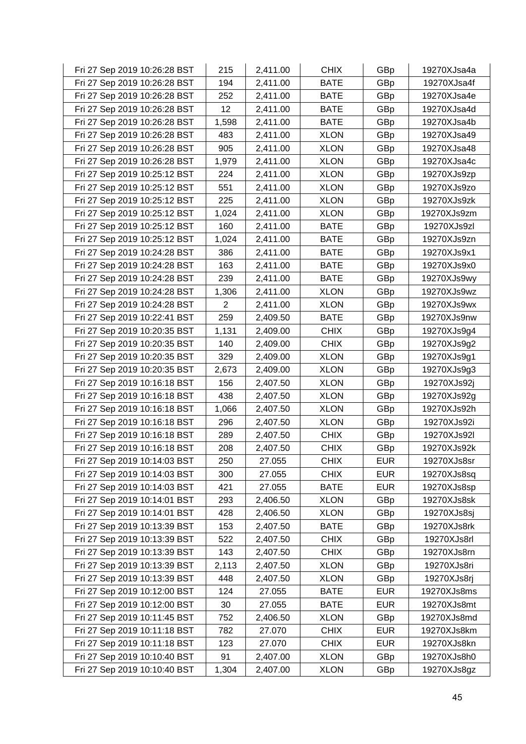| Fri 27 Sep 2019 10:26:28 BST | 215 | 2,411.00 | CHIX | GBp | 19270XJsa4a |
|---|---|---|---|---|---|
| Fri 27 Sep 2019 10:26:28 BST | 194 | 2,411.00 | BATE | GBp | 19270XJsa4f |
| Fri 27 Sep 2019 10:26:28 BST | 252 | 2,411.00 | BATE | GBp | 19270XJsa4e |
| Fri 27 Sep 2019 10:26:28 BST | 12 | 2,411.00 | BATE | GBp | 19270XJsa4d |
| Fri 27 Sep 2019 10:26:28 BST | 1,598 | 2,411.00 | BATE | GBp | 19270XJsa4b |
| Fri 27 Sep 2019 10:26:28 BST | 483 | 2,411.00 | XLON | GBp | 19270XJsa49 |
| Fri 27 Sep 2019 10:26:28 BST | 905 | 2,411.00 | XLON | GBp | 19270XJsa48 |
| Fri 27 Sep 2019 10:26:28 BST | 1,979 | 2,411.00 | XLON | GBp | 19270XJsa4c |
| Fri 27 Sep 2019 10:25:12 BST | 224 | 2,411.00 | XLON | GBp | 19270XJs9zp |
| Fri 27 Sep 2019 10:25:12 BST | 551 | 2,411.00 | XLON | GBp | 19270XJs9zo |
| Fri 27 Sep 2019 10:25:12 BST | 225 | 2,411.00 | XLON | GBp | 19270XJs9zk |
| Fri 27 Sep 2019 10:25:12 BST | 1,024 | 2,411.00 | XLON | GBp | 19270XJs9zm |
| Fri 27 Sep 2019 10:25:12 BST | 160 | 2,411.00 | BATE | GBp | 19270XJs9zl |
| Fri 27 Sep 2019 10:25:12 BST | 1,024 | 2,411.00 | BATE | GBp | 19270XJs9zn |
| Fri 27 Sep 2019 10:24:28 BST | 386 | 2,411.00 | BATE | GBp | 19270XJs9x1 |
| Fri 27 Sep 2019 10:24:28 BST | 163 | 2,411.00 | BATE | GBp | 19270XJs9x0 |
| Fri 27 Sep 2019 10:24:28 BST | 239 | 2,411.00 | BATE | GBp | 19270XJs9wy |
| Fri 27 Sep 2019 10:24:28 BST | 1,306 | 2,411.00 | XLON | GBp | 19270XJs9wz |
| Fri 27 Sep 2019 10:24:28 BST | 2 | 2,411.00 | XLON | GBp | 19270XJs9wx |
| Fri 27 Sep 2019 10:22:41 BST | 259 | 2,409.50 | BATE | GBp | 19270XJs9nw |
| Fri 27 Sep 2019 10:20:35 BST | 1,131 | 2,409.00 | CHIX | GBp | 19270XJs9g4 |
| Fri 27 Sep 2019 10:20:35 BST | 140 | 2,409.00 | CHIX | GBp | 19270XJs9g2 |
| Fri 27 Sep 2019 10:20:35 BST | 329 | 2,409.00 | XLON | GBp | 19270XJs9g1 |
| Fri 27 Sep 2019 10:20:35 BST | 2,673 | 2,409.00 | XLON | GBp | 19270XJs9g3 |
| Fri 27 Sep 2019 10:16:18 BST | 156 | 2,407.50 | XLON | GBp | 19270XJs92j |
| Fri 27 Sep 2019 10:16:18 BST | 438 | 2,407.50 | XLON | GBp | 19270XJs92g |
| Fri 27 Sep 2019 10:16:18 BST | 1,066 | 2,407.50 | XLON | GBp | 19270XJs92h |
| Fri 27 Sep 2019 10:16:18 BST | 296 | 2,407.50 | XLON | GBp | 19270XJs92i |
| Fri 27 Sep 2019 10:16:18 BST | 289 | 2,407.50 | CHIX | GBp | 19270XJs92l |
| Fri 27 Sep 2019 10:16:18 BST | 208 | 2,407.50 | CHIX | GBp | 19270XJs92k |
| Fri 27 Sep 2019 10:14:03 BST | 250 | 27.055 | CHIX | EUR | 19270XJs8sr |
| Fri 27 Sep 2019 10:14:03 BST | 300 | 27.055 | CHIX | EUR | 19270XJs8sq |
| Fri 27 Sep 2019 10:14:03 BST | 421 | 27.055 | BATE | EUR | 19270XJs8sp |
| Fri 27 Sep 2019 10:14:01 BST | 293 | 2,406.50 | XLON | GBp | 19270XJs8sk |
| Fri 27 Sep 2019 10:14:01 BST | 428 | 2,406.50 | XLON | GBp | 19270XJs8sj |
| Fri 27 Sep 2019 10:13:39 BST | 153 | 2,407.50 | BATE | GBp | 19270XJs8rk |
| Fri 27 Sep 2019 10:13:39 BST | 522 | 2,407.50 | CHIX | GBp | 19270XJs8rl |
| Fri 27 Sep 2019 10:13:39 BST | 143 | 2,407.50 | CHIX | GBp | 19270XJs8rn |
| Fri 27 Sep 2019 10:13:39 BST | 2,113 | 2,407.50 | XLON | GBp | 19270XJs8ri |
| Fri 27 Sep 2019 10:13:39 BST | 448 | 2,407.50 | XLON | GBp | 19270XJs8rj |
| Fri 27 Sep 2019 10:12:00 BST | 124 | 27.055 | BATE | EUR | 19270XJs8ms |
| Fri 27 Sep 2019 10:12:00 BST | 30 | 27.055 | BATE | EUR | 19270XJs8mt |
| Fri 27 Sep 2019 10:11:45 BST | 752 | 2,406.50 | XLON | GBp | 19270XJs8md |
| Fri 27 Sep 2019 10:11:18 BST | 782 | 27.070 | CHIX | EUR | 19270XJs8km |
| Fri 27 Sep 2019 10:11:18 BST | 123 | 27.070 | CHIX | EUR | 19270XJs8kn |
| Fri 27 Sep 2019 10:10:40 BST | 91 | 2,407.00 | XLON | GBp | 19270XJs8h0 |
| Fri 27 Sep 2019 10:10:40 BST | 1,304 | 2,407.00 | XLON | GBp | 19270XJs8gz |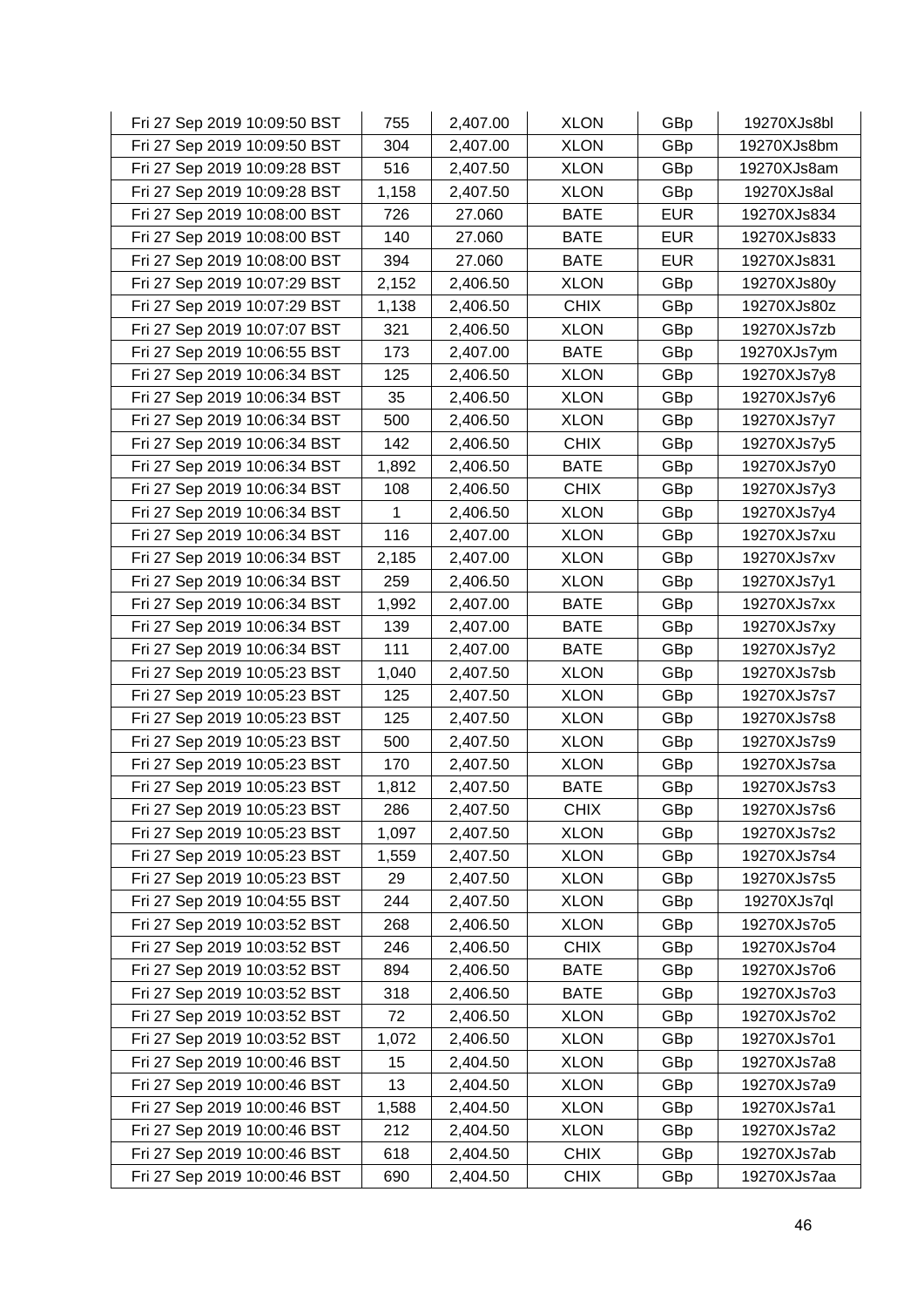| | | | | | |
|---|---|---|---|---|---|
| Fri 27 Sep 2019 10:09:50 BST | 755 | 2,407.00 | XLON | GBp | 19270XJs8bl |
| Fri 27 Sep 2019 10:09:50 BST | 304 | 2,407.00 | XLON | GBp | 19270XJs8bm |
| Fri 27 Sep 2019 10:09:28 BST | 516 | 2,407.50 | XLON | GBp | 19270XJs8am |
| Fri 27 Sep 2019 10:09:28 BST | 1,158 | 2,407.50 | XLON | GBp | 19270XJs8al |
| Fri 27 Sep 2019 10:08:00 BST | 726 | 27.060 | BATE | EUR | 19270XJs834 |
| Fri 27 Sep 2019 10:08:00 BST | 140 | 27.060 | BATE | EUR | 19270XJs833 |
| Fri 27 Sep 2019 10:08:00 BST | 394 | 27.060 | BATE | EUR | 19270XJs831 |
| Fri 27 Sep 2019 10:07:29 BST | 2,152 | 2,406.50 | XLON | GBp | 19270XJs80y |
| Fri 27 Sep 2019 10:07:29 BST | 1,138 | 2,406.50 | CHIX | GBp | 19270XJs80z |
| Fri 27 Sep 2019 10:07:07 BST | 321 | 2,406.50 | XLON | GBp | 19270XJs7zb |
| Fri 27 Sep 2019 10:06:55 BST | 173 | 2,407.00 | BATE | GBp | 19270XJs7ym |
| Fri 27 Sep 2019 10:06:34 BST | 125 | 2,406.50 | XLON | GBp | 19270XJs7y8 |
| Fri 27 Sep 2019 10:06:34 BST | 35 | 2,406.50 | XLON | GBp | 19270XJs7y6 |
| Fri 27 Sep 2019 10:06:34 BST | 500 | 2,406.50 | XLON | GBp | 19270XJs7y7 |
| Fri 27 Sep 2019 10:06:34 BST | 142 | 2,406.50 | CHIX | GBp | 19270XJs7y5 |
| Fri 27 Sep 2019 10:06:34 BST | 1,892 | 2,406.50 | BATE | GBp | 19270XJs7y0 |
| Fri 27 Sep 2019 10:06:34 BST | 108 | 2,406.50 | CHIX | GBp | 19270XJs7y3 |
| Fri 27 Sep 2019 10:06:34 BST | 1 | 2,406.50 | XLON | GBp | 19270XJs7y4 |
| Fri 27 Sep 2019 10:06:34 BST | 116 | 2,407.00 | XLON | GBp | 19270XJs7xu |
| Fri 27 Sep 2019 10:06:34 BST | 2,185 | 2,407.00 | XLON | GBp | 19270XJs7xv |
| Fri 27 Sep 2019 10:06:34 BST | 259 | 2,406.50 | XLON | GBp | 19270XJs7y1 |
| Fri 27 Sep 2019 10:06:34 BST | 1,992 | 2,407.00 | BATE | GBp | 19270XJs7xx |
| Fri 27 Sep 2019 10:06:34 BST | 139 | 2,407.00 | BATE | GBp | 19270XJs7xy |
| Fri 27 Sep 2019 10:06:34 BST | 111 | 2,407.00 | BATE | GBp | 19270XJs7y2 |
| Fri 27 Sep 2019 10:05:23 BST | 1,040 | 2,407.50 | XLON | GBp | 19270XJs7sb |
| Fri 27 Sep 2019 10:05:23 BST | 125 | 2,407.50 | XLON | GBp | 19270XJs7s7 |
| Fri 27 Sep 2019 10:05:23 BST | 125 | 2,407.50 | XLON | GBp | 19270XJs7s8 |
| Fri 27 Sep 2019 10:05:23 BST | 500 | 2,407.50 | XLON | GBp | 19270XJs7s9 |
| Fri 27 Sep 2019 10:05:23 BST | 170 | 2,407.50 | XLON | GBp | 19270XJs7sa |
| Fri 27 Sep 2019 10:05:23 BST | 1,812 | 2,407.50 | BATE | GBp | 19270XJs7s3 |
| Fri 27 Sep 2019 10:05:23 BST | 286 | 2,407.50 | CHIX | GBp | 19270XJs7s6 |
| Fri 27 Sep 2019 10:05:23 BST | 1,097 | 2,407.50 | XLON | GBp | 19270XJs7s2 |
| Fri 27 Sep 2019 10:05:23 BST | 1,559 | 2,407.50 | XLON | GBp | 19270XJs7s4 |
| Fri 27 Sep 2019 10:05:23 BST | 29 | 2,407.50 | XLON | GBp | 19270XJs7s5 |
| Fri 27 Sep 2019 10:04:55 BST | 244 | 2,407.50 | XLON | GBp | 19270XJs7ql |
| Fri 27 Sep 2019 10:03:52 BST | 268 | 2,406.50 | XLON | GBp | 19270XJs7o5 |
| Fri 27 Sep 2019 10:03:52 BST | 246 | 2,406.50 | CHIX | GBp | 19270XJs7o4 |
| Fri 27 Sep 2019 10:03:52 BST | 894 | 2,406.50 | BATE | GBp | 19270XJs7o6 |
| Fri 27 Sep 2019 10:03:52 BST | 318 | 2,406.50 | BATE | GBp | 19270XJs7o3 |
| Fri 27 Sep 2019 10:03:52 BST | 72 | 2,406.50 | XLON | GBp | 19270XJs7o2 |
| Fri 27 Sep 2019 10:03:52 BST | 1,072 | 2,406.50 | XLON | GBp | 19270XJs7o1 |
| Fri 27 Sep 2019 10:00:46 BST | 15 | 2,404.50 | XLON | GBp | 19270XJs7a8 |
| Fri 27 Sep 2019 10:00:46 BST | 13 | 2,404.50 | XLON | GBp | 19270XJs7a9 |
| Fri 27 Sep 2019 10:00:46 BST | 1,588 | 2,404.50 | XLON | GBp | 19270XJs7a1 |
| Fri 27 Sep 2019 10:00:46 BST | 212 | 2,404.50 | XLON | GBp | 19270XJs7a2 |
| Fri 27 Sep 2019 10:00:46 BST | 618 | 2,404.50 | CHIX | GBp | 19270XJs7ab |
| Fri 27 Sep 2019 10:00:46 BST | 690 | 2,404.50 | CHIX | GBp | 19270XJs7aa |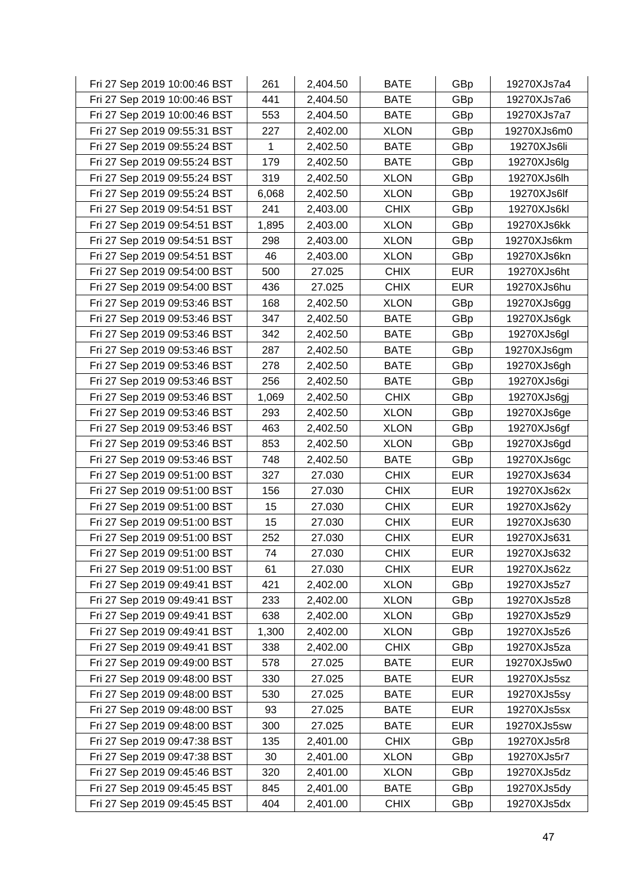| | | | | | |
|---|---|---|---|---|---|
| Fri 27 Sep 2019 10:00:46 BST | 261 | 2,404.50 | BATE | GBp | 19270XJs7a4 |
| Fri 27 Sep 2019 10:00:46 BST | 441 | 2,404.50 | BATE | GBp | 19270XJs7a6 |
| Fri 27 Sep 2019 10:00:46 BST | 553 | 2,404.50 | BATE | GBp | 19270XJs7a7 |
| Fri 27 Sep 2019 09:55:31 BST | 227 | 2,402.00 | XLON | GBp | 19270XJs6m0 |
| Fri 27 Sep 2019 09:55:24 BST | 1 | 2,402.50 | BATE | GBp | 19270XJs6li |
| Fri 27 Sep 2019 09:55:24 BST | 179 | 2,402.50 | BATE | GBp | 19270XJs6lg |
| Fri 27 Sep 2019 09:55:24 BST | 319 | 2,402.50 | XLON | GBp | 19270XJs6lh |
| Fri 27 Sep 2019 09:55:24 BST | 6,068 | 2,402.50 | XLON | GBp | 19270XJs6lf |
| Fri 27 Sep 2019 09:54:51 BST | 241 | 2,403.00 | CHIX | GBp | 19270XJs6kl |
| Fri 27 Sep 2019 09:54:51 BST | 1,895 | 2,403.00 | XLON | GBp | 19270XJs6kk |
| Fri 27 Sep 2019 09:54:51 BST | 298 | 2,403.00 | XLON | GBp | 19270XJs6km |
| Fri 27 Sep 2019 09:54:51 BST | 46 | 2,403.00 | XLON | GBp | 19270XJs6kn |
| Fri 27 Sep 2019 09:54:00 BST | 500 | 27.025 | CHIX | EUR | 19270XJs6ht |
| Fri 27 Sep 2019 09:54:00 BST | 436 | 27.025 | CHIX | EUR | 19270XJs6hu |
| Fri 27 Sep 2019 09:53:46 BST | 168 | 2,402.50 | XLON | GBp | 19270XJs6gg |
| Fri 27 Sep 2019 09:53:46 BST | 347 | 2,402.50 | BATE | GBp | 19270XJs6gk |
| Fri 27 Sep 2019 09:53:46 BST | 342 | 2,402.50 | BATE | GBp | 19270XJs6gl |
| Fri 27 Sep 2019 09:53:46 BST | 287 | 2,402.50 | BATE | GBp | 19270XJs6gm |
| Fri 27 Sep 2019 09:53:46 BST | 278 | 2,402.50 | BATE | GBp | 19270XJs6gh |
| Fri 27 Sep 2019 09:53:46 BST | 256 | 2,402.50 | BATE | GBp | 19270XJs6gi |
| Fri 27 Sep 2019 09:53:46 BST | 1,069 | 2,402.50 | CHIX | GBp | 19270XJs6gj |
| Fri 27 Sep 2019 09:53:46 BST | 293 | 2,402.50 | XLON | GBp | 19270XJs6ge |
| Fri 27 Sep 2019 09:53:46 BST | 463 | 2,402.50 | XLON | GBp | 19270XJs6gf |
| Fri 27 Sep 2019 09:53:46 BST | 853 | 2,402.50 | XLON | GBp | 19270XJs6gd |
| Fri 27 Sep 2019 09:53:46 BST | 748 | 2,402.50 | BATE | GBp | 19270XJs6gc |
| Fri 27 Sep 2019 09:51:00 BST | 327 | 27.030 | CHIX | EUR | 19270XJs634 |
| Fri 27 Sep 2019 09:51:00 BST | 156 | 27.030 | CHIX | EUR | 19270XJs62x |
| Fri 27 Sep 2019 09:51:00 BST | 15 | 27.030 | CHIX | EUR | 19270XJs62y |
| Fri 27 Sep 2019 09:51:00 BST | 15 | 27.030 | CHIX | EUR | 19270XJs630 |
| Fri 27 Sep 2019 09:51:00 BST | 252 | 27.030 | CHIX | EUR | 19270XJs631 |
| Fri 27 Sep 2019 09:51:00 BST | 74 | 27.030 | CHIX | EUR | 19270XJs632 |
| Fri 27 Sep 2019 09:51:00 BST | 61 | 27.030 | CHIX | EUR | 19270XJs62z |
| Fri 27 Sep 2019 09:49:41 BST | 421 | 2,402.00 | XLON | GBp | 19270XJs5z7 |
| Fri 27 Sep 2019 09:49:41 BST | 233 | 2,402.00 | XLON | GBp | 19270XJs5z8 |
| Fri 27 Sep 2019 09:49:41 BST | 638 | 2,402.00 | XLON | GBp | 19270XJs5z9 |
| Fri 27 Sep 2019 09:49:41 BST | 1,300 | 2,402.00 | XLON | GBp | 19270XJs5z6 |
| Fri 27 Sep 2019 09:49:41 BST | 338 | 2,402.00 | CHIX | GBp | 19270XJs5za |
| Fri 27 Sep 2019 09:49:00 BST | 578 | 27.025 | BATE | EUR | 19270XJs5w0 |
| Fri 27 Sep 2019 09:48:00 BST | 330 | 27.025 | BATE | EUR | 19270XJs5sz |
| Fri 27 Sep 2019 09:48:00 BST | 530 | 27.025 | BATE | EUR | 19270XJs5sy |
| Fri 27 Sep 2019 09:48:00 BST | 93 | 27.025 | BATE | EUR | 19270XJs5sx |
| Fri 27 Sep 2019 09:48:00 BST | 300 | 27.025 | BATE | EUR | 19270XJs5sw |
| Fri 27 Sep 2019 09:47:38 BST | 135 | 2,401.00 | CHIX | GBp | 19270XJs5r8 |
| Fri 27 Sep 2019 09:47:38 BST | 30 | 2,401.00 | XLON | GBp | 19270XJs5r7 |
| Fri 27 Sep 2019 09:45:46 BST | 320 | 2,401.00 | XLON | GBp | 19270XJs5dz |
| Fri 27 Sep 2019 09:45:45 BST | 845 | 2,401.00 | BATE | GBp | 19270XJs5dy |
| Fri 27 Sep 2019 09:45:45 BST | 404 | 2,401.00 | CHIX | GBp | 19270XJs5dx |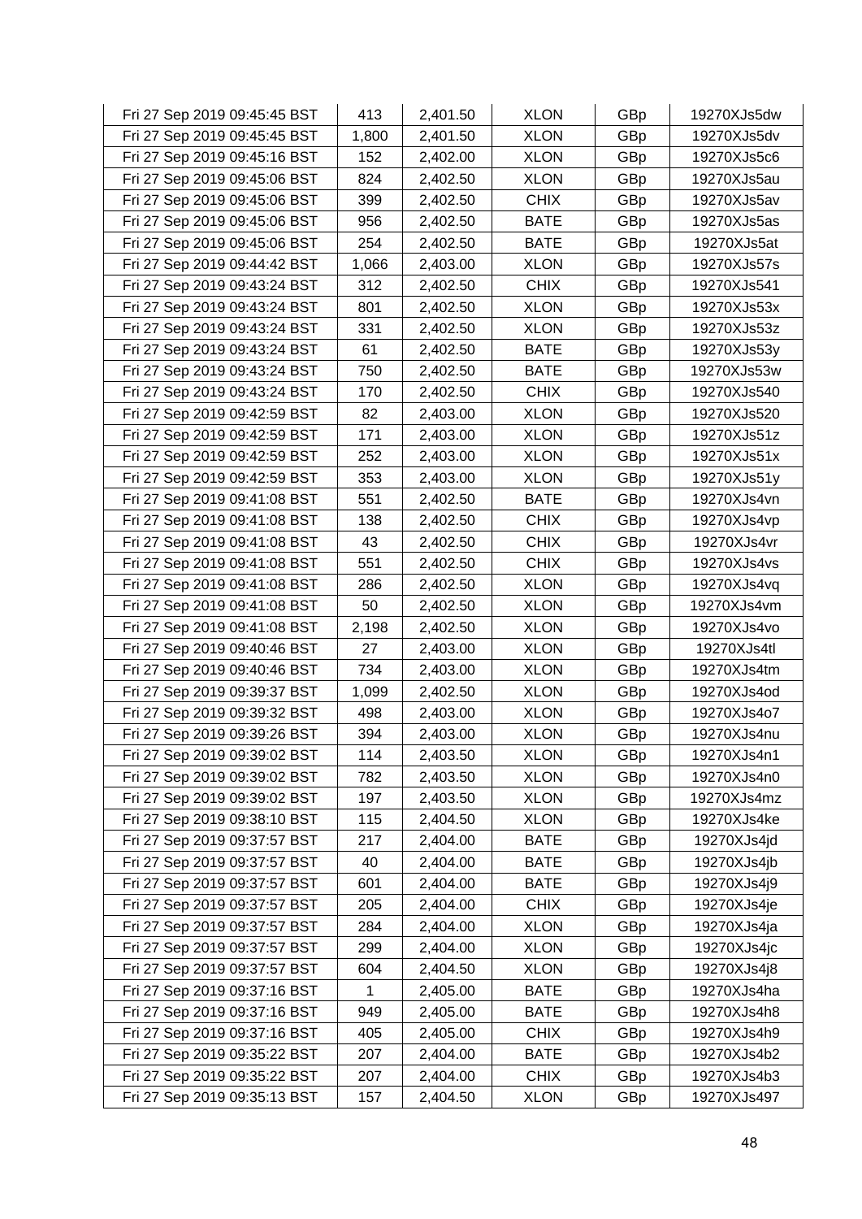| Fri 27 Sep 2019 09:45:45 BST | 413 | 2,401.50 | XLON | GBp | 19270XJs5dw |
|---|---|---|---|---|---|
| Fri 27 Sep 2019 09:45:45 BST | 1,800 | 2,401.50 | XLON | GBp | 19270XJs5dv |
| Fri 27 Sep 2019 09:45:16 BST | 152 | 2,402.00 | XLON | GBp | 19270XJs5c6 |
| Fri 27 Sep 2019 09:45:06 BST | 824 | 2,402.50 | XLON | GBp | 19270XJs5au |
| Fri 27 Sep 2019 09:45:06 BST | 399 | 2,402.50 | CHIX | GBp | 19270XJs5av |
| Fri 27 Sep 2019 09:45:06 BST | 956 | 2,402.50 | BATE | GBp | 19270XJs5as |
| Fri 27 Sep 2019 09:45:06 BST | 254 | 2,402.50 | BATE | GBp | 19270XJs5at |
| Fri 27 Sep 2019 09:44:42 BST | 1,066 | 2,403.00 | XLON | GBp | 19270XJs57s |
| Fri 27 Sep 2019 09:43:24 BST | 312 | 2,402.50 | CHIX | GBp | 19270XJs541 |
| Fri 27 Sep 2019 09:43:24 BST | 801 | 2,402.50 | XLON | GBp | 19270XJs53x |
| Fri 27 Sep 2019 09:43:24 BST | 331 | 2,402.50 | XLON | GBp | 19270XJs53z |
| Fri 27 Sep 2019 09:43:24 BST | 61 | 2,402.50 | BATE | GBp | 19270XJs53y |
| Fri 27 Sep 2019 09:43:24 BST | 750 | 2,402.50 | BATE | GBp | 19270XJs53w |
| Fri 27 Sep 2019 09:43:24 BST | 170 | 2,402.50 | CHIX | GBp | 19270XJs540 |
| Fri 27 Sep 2019 09:42:59 BST | 82 | 2,403.00 | XLON | GBp | 19270XJs520 |
| Fri 27 Sep 2019 09:42:59 BST | 171 | 2,403.00 | XLON | GBp | 19270XJs51z |
| Fri 27 Sep 2019 09:42:59 BST | 252 | 2,403.00 | XLON | GBp | 19270XJs51x |
| Fri 27 Sep 2019 09:42:59 BST | 353 | 2,403.00 | XLON | GBp | 19270XJs51y |
| Fri 27 Sep 2019 09:41:08 BST | 551 | 2,402.50 | BATE | GBp | 19270XJs4vn |
| Fri 27 Sep 2019 09:41:08 BST | 138 | 2,402.50 | CHIX | GBp | 19270XJs4vp |
| Fri 27 Sep 2019 09:41:08 BST | 43 | 2,402.50 | CHIX | GBp | 19270XJs4vr |
| Fri 27 Sep 2019 09:41:08 BST | 551 | 2,402.50 | CHIX | GBp | 19270XJs4vs |
| Fri 27 Sep 2019 09:41:08 BST | 286 | 2,402.50 | XLON | GBp | 19270XJs4vq |
| Fri 27 Sep 2019 09:41:08 BST | 50 | 2,402.50 | XLON | GBp | 19270XJs4vm |
| Fri 27 Sep 2019 09:41:08 BST | 2,198 | 2,402.50 | XLON | GBp | 19270XJs4vo |
| Fri 27 Sep 2019 09:40:46 BST | 27 | 2,403.00 | XLON | GBp | 19270XJs4tl |
| Fri 27 Sep 2019 09:40:46 BST | 734 | 2,403.00 | XLON | GBp | 19270XJs4tm |
| Fri 27 Sep 2019 09:39:37 BST | 1,099 | 2,402.50 | XLON | GBp | 19270XJs4od |
| Fri 27 Sep 2019 09:39:32 BST | 498 | 2,403.00 | XLON | GBp | 19270XJs4o7 |
| Fri 27 Sep 2019 09:39:26 BST | 394 | 2,403.00 | XLON | GBp | 19270XJs4nu |
| Fri 27 Sep 2019 09:39:02 BST | 114 | 2,403.50 | XLON | GBp | 19270XJs4n1 |
| Fri 27 Sep 2019 09:39:02 BST | 782 | 2,403.50 | XLON | GBp | 19270XJs4n0 |
| Fri 27 Sep 2019 09:39:02 BST | 197 | 2,403.50 | XLON | GBp | 19270XJs4mz |
| Fri 27 Sep 2019 09:38:10 BST | 115 | 2,404.50 | XLON | GBp | 19270XJs4ke |
| Fri 27 Sep 2019 09:37:57 BST | 217 | 2,404.00 | BATE | GBp | 19270XJs4jd |
| Fri 27 Sep 2019 09:37:57 BST | 40 | 2,404.00 | BATE | GBp | 19270XJs4jb |
| Fri 27 Sep 2019 09:37:57 BST | 601 | 2,404.00 | BATE | GBp | 19270XJs4j9 |
| Fri 27 Sep 2019 09:37:57 BST | 205 | 2,404.00 | CHIX | GBp | 19270XJs4je |
| Fri 27 Sep 2019 09:37:57 BST | 284 | 2,404.00 | XLON | GBp | 19270XJs4ja |
| Fri 27 Sep 2019 09:37:57 BST | 299 | 2,404.00 | XLON | GBp | 19270XJs4jc |
| Fri 27 Sep 2019 09:37:57 BST | 604 | 2,404.50 | XLON | GBp | 19270XJs4j8 |
| Fri 27 Sep 2019 09:37:16 BST | 1 | 2,405.00 | BATE | GBp | 19270XJs4ha |
| Fri 27 Sep 2019 09:37:16 BST | 949 | 2,405.00 | BATE | GBp | 19270XJs4h8 |
| Fri 27 Sep 2019 09:37:16 BST | 405 | 2,405.00 | CHIX | GBp | 19270XJs4h9 |
| Fri 27 Sep 2019 09:35:22 BST | 207 | 2,404.00 | BATE | GBp | 19270XJs4b2 |
| Fri 27 Sep 2019 09:35:22 BST | 207 | 2,404.00 | CHIX | GBp | 19270XJs4b3 |
| Fri 27 Sep 2019 09:35:13 BST | 157 | 2,404.50 | XLON | GBp | 19270XJs497 |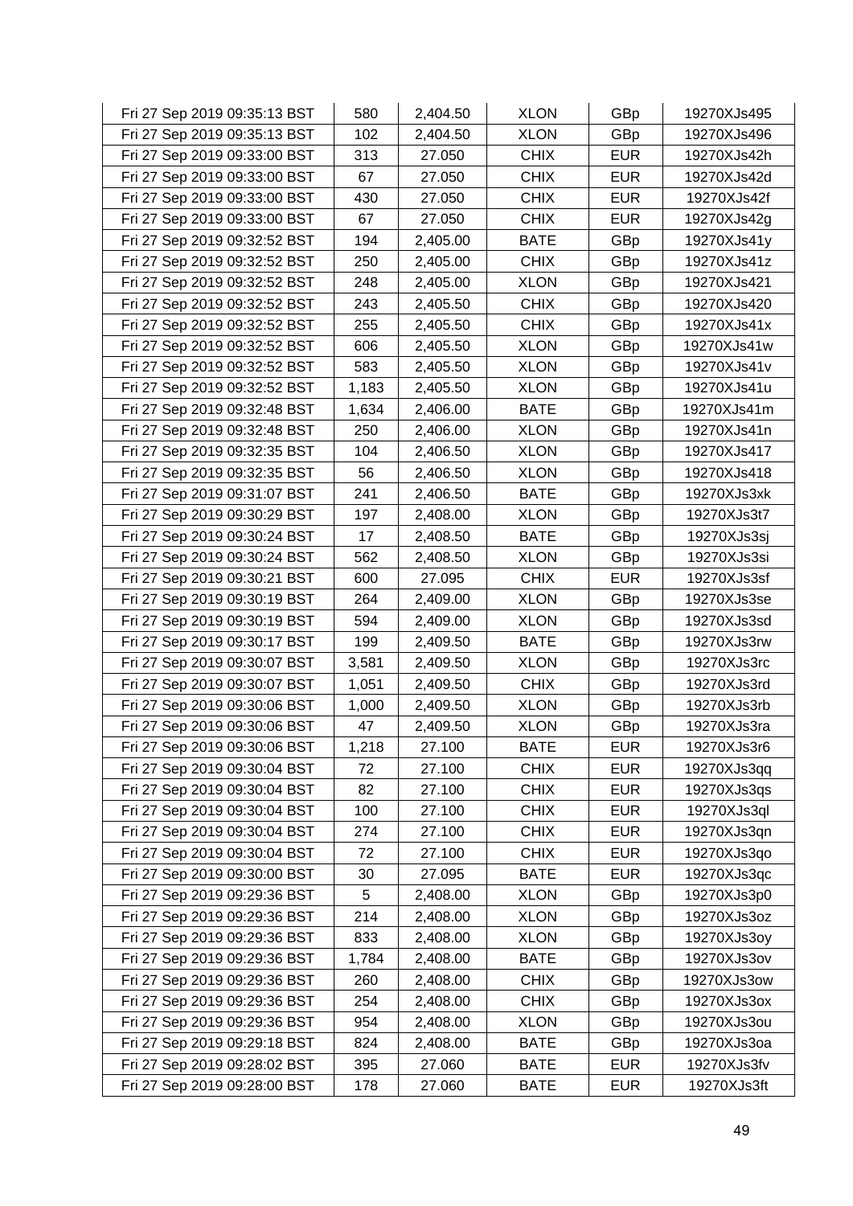| | | | | | |
|---|---|---|---|---|---|
| Fri 27 Sep 2019 09:35:13 BST | 580 | 2,404.50 | XLON | GBp | 19270XJs495 |
| Fri 27 Sep 2019 09:35:13 BST | 102 | 2,404.50 | XLON | GBp | 19270XJs496 |
| Fri 27 Sep 2019 09:33:00 BST | 313 | 27.050 | CHIX | EUR | 19270XJs42h |
| Fri 27 Sep 2019 09:33:00 BST | 67 | 27.050 | CHIX | EUR | 19270XJs42d |
| Fri 27 Sep 2019 09:33:00 BST | 430 | 27.050 | CHIX | EUR | 19270XJs42f |
| Fri 27 Sep 2019 09:33:00 BST | 67 | 27.050 | CHIX | EUR | 19270XJs42g |
| Fri 27 Sep 2019 09:32:52 BST | 194 | 2,405.00 | BATE | GBp | 19270XJs41y |
| Fri 27 Sep 2019 09:32:52 BST | 250 | 2,405.00 | CHIX | GBp | 19270XJs41z |
| Fri 27 Sep 2019 09:32:52 BST | 248 | 2,405.00 | XLON | GBp | 19270XJs421 |
| Fri 27 Sep 2019 09:32:52 BST | 243 | 2,405.50 | CHIX | GBp | 19270XJs420 |
| Fri 27 Sep 2019 09:32:52 BST | 255 | 2,405.50 | CHIX | GBp | 19270XJs41x |
| Fri 27 Sep 2019 09:32:52 BST | 606 | 2,405.50 | XLON | GBp | 19270XJs41w |
| Fri 27 Sep 2019 09:32:52 BST | 583 | 2,405.50 | XLON | GBp | 19270XJs41v |
| Fri 27 Sep 2019 09:32:52 BST | 1,183 | 2,405.50 | XLON | GBp | 19270XJs41u |
| Fri 27 Sep 2019 09:32:48 BST | 1,634 | 2,406.00 | BATE | GBp | 19270XJs41m |
| Fri 27 Sep 2019 09:32:48 BST | 250 | 2,406.00 | XLON | GBp | 19270XJs41n |
| Fri 27 Sep 2019 09:32:35 BST | 104 | 2,406.50 | XLON | GBp | 19270XJs417 |
| Fri 27 Sep 2019 09:32:35 BST | 56 | 2,406.50 | XLON | GBp | 19270XJs418 |
| Fri 27 Sep 2019 09:31:07 BST | 241 | 2,406.50 | BATE | GBp | 19270XJs3xk |
| Fri 27 Sep 2019 09:30:29 BST | 197 | 2,408.00 | XLON | GBp | 19270XJs3t7 |
| Fri 27 Sep 2019 09:30:24 BST | 17 | 2,408.50 | BATE | GBp | 19270XJs3sj |
| Fri 27 Sep 2019 09:30:24 BST | 562 | 2,408.50 | XLON | GBp | 19270XJs3si |
| Fri 27 Sep 2019 09:30:21 BST | 600 | 27.095 | CHIX | EUR | 19270XJs3sf |
| Fri 27 Sep 2019 09:30:19 BST | 264 | 2,409.00 | XLON | GBp | 19270XJs3se |
| Fri 27 Sep 2019 09:30:19 BST | 594 | 2,409.00 | XLON | GBp | 19270XJs3sd |
| Fri 27 Sep 2019 09:30:17 BST | 199 | 2,409.50 | BATE | GBp | 19270XJs3rw |
| Fri 27 Sep 2019 09:30:07 BST | 3,581 | 2,409.50 | XLON | GBp | 19270XJs3rc |
| Fri 27 Sep 2019 09:30:07 BST | 1,051 | 2,409.50 | CHIX | GBp | 19270XJs3rd |
| Fri 27 Sep 2019 09:30:06 BST | 1,000 | 2,409.50 | XLON | GBp | 19270XJs3rb |
| Fri 27 Sep 2019 09:30:06 BST | 47 | 2,409.50 | XLON | GBp | 19270XJs3ra |
| Fri 27 Sep 2019 09:30:06 BST | 1,218 | 27.100 | BATE | EUR | 19270XJs3r6 |
| Fri 27 Sep 2019 09:30:04 BST | 72 | 27.100 | CHIX | EUR | 19270XJs3qq |
| Fri 27 Sep 2019 09:30:04 BST | 82 | 27.100 | CHIX | EUR | 19270XJs3qs |
| Fri 27 Sep 2019 09:30:04 BST | 100 | 27.100 | CHIX | EUR | 19270XJs3ql |
| Fri 27 Sep 2019 09:30:04 BST | 274 | 27.100 | CHIX | EUR | 19270XJs3qn |
| Fri 27 Sep 2019 09:30:04 BST | 72 | 27.100 | CHIX | EUR | 19270XJs3qo |
| Fri 27 Sep 2019 09:30:00 BST | 30 | 27.095 | BATE | EUR | 19270XJs3qc |
| Fri 27 Sep 2019 09:29:36 BST | 5 | 2,408.00 | XLON | GBp | 19270XJs3p0 |
| Fri 27 Sep 2019 09:29:36 BST | 214 | 2,408.00 | XLON | GBp | 19270XJs3oz |
| Fri 27 Sep 2019 09:29:36 BST | 833 | 2,408.00 | XLON | GBp | 19270XJs3oy |
| Fri 27 Sep 2019 09:29:36 BST | 1,784 | 2,408.00 | BATE | GBp | 19270XJs3ov |
| Fri 27 Sep 2019 09:29:36 BST | 260 | 2,408.00 | CHIX | GBp | 19270XJs3ow |
| Fri 27 Sep 2019 09:29:36 BST | 254 | 2,408.00 | CHIX | GBp | 19270XJs3ox |
| Fri 27 Sep 2019 09:29:36 BST | 954 | 2,408.00 | XLON | GBp | 19270XJs3ou |
| Fri 27 Sep 2019 09:29:18 BST | 824 | 2,408.00 | BATE | GBp | 19270XJs3oa |
| Fri 27 Sep 2019 09:28:02 BST | 395 | 27.060 | BATE | EUR | 19270XJs3fv |
| Fri 27 Sep 2019 09:28:00 BST | 178 | 27.060 | BATE | EUR | 19270XJs3ft |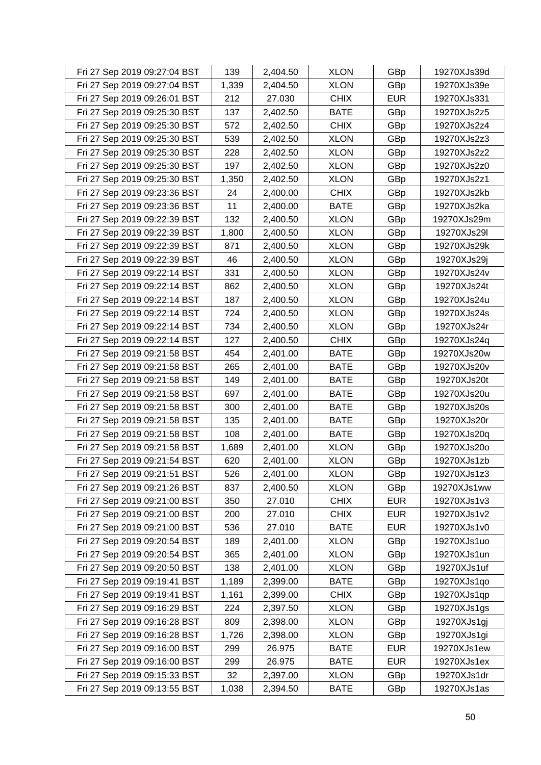| Fri 27 Sep 2019 09:27:04 BST | 139 | 2,404.50 | XLON | GBp | 19270XJs39d |
|---|---|---|---|---|---|
| Fri 27 Sep 2019 09:27:04 BST | 1,339 | 2,404.50 | XLON | GBp | 19270XJs39e |
| Fri 27 Sep 2019 09:26:01 BST | 212 | 27.030 | CHIX | EUR | 19270XJs331 |
| Fri 27 Sep 2019 09:25:30 BST | 137 | 2,402.50 | BATE | GBp | 19270XJs2z5 |
| Fri 27 Sep 2019 09:25:30 BST | 572 | 2,402.50 | CHIX | GBp | 19270XJs2z4 |
| Fri 27 Sep 2019 09:25:30 BST | 539 | 2,402.50 | XLON | GBp | 19270XJs2z3 |
| Fri 27 Sep 2019 09:25:30 BST | 228 | 2,402.50 | XLON | GBp | 19270XJs2z2 |
| Fri 27 Sep 2019 09:25:30 BST | 197 | 2,402.50 | XLON | GBp | 19270XJs2z0 |
| Fri 27 Sep 2019 09:25:30 BST | 1,350 | 2,402.50 | XLON | GBp | 19270XJs2z1 |
| Fri 27 Sep 2019 09:23:36 BST | 24 | 2,400.00 | CHIX | GBp | 19270XJs2kb |
| Fri 27 Sep 2019 09:23:36 BST | 11 | 2,400.00 | BATE | GBp | 19270XJs2ka |
| Fri 27 Sep 2019 09:22:39 BST | 132 | 2,400.50 | XLON | GBp | 19270XJs29m |
| Fri 27 Sep 2019 09:22:39 BST | 1,800 | 2,400.50 | XLON | GBp | 19270XJs29l |
| Fri 27 Sep 2019 09:22:39 BST | 871 | 2,400.50 | XLON | GBp | 19270XJs29k |
| Fri 27 Sep 2019 09:22:39 BST | 46 | 2,400.50 | XLON | GBp | 19270XJs29j |
| Fri 27 Sep 2019 09:22:14 BST | 331 | 2,400.50 | XLON | GBp | 19270XJs24v |
| Fri 27 Sep 2019 09:22:14 BST | 862 | 2,400.50 | XLON | GBp | 19270XJs24t |
| Fri 27 Sep 2019 09:22:14 BST | 187 | 2,400.50 | XLON | GBp | 19270XJs24u |
| Fri 27 Sep 2019 09:22:14 BST | 724 | 2,400.50 | XLON | GBp | 19270XJs24s |
| Fri 27 Sep 2019 09:22:14 BST | 734 | 2,400.50 | XLON | GBp | 19270XJs24r |
| Fri 27 Sep 2019 09:22:14 BST | 127 | 2,400.50 | CHIX | GBp | 19270XJs24q |
| Fri 27 Sep 2019 09:21:58 BST | 454 | 2,401.00 | BATE | GBp | 19270XJs20w |
| Fri 27 Sep 2019 09:21:58 BST | 265 | 2,401.00 | BATE | GBp | 19270XJs20v |
| Fri 27 Sep 2019 09:21:58 BST | 149 | 2,401.00 | BATE | GBp | 19270XJs20t |
| Fri 27 Sep 2019 09:21:58 BST | 697 | 2,401.00 | BATE | GBp | 19270XJs20u |
| Fri 27 Sep 2019 09:21:58 BST | 300 | 2,401.00 | BATE | GBp | 19270XJs20s |
| Fri 27 Sep 2019 09:21:58 BST | 135 | 2,401.00 | BATE | GBp | 19270XJs20r |
| Fri 27 Sep 2019 09:21:58 BST | 108 | 2,401.00 | BATE | GBp | 19270XJs20q |
| Fri 27 Sep 2019 09:21:58 BST | 1,689 | 2,401.00 | XLON | GBp | 19270XJs20o |
| Fri 27 Sep 2019 09:21:54 BST | 620 | 2,401.00 | XLON | GBp | 19270XJs1zb |
| Fri 27 Sep 2019 09:21:51 BST | 526 | 2,401.00 | XLON | GBp | 19270XJs1z3 |
| Fri 27 Sep 2019 09:21:26 BST | 837 | 2,400.50 | XLON | GBp | 19270XJs1ww |
| Fri 27 Sep 2019 09:21:00 BST | 350 | 27.010 | CHIX | EUR | 19270XJs1v3 |
| Fri 27 Sep 2019 09:21:00 BST | 200 | 27.010 | CHIX | EUR | 19270XJs1v2 |
| Fri 27 Sep 2019 09:21:00 BST | 536 | 27.010 | BATE | EUR | 19270XJs1v0 |
| Fri 27 Sep 2019 09:20:54 BST | 189 | 2,401.00 | XLON | GBp | 19270XJs1uo |
| Fri 27 Sep 2019 09:20:54 BST | 365 | 2,401.00 | XLON | GBp | 19270XJs1un |
| Fri 27 Sep 2019 09:20:50 BST | 138 | 2,401.00 | XLON | GBp | 19270XJs1uf |
| Fri 27 Sep 2019 09:19:41 BST | 1,189 | 2,399.00 | BATE | GBp | 19270XJs1qo |
| Fri 27 Sep 2019 09:19:41 BST | 1,161 | 2,399.00 | CHIX | GBp | 19270XJs1qp |
| Fri 27 Sep 2019 09:16:29 BST | 224 | 2,397.50 | XLON | GBp | 19270XJs1gs |
| Fri 27 Sep 2019 09:16:28 BST | 809 | 2,398.00 | XLON | GBp | 19270XJs1gj |
| Fri 27 Sep 2019 09:16:28 BST | 1,726 | 2,398.00 | XLON | GBp | 19270XJs1gi |
| Fri 27 Sep 2019 09:16:00 BST | 299 | 26.975 | BATE | EUR | 19270XJs1ew |
| Fri 27 Sep 2019 09:16:00 BST | 299 | 26.975 | BATE | EUR | 19270XJs1ex |
| Fri 27 Sep 2019 09:15:33 BST | 32 | 2,397.00 | XLON | GBp | 19270XJs1dr |
| Fri 27 Sep 2019 09:13:55 BST | 1,038 | 2,394.50 | BATE | GBp | 19270XJs1as |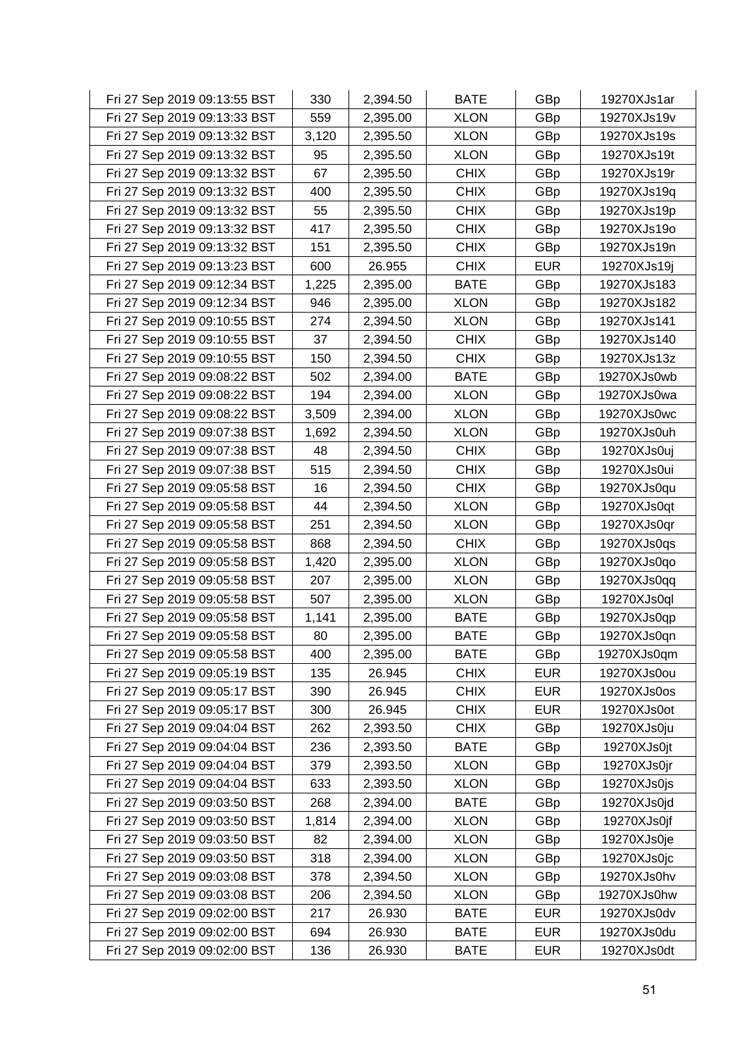| | | | | | |
|---|---|---|---|---|---|
| Fri 27 Sep 2019 09:13:55 BST | 330 | 2,394.50 | BATE | GBp | 19270XJs1ar |
| Fri 27 Sep 2019 09:13:33 BST | 559 | 2,395.00 | XLON | GBp | 19270XJs19v |
| Fri 27 Sep 2019 09:13:32 BST | 3,120 | 2,395.50 | XLON | GBp | 19270XJs19s |
| Fri 27 Sep 2019 09:13:32 BST | 95 | 2,395.50 | XLON | GBp | 19270XJs19t |
| Fri 27 Sep 2019 09:13:32 BST | 67 | 2,395.50 | CHIX | GBp | 19270XJs19r |
| Fri 27 Sep 2019 09:13:32 BST | 400 | 2,395.50 | CHIX | GBp | 19270XJs19q |
| Fri 27 Sep 2019 09:13:32 BST | 55 | 2,395.50 | CHIX | GBp | 19270XJs19p |
| Fri 27 Sep 2019 09:13:32 BST | 417 | 2,395.50 | CHIX | GBp | 19270XJs19o |
| Fri 27 Sep 2019 09:13:32 BST | 151 | 2,395.50 | CHIX | GBp | 19270XJs19n |
| Fri 27 Sep 2019 09:13:23 BST | 600 | 26.955 | CHIX | EUR | 19270XJs19j |
| Fri 27 Sep 2019 09:12:34 BST | 1,225 | 2,395.00 | BATE | GBp | 19270XJs183 |
| Fri 27 Sep 2019 09:12:34 BST | 946 | 2,395.00 | XLON | GBp | 19270XJs182 |
| Fri 27 Sep 2019 09:10:55 BST | 274 | 2,394.50 | XLON | GBp | 19270XJs141 |
| Fri 27 Sep 2019 09:10:55 BST | 37 | 2,394.50 | CHIX | GBp | 19270XJs140 |
| Fri 27 Sep 2019 09:10:55 BST | 150 | 2,394.50 | CHIX | GBp | 19270XJs13z |
| Fri 27 Sep 2019 09:08:22 BST | 502 | 2,394.00 | BATE | GBp | 19270XJs0wb |
| Fri 27 Sep 2019 09:08:22 BST | 194 | 2,394.00 | XLON | GBp | 19270XJs0wa |
| Fri 27 Sep 2019 09:08:22 BST | 3,509 | 2,394.00 | XLON | GBp | 19270XJs0wc |
| Fri 27 Sep 2019 09:07:38 BST | 1,692 | 2,394.50 | XLON | GBp | 19270XJs0uh |
| Fri 27 Sep 2019 09:07:38 BST | 48 | 2,394.50 | CHIX | GBp | 19270XJs0uj |
| Fri 27 Sep 2019 09:07:38 BST | 515 | 2,394.50 | CHIX | GBp | 19270XJs0ui |
| Fri 27 Sep 2019 09:05:58 BST | 16 | 2,394.50 | CHIX | GBp | 19270XJs0qu |
| Fri 27 Sep 2019 09:05:58 BST | 44 | 2,394.50 | XLON | GBp | 19270XJs0qt |
| Fri 27 Sep 2019 09:05:58 BST | 251 | 2,394.50 | XLON | GBp | 19270XJs0qr |
| Fri 27 Sep 2019 09:05:58 BST | 868 | 2,394.50 | CHIX | GBp | 19270XJs0qs |
| Fri 27 Sep 2019 09:05:58 BST | 1,420 | 2,395.00 | XLON | GBp | 19270XJs0qo |
| Fri 27 Sep 2019 09:05:58 BST | 207 | 2,395.00 | XLON | GBp | 19270XJs0qq |
| Fri 27 Sep 2019 09:05:58 BST | 507 | 2,395.00 | XLON | GBp | 19270XJs0ql |
| Fri 27 Sep 2019 09:05:58 BST | 1,141 | 2,395.00 | BATE | GBp | 19270XJs0qp |
| Fri 27 Sep 2019 09:05:58 BST | 80 | 2,395.00 | BATE | GBp | 19270XJs0qn |
| Fri 27 Sep 2019 09:05:58 BST | 400 | 2,395.00 | BATE | GBp | 19270XJs0qm |
| Fri 27 Sep 2019 09:05:19 BST | 135 | 26.945 | CHIX | EUR | 19270XJs0ou |
| Fri 27 Sep 2019 09:05:17 BST | 390 | 26.945 | CHIX | EUR | 19270XJs0os |
| Fri 27 Sep 2019 09:05:17 BST | 300 | 26.945 | CHIX | EUR | 19270XJs0ot |
| Fri 27 Sep 2019 09:04:04 BST | 262 | 2,393.50 | CHIX | GBp | 19270XJs0ju |
| Fri 27 Sep 2019 09:04:04 BST | 236 | 2,393.50 | BATE | GBp | 19270XJs0jt |
| Fri 27 Sep 2019 09:04:04 BST | 379 | 2,393.50 | XLON | GBp | 19270XJs0jr |
| Fri 27 Sep 2019 09:04:04 BST | 633 | 2,393.50 | XLON | GBp | 19270XJs0js |
| Fri 27 Sep 2019 09:03:50 BST | 268 | 2,394.00 | BATE | GBp | 19270XJs0jd |
| Fri 27 Sep 2019 09:03:50 BST | 1,814 | 2,394.00 | XLON | GBp | 19270XJs0jf |
| Fri 27 Sep 2019 09:03:50 BST | 82 | 2,394.00 | XLON | GBp | 19270XJs0je |
| Fri 27 Sep 2019 09:03:50 BST | 318 | 2,394.00 | XLON | GBp | 19270XJs0jc |
| Fri 27 Sep 2019 09:03:08 BST | 378 | 2,394.50 | XLON | GBp | 19270XJs0hv |
| Fri 27 Sep 2019 09:03:08 BST | 206 | 2,394.50 | XLON | GBp | 19270XJs0hw |
| Fri 27 Sep 2019 09:02:00 BST | 217 | 26.930 | BATE | EUR | 19270XJs0dv |
| Fri 27 Sep 2019 09:02:00 BST | 694 | 26.930 | BATE | EUR | 19270XJs0du |
| Fri 27 Sep 2019 09:02:00 BST | 136 | 26.930 | BATE | EUR | 19270XJs0dt |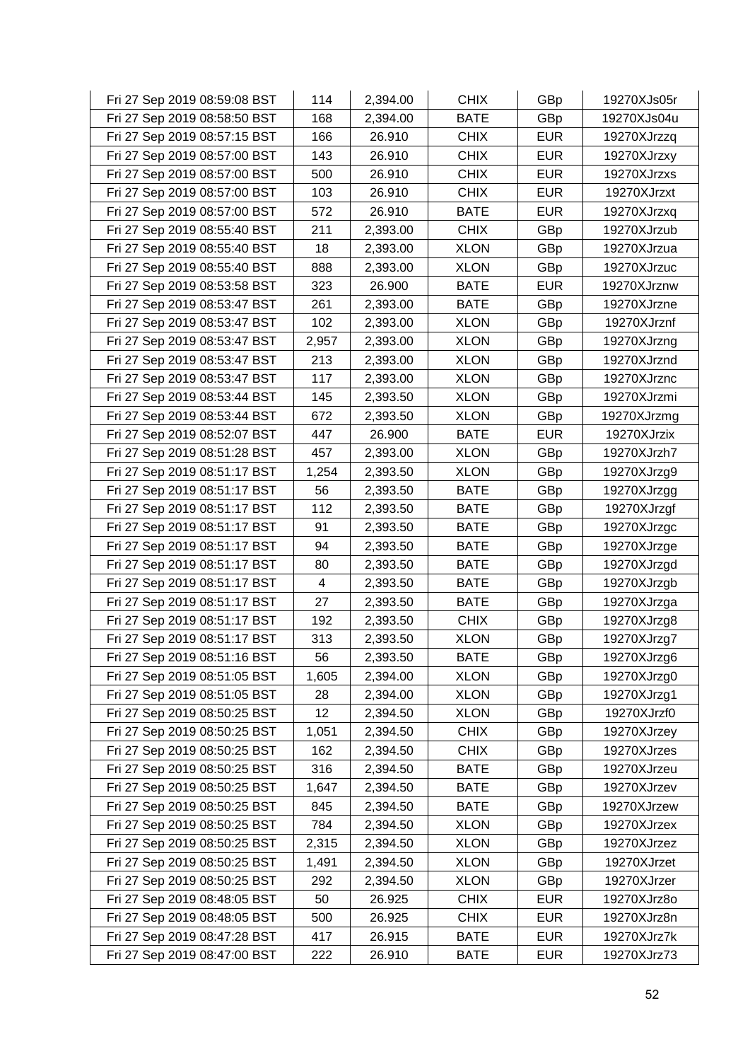| | | | | | |
|---|---|---|---|---|---|
| Fri 27 Sep 2019 08:59:08 BST | 114 | 2,394.00 | CHIX | GBp | 19270XJs05r |
| Fri 27 Sep 2019 08:58:50 BST | 168 | 2,394.00 | BATE | GBp | 19270XJs04u |
| Fri 27 Sep 2019 08:57:15 BST | 166 | 26.910 | CHIX | EUR | 19270XJrzzq |
| Fri 27 Sep 2019 08:57:00 BST | 143 | 26.910 | CHIX | EUR | 19270XJrzxy |
| Fri 27 Sep 2019 08:57:00 BST | 500 | 26.910 | CHIX | EUR | 19270XJrzxs |
| Fri 27 Sep 2019 08:57:00 BST | 103 | 26.910 | CHIX | EUR | 19270XJrzxt |
| Fri 27 Sep 2019 08:57:00 BST | 572 | 26.910 | BATE | EUR | 19270XJrzxq |
| Fri 27 Sep 2019 08:55:40 BST | 211 | 2,393.00 | CHIX | GBp | 19270XJrzub |
| Fri 27 Sep 2019 08:55:40 BST | 18 | 2,393.00 | XLON | GBp | 19270XJrzua |
| Fri 27 Sep 2019 08:55:40 BST | 888 | 2,393.00 | XLON | GBp | 19270XJrzuc |
| Fri 27 Sep 2019 08:53:58 BST | 323 | 26.900 | BATE | EUR | 19270XJrznw |
| Fri 27 Sep 2019 08:53:47 BST | 261 | 2,393.00 | BATE | GBp | 19270XJrzne |
| Fri 27 Sep 2019 08:53:47 BST | 102 | 2,393.00 | XLON | GBp | 19270XJrznf |
| Fri 27 Sep 2019 08:53:47 BST | 2,957 | 2,393.00 | XLON | GBp | 19270XJrzng |
| Fri 27 Sep 2019 08:53:47 BST | 213 | 2,393.00 | XLON | GBp | 19270XJrznd |
| Fri 27 Sep 2019 08:53:47 BST | 117 | 2,393.00 | XLON | GBp | 19270XJrznc |
| Fri 27 Sep 2019 08:53:44 BST | 145 | 2,393.50 | XLON | GBp | 19270XJrzmi |
| Fri 27 Sep 2019 08:53:44 BST | 672 | 2,393.50 | XLON | GBp | 19270XJrzmg |
| Fri 27 Sep 2019 08:52:07 BST | 447 | 26.900 | BATE | EUR | 19270XJrzix |
| Fri 27 Sep 2019 08:51:28 BST | 457 | 2,393.00 | XLON | GBp | 19270XJrzh7 |
| Fri 27 Sep 2019 08:51:17 BST | 1,254 | 2,393.50 | XLON | GBp | 19270XJrzg9 |
| Fri 27 Sep 2019 08:51:17 BST | 56 | 2,393.50 | BATE | GBp | 19270XJrzgg |
| Fri 27 Sep 2019 08:51:17 BST | 112 | 2,393.50 | BATE | GBp | 19270XJrzgf |
| Fri 27 Sep 2019 08:51:17 BST | 91 | 2,393.50 | BATE | GBp | 19270XJrzgc |
| Fri 27 Sep 2019 08:51:17 BST | 94 | 2,393.50 | BATE | GBp | 19270XJrzge |
| Fri 27 Sep 2019 08:51:17 BST | 80 | 2,393.50 | BATE | GBp | 19270XJrzgd |
| Fri 27 Sep 2019 08:51:17 BST | 4 | 2,393.50 | BATE | GBp | 19270XJrzgb |
| Fri 27 Sep 2019 08:51:17 BST | 27 | 2,393.50 | BATE | GBp | 19270XJrzga |
| Fri 27 Sep 2019 08:51:17 BST | 192 | 2,393.50 | CHIX | GBp | 19270XJrzg8 |
| Fri 27 Sep 2019 08:51:17 BST | 313 | 2,393.50 | XLON | GBp | 19270XJrzg7 |
| Fri 27 Sep 2019 08:51:16 BST | 56 | 2,393.50 | BATE | GBp | 19270XJrzg6 |
| Fri 27 Sep 2019 08:51:05 BST | 1,605 | 2,394.00 | XLON | GBp | 19270XJrzg0 |
| Fri 27 Sep 2019 08:51:05 BST | 28 | 2,394.00 | XLON | GBp | 19270XJrzg1 |
| Fri 27 Sep 2019 08:50:25 BST | 12 | 2,394.50 | XLON | GBp | 19270XJrzf0 |
| Fri 27 Sep 2019 08:50:25 BST | 1,051 | 2,394.50 | CHIX | GBp | 19270XJrzey |
| Fri 27 Sep 2019 08:50:25 BST | 162 | 2,394.50 | CHIX | GBp | 19270XJrzes |
| Fri 27 Sep 2019 08:50:25 BST | 316 | 2,394.50 | BATE | GBp | 19270XJrzeu |
| Fri 27 Sep 2019 08:50:25 BST | 1,647 | 2,394.50 | BATE | GBp | 19270XJrzev |
| Fri 27 Sep 2019 08:50:25 BST | 845 | 2,394.50 | BATE | GBp | 19270XJrzew |
| Fri 27 Sep 2019 08:50:25 BST | 784 | 2,394.50 | XLON | GBp | 19270XJrzex |
| Fri 27 Sep 2019 08:50:25 BST | 2,315 | 2,394.50 | XLON | GBp | 19270XJrzez |
| Fri 27 Sep 2019 08:50:25 BST | 1,491 | 2,394.50 | XLON | GBp | 19270XJrzet |
| Fri 27 Sep 2019 08:50:25 BST | 292 | 2,394.50 | XLON | GBp | 19270XJrzer |
| Fri 27 Sep 2019 08:48:05 BST | 50 | 26.925 | CHIX | EUR | 19270XJrz8o |
| Fri 27 Sep 2019 08:48:05 BST | 500 | 26.925 | CHIX | EUR | 19270XJrz8n |
| Fri 27 Sep 2019 08:47:28 BST | 417 | 26.915 | BATE | EUR | 19270XJrz7k |
| Fri 27 Sep 2019 08:47:00 BST | 222 | 26.910 | BATE | EUR | 19270XJrz73 |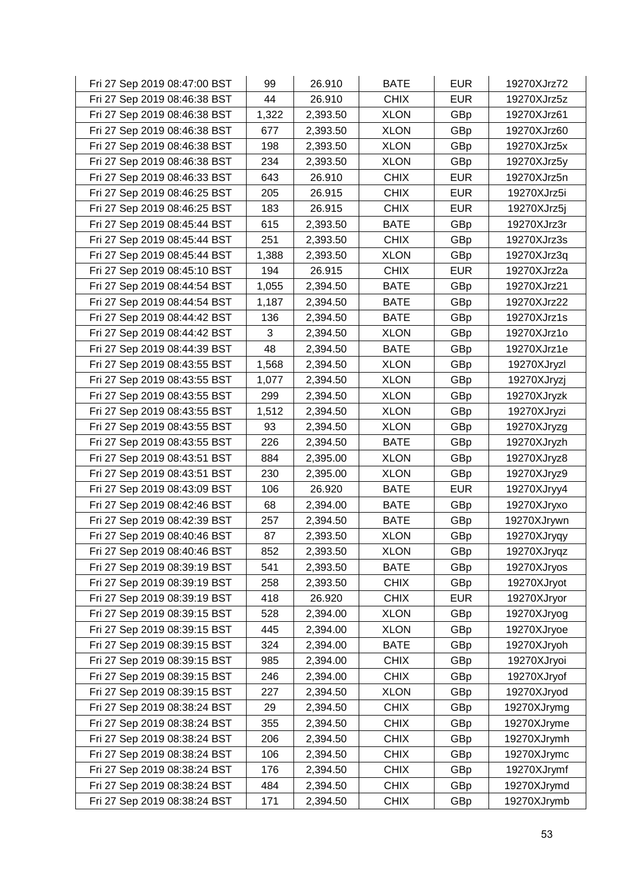| | | | | | |
|---|---|---|---|---|---|
| Fri 27 Sep 2019 08:47:00 BST | 99 | 26.910 | BATE | EUR | 19270XJrz72 |
| Fri 27 Sep 2019 08:46:38 BST | 44 | 26.910 | CHIX | EUR | 19270XJrz5z |
| Fri 27 Sep 2019 08:46:38 BST | 1,322 | 2,393.50 | XLON | GBp | 19270XJrz61 |
| Fri 27 Sep 2019 08:46:38 BST | 677 | 2,393.50 | XLON | GBp | 19270XJrz60 |
| Fri 27 Sep 2019 08:46:38 BST | 198 | 2,393.50 | XLON | GBp | 19270XJrz5x |
| Fri 27 Sep 2019 08:46:38 BST | 234 | 2,393.50 | XLON | GBp | 19270XJrz5y |
| Fri 27 Sep 2019 08:46:33 BST | 643 | 26.910 | CHIX | EUR | 19270XJrz5n |
| Fri 27 Sep 2019 08:46:25 BST | 205 | 26.915 | CHIX | EUR | 19270XJrz5i |
| Fri 27 Sep 2019 08:46:25 BST | 183 | 26.915 | CHIX | EUR | 19270XJrz5j |
| Fri 27 Sep 2019 08:45:44 BST | 615 | 2,393.50 | BATE | GBp | 19270XJrz3r |
| Fri 27 Sep 2019 08:45:44 BST | 251 | 2,393.50 | CHIX | GBp | 19270XJrz3s |
| Fri 27 Sep 2019 08:45:44 BST | 1,388 | 2,393.50 | XLON | GBp | 19270XJrz3q |
| Fri 27 Sep 2019 08:45:10 BST | 194 | 26.915 | CHIX | EUR | 19270XJrz2a |
| Fri 27 Sep 2019 08:44:54 BST | 1,055 | 2,394.50 | BATE | GBp | 19270XJrz21 |
| Fri 27 Sep 2019 08:44:54 BST | 1,187 | 2,394.50 | BATE | GBp | 19270XJrz22 |
| Fri 27 Sep 2019 08:44:42 BST | 136 | 2,394.50 | BATE | GBp | 19270XJrz1s |
| Fri 27 Sep 2019 08:44:42 BST | 3 | 2,394.50 | XLON | GBp | 19270XJrz1o |
| Fri 27 Sep 2019 08:44:39 BST | 48 | 2,394.50 | BATE | GBp | 19270XJrz1e |
| Fri 27 Sep 2019 08:43:55 BST | 1,568 | 2,394.50 | XLON | GBp | 19270XJryzl |
| Fri 27 Sep 2019 08:43:55 BST | 1,077 | 2,394.50 | XLON | GBp | 19270XJryzj |
| Fri 27 Sep 2019 08:43:55 BST | 299 | 2,394.50 | XLON | GBp | 19270XJryzk |
| Fri 27 Sep 2019 08:43:55 BST | 1,512 | 2,394.50 | XLON | GBp | 19270XJryzi |
| Fri 27 Sep 2019 08:43:55 BST | 93 | 2,394.50 | XLON | GBp | 19270XJryzg |
| Fri 27 Sep 2019 08:43:55 BST | 226 | 2,394.50 | BATE | GBp | 19270XJryzh |
| Fri 27 Sep 2019 08:43:51 BST | 884 | 2,395.00 | XLON | GBp | 19270XJryz8 |
| Fri 27 Sep 2019 08:43:51 BST | 230 | 2,395.00 | XLON | GBp | 19270XJryz9 |
| Fri 27 Sep 2019 08:43:09 BST | 106 | 26.920 | BATE | EUR | 19270XJryy4 |
| Fri 27 Sep 2019 08:42:46 BST | 68 | 2,394.00 | BATE | GBp | 19270XJryxo |
| Fri 27 Sep 2019 08:42:39 BST | 257 | 2,394.50 | BATE | GBp | 19270XJrywn |
| Fri 27 Sep 2019 08:40:46 BST | 87 | 2,393.50 | XLON | GBp | 19270XJryqy |
| Fri 27 Sep 2019 08:40:46 BST | 852 | 2,393.50 | XLON | GBp | 19270XJryqz |
| Fri 27 Sep 2019 08:39:19 BST | 541 | 2,393.50 | BATE | GBp | 19270XJryos |
| Fri 27 Sep 2019 08:39:19 BST | 258 | 2,393.50 | CHIX | GBp | 19270XJryot |
| Fri 27 Sep 2019 08:39:19 BST | 418 | 26.920 | CHIX | EUR | 19270XJryor |
| Fri 27 Sep 2019 08:39:15 BST | 528 | 2,394.00 | XLON | GBp | 19270XJryog |
| Fri 27 Sep 2019 08:39:15 BST | 445 | 2,394.00 | XLON | GBp | 19270XJryoe |
| Fri 27 Sep 2019 08:39:15 BST | 324 | 2,394.00 | BATE | GBp | 19270XJryoh |
| Fri 27 Sep 2019 08:39:15 BST | 985 | 2,394.00 | CHIX | GBp | 19270XJryoi |
| Fri 27 Sep 2019 08:39:15 BST | 246 | 2,394.00 | CHIX | GBp | 19270XJryof |
| Fri 27 Sep 2019 08:39:15 BST | 227 | 2,394.50 | XLON | GBp | 19270XJryod |
| Fri 27 Sep 2019 08:38:24 BST | 29 | 2,394.50 | CHIX | GBp | 19270XJrymg |
| Fri 27 Sep 2019 08:38:24 BST | 355 | 2,394.50 | CHIX | GBp | 19270XJryme |
| Fri 27 Sep 2019 08:38:24 BST | 206 | 2,394.50 | CHIX | GBp | 19270XJrymh |
| Fri 27 Sep 2019 08:38:24 BST | 106 | 2,394.50 | CHIX | GBp | 19270XJrymc |
| Fri 27 Sep 2019 08:38:24 BST | 176 | 2,394.50 | CHIX | GBp | 19270XJrymf |
| Fri 27 Sep 2019 08:38:24 BST | 484 | 2,394.50 | CHIX | GBp | 19270XJrymd |
| Fri 27 Sep 2019 08:38:24 BST | 171 | 2,394.50 | CHIX | GBp | 19270XJrymb |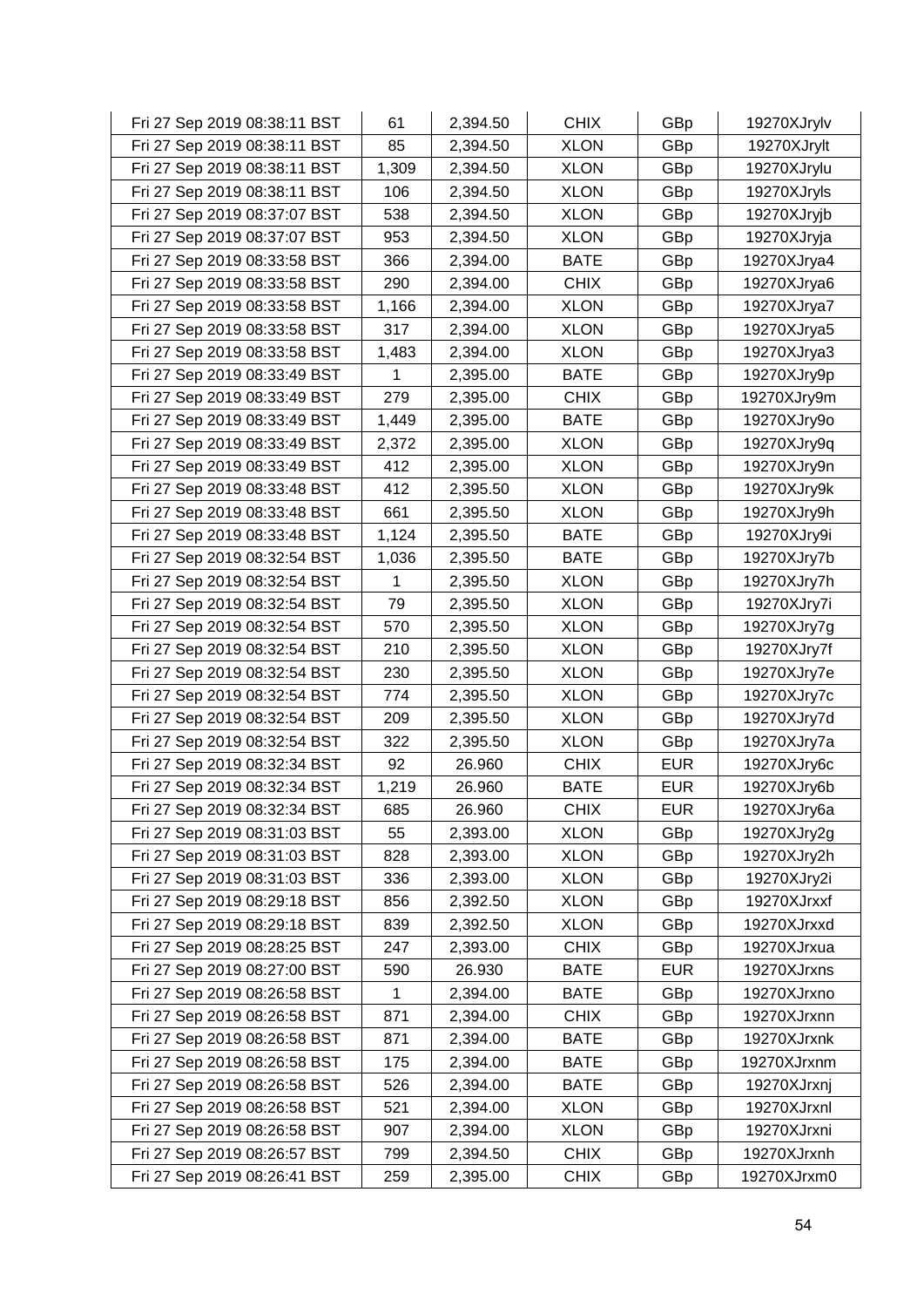| | | | | | |
|---|---|---|---|---|---|
| Fri 27 Sep 2019 08:38:11 BST | 61 | 2,394.50 | CHIX | GBp | 19270XJrylv |
| Fri 27 Sep 2019 08:38:11 BST | 85 | 2,394.50 | XLON | GBp | 19270XJrylt |
| Fri 27 Sep 2019 08:38:11 BST | 1,309 | 2,394.50 | XLON | GBp | 19270XJrylu |
| Fri 27 Sep 2019 08:38:11 BST | 106 | 2,394.50 | XLON | GBp | 19270XJryls |
| Fri 27 Sep 2019 08:37:07 BST | 538 | 2,394.50 | XLON | GBp | 19270XJryjb |
| Fri 27 Sep 2019 08:37:07 BST | 953 | 2,394.50 | XLON | GBp | 19270XJryja |
| Fri 27 Sep 2019 08:33:58 BST | 366 | 2,394.00 | BATE | GBp | 19270XJrya4 |
| Fri 27 Sep 2019 08:33:58 BST | 290 | 2,394.00 | CHIX | GBp | 19270XJrya6 |
| Fri 27 Sep 2019 08:33:58 BST | 1,166 | 2,394.00 | XLON | GBp | 19270XJrya7 |
| Fri 27 Sep 2019 08:33:58 BST | 317 | 2,394.00 | XLON | GBp | 19270XJrya5 |
| Fri 27 Sep 2019 08:33:58 BST | 1,483 | 2,394.00 | XLON | GBp | 19270XJrya3 |
| Fri 27 Sep 2019 08:33:49 BST | 1 | 2,395.00 | BATE | GBp | 19270XJry9p |
| Fri 27 Sep 2019 08:33:49 BST | 279 | 2,395.00 | CHIX | GBp | 19270XJry9m |
| Fri 27 Sep 2019 08:33:49 BST | 1,449 | 2,395.00 | BATE | GBp | 19270XJry9o |
| Fri 27 Sep 2019 08:33:49 BST | 2,372 | 2,395.00 | XLON | GBp | 19270XJry9q |
| Fri 27 Sep 2019 08:33:49 BST | 412 | 2,395.00 | XLON | GBp | 19270XJry9n |
| Fri 27 Sep 2019 08:33:48 BST | 412 | 2,395.50 | XLON | GBp | 19270XJry9k |
| Fri 27 Sep 2019 08:33:48 BST | 661 | 2,395.50 | XLON | GBp | 19270XJry9h |
| Fri 27 Sep 2019 08:33:48 BST | 1,124 | 2,395.50 | BATE | GBp | 19270XJry9i |
| Fri 27 Sep 2019 08:32:54 BST | 1,036 | 2,395.50 | BATE | GBp | 19270XJry7b |
| Fri 27 Sep 2019 08:32:54 BST | 1 | 2,395.50 | XLON | GBp | 19270XJry7h |
| Fri 27 Sep 2019 08:32:54 BST | 79 | 2,395.50 | XLON | GBp | 19270XJry7i |
| Fri 27 Sep 2019 08:32:54 BST | 570 | 2,395.50 | XLON | GBp | 19270XJry7g |
| Fri 27 Sep 2019 08:32:54 BST | 210 | 2,395.50 | XLON | GBp | 19270XJry7f |
| Fri 27 Sep 2019 08:32:54 BST | 230 | 2,395.50 | XLON | GBp | 19270XJry7e |
| Fri 27 Sep 2019 08:32:54 BST | 774 | 2,395.50 | XLON | GBp | 19270XJry7c |
| Fri 27 Sep 2019 08:32:54 BST | 209 | 2,395.50 | XLON | GBp | 19270XJry7d |
| Fri 27 Sep 2019 08:32:54 BST | 322 | 2,395.50 | XLON | GBp | 19270XJry7a |
| Fri 27 Sep 2019 08:32:34 BST | 92 | 26.960 | CHIX | EUR | 19270XJry6c |
| Fri 27 Sep 2019 08:32:34 BST | 1,219 | 26.960 | BATE | EUR | 19270XJry6b |
| Fri 27 Sep 2019 08:32:34 BST | 685 | 26.960 | CHIX | EUR | 19270XJry6a |
| Fri 27 Sep 2019 08:31:03 BST | 55 | 2,393.00 | XLON | GBp | 19270XJry2g |
| Fri 27 Sep 2019 08:31:03 BST | 828 | 2,393.00 | XLON | GBp | 19270XJry2h |
| Fri 27 Sep 2019 08:31:03 BST | 336 | 2,393.00 | XLON | GBp | 19270XJry2i |
| Fri 27 Sep 2019 08:29:18 BST | 856 | 2,392.50 | XLON | GBp | 19270XJrxxf |
| Fri 27 Sep 2019 08:29:18 BST | 839 | 2,392.50 | XLON | GBp | 19270XJrxxd |
| Fri 27 Sep 2019 08:28:25 BST | 247 | 2,393.00 | CHIX | GBp | 19270XJrxua |
| Fri 27 Sep 2019 08:27:00 BST | 590 | 26.930 | BATE | EUR | 19270XJrxns |
| Fri 27 Sep 2019 08:26:58 BST | 1 | 2,394.00 | BATE | GBp | 19270XJrxno |
| Fri 27 Sep 2019 08:26:58 BST | 871 | 2,394.00 | CHIX | GBp | 19270XJrxnn |
| Fri 27 Sep 2019 08:26:58 BST | 871 | 2,394.00 | BATE | GBp | 19270XJrxnk |
| Fri 27 Sep 2019 08:26:58 BST | 175 | 2,394.00 | BATE | GBp | 19270XJrxnm |
| Fri 27 Sep 2019 08:26:58 BST | 526 | 2,394.00 | BATE | GBp | 19270XJrxnj |
| Fri 27 Sep 2019 08:26:58 BST | 521 | 2,394.00 | XLON | GBp | 19270XJrxnl |
| Fri 27 Sep 2019 08:26:58 BST | 907 | 2,394.00 | XLON | GBp | 19270XJrxni |
| Fri 27 Sep 2019 08:26:57 BST | 799 | 2,394.50 | CHIX | GBp | 19270XJrxnh |
| Fri 27 Sep 2019 08:26:41 BST | 259 | 2,395.00 | CHIX | GBp | 19270XJrxm0 |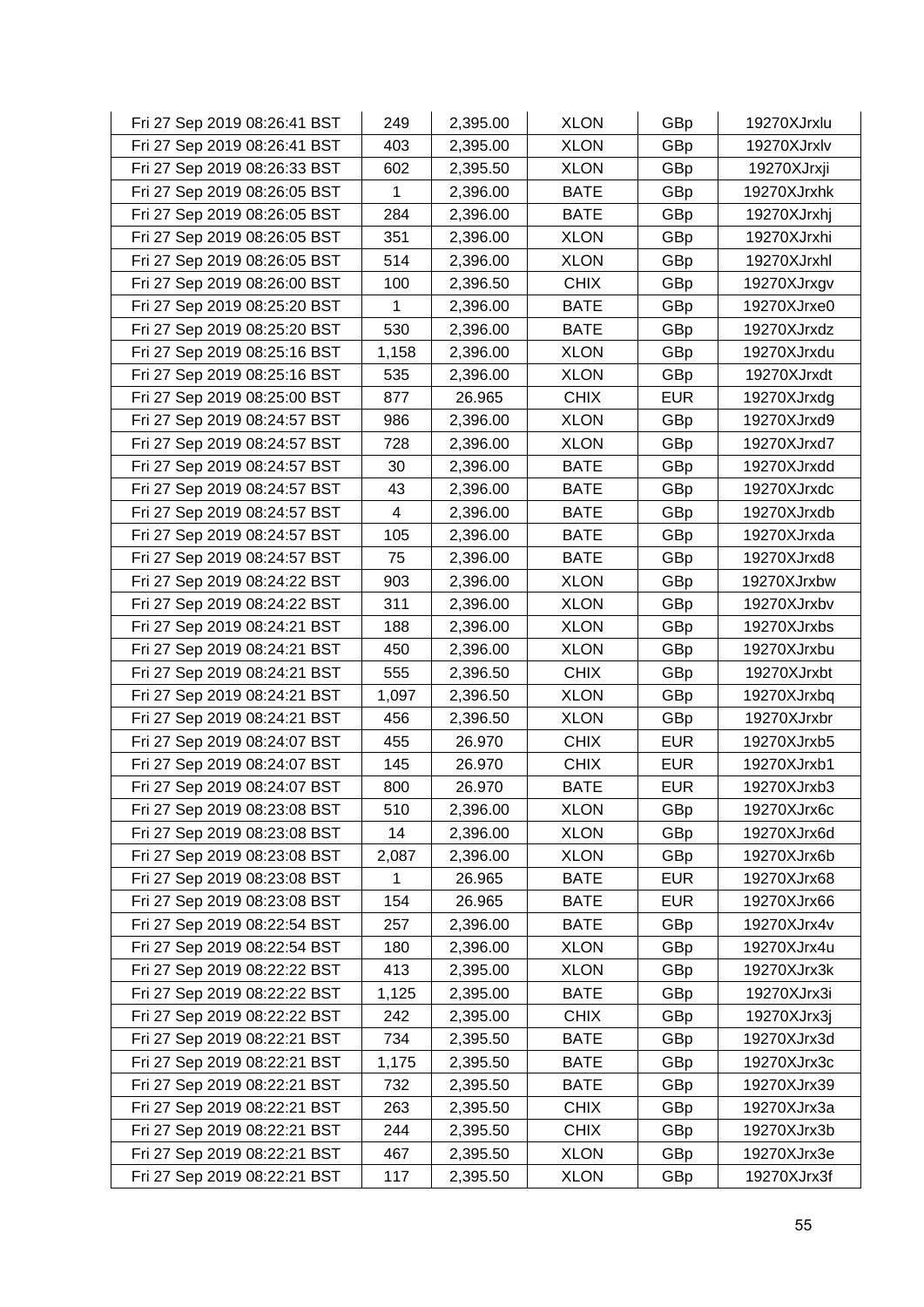| | | | | | |
|---|---|---|---|---|---|
| Fri 27 Sep 2019 08:26:41 BST | 249 | 2,395.00 | XLON | GBp | 19270XJrxlu |
| Fri 27 Sep 2019 08:26:41 BST | 403 | 2,395.00 | XLON | GBp | 19270XJrxlv |
| Fri 27 Sep 2019 08:26:33 BST | 602 | 2,395.50 | XLON | GBp | 19270XJrxji |
| Fri 27 Sep 2019 08:26:05 BST | 1 | 2,396.00 | BATE | GBp | 19270XJrxhk |
| Fri 27 Sep 2019 08:26:05 BST | 284 | 2,396.00 | BATE | GBp | 19270XJrxhj |
| Fri 27 Sep 2019 08:26:05 BST | 351 | 2,396.00 | XLON | GBp | 19270XJrxhi |
| Fri 27 Sep 2019 08:26:05 BST | 514 | 2,396.00 | XLON | GBp | 19270XJrxhl |
| Fri 27 Sep 2019 08:26:00 BST | 100 | 2,396.50 | CHIX | GBp | 19270XJrxgv |
| Fri 27 Sep 2019 08:25:20 BST | 1 | 2,396.00 | BATE | GBp | 19270XJrxe0 |
| Fri 27 Sep 2019 08:25:20 BST | 530 | 2,396.00 | BATE | GBp | 19270XJrxdz |
| Fri 27 Sep 2019 08:25:16 BST | 1,158 | 2,396.00 | XLON | GBp | 19270XJrxdu |
| Fri 27 Sep 2019 08:25:16 BST | 535 | 2,396.00 | XLON | GBp | 19270XJrxdt |
| Fri 27 Sep 2019 08:25:00 BST | 877 | 26.965 | CHIX | EUR | 19270XJrxdg |
| Fri 27 Sep 2019 08:24:57 BST | 986 | 2,396.00 | XLON | GBp | 19270XJrxd9 |
| Fri 27 Sep 2019 08:24:57 BST | 728 | 2,396.00 | XLON | GBp | 19270XJrxd7 |
| Fri 27 Sep 2019 08:24:57 BST | 30 | 2,396.00 | BATE | GBp | 19270XJrxdd |
| Fri 27 Sep 2019 08:24:57 BST | 43 | 2,396.00 | BATE | GBp | 19270XJrxdc |
| Fri 27 Sep 2019 08:24:57 BST | 4 | 2,396.00 | BATE | GBp | 19270XJrxdb |
| Fri 27 Sep 2019 08:24:57 BST | 105 | 2,396.00 | BATE | GBp | 19270XJrxda |
| Fri 27 Sep 2019 08:24:57 BST | 75 | 2,396.00 | BATE | GBp | 19270XJrxd8 |
| Fri 27 Sep 2019 08:24:22 BST | 903 | 2,396.00 | XLON | GBp | 19270XJrxbw |
| Fri 27 Sep 2019 08:24:22 BST | 311 | 2,396.00 | XLON | GBp | 19270XJrxbv |
| Fri 27 Sep 2019 08:24:21 BST | 188 | 2,396.00 | XLON | GBp | 19270XJrxbs |
| Fri 27 Sep 2019 08:24:21 BST | 450 | 2,396.00 | XLON | GBp | 19270XJrxbu |
| Fri 27 Sep 2019 08:24:21 BST | 555 | 2,396.50 | CHIX | GBp | 19270XJrxbt |
| Fri 27 Sep 2019 08:24:21 BST | 1,097 | 2,396.50 | XLON | GBp | 19270XJrxbq |
| Fri 27 Sep 2019 08:24:21 BST | 456 | 2,396.50 | XLON | GBp | 19270XJrxbr |
| Fri 27 Sep 2019 08:24:07 BST | 455 | 26.970 | CHIX | EUR | 19270XJrxb5 |
| Fri 27 Sep 2019 08:24:07 BST | 145 | 26.970 | CHIX | EUR | 19270XJrxb1 |
| Fri 27 Sep 2019 08:24:07 BST | 800 | 26.970 | BATE | EUR | 19270XJrxb3 |
| Fri 27 Sep 2019 08:23:08 BST | 510 | 2,396.00 | XLON | GBp | 19270XJrx6c |
| Fri 27 Sep 2019 08:23:08 BST | 14 | 2,396.00 | XLON | GBp | 19270XJrx6d |
| Fri 27 Sep 2019 08:23:08 BST | 2,087 | 2,396.00 | XLON | GBp | 19270XJrx6b |
| Fri 27 Sep 2019 08:23:08 BST | 1 | 26.965 | BATE | EUR | 19270XJrx68 |
| Fri 27 Sep 2019 08:23:08 BST | 154 | 26.965 | BATE | EUR | 19270XJrx66 |
| Fri 27 Sep 2019 08:22:54 BST | 257 | 2,396.00 | BATE | GBp | 19270XJrx4v |
| Fri 27 Sep 2019 08:22:54 BST | 180 | 2,396.00 | XLON | GBp | 19270XJrx4u |
| Fri 27 Sep 2019 08:22:22 BST | 413 | 2,395.00 | XLON | GBp | 19270XJrx3k |
| Fri 27 Sep 2019 08:22:22 BST | 1,125 | 2,395.00 | BATE | GBp | 19270XJrx3i |
| Fri 27 Sep 2019 08:22:22 BST | 242 | 2,395.00 | CHIX | GBp | 19270XJrx3j |
| Fri 27 Sep 2019 08:22:21 BST | 734 | 2,395.50 | BATE | GBp | 19270XJrx3d |
| Fri 27 Sep 2019 08:22:21 BST | 1,175 | 2,395.50 | BATE | GBp | 19270XJrx3c |
| Fri 27 Sep 2019 08:22:21 BST | 732 | 2,395.50 | BATE | GBp | 19270XJrx39 |
| Fri 27 Sep 2019 08:22:21 BST | 263 | 2,395.50 | CHIX | GBp | 19270XJrx3a |
| Fri 27 Sep 2019 08:22:21 BST | 244 | 2,395.50 | CHIX | GBp | 19270XJrx3b |
| Fri 27 Sep 2019 08:22:21 BST | 467 | 2,395.50 | XLON | GBp | 19270XJrx3e |
| Fri 27 Sep 2019 08:22:21 BST | 117 | 2,395.50 | XLON | GBp | 19270XJrx3f |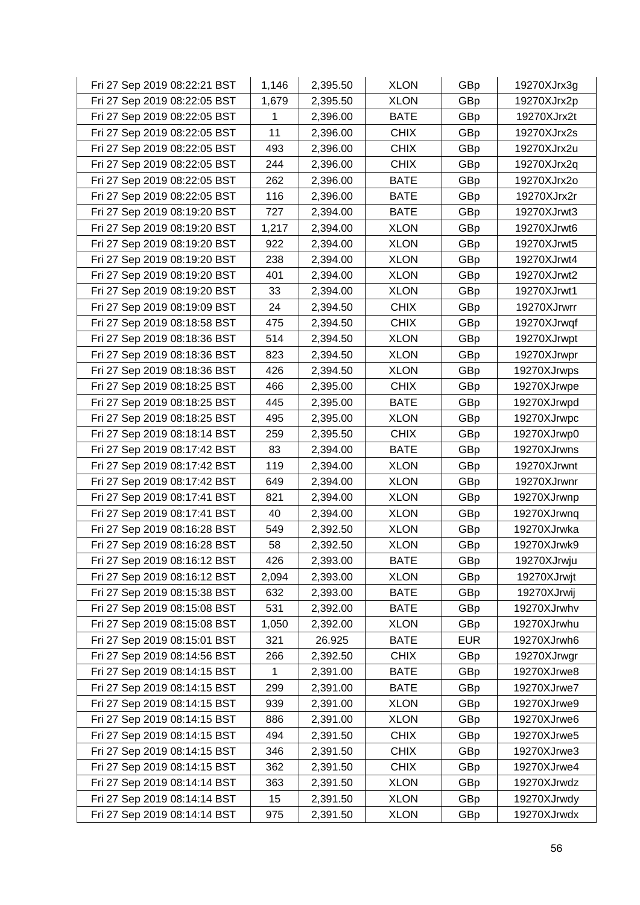| Fri 27 Sep 2019 08:22:21 BST | 1,146 | 2,395.50 | XLON | GBp | 19270XJrx3g |
|---|---|---|---|---|---|
| Fri 27 Sep 2019 08:22:05 BST | 1,679 | 2,395.50 | XLON | GBp | 19270XJrx2p |
| Fri 27 Sep 2019 08:22:05 BST | 1 | 2,396.00 | BATE | GBp | 19270XJrx2t |
| Fri 27 Sep 2019 08:22:05 BST | 11 | 2,396.00 | CHIX | GBp | 19270XJrx2s |
| Fri 27 Sep 2019 08:22:05 BST | 493 | 2,396.00 | CHIX | GBp | 19270XJrx2u |
| Fri 27 Sep 2019 08:22:05 BST | 244 | 2,396.00 | CHIX | GBp | 19270XJrx2q |
| Fri 27 Sep 2019 08:22:05 BST | 262 | 2,396.00 | BATE | GBp | 19270XJrx2o |
| Fri 27 Sep 2019 08:22:05 BST | 116 | 2,396.00 | BATE | GBp | 19270XJrx2r |
| Fri 27 Sep 2019 08:19:20 BST | 727 | 2,394.00 | BATE | GBp | 19270XJrwt3 |
| Fri 27 Sep 2019 08:19:20 BST | 1,217 | 2,394.00 | XLON | GBp | 19270XJrwt6 |
| Fri 27 Sep 2019 08:19:20 BST | 922 | 2,394.00 | XLON | GBp | 19270XJrwt5 |
| Fri 27 Sep 2019 08:19:20 BST | 238 | 2,394.00 | XLON | GBp | 19270XJrwt4 |
| Fri 27 Sep 2019 08:19:20 BST | 401 | 2,394.00 | XLON | GBp | 19270XJrwt2 |
| Fri 27 Sep 2019 08:19:20 BST | 33 | 2,394.00 | XLON | GBp | 19270XJrwt1 |
| Fri 27 Sep 2019 08:19:09 BST | 24 | 2,394.50 | CHIX | GBp | 19270XJrwrr |
| Fri 27 Sep 2019 08:18:58 BST | 475 | 2,394.50 | CHIX | GBp | 19270XJrwqf |
| Fri 27 Sep 2019 08:18:36 BST | 514 | 2,394.50 | XLON | GBp | 19270XJrwpt |
| Fri 27 Sep 2019 08:18:36 BST | 823 | 2,394.50 | XLON | GBp | 19270XJrwpr |
| Fri 27 Sep 2019 08:18:36 BST | 426 | 2,394.50 | XLON | GBp | 19270XJrwps |
| Fri 27 Sep 2019 08:18:25 BST | 466 | 2,395.00 | CHIX | GBp | 19270XJrwpe |
| Fri 27 Sep 2019 08:18:25 BST | 445 | 2,395.00 | BATE | GBp | 19270XJrwpd |
| Fri 27 Sep 2019 08:18:25 BST | 495 | 2,395.00 | XLON | GBp | 19270XJrwpc |
| Fri 27 Sep 2019 08:18:14 BST | 259 | 2,395.50 | CHIX | GBp | 19270XJrwp0 |
| Fri 27 Sep 2019 08:17:42 BST | 83 | 2,394.00 | BATE | GBp | 19270XJrwns |
| Fri 27 Sep 2019 08:17:42 BST | 119 | 2,394.00 | XLON | GBp | 19270XJrwnt |
| Fri 27 Sep 2019 08:17:42 BST | 649 | 2,394.00 | XLON | GBp | 19270XJrwnr |
| Fri 27 Sep 2019 08:17:41 BST | 821 | 2,394.00 | XLON | GBp | 19270XJrwnp |
| Fri 27 Sep 2019 08:17:41 BST | 40 | 2,394.00 | XLON | GBp | 19270XJrwnq |
| Fri 27 Sep 2019 08:16:28 BST | 549 | 2,392.50 | XLON | GBp | 19270XJrwka |
| Fri 27 Sep 2019 08:16:28 BST | 58 | 2,392.50 | XLON | GBp | 19270XJrwk9 |
| Fri 27 Sep 2019 08:16:12 BST | 426 | 2,393.00 | BATE | GBp | 19270XJrwju |
| Fri 27 Sep 2019 08:16:12 BST | 2,094 | 2,393.00 | XLON | GBp | 19270XJrwjt |
| Fri 27 Sep 2019 08:15:38 BST | 632 | 2,393.00 | BATE | GBp | 19270XJrwij |
| Fri 27 Sep 2019 08:15:08 BST | 531 | 2,392.00 | BATE | GBp | 19270XJrwhv |
| Fri 27 Sep 2019 08:15:08 BST | 1,050 | 2,392.00 | XLON | GBp | 19270XJrwhu |
| Fri 27 Sep 2019 08:15:01 BST | 321 | 26.925 | BATE | EUR | 19270XJrwh6 |
| Fri 27 Sep 2019 08:14:56 BST | 266 | 2,392.50 | CHIX | GBp | 19270XJrwgr |
| Fri 27 Sep 2019 08:14:15 BST | 1 | 2,391.00 | BATE | GBp | 19270XJrwe8 |
| Fri 27 Sep 2019 08:14:15 BST | 299 | 2,391.00 | BATE | GBp | 19270XJrwe7 |
| Fri 27 Sep 2019 08:14:15 BST | 939 | 2,391.00 | XLON | GBp | 19270XJrwe9 |
| Fri 27 Sep 2019 08:14:15 BST | 886 | 2,391.00 | XLON | GBp | 19270XJrwe6 |
| Fri 27 Sep 2019 08:14:15 BST | 494 | 2,391.50 | CHIX | GBp | 19270XJrwe5 |
| Fri 27 Sep 2019 08:14:15 BST | 346 | 2,391.50 | CHIX | GBp | 19270XJrwe3 |
| Fri 27 Sep 2019 08:14:15 BST | 362 | 2,391.50 | CHIX | GBp | 19270XJrwe4 |
| Fri 27 Sep 2019 08:14:14 BST | 363 | 2,391.50 | XLON | GBp | 19270XJrwdz |
| Fri 27 Sep 2019 08:14:14 BST | 15 | 2,391.50 | XLON | GBp | 19270XJrwdy |
| Fri 27 Sep 2019 08:14:14 BST | 975 | 2,391.50 | XLON | GBp | 19270XJrwdx |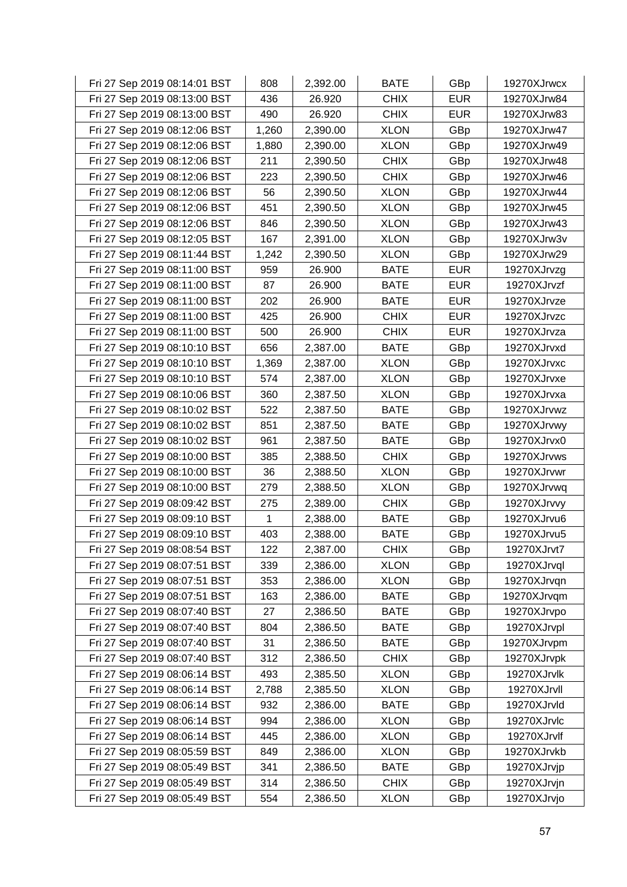| | | | | | |
|---|---|---|---|---|---|
| Fri 27 Sep 2019 08:14:01 BST | 808 | 2,392.00 | BATE | GBp | 19270XJrwcx |
| Fri 27 Sep 2019 08:13:00 BST | 436 | 26.920 | CHIX | EUR | 19270XJrw84 |
| Fri 27 Sep 2019 08:13:00 BST | 490 | 26.920 | CHIX | EUR | 19270XJrw83 |
| Fri 27 Sep 2019 08:12:06 BST | 1,260 | 2,390.00 | XLON | GBp | 19270XJrw47 |
| Fri 27 Sep 2019 08:12:06 BST | 1,880 | 2,390.00 | XLON | GBp | 19270XJrw49 |
| Fri 27 Sep 2019 08:12:06 BST | 211 | 2,390.50 | CHIX | GBp | 19270XJrw48 |
| Fri 27 Sep 2019 08:12:06 BST | 223 | 2,390.50 | CHIX | GBp | 19270XJrw46 |
| Fri 27 Sep 2019 08:12:06 BST | 56 | 2,390.50 | XLON | GBp | 19270XJrw44 |
| Fri 27 Sep 2019 08:12:06 BST | 451 | 2,390.50 | XLON | GBp | 19270XJrw45 |
| Fri 27 Sep 2019 08:12:06 BST | 846 | 2,390.50 | XLON | GBp | 19270XJrw43 |
| Fri 27 Sep 2019 08:12:05 BST | 167 | 2,391.00 | XLON | GBp | 19270XJrw3v |
| Fri 27 Sep 2019 08:11:44 BST | 1,242 | 2,390.50 | XLON | GBp | 19270XJrw29 |
| Fri 27 Sep 2019 08:11:00 BST | 959 | 26.900 | BATE | EUR | 19270XJrvzg |
| Fri 27 Sep 2019 08:11:00 BST | 87 | 26.900 | BATE | EUR | 19270XJrvzf |
| Fri 27 Sep 2019 08:11:00 BST | 202 | 26.900 | BATE | EUR | 19270XJrvze |
| Fri 27 Sep 2019 08:11:00 BST | 425 | 26.900 | CHIX | EUR | 19270XJrvzc |
| Fri 27 Sep 2019 08:11:00 BST | 500 | 26.900 | CHIX | EUR | 19270XJrvza |
| Fri 27 Sep 2019 08:10:10 BST | 656 | 2,387.00 | BATE | GBp | 19270XJrvxd |
| Fri 27 Sep 2019 08:10:10 BST | 1,369 | 2,387.00 | XLON | GBp | 19270XJrvxc |
| Fri 27 Sep 2019 08:10:10 BST | 574 | 2,387.00 | XLON | GBp | 19270XJrvxe |
| Fri 27 Sep 2019 08:10:06 BST | 360 | 2,387.50 | XLON | GBp | 19270XJrvxa |
| Fri 27 Sep 2019 08:10:02 BST | 522 | 2,387.50 | BATE | GBp | 19270XJrvwz |
| Fri 27 Sep 2019 08:10:02 BST | 851 | 2,387.50 | BATE | GBp | 19270XJrvwy |
| Fri 27 Sep 2019 08:10:02 BST | 961 | 2,387.50 | BATE | GBp | 19270XJrvx0 |
| Fri 27 Sep 2019 08:10:00 BST | 385 | 2,388.50 | CHIX | GBp | 19270XJrvws |
| Fri 27 Sep 2019 08:10:00 BST | 36 | 2,388.50 | XLON | GBp | 19270XJrvwr |
| Fri 27 Sep 2019 08:10:00 BST | 279 | 2,388.50 | XLON | GBp | 19270XJrvwq |
| Fri 27 Sep 2019 08:09:42 BST | 275 | 2,389.00 | CHIX | GBp | 19270XJrvvy |
| Fri 27 Sep 2019 08:09:10 BST | 1 | 2,388.00 | BATE | GBp | 19270XJrvu6 |
| Fri 27 Sep 2019 08:09:10 BST | 403 | 2,388.00 | BATE | GBp | 19270XJrvu5 |
| Fri 27 Sep 2019 08:08:54 BST | 122 | 2,387.00 | CHIX | GBp | 19270XJrvt7 |
| Fri 27 Sep 2019 08:07:51 BST | 339 | 2,386.00 | XLON | GBp | 19270XJrvql |
| Fri 27 Sep 2019 08:07:51 BST | 353 | 2,386.00 | XLON | GBp | 19270XJrvqn |
| Fri 27 Sep 2019 08:07:51 BST | 163 | 2,386.00 | BATE | GBp | 19270XJrvqm |
| Fri 27 Sep 2019 08:07:40 BST | 27 | 2,386.50 | BATE | GBp | 19270XJrvpo |
| Fri 27 Sep 2019 08:07:40 BST | 804 | 2,386.50 | BATE | GBp | 19270XJrvpl |
| Fri 27 Sep 2019 08:07:40 BST | 31 | 2,386.50 | BATE | GBp | 19270XJrvpm |
| Fri 27 Sep 2019 08:07:40 BST | 312 | 2,386.50 | CHIX | GBp | 19270XJrvpk |
| Fri 27 Sep 2019 08:06:14 BST | 493 | 2,385.50 | XLON | GBp | 19270XJrvlk |
| Fri 27 Sep 2019 08:06:14 BST | 2,788 | 2,385.50 | XLON | GBp | 19270XJrvll |
| Fri 27 Sep 2019 08:06:14 BST | 932 | 2,386.00 | BATE | GBp | 19270XJrvld |
| Fri 27 Sep 2019 08:06:14 BST | 994 | 2,386.00 | XLON | GBp | 19270XJrvlc |
| Fri 27 Sep 2019 08:06:14 BST | 445 | 2,386.00 | XLON | GBp | 19270XJrvlf |
| Fri 27 Sep 2019 08:05:59 BST | 849 | 2,386.00 | XLON | GBp | 19270XJrvkb |
| Fri 27 Sep 2019 08:05:49 BST | 341 | 2,386.50 | BATE | GBp | 19270XJrvjp |
| Fri 27 Sep 2019 08:05:49 BST | 314 | 2,386.50 | CHIX | GBp | 19270XJrvjn |
| Fri 27 Sep 2019 08:05:49 BST | 554 | 2,386.50 | XLON | GBp | 19270XJrvjo |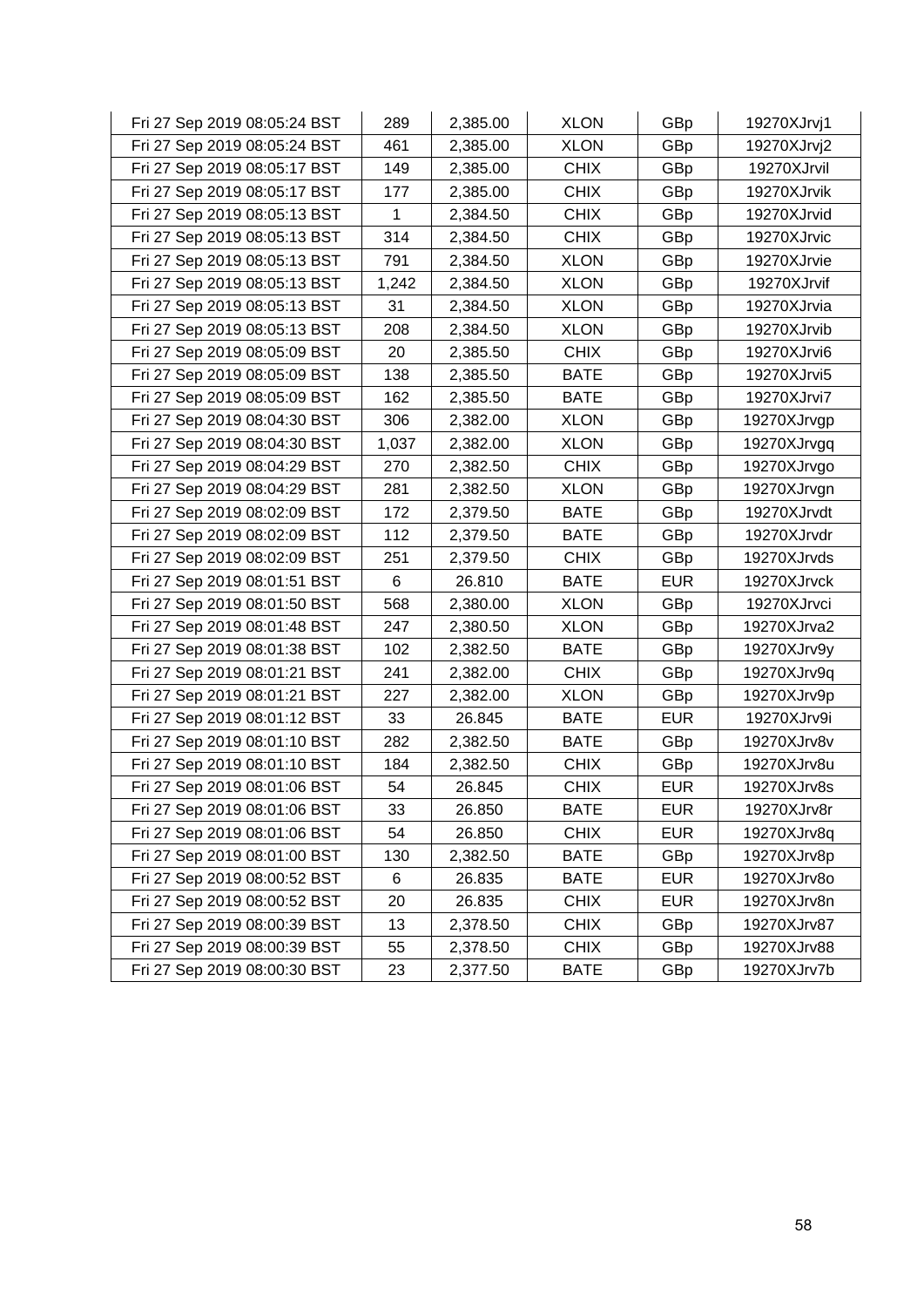| | | | | | |
|---|---|---|---|---|---|
| Fri 27 Sep 2019 08:05:24 BST | 289 | 2,385.00 | XLON | GBp | 19270XJrvj1 |
| Fri 27 Sep 2019 08:05:24 BST | 461 | 2,385.00 | XLON | GBp | 19270XJrvj2 |
| Fri 27 Sep 2019 08:05:17 BST | 149 | 2,385.00 | CHIX | GBp | 19270XJrvil |
| Fri 27 Sep 2019 08:05:17 BST | 177 | 2,385.00 | CHIX | GBp | 19270XJrvik |
| Fri 27 Sep 2019 08:05:13 BST | 1 | 2,384.50 | CHIX | GBp | 19270XJrvid |
| Fri 27 Sep 2019 08:05:13 BST | 314 | 2,384.50 | CHIX | GBp | 19270XJrvic |
| Fri 27 Sep 2019 08:05:13 BST | 791 | 2,384.50 | XLON | GBp | 19270XJrvie |
| Fri 27 Sep 2019 08:05:13 BST | 1,242 | 2,384.50 | XLON | GBp | 19270XJrvif |
| Fri 27 Sep 2019 08:05:13 BST | 31 | 2,384.50 | XLON | GBp | 19270XJrvia |
| Fri 27 Sep 2019 08:05:13 BST | 208 | 2,384.50 | XLON | GBp | 19270XJrvib |
| Fri 27 Sep 2019 08:05:09 BST | 20 | 2,385.50 | CHIX | GBp | 19270XJrvi6 |
| Fri 27 Sep 2019 08:05:09 BST | 138 | 2,385.50 | BATE | GBp | 19270XJrvi5 |
| Fri 27 Sep 2019 08:05:09 BST | 162 | 2,385.50 | BATE | GBp | 19270XJrvi7 |
| Fri 27 Sep 2019 08:04:30 BST | 306 | 2,382.00 | XLON | GBp | 19270XJrvgp |
| Fri 27 Sep 2019 08:04:30 BST | 1,037 | 2,382.00 | XLON | GBp | 19270XJrvgq |
| Fri 27 Sep 2019 08:04:29 BST | 270 | 2,382.50 | CHIX | GBp | 19270XJrvgo |
| Fri 27 Sep 2019 08:04:29 BST | 281 | 2,382.50 | XLON | GBp | 19270XJrvgn |
| Fri 27 Sep 2019 08:02:09 BST | 172 | 2,379.50 | BATE | GBp | 19270XJrvdt |
| Fri 27 Sep 2019 08:02:09 BST | 112 | 2,379.50 | BATE | GBp | 19270XJrvdr |
| Fri 27 Sep 2019 08:02:09 BST | 251 | 2,379.50 | CHIX | GBp | 19270XJrvds |
| Fri 27 Sep 2019 08:01:51 BST | 6 | 26.810 | BATE | EUR | 19270XJrvck |
| Fri 27 Sep 2019 08:01:50 BST | 568 | 2,380.00 | XLON | GBp | 19270XJrvci |
| Fri 27 Sep 2019 08:01:48 BST | 247 | 2,380.50 | XLON | GBp | 19270XJrva2 |
| Fri 27 Sep 2019 08:01:38 BST | 102 | 2,382.50 | BATE | GBp | 19270XJrv9y |
| Fri 27 Sep 2019 08:01:21 BST | 241 | 2,382.00 | CHIX | GBp | 19270XJrv9q |
| Fri 27 Sep 2019 08:01:21 BST | 227 | 2,382.00 | XLON | GBp | 19270XJrv9p |
| Fri 27 Sep 2019 08:01:12 BST | 33 | 26.845 | BATE | EUR | 19270XJrv9i |
| Fri 27 Sep 2019 08:01:10 BST | 282 | 2,382.50 | BATE | GBp | 19270XJrv8v |
| Fri 27 Sep 2019 08:01:10 BST | 184 | 2,382.50 | CHIX | GBp | 19270XJrv8u |
| Fri 27 Sep 2019 08:01:06 BST | 54 | 26.845 | CHIX | EUR | 19270XJrv8s |
| Fri 27 Sep 2019 08:01:06 BST | 33 | 26.850 | BATE | EUR | 19270XJrv8r |
| Fri 27 Sep 2019 08:01:06 BST | 54 | 26.850 | CHIX | EUR | 19270XJrv8q |
| Fri 27 Sep 2019 08:01:00 BST | 130 | 2,382.50 | BATE | GBp | 19270XJrv8p |
| Fri 27 Sep 2019 08:00:52 BST | 6 | 26.835 | BATE | EUR | 19270XJrv8o |
| Fri 27 Sep 2019 08:00:52 BST | 20 | 26.835 | CHIX | EUR | 19270XJrv8n |
| Fri 27 Sep 2019 08:00:39 BST | 13 | 2,378.50 | CHIX | GBp | 19270XJrv87 |
| Fri 27 Sep 2019 08:00:39 BST | 55 | 2,378.50 | CHIX | GBp | 19270XJrv88 |
| Fri 27 Sep 2019 08:00:30 BST | 23 | 2,377.50 | BATE | GBp | 19270XJrv7b |